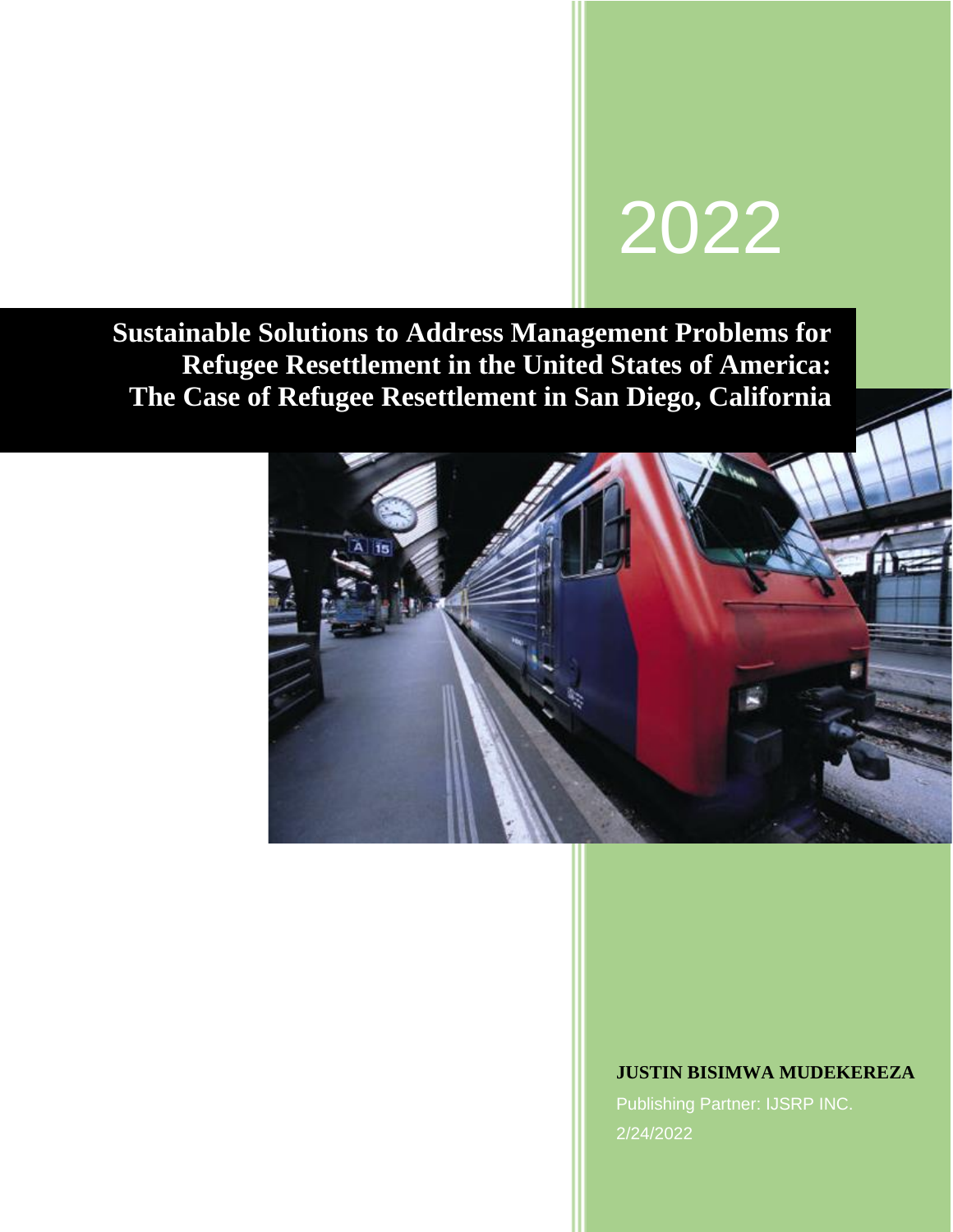2022

# Sustainable Solutions to Address Management Problems for Refugee Resettlement in the United States of America: The Case of Refugee Resettlement in San Diego, California

**JUSTIN BISIMWA MUDEKEREZA**

Publishing Partner: IJSRP INC.

2/24/2022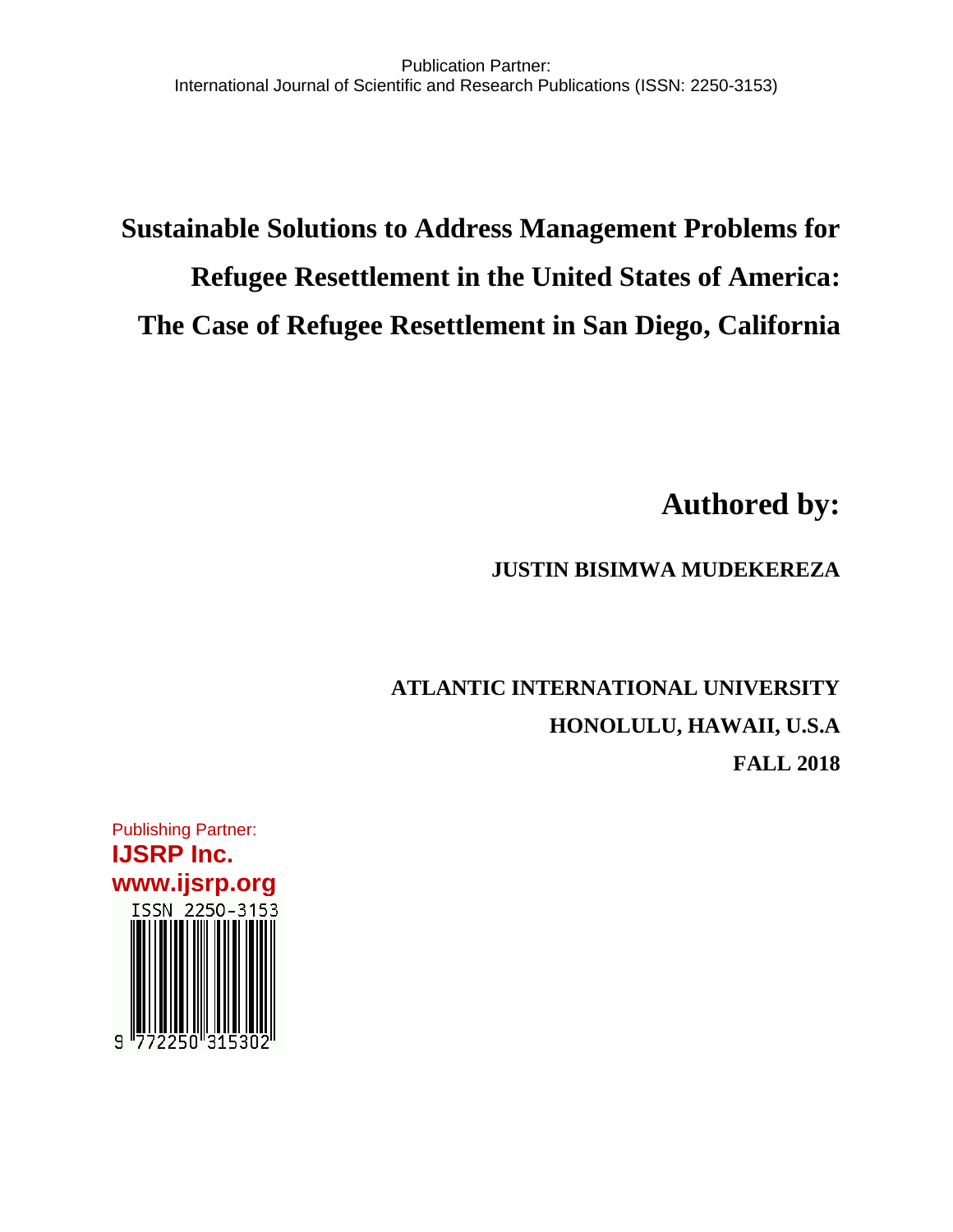Publication Partner:
International Journal of Scientific and Research Publications (ISSN: 2250-3153)

# Sustainable Solutions to Address Management Problems for Refugee Resettlement in the United States of America: The Case of Refugee Resettlement in San Diego, California

## Authored by:

**JUSTIN BISIMWA MUDEKEREZA**

**ATLANTIC INTERNATIONAL UNIVERSITY**

**HONOLULU, HAWAII, U.S.A**

**FALL 2018**

Publishing Partner:
**IJSRP Inc.**
**www.ijsrp.org**

ISSN 2250-3153

9 772250 315302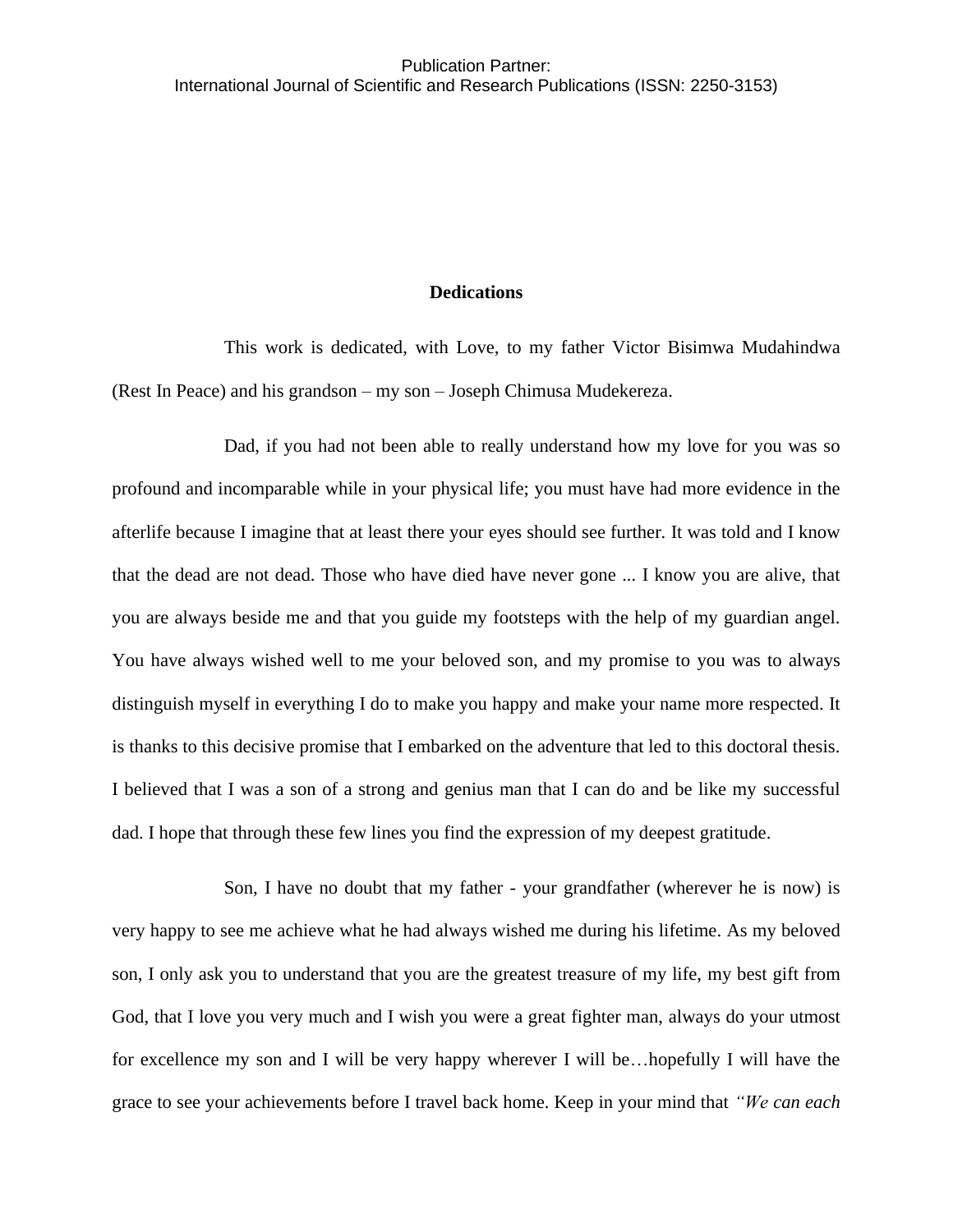## Dedications

This work is dedicated, with Love, to my father Victor Bisimwa Mudahindwa (Rest In Peace) and his grandson – my son – Joseph Chimusa Mudekereza.

Dad, if you had not been able to really understand how my love for you was so profound and incomparable while in your physical life; you must have had more evidence in the afterlife because I imagine that at least there your eyes should see further. It was told and I know that the dead are not dead. Those who have died have never gone ... I know you are alive, that you are always beside me and that you guide my footsteps with the help of my guardian angel. You have always wished well to me your beloved son, and my promise to you was to always distinguish myself in everything I do to make you happy and make your name more respected. It is thanks to this decisive promise that I embarked on the adventure that led to this doctoral thesis. I believed that I was a son of a strong and genius man that I can do and be like my successful dad. I hope that through these few lines you find the expression of my deepest gratitude.

Son, I have no doubt that my father - your grandfather (wherever he is now) is very happy to see me achieve what he had always wished me during his lifetime. As my beloved son, I only ask you to understand that you are the greatest treasure of my life, my best gift from God, that I love you very much and I wish you were a great fighter man, always do your utmost for excellence my son and I will be very happy wherever I will be…hopefully I will have the grace to see your achievements before I travel back home. Keep in your mind that *"We can each*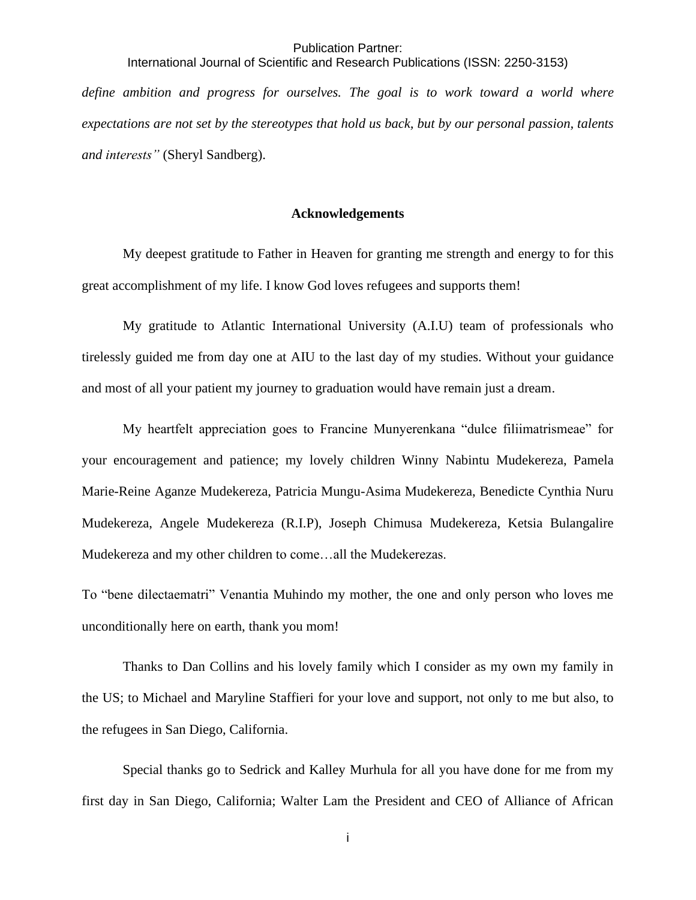*define ambition and progress for ourselves. The goal is to work toward a world where expectations are not set by the stereotypes that hold us back, but by our personal passion, talents and interests"* (Sheryl Sandberg).

## Acknowledgements

My deepest gratitude to Father in Heaven for granting me strength and energy to for this great accomplishment of my life. I know God loves refugees and supports them!

My gratitude to Atlantic International University (A.I.U) team of professionals who tirelessly guided me from day one at AIU to the last day of my studies. Without your guidance and most of all your patient my journey to graduation would have remain just a dream.

My heartfelt appreciation goes to Francine Munyerenkana "dulce filiimatrismeae" for your encouragement and patience; my lovely children Winny Nabintu Mudekereza, Pamela Marie-Reine Aganze Mudekereza, Patricia Mungu-Asima Mudekereza, Benedicte Cynthia Nuru Mudekereza, Angele Mudekereza (R.I.P), Joseph Chimusa Mudekereza, Ketsia Bulangalire Mudekereza and my other children to come…all the Mudekerezas.

To "bene dilectaematri" Venantia Muhindo my mother, the one and only person who loves me unconditionally here on earth, thank you mom!

Thanks to Dan Collins and his lovely family which I consider as my own my family in the US; to Michael and Maryline Staffieri for your love and support, not only to me but also, to the refugees in San Diego, California.

Special thanks go to Sedrick and Kalley Murhula for all you have done for me from my first day in San Diego, California; Walter Lam the President and CEO of Alliance of African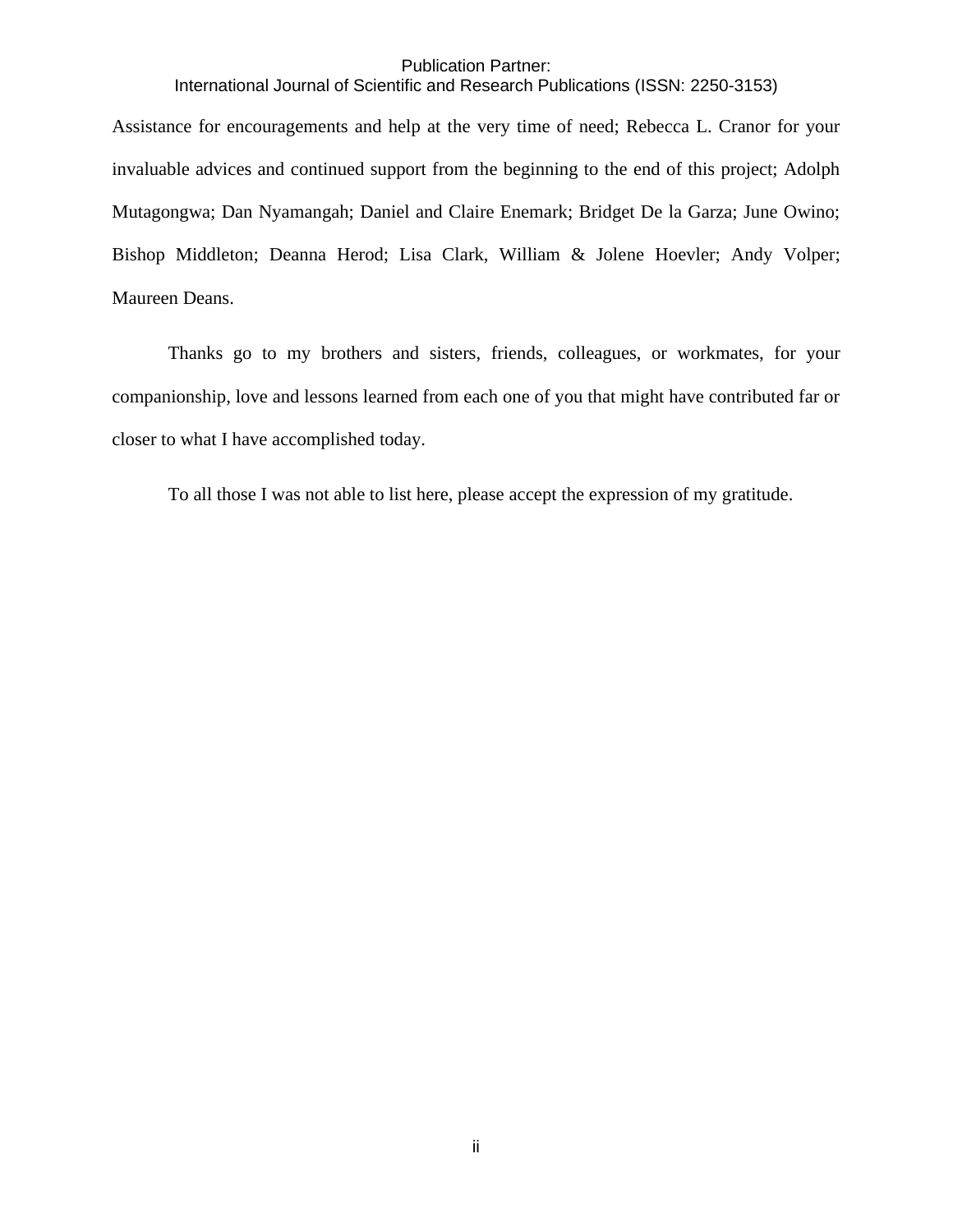Assistance for encouragements and help at the very time of need; Rebecca L. Cranor for your invaluable advices and continued support from the beginning to the end of this project; Adolph Mutagongwa; Dan Nyamangah; Daniel and Claire Enemark; Bridget De la Garza; June Owino; Bishop Middleton; Deanna Herod; Lisa Clark, William & Jolene Hoevler; Andy Volper; Maureen Deans.

Thanks go to my brothers and sisters, friends, colleagues, or workmates, for your companionship, love and lessons learned from each one of you that might have contributed far or closer to what I have accomplished today.

To all those I was not able to list here, please accept the expression of my gratitude.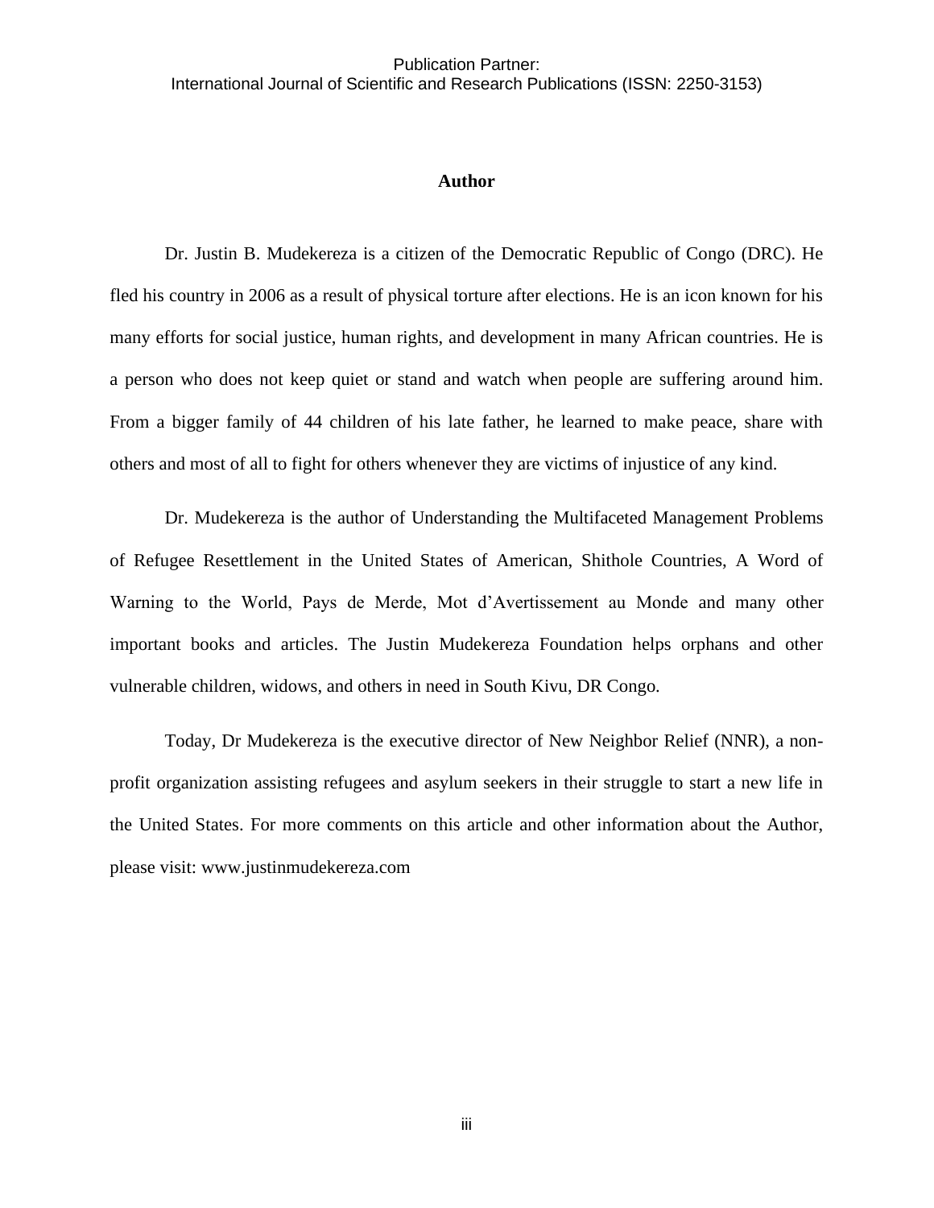## Author

Dr. Justin B. Mudekereza is a citizen of the Democratic Republic of Congo (DRC). He fled his country in 2006 as a result of physical torture after elections. He is an icon known for his many efforts for social justice, human rights, and development in many African countries. He is a person who does not keep quiet or stand and watch when people are suffering around him. From a bigger family of 44 children of his late father, he learned to make peace, share with others and most of all to fight for others whenever they are victims of injustice of any kind.

Dr. Mudekereza is the author of Understanding the Multifaceted Management Problems of Refugee Resettlement in the United States of American, Shithole Countries, A Word of Warning to the World, Pays de Merde, Mot d'Avertissement au Monde and many other important books and articles. The Justin Mudekereza Foundation helps orphans and other vulnerable children, widows, and others in need in South Kivu, DR Congo.

Today, Dr Mudekereza is the executive director of New Neighbor Relief (NNR), a non-profit organization assisting refugees and asylum seekers in their struggle to start a new life in the United States. For more comments on this article and other information about the Author, please visit: www.justinmudekereza.com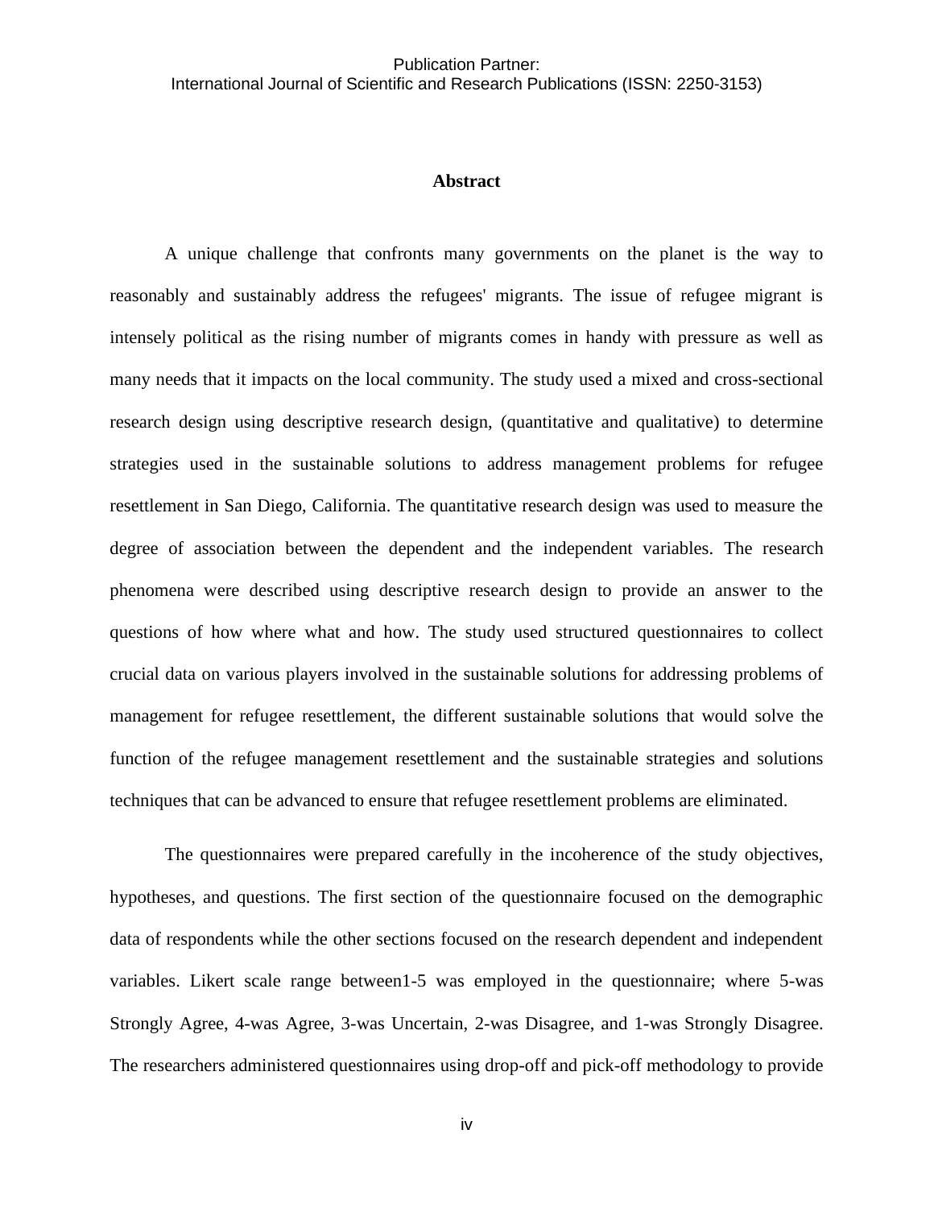## Abstract

A unique challenge that confronts many governments on the planet is the way to reasonably and sustainably address the refugees' migrants. The issue of refugee migrant is intensely political as the rising number of migrants comes in handy with pressure as well as many needs that it impacts on the local community. The study used a mixed and cross-sectional research design using descriptive research design, (quantitative and qualitative) to determine strategies used in the sustainable solutions to address management problems for refugee resettlement in San Diego, California. The quantitative research design was used to measure the degree of association between the dependent and the independent variables. The research phenomena were described using descriptive research design to provide an answer to the questions of how where what and how. The study used structured questionnaires to collect crucial data on various players involved in the sustainable solutions for addressing problems of management for refugee resettlement, the different sustainable solutions that would solve the function of the refugee management resettlement and the sustainable strategies and solutions techniques that can be advanced to ensure that refugee resettlement problems are eliminated.

The questionnaires were prepared carefully in the incoherence of the study objectives, hypotheses, and questions. The first section of the questionnaire focused on the demographic data of respondents while the other sections focused on the research dependent and independent variables. Likert scale range between1-5 was employed in the questionnaire; where 5-was Strongly Agree, 4-was Agree, 3-was Uncertain, 2-was Disagree, and 1-was Strongly Disagree. The researchers administered questionnaires using drop-off and pick-off methodology to provide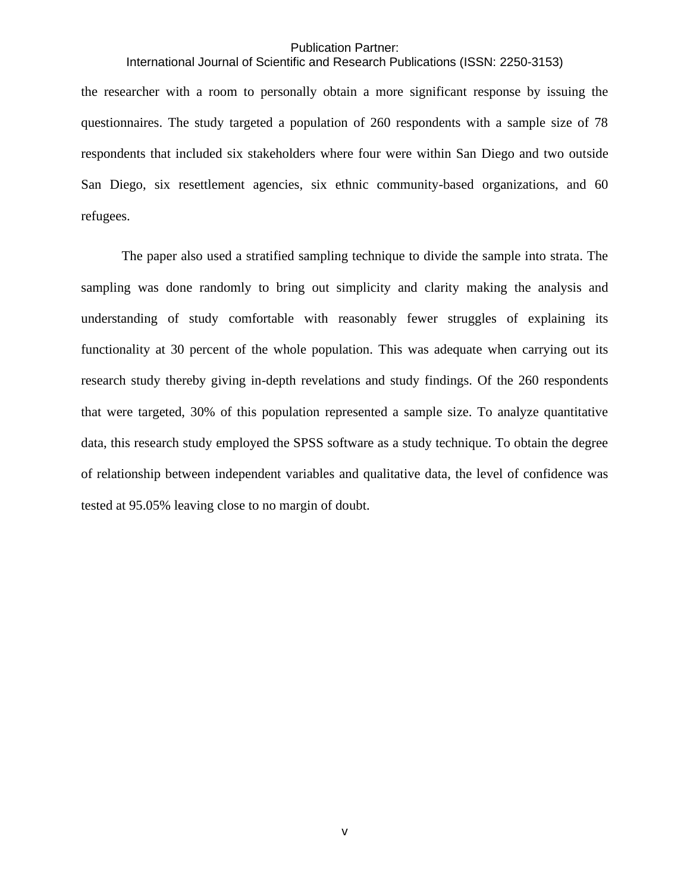the researcher with a room to personally obtain a more significant response by issuing the questionnaires. The study targeted a population of 260 respondents with a sample size of 78 respondents that included six stakeholders where four were within San Diego and two outside San Diego, six resettlement agencies, six ethnic community-based organizations, and 60 refugees.

The paper also used a stratified sampling technique to divide the sample into strata. The sampling was done randomly to bring out simplicity and clarity making the analysis and understanding of study comfortable with reasonably fewer struggles of explaining its functionality at 30 percent of the whole population. This was adequate when carrying out its research study thereby giving in-depth revelations and study findings. Of the 260 respondents that were targeted, 30% of this population represented a sample size. To analyze quantitative data, this research study employed the SPSS software as a study technique. To obtain the degree of relationship between independent variables and qualitative data, the level of confidence was tested at 95.05% leaving close to no margin of doubt.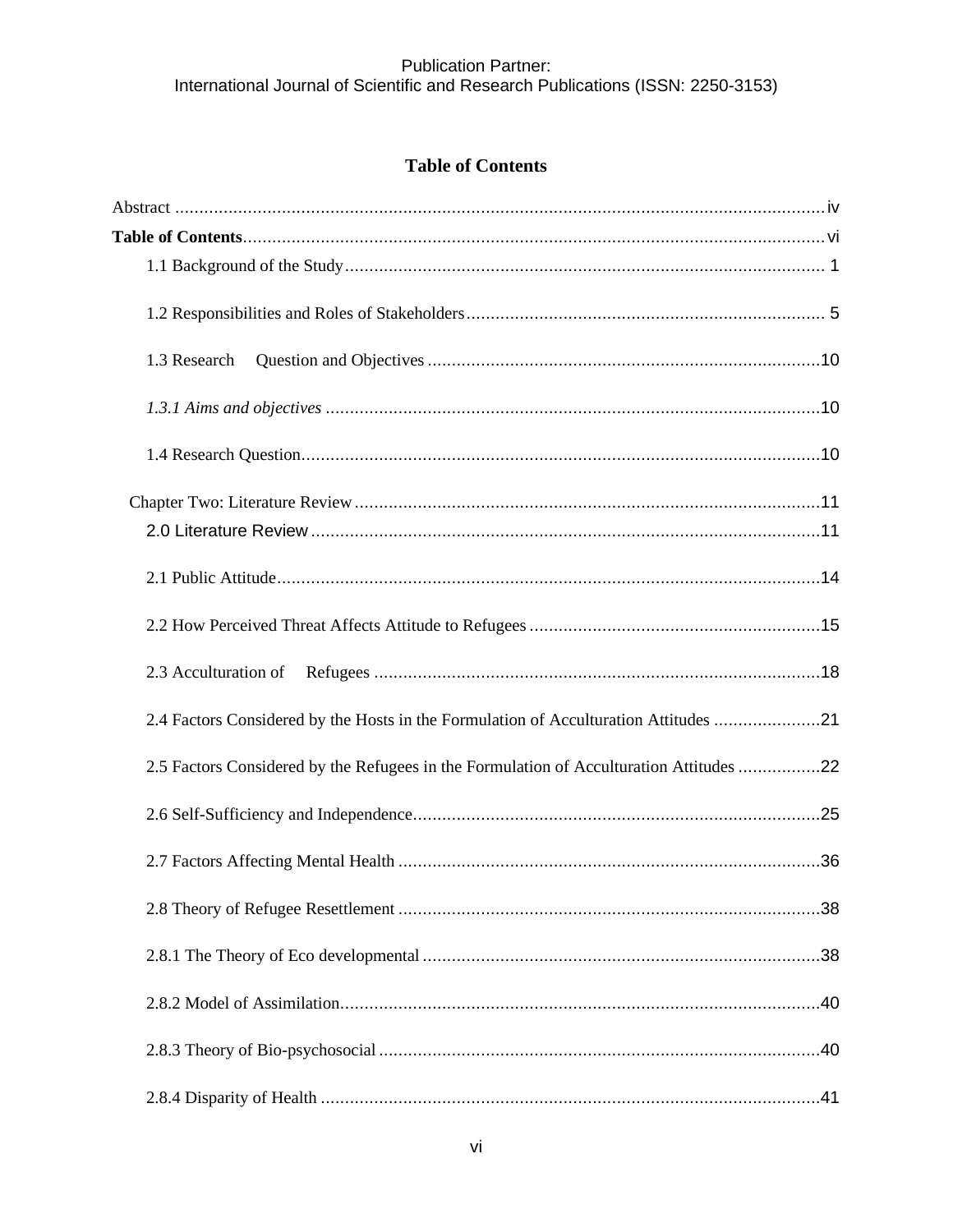## Table of Contents

Abstract ........................................................................................................................................ iv

**Table of Contents**........................................................................................................................ vi

1.1 Background of the Study.................................................................................................. 1

1.2 Responsibilities and Roles of Stakeholders......................................................................... 5

1.3 Research Question and Objectives ................................................................................10

*1.3.1 Aims and objectives* .....................................................................................................10

1.4 Research Question..........................................................................................................10

Chapter Two: Literature Review ...............................................................................................11

2.0 Literature Review .........................................................................................................11

2.1 Public Attitude................................................................................................................14

2.2 How Perceived Threat Affects Attitude to Refugees ...........................................................15

2.3 Acculturation of Refugees ............................................................................................18

2.4 Factors Considered by the Hosts in the Formulation of Acculturation Attitudes ......................21

2.5 Factors Considered by the Refugees in the Formulation of Acculturation Attitudes .................22

2.6 Self-Sufficiency and Independence...................................................................................25

2.7 Factors Affecting Mental Health ......................................................................................36

2.8 Theory of Refugee Resettlement ......................................................................................38

2.8.1 The Theory of Eco developmental .................................................................................38

2.8.2 Model of Assimilation...................................................................................................40

2.8.3 Theory of Bio-psychosocial ...........................................................................................40

2.8.4 Disparity of Health .......................................................................................................41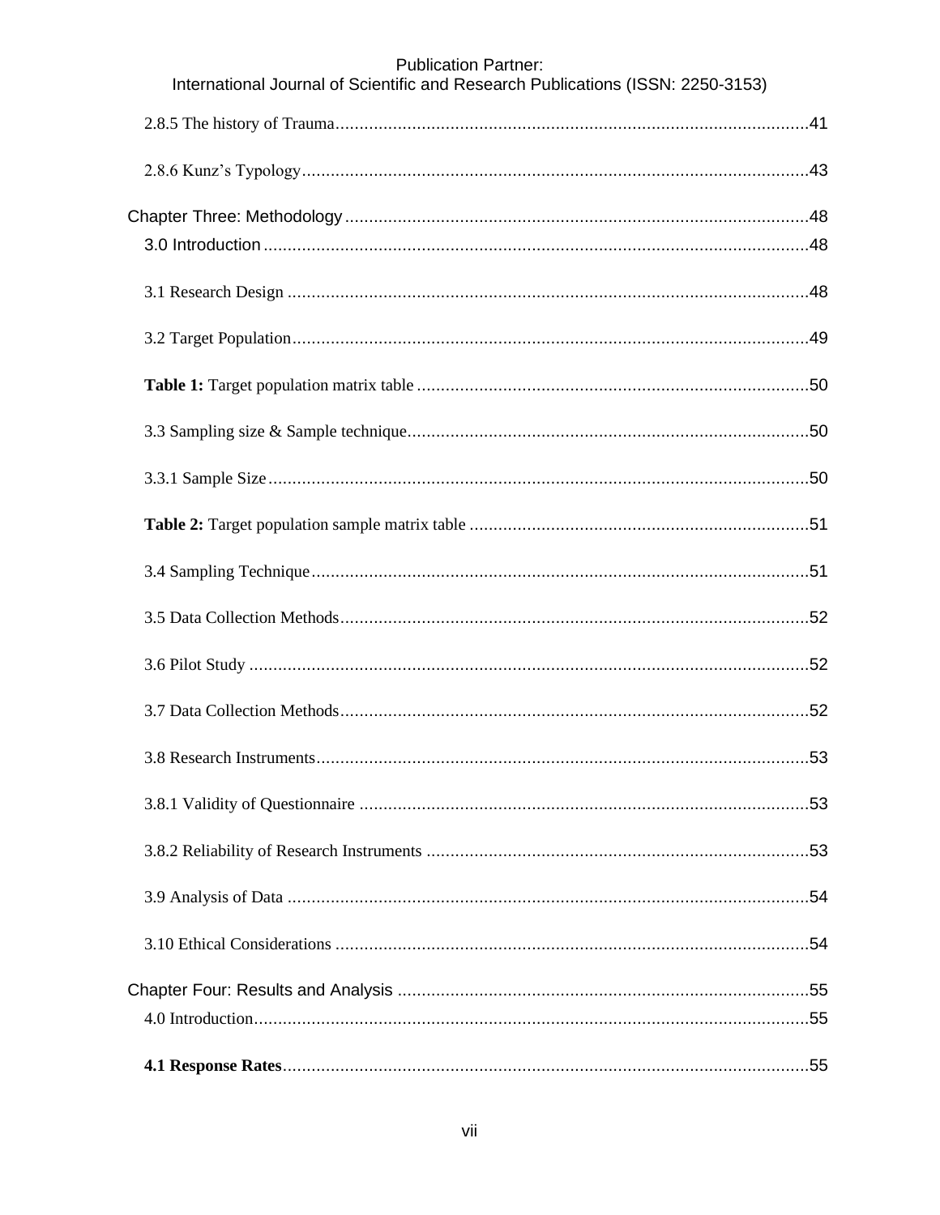2.8.5 The history of Trauma....................................................................................................41

2.8.6 Kunz's Typology.............................................................................................................43

Chapter Three: Methodology..................................................................................................48

3.0 Introduction.......................................................................................................................48

3.1 Research Design ................................................................................................................48

3.2 Target Population...............................................................................................................49

**Table 1:** Target population matrix table .................................................................................50

3.3 Sampling size & Sample technique.......................................................................................50

3.3.1 Sample Size.....................................................................................................................50

**Table 2:** Target population sample matrix table .......................................................................51

3.4 Sampling Technique............................................................................................................51

3.5 Data Collection Methods.....................................................................................................52

3.6 Pilot Study .........................................................................................................................52

3.7 Data Collection Methods.....................................................................................................52

3.8 Research Instruments..........................................................................................................53

3.8.1 Validity of Questionnaire ..................................................................................................53

3.8.2 Reliability of Research Instruments ...................................................................................53

3.9 Analysis of Data .................................................................................................................54

3.10 Ethical Considerations .......................................................................................................54

Chapter Four: Results and Analysis ...........................................................................................55

4.0 Introduction........................................................................................................................55

**4.1 Response Rates**..................................................................................................................55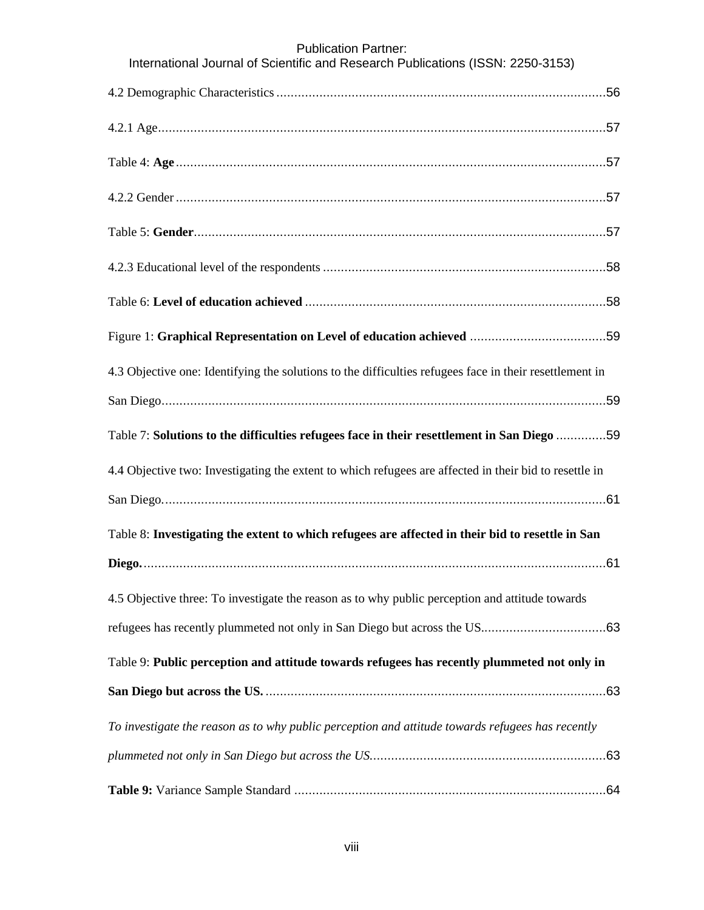4.2 Demographic Characteristics ........................................................................................56

4.2.1 Age........................................................................................................................57

Table 4: **Age**.......................................................................................................................57

4.2.2 Gender ...................................................................................................................57

Table 5: **Gender**..................................................................................................................57

4.2.3 Educational level of the respondents ..........................................................................58

Table 6: **Level of education achieved** .................................................................................58

Figure 1: **Graphical Representation on Level of education achieved** ....................................59

4.3 Objective one: Identifying the solutions to the difficulties refugees face in their resettlement in San Diego........................................................................................................................59

Table 7: **Solutions to the difficulties refugees face in their resettlement in San Diego** ..............59

4.4 Objective two: Investigating the extent to which refugees are affected in their bid to resettle in San Diego.........................................................................................................................61

Table 8: **Investigating the extent to which refugees are affected in their bid to resettle in San Diego.**...............................................................................................................................61

4.5 Objective three: To investigate the reason as to why public perception and attitude towards refugees has recently plummeted not only in San Diego but across the US..................................63

Table 9: **Public perception and attitude towards refugees has recently plummeted not only in San Diego but across the US.** ...............................................................................................63

*To investigate the reason as to why public perception and attitude towards refugees has recently plummeted not only in San Diego but across the US.*.................................................................63

**Table 9:** Variance Sample Standard .......................................................................................64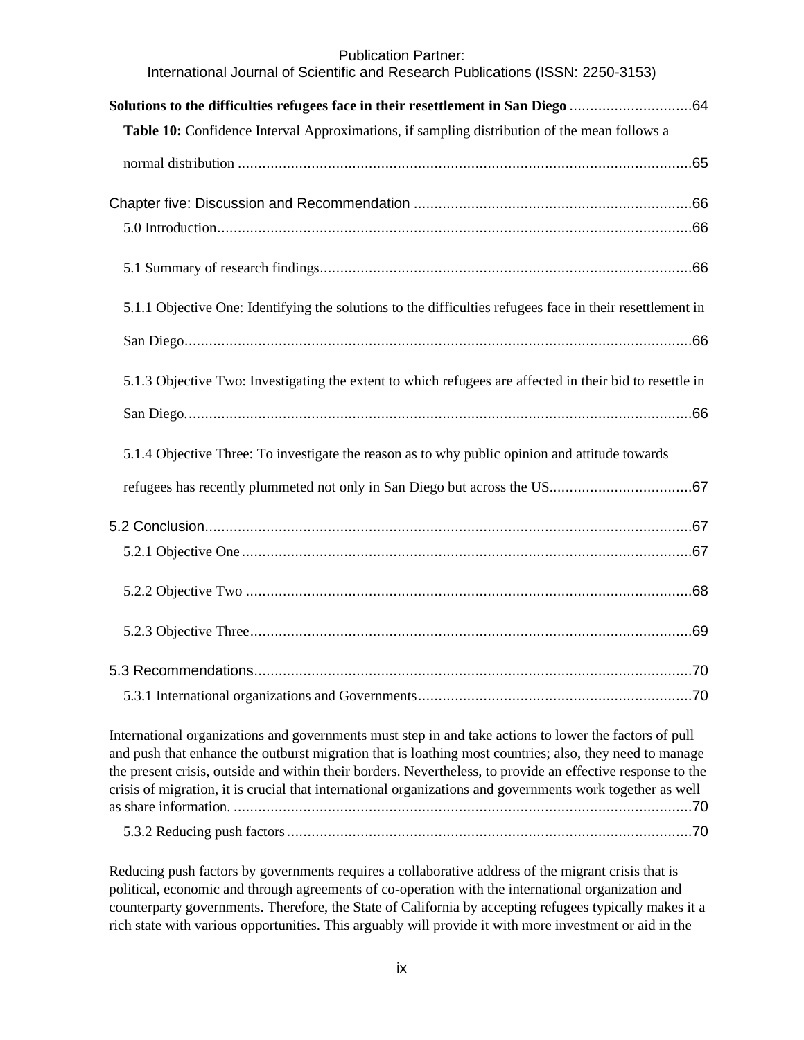**Solutions to the difficulties refugees face in their resettlement in San Diego** ............................. 64

**Table 10:** Confidence Interval Approximations, if sampling distribution of the mean follows a normal distribution ............................................................................................................. 65

Chapter five: Discussion and Recommendation ................................................................... 66

5.0 Introduction .................................................................................................................. 66

5.1 Summary of research findings ......................................................................................... 66

5.1.1 Objective One: Identifying the solutions to the difficulties refugees face in their resettlement in San Diego ........................................................................................................................ 66

5.1.3 Objective Two: Investigating the extent to which refugees are affected in their bid to resettle in San Diego. ....................................................................................................................... 66

5.1.4 Objective Three: To investigate the reason as to why public opinion and attitude towards refugees has recently plummeted not only in San Diego but across the US .................................. 67

5.2 Conclusion ...................................................................................................................... 67

5.2.1 Objective One ............................................................................................................. 67

5.2.2 Objective Two ............................................................................................................. 68

5.2.3 Objective Three ........................................................................................................... 69

5.3 Recommendations ............................................................................................................ 70

5.3.1 International organizations and Governments .................................................................. 70

International organizations and governments must step in and take actions to lower the factors of pull and push that enhance the outburst migration that is loathing most countries; also, they need to manage the present crisis, outside and within their borders. Nevertheless, to provide an effective response to the crisis of migration, it is crucial that international organizations and governments work together as well as share information. ............................................................................................................... 70

5.3.2 Reducing push factors .................................................................................................. 70

Reducing push factors by governments requires a collaborative address of the migrant crisis that is political, economic and through agreements of co-operation with the international organization and counterparty governments. Therefore, the State of California by accepting refugees typically makes it a rich state with various opportunities. This arguably will provide it with more investment or aid in the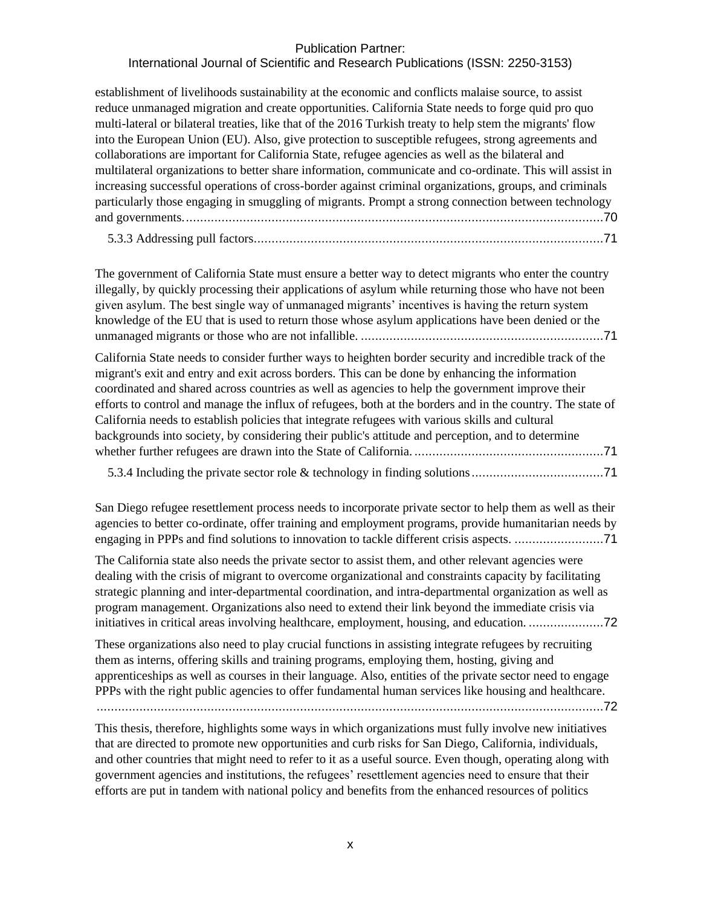establishment of livelihoods sustainability at the economic and conflicts malaise source, to assist reduce unmanaged migration and create opportunities. California State needs to forge quid pro quo multi-lateral or bilateral treaties, like that of the 2016 Turkish treaty to help stem the migrants' flow into the European Union (EU). Also, give protection to susceptible refugees, strong agreements and collaborations are important for California State, refugee agencies as well as the bilateral and multilateral organizations to better share information, communicate and co-ordinate. This will assist in increasing successful operations of cross-border against criminal organizations, groups, and criminals particularly those engaging in smuggling of migrants. Prompt a strong connection between technology and governments......................................................................................................................70

5.3.3 Addressing pull factors..................................................................................................71

The government of California State must ensure a better way to detect migrants who enter the country illegally, by quickly processing their applications of asylum while returning those who have not been given asylum. The best single way of unmanaged migrants' incentives is having the return system knowledge of the EU that is used to return those whose asylum applications have been denied or the unmanaged migrants or those who are not infallible. ....................................................................71

California State needs to consider further ways to heighten border security and incredible track of the migrant's exit and entry and exit across borders. This can be done by enhancing the information coordinated and shared across countries as well as agencies to help the government improve their efforts to control and manage the influx of refugees, both at the borders and in the country. The state of California needs to establish policies that integrate refugees with various skills and cultural backgrounds into society, by considering their public's attitude and perception, and to determine whether further refugees are drawn into the State of California. .....................................................71

5.3.4 Including the private sector role & technology in finding solutions.....................................71

San Diego refugee resettlement process needs to incorporate private sector to help them as well as their agencies to better co-ordinate, offer training and employment programs, provide humanitarian needs by engaging in PPPs and find solutions to innovation to tackle different crisis aspects. .........................71

The California state also needs the private sector to assist them, and other relevant agencies were dealing with the crisis of migrant to overcome organizational and constraints capacity by facilitating strategic planning and inter-departmental coordination, and intra-departmental organization as well as program management. Organizations also need to extend their link beyond the immediate crisis via initiatives in critical areas involving healthcare, employment, housing, and education. .....................72

These organizations also need to play crucial functions in assisting integrate refugees by recruiting them as interns, offering skills and training programs, employing them, hosting, giving and apprenticeships as well as courses in their language. Also, entities of the private sector need to engage PPPs with the right public agencies to offer fundamental human services like housing and healthcare. ..............................................................................................................................................72

This thesis, therefore, highlights some ways in which organizations must fully involve new initiatives that are directed to promote new opportunities and curb risks for San Diego, California, individuals, and other countries that might need to refer to it as a useful source. Even though, operating along with government agencies and institutions, the refugees' resettlement agencies need to ensure that their efforts are put in tandem with national policy and benefits from the enhanced resources of politics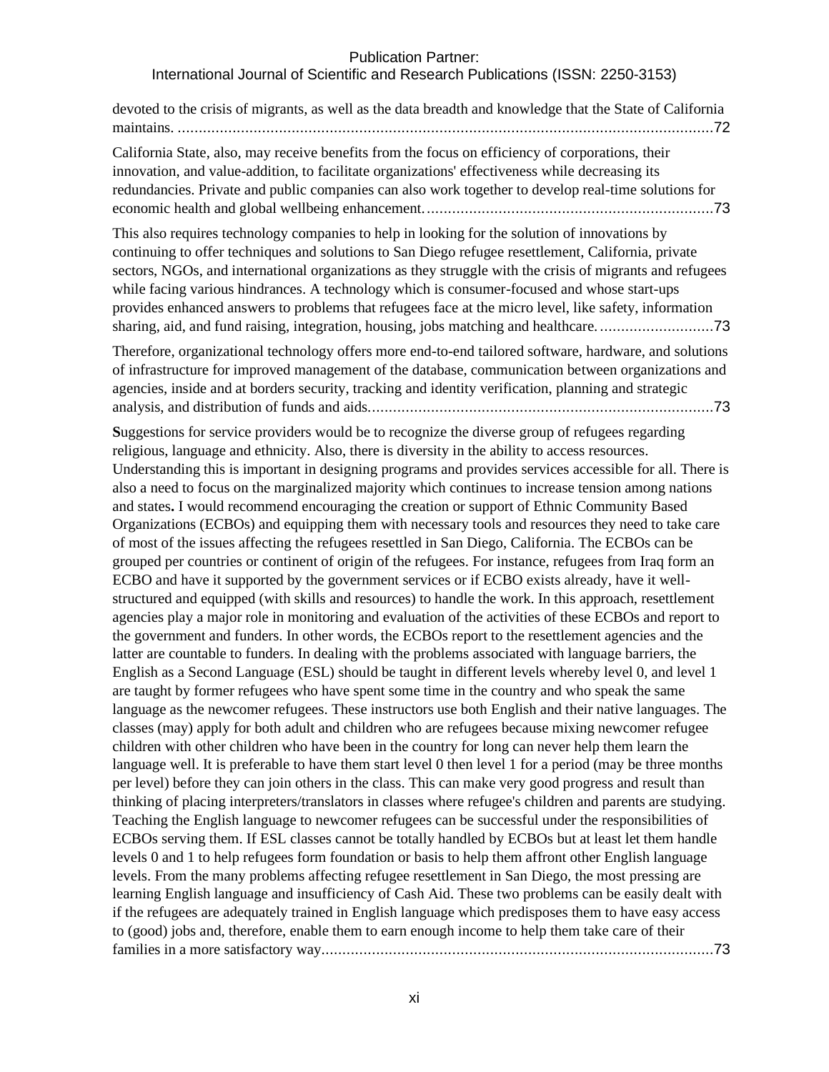devoted to the crisis of migrants, as well as the data breadth and knowledge that the State of California maintains. ....................................................................................................................................72

California State, also, may receive benefits from the focus on efficiency of corporations, their innovation, and value-addition, to facilitate organizations' effectiveness while decreasing its redundancies. Private and public companies can also work together to develop real-time solutions for economic health and global wellbeing enhancement. ...................................................................73

This also requires technology companies to help in looking for the solution of innovations by continuing to offer techniques and solutions to San Diego refugee resettlement, California, private sectors, NGOs, and international organizations as they struggle with the crisis of migrants and refugees while facing various hindrances. A technology which is consumer-focused and whose start-ups provides enhanced answers to problems that refugees face at the micro level, like safety, information sharing, aid, and fund raising, integration, housing, jobs matching and healthcare. ..........................73

Therefore, organizational technology offers more end-to-end tailored software, hardware, and solutions of infrastructure for improved management of the database, communication between organizations and agencies, inside and at borders security, tracking and identity verification, planning and strategic analysis, and distribution of funds and aids. ...............................................................................73

**S**uggestions for service providers would be to recognize the diverse group of refugees regarding religious, language and ethnicity. Also, there is diversity in the ability to access resources. Understanding this is important in designing programs and provides services accessible for all. There is also a need to focus on the marginalized majority which continues to increase tension among nations and states**.** I would recommend encouraging the creation or support of Ethnic Community Based Organizations (ECBOs) and equipping them with necessary tools and resources they need to take care of most of the issues affecting the refugees resettled in San Diego, California. The ECBOs can be grouped per countries or continent of origin of the refugees. For instance, refugees from Iraq form an ECBO and have it supported by the government services or if ECBO exists already, have it well-structured and equipped (with skills and resources) to handle the work. In this approach, resettlement agencies play a major role in monitoring and evaluation of the activities of these ECBOs and report to the government and funders. In other words, the ECBOs report to the resettlement agencies and the latter are countable to funders. In dealing with the problems associated with language barriers, the English as a Second Language (ESL) should be taught in different levels whereby level 0, and level 1 are taught by former refugees who have spent some time in the country and who speak the same language as the newcomer refugees. These instructors use both English and their native languages. The classes (may) apply for both adult and children who are refugees because mixing newcomer refugee children with other children who have been in the country for long can never help them learn the language well. It is preferable to have them start level 0 then level 1 for a period (may be three months per level) before they can join others in the class. This can make very good progress and result than thinking of placing interpreters/translators in classes where refugee's children and parents are studying. Teaching the English language to newcomer refugees can be successful under the responsibilities of ECBOs serving them. If ESL classes cannot be totally handled by ECBOs but at least let them handle levels 0 and 1 to help refugees form foundation or basis to help them affront other English language levels. From the many problems affecting refugee resettlement in San Diego, the most pressing are learning English language and insufficiency of Cash Aid. These two problems can be easily dealt with if the refugees are adequately trained in English language which predisposes them to have easy access to (good) jobs and, therefore, enable them to earn enough income to help them take care of their families in a more satisfactory way. ...........................................................................................73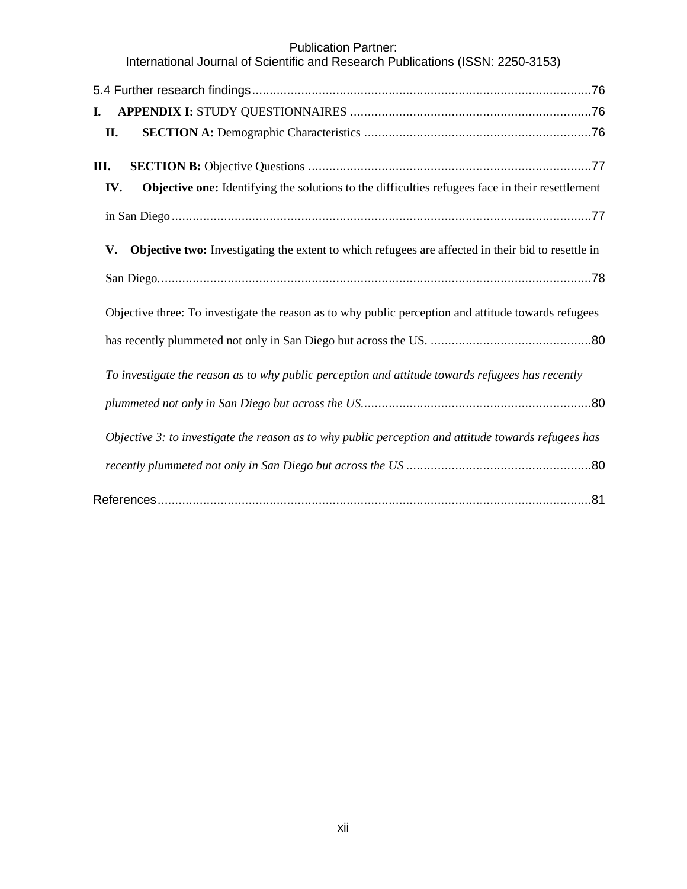5.4 Further research findings................................................................................................76

I. **APPENDIX I:** STUDY QUESTIONNAIRES ....................................................................76

II. **SECTION A:** Demographic Characteristics ................................................................76

III. **SECTION B:** Objective Questions ................................................................................77

IV. **Objective one:** Identifying the solutions to the difficulties refugees face in their resettlement in San Diego.......................................................................................................................77

V. **Objective two:** Investigating the extent to which refugees are affected in their bid to resettle in San Diego...........................................................................................................................78

Objective three: To investigate the reason as to why public perception and attitude towards refugees has recently plummeted not only in San Diego but across the US. ..............................................80

*To investigate the reason as to why public perception and attitude towards refugees has recently plummeted not only in San Diego but across the US.*..................................................................80

*Objective 3: to investigate the reason as to why public perception and attitude towards refugees has recently plummeted not only in San Diego but across the US* .....................................................80

References...........................................................................................................................81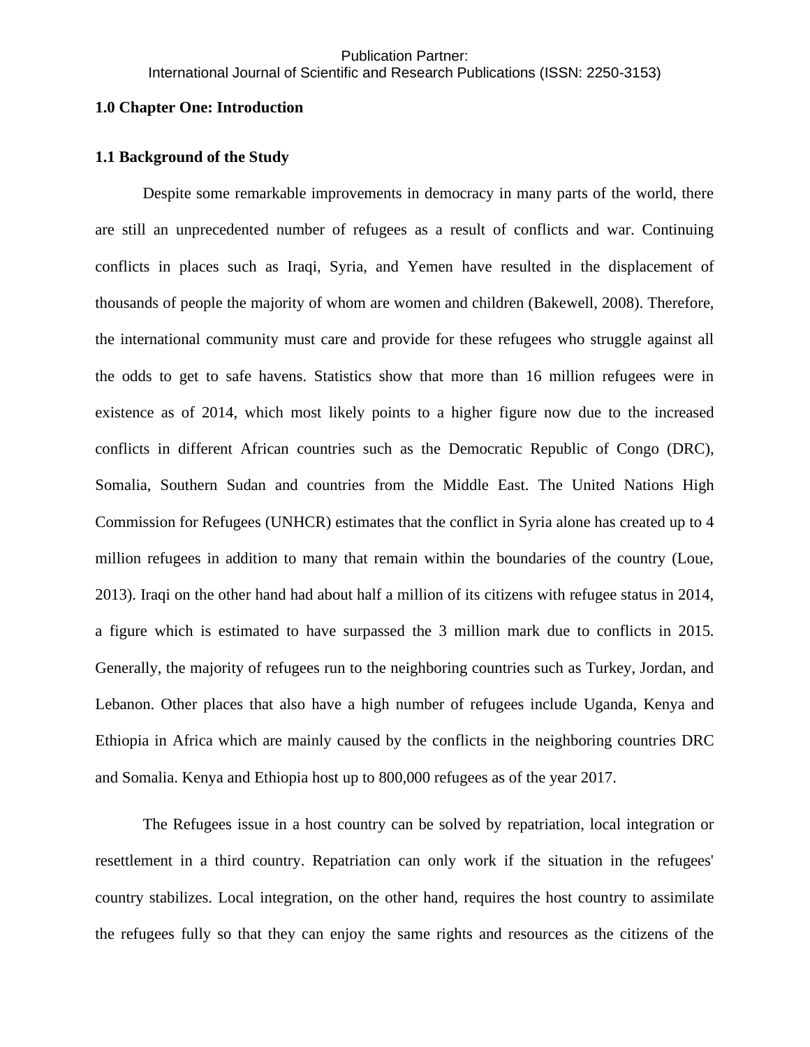## 1.0 Chapter One: Introduction

### 1.1 Background of the Study

Despite some remarkable improvements in democracy in many parts of the world, there are still an unprecedented number of refugees as a result of conflicts and war. Continuing conflicts in places such as Iraqi, Syria, and Yemen have resulted in the displacement of thousands of people the majority of whom are women and children (Bakewell, 2008). Therefore, the international community must care and provide for these refugees who struggle against all the odds to get to safe havens. Statistics show that more than 16 million refugees were in existence as of 2014, which most likely points to a higher figure now due to the increased conflicts in different African countries such as the Democratic Republic of Congo (DRC), Somalia, Southern Sudan and countries from the Middle East. The United Nations High Commission for Refugees (UNHCR) estimates that the conflict in Syria alone has created up to 4 million refugees in addition to many that remain within the boundaries of the country (Loue, 2013). Iraqi on the other hand had about half a million of its citizens with refugee status in 2014, a figure which is estimated to have surpassed the 3 million mark due to conflicts in 2015. Generally, the majority of refugees run to the neighboring countries such as Turkey, Jordan, and Lebanon. Other places that also have a high number of refugees include Uganda, Kenya and Ethiopia in Africa which are mainly caused by the conflicts in the neighboring countries DRC and Somalia. Kenya and Ethiopia host up to 800,000 refugees as of the year 2017.

The Refugees issue in a host country can be solved by repatriation, local integration or resettlement in a third country. Repatriation can only work if the situation in the refugees' country stabilizes. Local integration, on the other hand, requires the host country to assimilate the refugees fully so that they can enjoy the same rights and resources as the citizens of the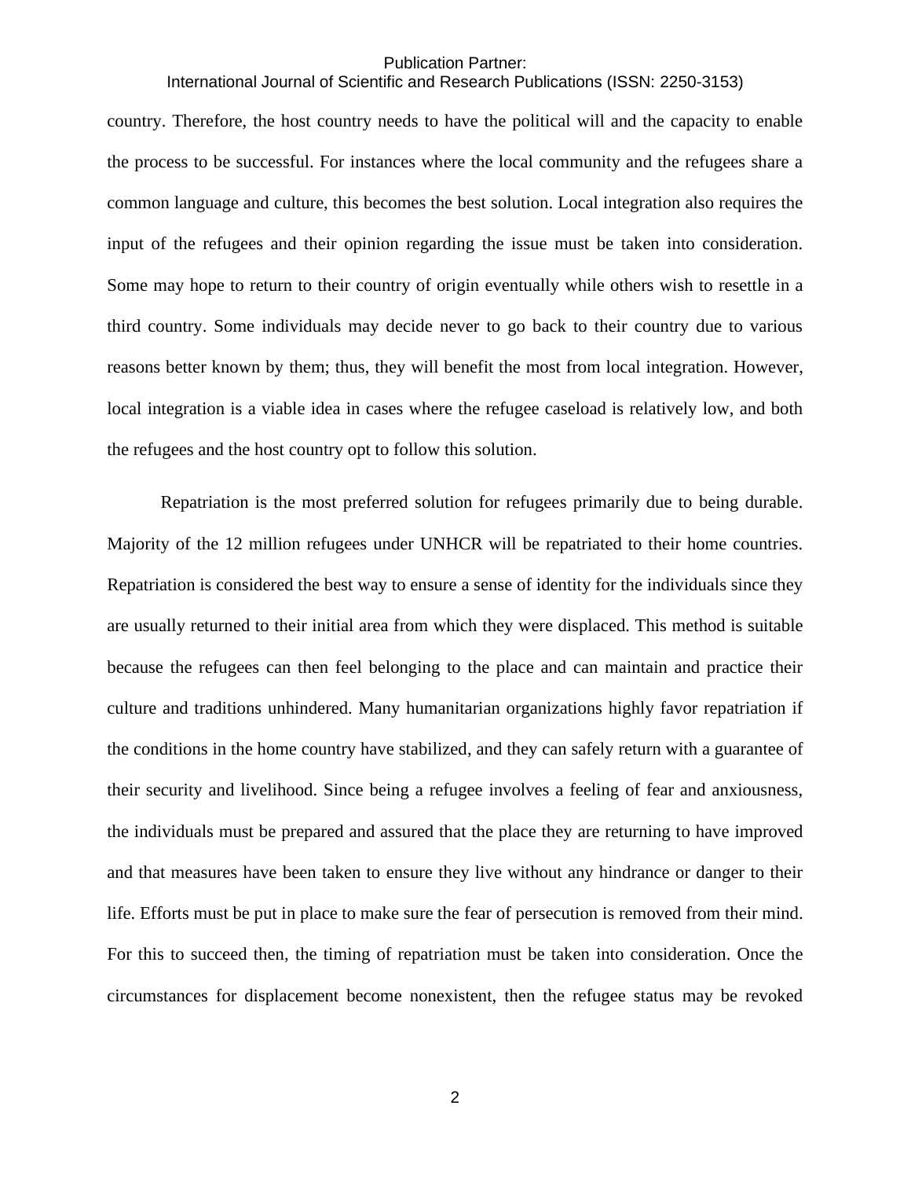country. Therefore, the host country needs to have the political will and the capacity to enable the process to be successful. For instances where the local community and the refugees share a common language and culture, this becomes the best solution. Local integration also requires the input of the refugees and their opinion regarding the issue must be taken into consideration. Some may hope to return to their country of origin eventually while others wish to resettle in a third country. Some individuals may decide never to go back to their country due to various reasons better known by them; thus, they will benefit the most from local integration. However, local integration is a viable idea in cases where the refugee caseload is relatively low, and both the refugees and the host country opt to follow this solution.

Repatriation is the most preferred solution for refugees primarily due to being durable. Majority of the 12 million refugees under UNHCR will be repatriated to their home countries. Repatriation is considered the best way to ensure a sense of identity for the individuals since they are usually returned to their initial area from which they were displaced. This method is suitable because the refugees can then feel belonging to the place and can maintain and practice their culture and traditions unhindered. Many humanitarian organizations highly favor repatriation if the conditions in the home country have stabilized, and they can safely return with a guarantee of their security and livelihood. Since being a refugee involves a feeling of fear and anxiousness, the individuals must be prepared and assured that the place they are returning to have improved and that measures have been taken to ensure they live without any hindrance or danger to their life. Efforts must be put in place to make sure the fear of persecution is removed from their mind. For this to succeed then, the timing of repatriation must be taken into consideration. Once the circumstances for displacement become nonexistent, then the refugee status may be revoked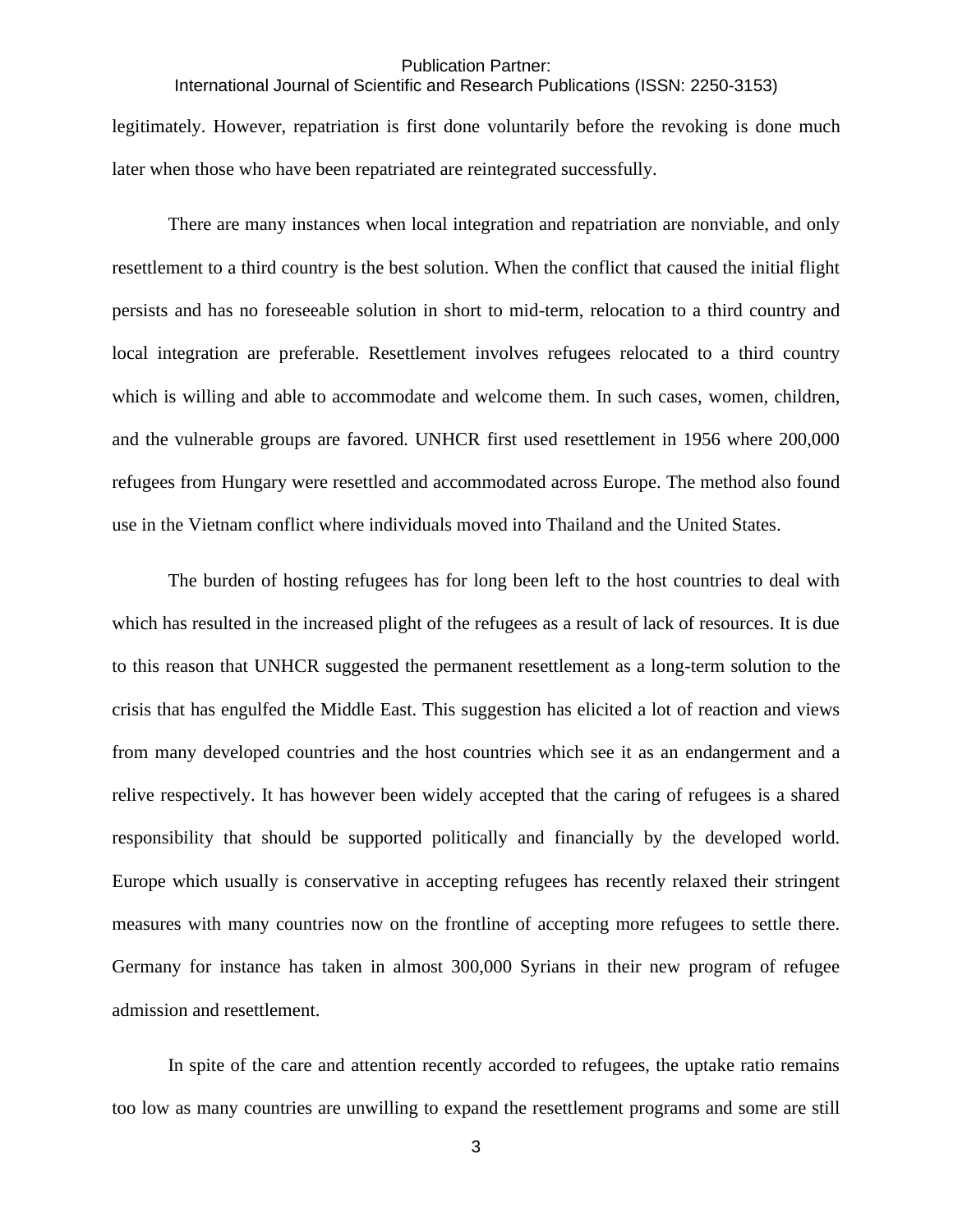legitimately. However, repatriation is first done voluntarily before the revoking is done much later when those who have been repatriated are reintegrated successfully.

There are many instances when local integration and repatriation are nonviable, and only resettlement to a third country is the best solution. When the conflict that caused the initial flight persists and has no foreseeable solution in short to mid-term, relocation to a third country and local integration are preferable. Resettlement involves refugees relocated to a third country which is willing and able to accommodate and welcome them. In such cases, women, children, and the vulnerable groups are favored. UNHCR first used resettlement in 1956 where 200,000 refugees from Hungary were resettled and accommodated across Europe. The method also found use in the Vietnam conflict where individuals moved into Thailand and the United States.

The burden of hosting refugees has for long been left to the host countries to deal with which has resulted in the increased plight of the refugees as a result of lack of resources. It is due to this reason that UNHCR suggested the permanent resettlement as a long-term solution to the crisis that has engulfed the Middle East. This suggestion has elicited a lot of reaction and views from many developed countries and the host countries which see it as an endangerment and a relive respectively. It has however been widely accepted that the caring of refugees is a shared responsibility that should be supported politically and financially by the developed world. Europe which usually is conservative in accepting refugees has recently relaxed their stringent measures with many countries now on the frontline of accepting more refugees to settle there. Germany for instance has taken in almost 300,000 Syrians in their new program of refugee admission and resettlement.

In spite of the care and attention recently accorded to refugees, the uptake ratio remains too low as many countries are unwilling to expand the resettlement programs and some are still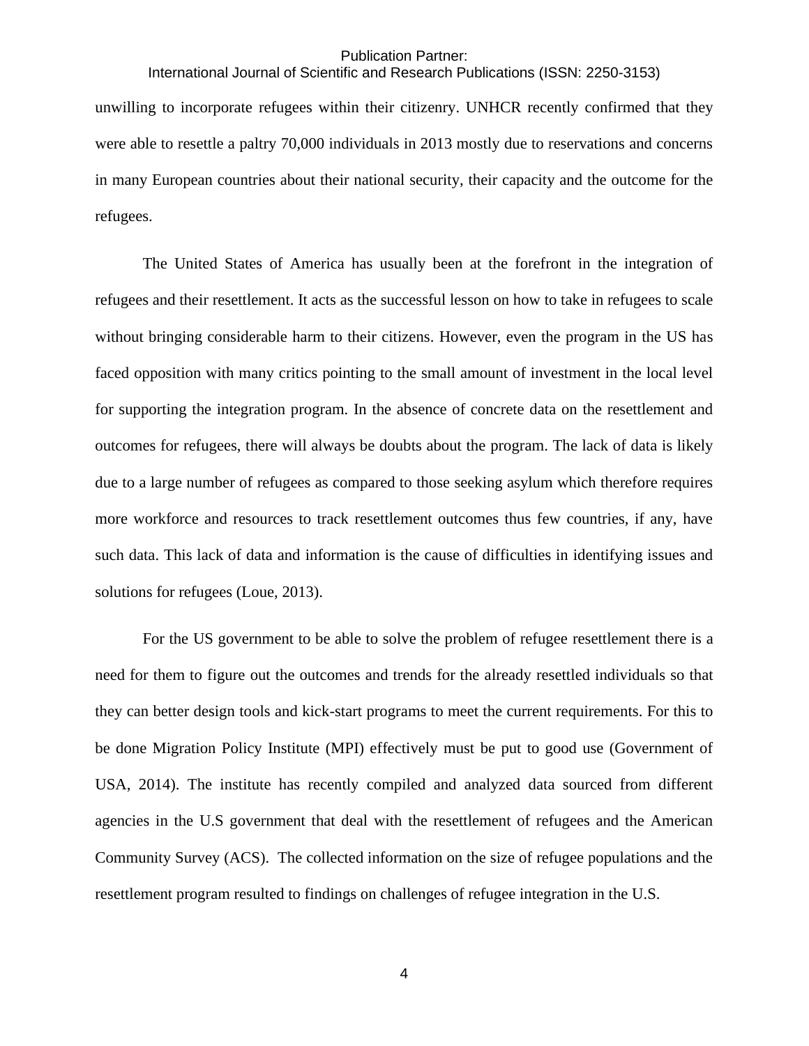unwilling to incorporate refugees within their citizenry. UNHCR recently confirmed that they were able to resettle a paltry 70,000 individuals in 2013 mostly due to reservations and concerns in many European countries about their national security, their capacity and the outcome for the refugees.

The United States of America has usually been at the forefront in the integration of refugees and their resettlement. It acts as the successful lesson on how to take in refugees to scale without bringing considerable harm to their citizens. However, even the program in the US has faced opposition with many critics pointing to the small amount of investment in the local level for supporting the integration program. In the absence of concrete data on the resettlement and outcomes for refugees, there will always be doubts about the program. The lack of data is likely due to a large number of refugees as compared to those seeking asylum which therefore requires more workforce and resources to track resettlement outcomes thus few countries, if any, have such data. This lack of data and information is the cause of difficulties in identifying issues and solutions for refugees (Loue, 2013).

For the US government to be able to solve the problem of refugee resettlement there is a need for them to figure out the outcomes and trends for the already resettled individuals so that they can better design tools and kick-start programs to meet the current requirements. For this to be done Migration Policy Institute (MPI) effectively must be put to good use (Government of USA, 2014). The institute has recently compiled and analyzed data sourced from different agencies in the U.S government that deal with the resettlement of refugees and the American Community Survey (ACS). The collected information on the size of refugee populations and the resettlement program resulted to findings on challenges of refugee integration in the U.S.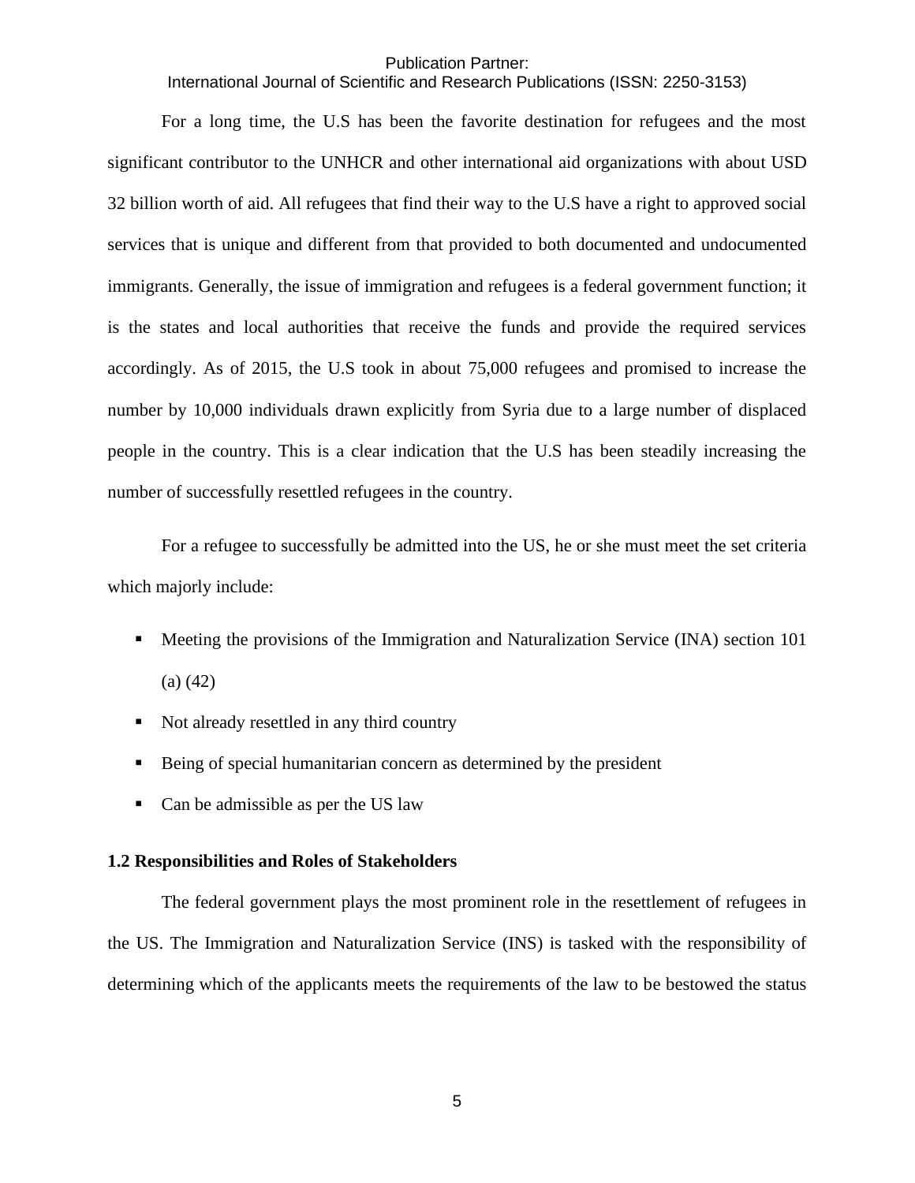For a long time, the U.S has been the favorite destination for refugees and the most significant contributor to the UNHCR and other international aid organizations with about USD 32 billion worth of aid. All refugees that find their way to the U.S have a right to approved social services that is unique and different from that provided to both documented and undocumented immigrants. Generally, the issue of immigration and refugees is a federal government function; it is the states and local authorities that receive the funds and provide the required services accordingly. As of 2015, the U.S took in about 75,000 refugees and promised to increase the number by 10,000 individuals drawn explicitly from Syria due to a large number of displaced people in the country. This is a clear indication that the U.S has been steadily increasing the number of successfully resettled refugees in the country.

For a refugee to successfully be admitted into the US, he or she must meet the set criteria which majorly include:

- Meeting the provisions of the Immigration and Naturalization Service (INA) section 101 (a) (42)
- Not already resettled in any third country
- Being of special humanitarian concern as determined by the president
- Can be admissible as per the US law

### 1.2 Responsibilities and Roles of Stakeholders

The federal government plays the most prominent role in the resettlement of refugees in the US. The Immigration and Naturalization Service (INS) is tasked with the responsibility of determining which of the applicants meets the requirements of the law to be bestowed the status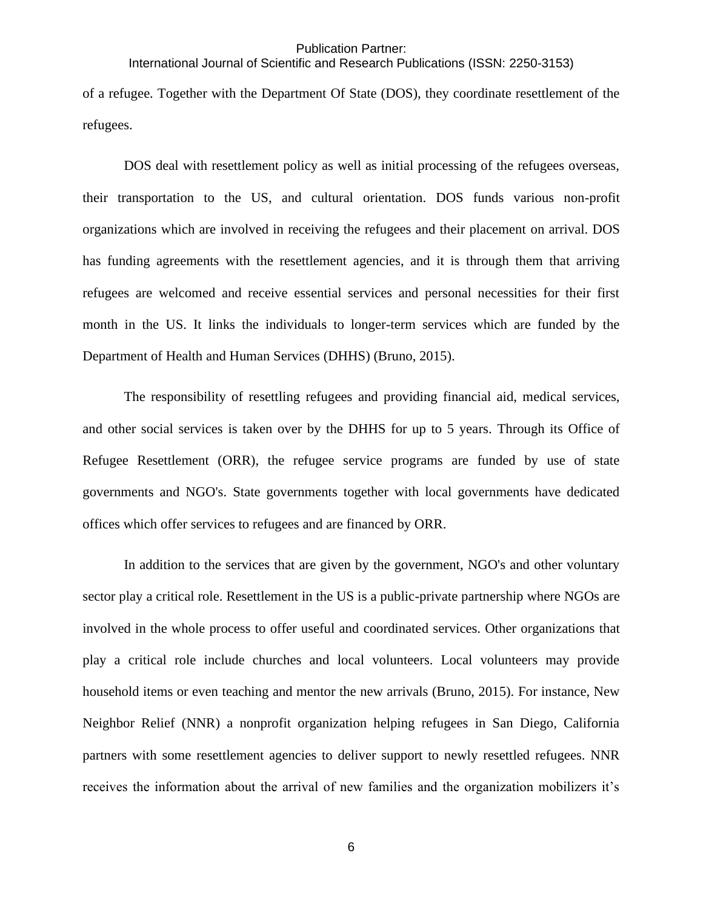of a refugee. Together with the Department Of State (DOS), they coordinate resettlement of the refugees.

DOS deal with resettlement policy as well as initial processing of the refugees overseas, their transportation to the US, and cultural orientation. DOS funds various non-profit organizations which are involved in receiving the refugees and their placement on arrival. DOS has funding agreements with the resettlement agencies, and it is through them that arriving refugees are welcomed and receive essential services and personal necessities for their first month in the US. It links the individuals to longer-term services which are funded by the Department of Health and Human Services (DHHS) (Bruno, 2015).

The responsibility of resettling refugees and providing financial aid, medical services, and other social services is taken over by the DHHS for up to 5 years. Through its Office of Refugee Resettlement (ORR), the refugee service programs are funded by use of state governments and NGO's. State governments together with local governments have dedicated offices which offer services to refugees and are financed by ORR.

In addition to the services that are given by the government, NGO's and other voluntary sector play a critical role. Resettlement in the US is a public-private partnership where NGOs are involved in the whole process to offer useful and coordinated services. Other organizations that play a critical role include churches and local volunteers. Local volunteers may provide household items or even teaching and mentor the new arrivals (Bruno, 2015). For instance, New Neighbor Relief (NNR) a nonprofit organization helping refugees in San Diego, California partners with some resettlement agencies to deliver support to newly resettled refugees. NNR receives the information about the arrival of new families and the organization mobilizers it's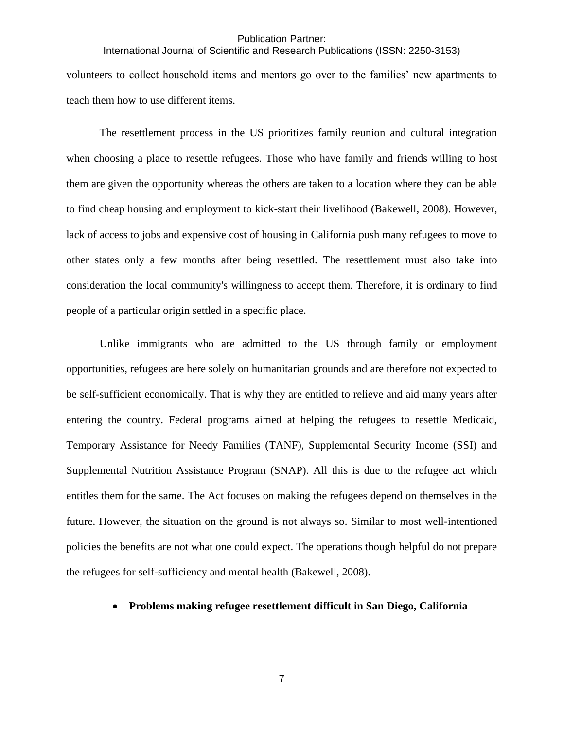volunteers to collect household items and mentors go over to the families' new apartments to teach them how to use different items.

The resettlement process in the US prioritizes family reunion and cultural integration when choosing a place to resettle refugees. Those who have family and friends willing to host them are given the opportunity whereas the others are taken to a location where they can be able to find cheap housing and employment to kick-start their livelihood (Bakewell, 2008). However, lack of access to jobs and expensive cost of housing in California push many refugees to move to other states only a few months after being resettled. The resettlement must also take into consideration the local community's willingness to accept them. Therefore, it is ordinary to find people of a particular origin settled in a specific place.

Unlike immigrants who are admitted to the US through family or employment opportunities, refugees are here solely on humanitarian grounds and are therefore not expected to be self-sufficient economically. That is why they are entitled to relieve and aid many years after entering the country. Federal programs aimed at helping the refugees to resettle Medicaid, Temporary Assistance for Needy Families (TANF), Supplemental Security Income (SSI) and Supplemental Nutrition Assistance Program (SNAP). All this is due to the refugee act which entitles them for the same. The Act focuses on making the refugees depend on themselves in the future. However, the situation on the ground is not always so. Similar to most well-intentioned policies the benefits are not what one could expect. The operations though helpful do not prepare the refugees for self-sufficiency and mental health (Bakewell, 2008).

- **Problems making refugee resettlement difficult in San Diego, California**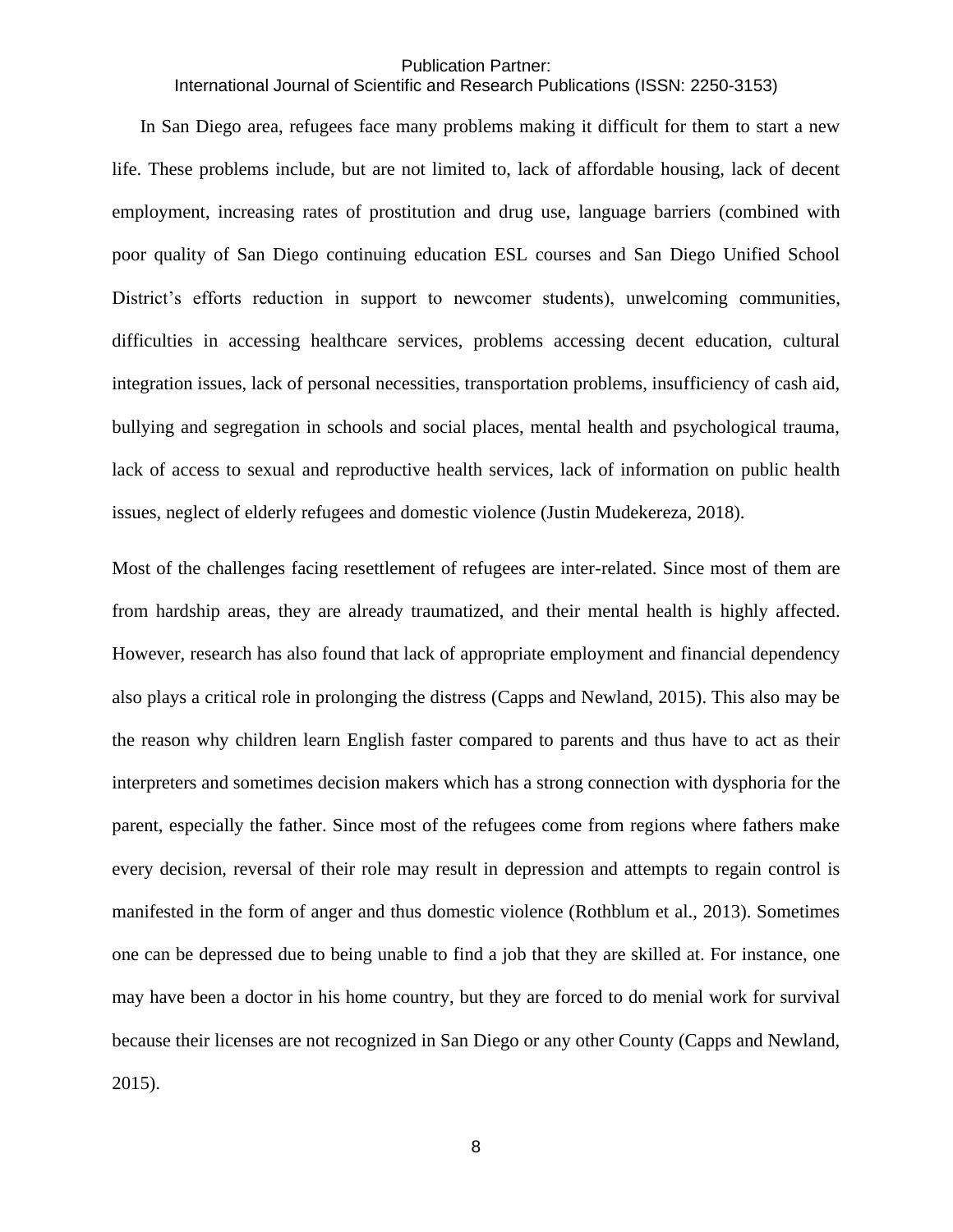In San Diego area, refugees face many problems making it difficult for them to start a new life. These problems include, but are not limited to, lack of affordable housing, lack of decent employment, increasing rates of prostitution and drug use, language barriers (combined with poor quality of San Diego continuing education ESL courses and San Diego Unified School District's efforts reduction in support to newcomer students), unwelcoming communities, difficulties in accessing healthcare services, problems accessing decent education, cultural integration issues, lack of personal necessities, transportation problems, insufficiency of cash aid, bullying and segregation in schools and social places, mental health and psychological trauma, lack of access to sexual and reproductive health services, lack of information on public health issues, neglect of elderly refugees and domestic violence (Justin Mudekereza, 2018).

Most of the challenges facing resettlement of refugees are inter-related. Since most of them are from hardship areas, they are already traumatized, and their mental health is highly affected. However, research has also found that lack of appropriate employment and financial dependency also plays a critical role in prolonging the distress (Capps and Newland, 2015). This also may be the reason why children learn English faster compared to parents and thus have to act as their interpreters and sometimes decision makers which has a strong connection with dysphoria for the parent, especially the father. Since most of the refugees come from regions where fathers make every decision, reversal of their role may result in depression and attempts to regain control is manifested in the form of anger and thus domestic violence (Rothblum et al., 2013). Sometimes one can be depressed due to being unable to find a job that they are skilled at. For instance, one may have been a doctor in his home country, but they are forced to do menial work for survival because their licenses are not recognized in San Diego or any other County (Capps and Newland, 2015).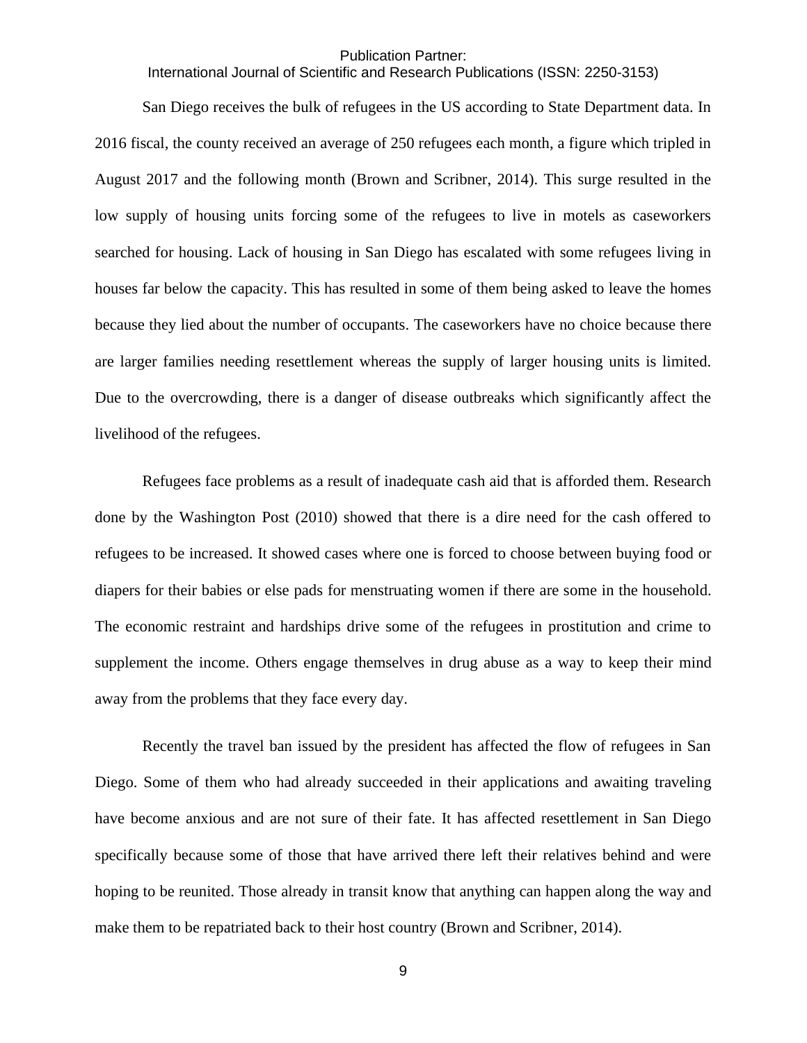San Diego receives the bulk of refugees in the US according to State Department data. In 2016 fiscal, the county received an average of 250 refugees each month, a figure which tripled in August 2017 and the following month (Brown and Scribner, 2014). This surge resulted in the low supply of housing units forcing some of the refugees to live in motels as caseworkers searched for housing. Lack of housing in San Diego has escalated with some refugees living in houses far below the capacity. This has resulted in some of them being asked to leave the homes because they lied about the number of occupants. The caseworkers have no choice because there are larger families needing resettlement whereas the supply of larger housing units is limited. Due to the overcrowding, there is a danger of disease outbreaks which significantly affect the livelihood of the refugees.

Refugees face problems as a result of inadequate cash aid that is afforded them. Research done by the Washington Post (2010) showed that there is a dire need for the cash offered to refugees to be increased. It showed cases where one is forced to choose between buying food or diapers for their babies or else pads for menstruating women if there are some in the household. The economic restraint and hardships drive some of the refugees in prostitution and crime to supplement the income. Others engage themselves in drug abuse as a way to keep their mind away from the problems that they face every day.

Recently the travel ban issued by the president has affected the flow of refugees in San Diego. Some of them who had already succeeded in their applications and awaiting traveling have become anxious and are not sure of their fate. It has affected resettlement in San Diego specifically because some of those that have arrived there left their relatives behind and were hoping to be reunited. Those already in transit know that anything can happen along the way and make them to be repatriated back to their host country (Brown and Scribner, 2014).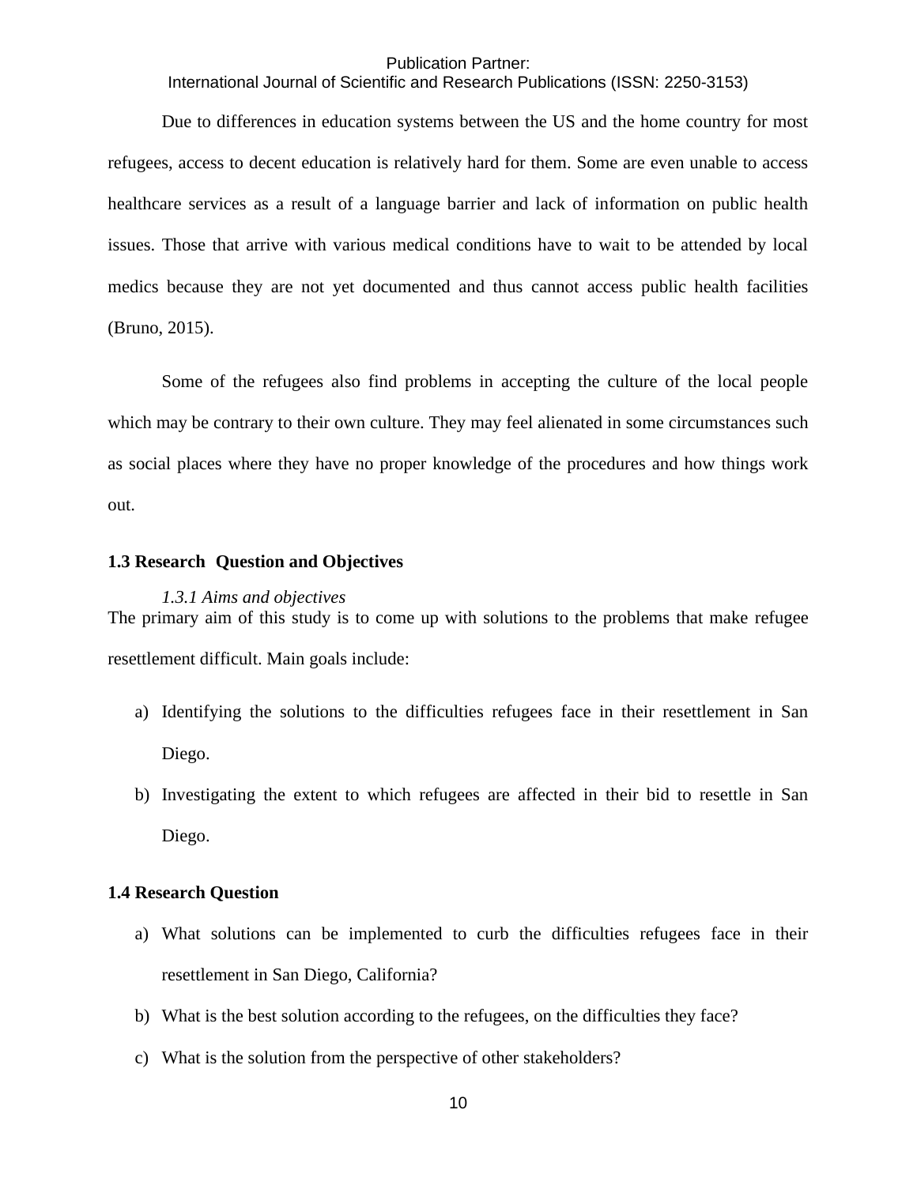Due to differences in education systems between the US and the home country for most refugees, access to decent education is relatively hard for them. Some are even unable to access healthcare services as a result of a language barrier and lack of information on public health issues. Those that arrive with various medical conditions have to wait to be attended by local medics because they are not yet documented and thus cannot access public health facilities (Bruno, 2015).

Some of the refugees also find problems in accepting the culture of the local people which may be contrary to their own culture. They may feel alienated in some circumstances such as social places where they have no proper knowledge of the procedures and how things work out.

### 1.3 Research Question and Objectives

#### *1.3.1 Aims and objectives*

The primary aim of this study is to come up with solutions to the problems that make refugee resettlement difficult. Main goals include:

a) Identifying the solutions to the difficulties refugees face in their resettlement in San Diego.
b) Investigating the extent to which refugees are affected in their bid to resettle in San Diego.

### 1.4 Research Question

a) What solutions can be implemented to curb the difficulties refugees face in their resettlement in San Diego, California?
b) What is the best solution according to the refugees, on the difficulties they face?
c) What is the solution from the perspective of other stakeholders?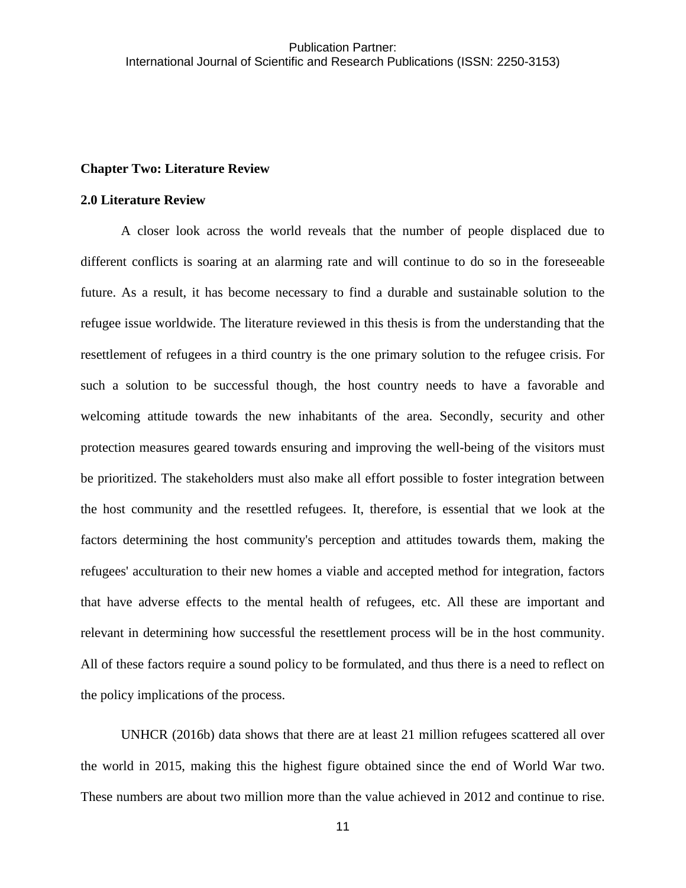## Chapter Two: Literature Review

### 2.0 Literature Review

A closer look across the world reveals that the number of people displaced due to different conflicts is soaring at an alarming rate and will continue to do so in the foreseeable future. As a result, it has become necessary to find a durable and sustainable solution to the refugee issue worldwide. The literature reviewed in this thesis is from the understanding that the resettlement of refugees in a third country is the one primary solution to the refugee crisis. For such a solution to be successful though, the host country needs to have a favorable and welcoming attitude towards the new inhabitants of the area. Secondly, security and other protection measures geared towards ensuring and improving the well-being of the visitors must be prioritized. The stakeholders must also make all effort possible to foster integration between the host community and the resettled refugees. It, therefore, is essential that we look at the factors determining the host community's perception and attitudes towards them, making the refugees' acculturation to their new homes a viable and accepted method for integration, factors that have adverse effects to the mental health of refugees, etc. All these are important and relevant in determining how successful the resettlement process will be in the host community. All of these factors require a sound policy to be formulated, and thus there is a need to reflect on the policy implications of the process.

UNHCR (2016b) data shows that there are at least 21 million refugees scattered all over the world in 2015, making this the highest figure obtained since the end of World War two. These numbers are about two million more than the value achieved in 2012 and continue to rise.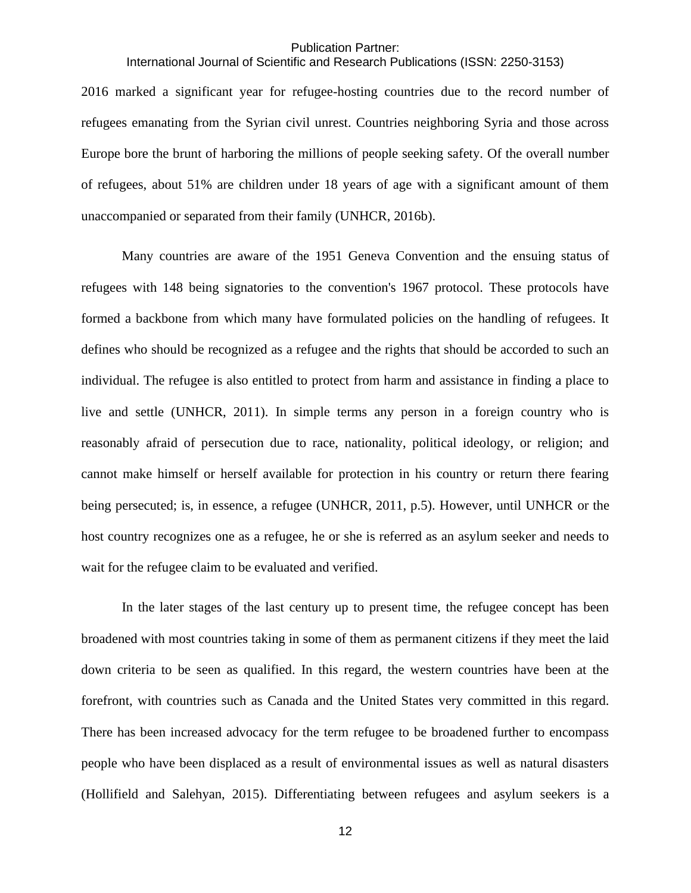2016 marked a significant year for refugee-hosting countries due to the record number of refugees emanating from the Syrian civil unrest. Countries neighboring Syria and those across Europe bore the brunt of harboring the millions of people seeking safety. Of the overall number of refugees, about 51% are children under 18 years of age with a significant amount of them unaccompanied or separated from their family (UNHCR, 2016b).

Many countries are aware of the 1951 Geneva Convention and the ensuing status of refugees with 148 being signatories to the convention's 1967 protocol. These protocols have formed a backbone from which many have formulated policies on the handling of refugees. It defines who should be recognized as a refugee and the rights that should be accorded to such an individual. The refugee is also entitled to protect from harm and assistance in finding a place to live and settle (UNHCR, 2011). In simple terms any person in a foreign country who is reasonably afraid of persecution due to race, nationality, political ideology, or religion; and cannot make himself or herself available for protection in his country or return there fearing being persecuted; is, in essence, a refugee (UNHCR, 2011, p.5). However, until UNHCR or the host country recognizes one as a refugee, he or she is referred as an asylum seeker and needs to wait for the refugee claim to be evaluated and verified.

In the later stages of the last century up to present time, the refugee concept has been broadened with most countries taking in some of them as permanent citizens if they meet the laid down criteria to be seen as qualified. In this regard, the western countries have been at the forefront, with countries such as Canada and the United States very committed in this regard. There has been increased advocacy for the term refugee to be broadened further to encompass people who have been displaced as a result of environmental issues as well as natural disasters (Hollifield and Salehyan, 2015). Differentiating between refugees and asylum seekers is a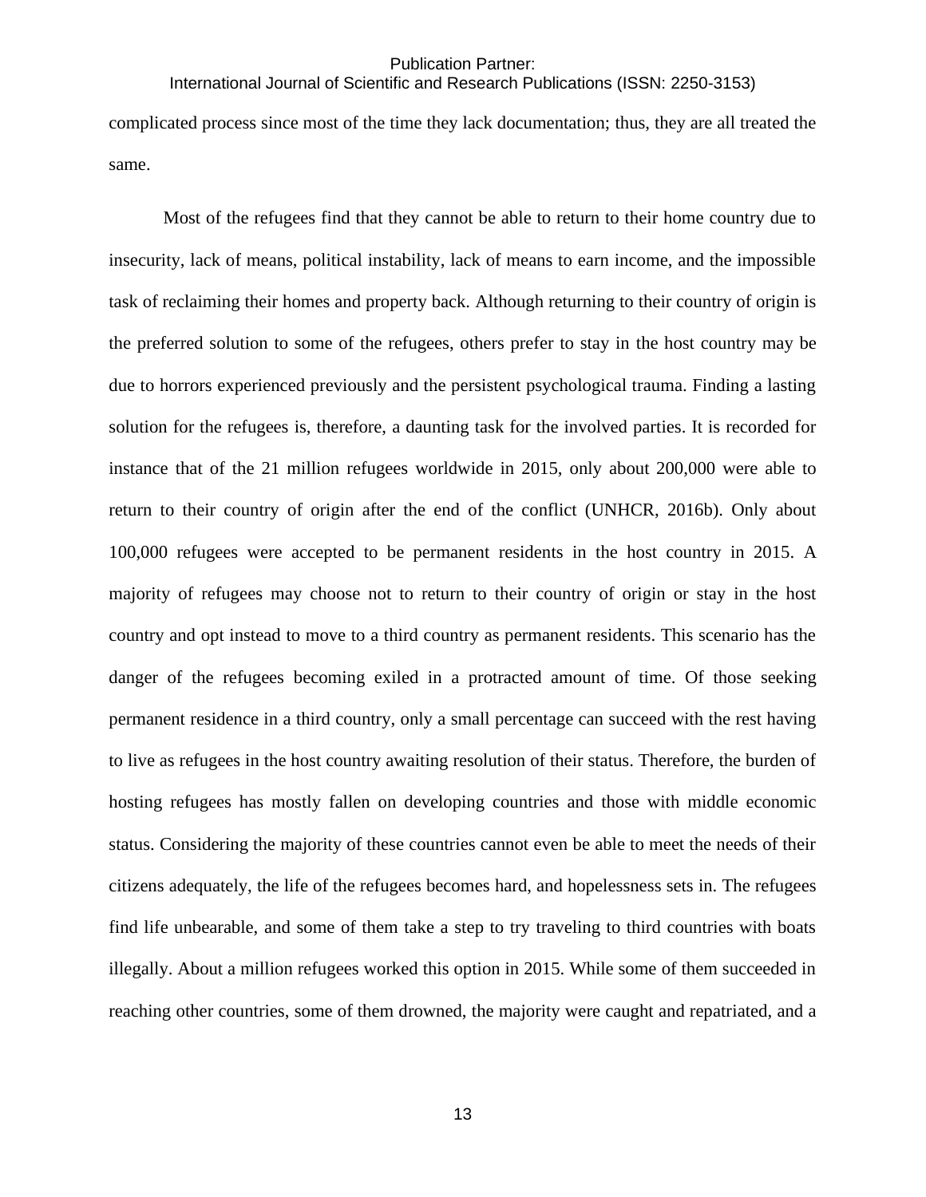complicated process since most of the time they lack documentation; thus, they are all treated the same.

Most of the refugees find that they cannot be able to return to their home country due to insecurity, lack of means, political instability, lack of means to earn income, and the impossible task of reclaiming their homes and property back. Although returning to their country of origin is the preferred solution to some of the refugees, others prefer to stay in the host country may be due to horrors experienced previously and the persistent psychological trauma. Finding a lasting solution for the refugees is, therefore, a daunting task for the involved parties. It is recorded for instance that of the 21 million refugees worldwide in 2015, only about 200,000 were able to return to their country of origin after the end of the conflict (UNHCR, 2016b). Only about 100,000 refugees were accepted to be permanent residents in the host country in 2015. A majority of refugees may choose not to return to their country of origin or stay in the host country and opt instead to move to a third country as permanent residents. This scenario has the danger of the refugees becoming exiled in a protracted amount of time. Of those seeking permanent residence in a third country, only a small percentage can succeed with the rest having to live as refugees in the host country awaiting resolution of their status. Therefore, the burden of hosting refugees has mostly fallen on developing countries and those with middle economic status. Considering the majority of these countries cannot even be able to meet the needs of their citizens adequately, the life of the refugees becomes hard, and hopelessness sets in. The refugees find life unbearable, and some of them take a step to try traveling to third countries with boats illegally. About a million refugees worked this option in 2015. While some of them succeeded in reaching other countries, some of them drowned, the majority were caught and repatriated, and a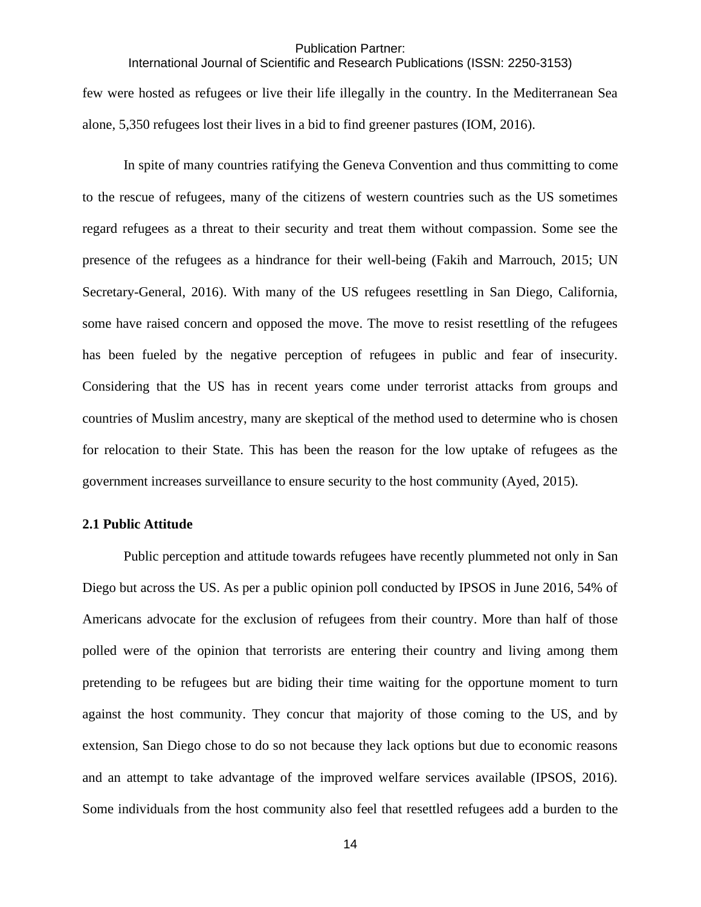few were hosted as refugees or live their life illegally in the country. In the Mediterranean Sea alone, 5,350 refugees lost their lives in a bid to find greener pastures (IOM, 2016).

In spite of many countries ratifying the Geneva Convention and thus committing to come to the rescue of refugees, many of the citizens of western countries such as the US sometimes regard refugees as a threat to their security and treat them without compassion. Some see the presence of the refugees as a hindrance for their well-being (Fakih and Marrouch, 2015; UN Secretary-General, 2016). With many of the US refugees resettling in San Diego, California, some have raised concern and opposed the move. The move to resist resettling of the refugees has been fueled by the negative perception of refugees in public and fear of insecurity. Considering that the US has in recent years come under terrorist attacks from groups and countries of Muslim ancestry, many are skeptical of the method used to determine who is chosen for relocation to their State. This has been the reason for the low uptake of refugees as the government increases surveillance to ensure security to the host community (Ayed, 2015).

**2.1 Public Attitude**

Public perception and attitude towards refugees have recently plummeted not only in San Diego but across the US. As per a public opinion poll conducted by IPSOS in June 2016, 54% of Americans advocate for the exclusion of refugees from their country. More than half of those polled were of the opinion that terrorists are entering their country and living among them pretending to be refugees but are biding their time waiting for the opportune moment to turn against the host community. They concur that majority of those coming to the US, and by extension, San Diego chose to do so not because they lack options but due to economic reasons and an attempt to take advantage of the improved welfare services available (IPSOS, 2016). Some individuals from the host community also feel that resettled refugees add a burden to the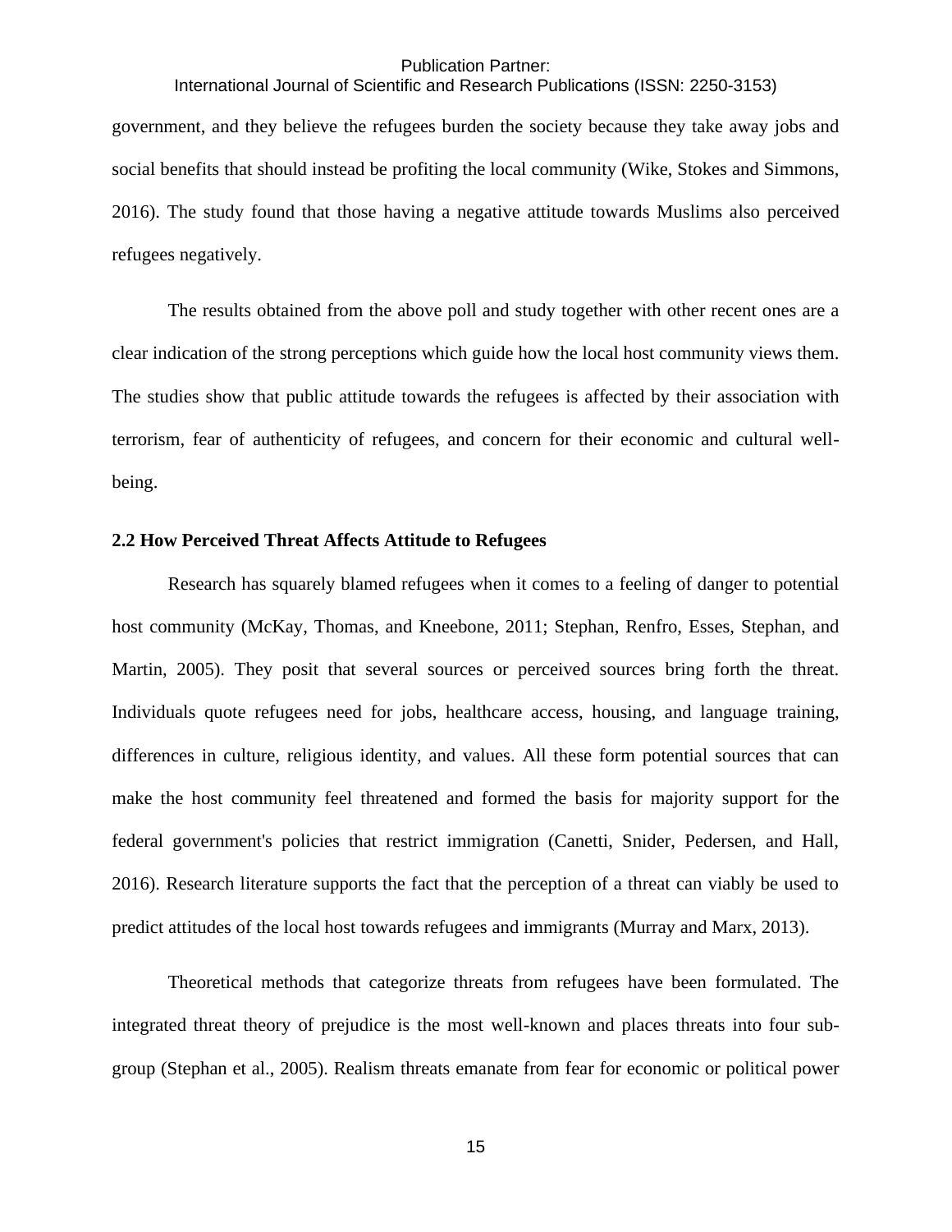government, and they believe the refugees burden the society because they take away jobs and social benefits that should instead be profiting the local community (Wike, Stokes and Simmons, 2016). The study found that those having a negative attitude towards Muslims also perceived refugees negatively.

The results obtained from the above poll and study together with other recent ones are a clear indication of the strong perceptions which guide how the local host community views them. The studies show that public attitude towards the refugees is affected by their association with terrorism, fear of authenticity of refugees, and concern for their economic and cultural well-being.

**2.2 How Perceived Threat Affects Attitude to Refugees**

Research has squarely blamed refugees when it comes to a feeling of danger to potential host community (McKay, Thomas, and Kneebone, 2011; Stephan, Renfro, Esses, Stephan, and Martin, 2005). They posit that several sources or perceived sources bring forth the threat. Individuals quote refugees need for jobs, healthcare access, housing, and language training, differences in culture, religious identity, and values. All these form potential sources that can make the host community feel threatened and formed the basis for majority support for the federal government's policies that restrict immigration (Canetti, Snider, Pedersen, and Hall, 2016). Research literature supports the fact that the perception of a threat can viably be used to predict attitudes of the local host towards refugees and immigrants (Murray and Marx, 2013).

Theoretical methods that categorize threats from refugees have been formulated. The integrated threat theory of prejudice is the most well-known and places threats into four sub-group (Stephan et al., 2005). Realism threats emanate from fear for economic or political power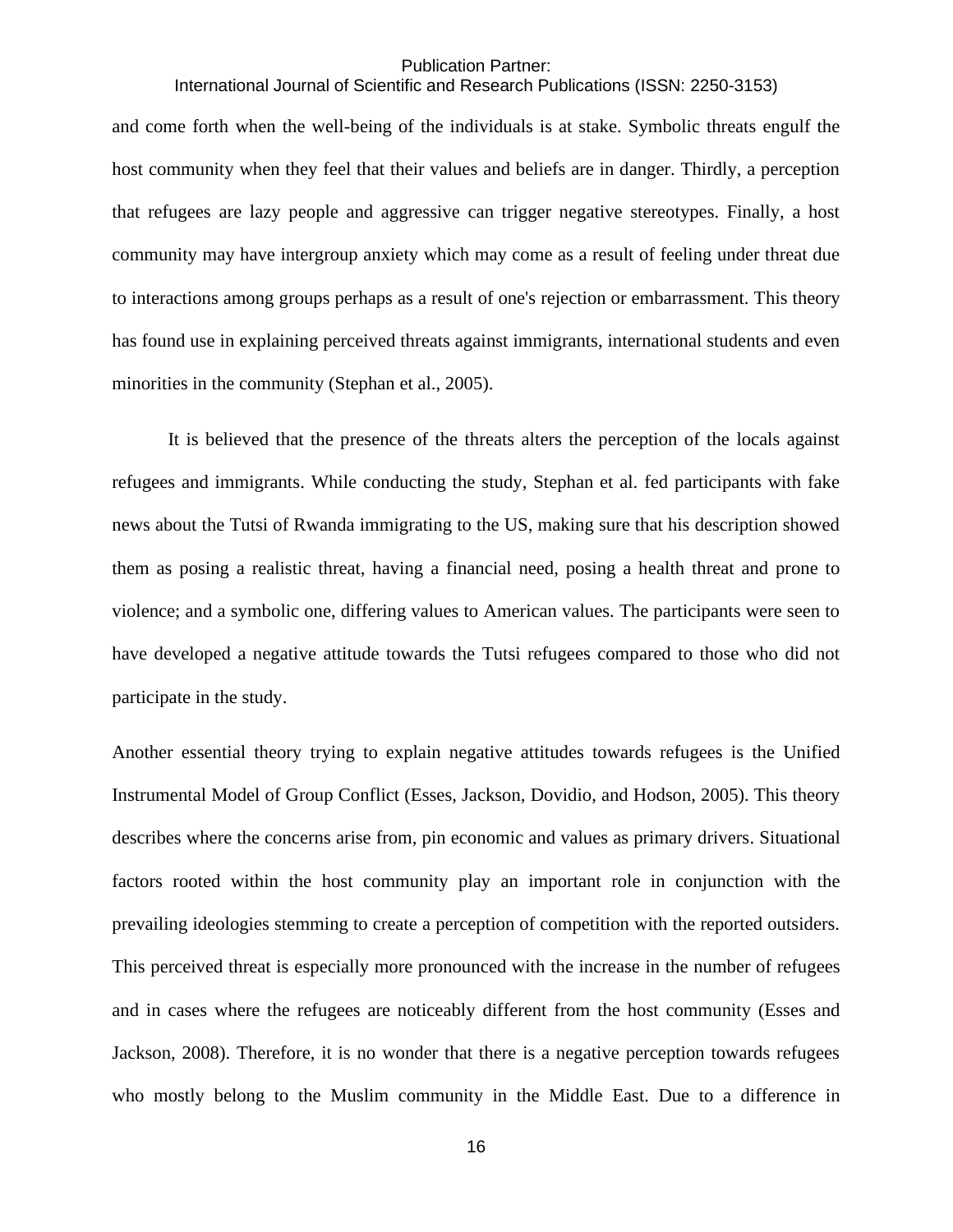and come forth when the well-being of the individuals is at stake. Symbolic threats engulf the host community when they feel that their values and beliefs are in danger. Thirdly, a perception that refugees are lazy people and aggressive can trigger negative stereotypes. Finally, a host community may have intergroup anxiety which may come as a result of feeling under threat due to interactions among groups perhaps as a result of one's rejection or embarrassment. This theory has found use in explaining perceived threats against immigrants, international students and even minorities in the community (Stephan et al., 2005).

It is believed that the presence of the threats alters the perception of the locals against refugees and immigrants. While conducting the study, Stephan et al. fed participants with fake news about the Tutsi of Rwanda immigrating to the US, making sure that his description showed them as posing a realistic threat, having a financial need, posing a health threat and prone to violence; and a symbolic one, differing values to American values. The participants were seen to have developed a negative attitude towards the Tutsi refugees compared to those who did not participate in the study.

Another essential theory trying to explain negative attitudes towards refugees is the Unified Instrumental Model of Group Conflict (Esses, Jackson, Dovidio, and Hodson, 2005). This theory describes where the concerns arise from, pin economic and values as primary drivers. Situational factors rooted within the host community play an important role in conjunction with the prevailing ideologies stemming to create a perception of competition with the reported outsiders. This perceived threat is especially more pronounced with the increase in the number of refugees and in cases where the refugees are noticeably different from the host community (Esses and Jackson, 2008). Therefore, it is no wonder that there is a negative perception towards refugees who mostly belong to the Muslim community in the Middle East. Due to a difference in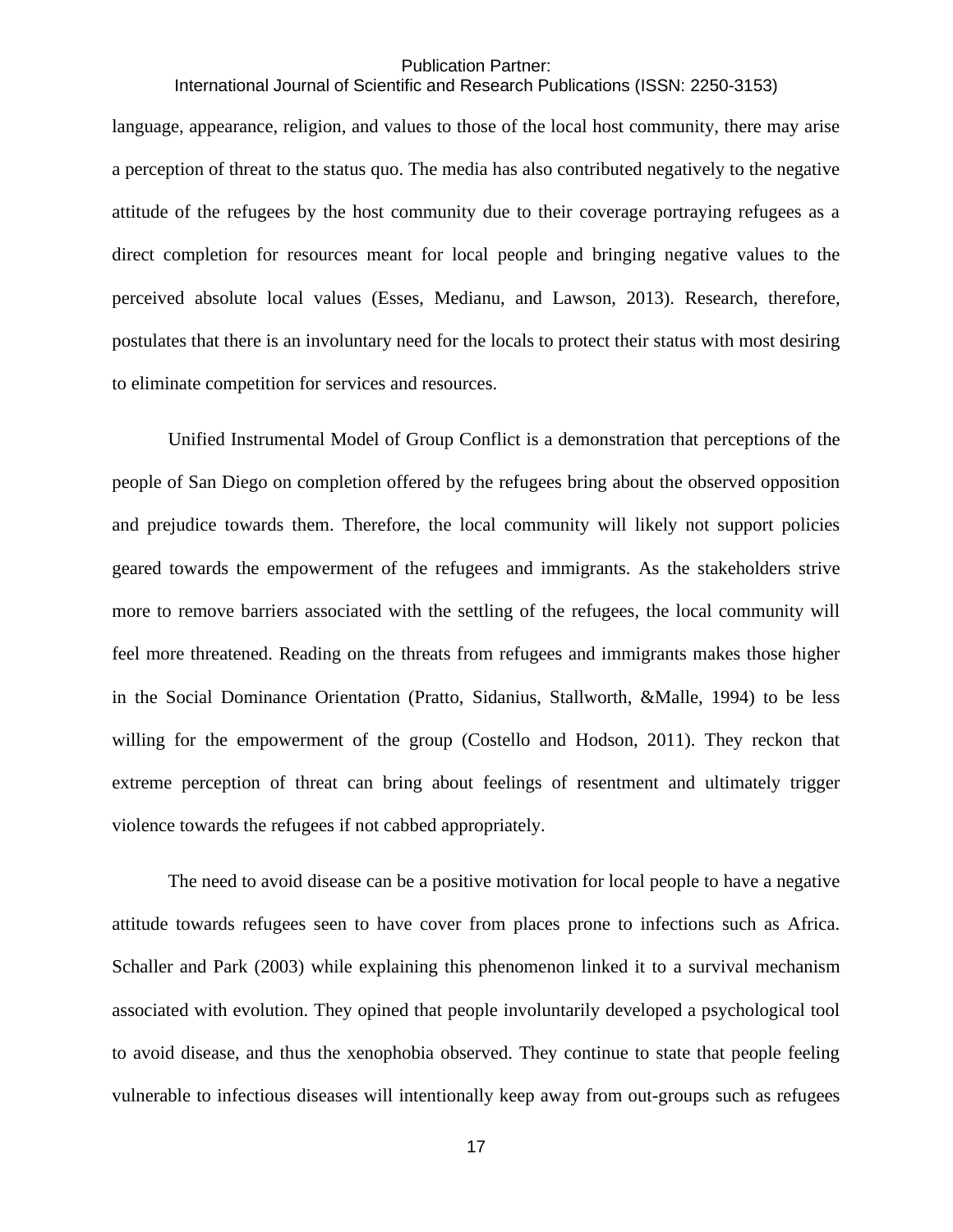language, appearance, religion, and values to those of the local host community, there may arise a perception of threat to the status quo. The media has also contributed negatively to the negative attitude of the refugees by the host community due to their coverage portraying refugees as a direct completion for resources meant for local people and bringing negative values to the perceived absolute local values (Esses, Medianu, and Lawson, 2013). Research, therefore, postulates that there is an involuntary need for the locals to protect their status with most desiring to eliminate competition for services and resources.

Unified Instrumental Model of Group Conflict is a demonstration that perceptions of the people of San Diego on completion offered by the refugees bring about the observed opposition and prejudice towards them. Therefore, the local community will likely not support policies geared towards the empowerment of the refugees and immigrants. As the stakeholders strive more to remove barriers associated with the settling of the refugees, the local community will feel more threatened. Reading on the threats from refugees and immigrants makes those higher in the Social Dominance Orientation (Pratto, Sidanius, Stallworth, &Malle, 1994) to be less willing for the empowerment of the group (Costello and Hodson, 2011). They reckon that extreme perception of threat can bring about feelings of resentment and ultimately trigger violence towards the refugees if not cabbed appropriately.

The need to avoid disease can be a positive motivation for local people to have a negative attitude towards refugees seen to have cover from places prone to infections such as Africa. Schaller and Park (2003) while explaining this phenomenon linked it to a survival mechanism associated with evolution. They opined that people involuntarily developed a psychological tool to avoid disease, and thus the xenophobia observed. They continue to state that people feeling vulnerable to infectious diseases will intentionally keep away from out-groups such as refugees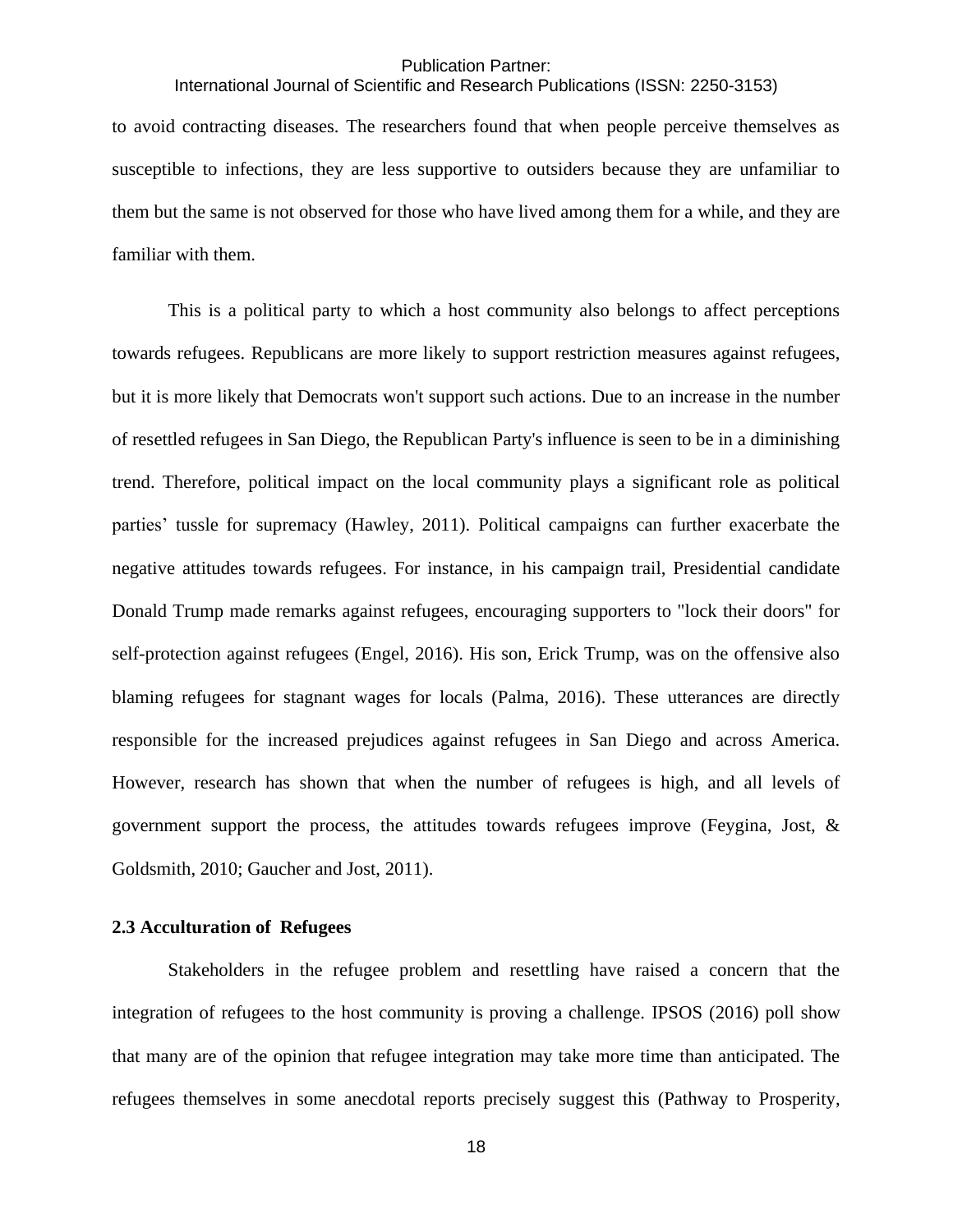to avoid contracting diseases. The researchers found that when people perceive themselves as susceptible to infections, they are less supportive to outsiders because they are unfamiliar to them but the same is not observed for those who have lived among them for a while, and they are familiar with them.

This is a political party to which a host community also belongs to affect perceptions towards refugees. Republicans are more likely to support restriction measures against refugees, but it is more likely that Democrats won't support such actions. Due to an increase in the number of resettled refugees in San Diego, the Republican Party's influence is seen to be in a diminishing trend. Therefore, political impact on the local community plays a significant role as political parties' tussle for supremacy (Hawley, 2011). Political campaigns can further exacerbate the negative attitudes towards refugees. For instance, in his campaign trail, Presidential candidate Donald Trump made remarks against refugees, encouraging supporters to "lock their doors" for self-protection against refugees (Engel, 2016). His son, Erick Trump, was on the offensive also blaming refugees for stagnant wages for locals (Palma, 2016). These utterances are directly responsible for the increased prejudices against refugees in San Diego and across America. However, research has shown that when the number of refugees is high, and all levels of government support the process, the attitudes towards refugees improve (Feygina, Jost, & Goldsmith, 2010; Gaucher and Jost, 2011).

### 2.3 Acculturation of Refugees

Stakeholders in the refugee problem and resettling have raised a concern that the integration of refugees to the host community is proving a challenge. IPSOS (2016) poll show that many are of the opinion that refugee integration may take more time than anticipated. The refugees themselves in some anecdotal reports precisely suggest this (Pathway to Prosperity,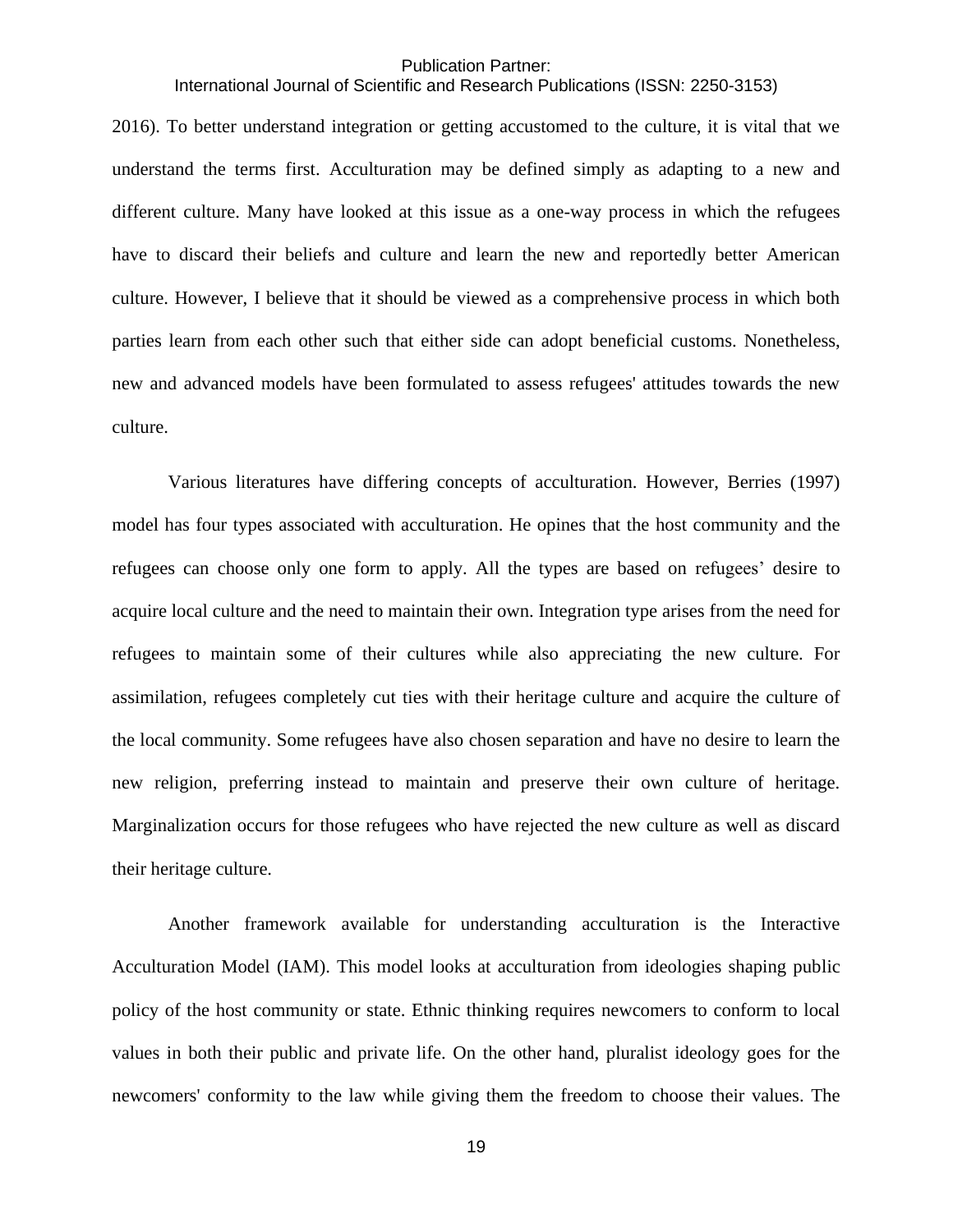2016). To better understand integration or getting accustomed to the culture, it is vital that we understand the terms first. Acculturation may be defined simply as adapting to a new and different culture. Many have looked at this issue as a one-way process in which the refugees have to discard their beliefs and culture and learn the new and reportedly better American culture. However, I believe that it should be viewed as a comprehensive process in which both parties learn from each other such that either side can adopt beneficial customs. Nonetheless, new and advanced models have been formulated to assess refugees' attitudes towards the new culture.

Various literatures have differing concepts of acculturation. However, Berries (1997) model has four types associated with acculturation. He opines that the host community and the refugees can choose only one form to apply. All the types are based on refugees' desire to acquire local culture and the need to maintain their own. Integration type arises from the need for refugees to maintain some of their cultures while also appreciating the new culture. For assimilation, refugees completely cut ties with their heritage culture and acquire the culture of the local community. Some refugees have also chosen separation and have no desire to learn the new religion, preferring instead to maintain and preserve their own culture of heritage. Marginalization occurs for those refugees who have rejected the new culture as well as discard their heritage culture.

Another framework available for understanding acculturation is the Interactive Acculturation Model (IAM). This model looks at acculturation from ideologies shaping public policy of the host community or state. Ethnic thinking requires newcomers to conform to local values in both their public and private life. On the other hand, pluralist ideology goes for the newcomers' conformity to the law while giving them the freedom to choose their values. The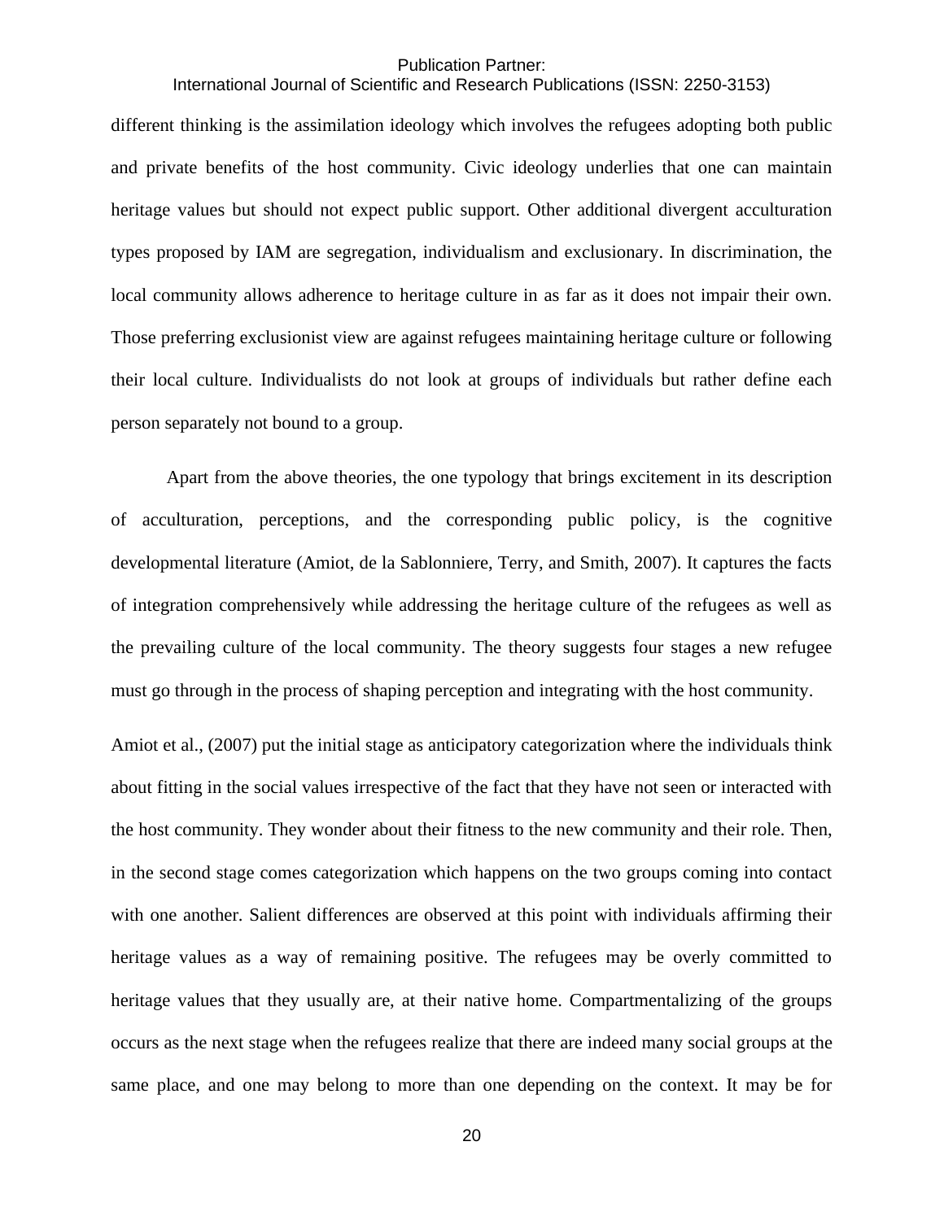different thinking is the assimilation ideology which involves the refugees adopting both public and private benefits of the host community. Civic ideology underlies that one can maintain heritage values but should not expect public support. Other additional divergent acculturation types proposed by IAM are segregation, individualism and exclusionary. In discrimination, the local community allows adherence to heritage culture in as far as it does not impair their own. Those preferring exclusionist view are against refugees maintaining heritage culture or following their local culture. Individualists do not look at groups of individuals but rather define each person separately not bound to a group.

Apart from the above theories, the one typology that brings excitement in its description of acculturation, perceptions, and the corresponding public policy, is the cognitive developmental literature (Amiot, de la Sablonniere, Terry, and Smith, 2007). It captures the facts of integration comprehensively while addressing the heritage culture of the refugees as well as the prevailing culture of the local community. The theory suggests four stages a new refugee must go through in the process of shaping perception and integrating with the host community.

Amiot et al., (2007) put the initial stage as anticipatory categorization where the individuals think about fitting in the social values irrespective of the fact that they have not seen or interacted with the host community. They wonder about their fitness to the new community and their role. Then, in the second stage comes categorization which happens on the two groups coming into contact with one another. Salient differences are observed at this point with individuals affirming their heritage values as a way of remaining positive. The refugees may be overly committed to heritage values that they usually are, at their native home. Compartmentalizing of the groups occurs as the next stage when the refugees realize that there are indeed many social groups at the same place, and one may belong to more than one depending on the context. It may be for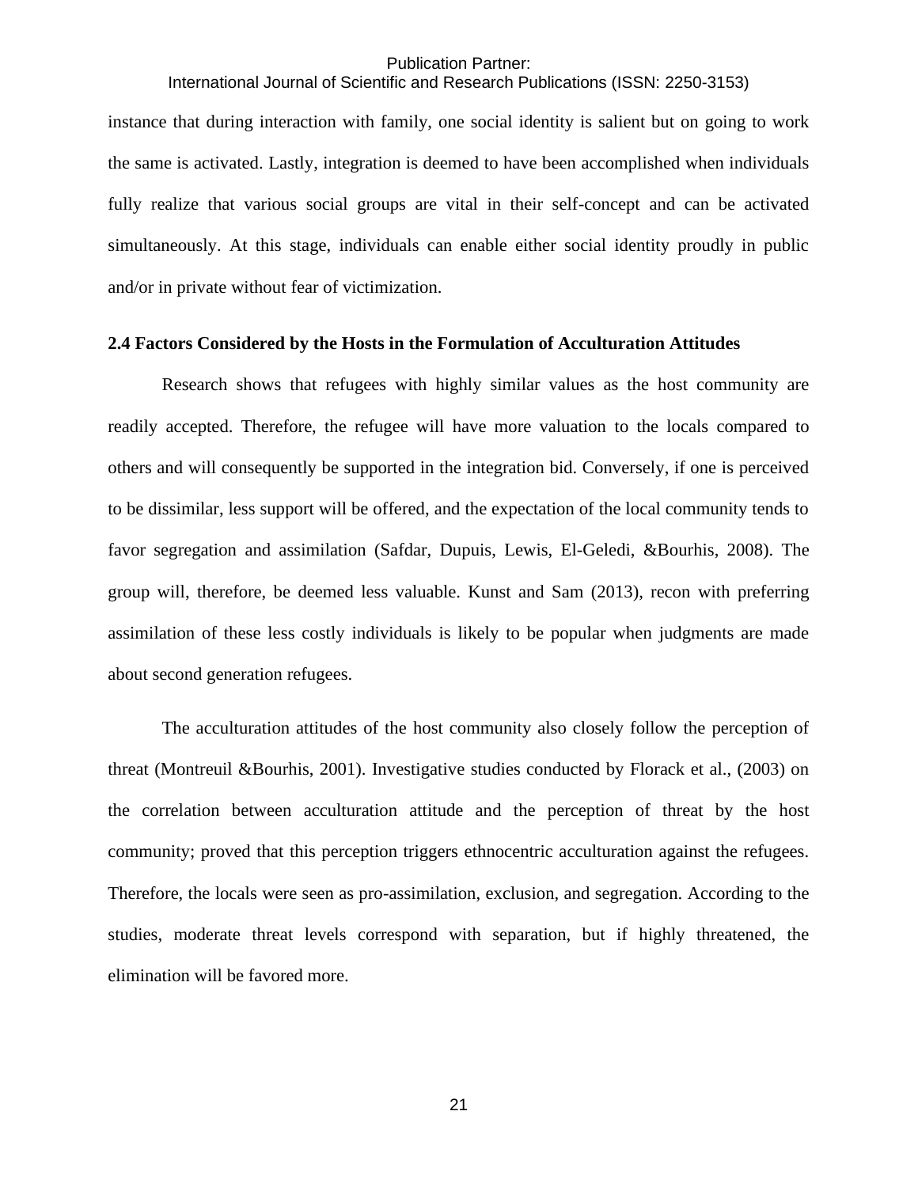instance that during interaction with family, one social identity is salient but on going to work the same is activated. Lastly, integration is deemed to have been accomplished when individuals fully realize that various social groups are vital in their self-concept and can be activated simultaneously. At this stage, individuals can enable either social identity proudly in public and/or in private without fear of victimization.

### 2.4 Factors Considered by the Hosts in the Formulation of Acculturation Attitudes

Research shows that refugees with highly similar values as the host community are readily accepted. Therefore, the refugee will have more valuation to the locals compared to others and will consequently be supported in the integration bid. Conversely, if one is perceived to be dissimilar, less support will be offered, and the expectation of the local community tends to favor segregation and assimilation (Safdar, Dupuis, Lewis, El-Geledi, &Bourhis, 2008). The group will, therefore, be deemed less valuable. Kunst and Sam (2013), recon with preferring assimilation of these less costly individuals is likely to be popular when judgments are made about second generation refugees.

The acculturation attitudes of the host community also closely follow the perception of threat (Montreuil &Bourhis, 2001). Investigative studies conducted by Florack et al., (2003) on the correlation between acculturation attitude and the perception of threat by the host community; proved that this perception triggers ethnocentric acculturation against the refugees. Therefore, the locals were seen as pro-assimilation, exclusion, and segregation. According to the studies, moderate threat levels correspond with separation, but if highly threatened, the elimination will be favored more.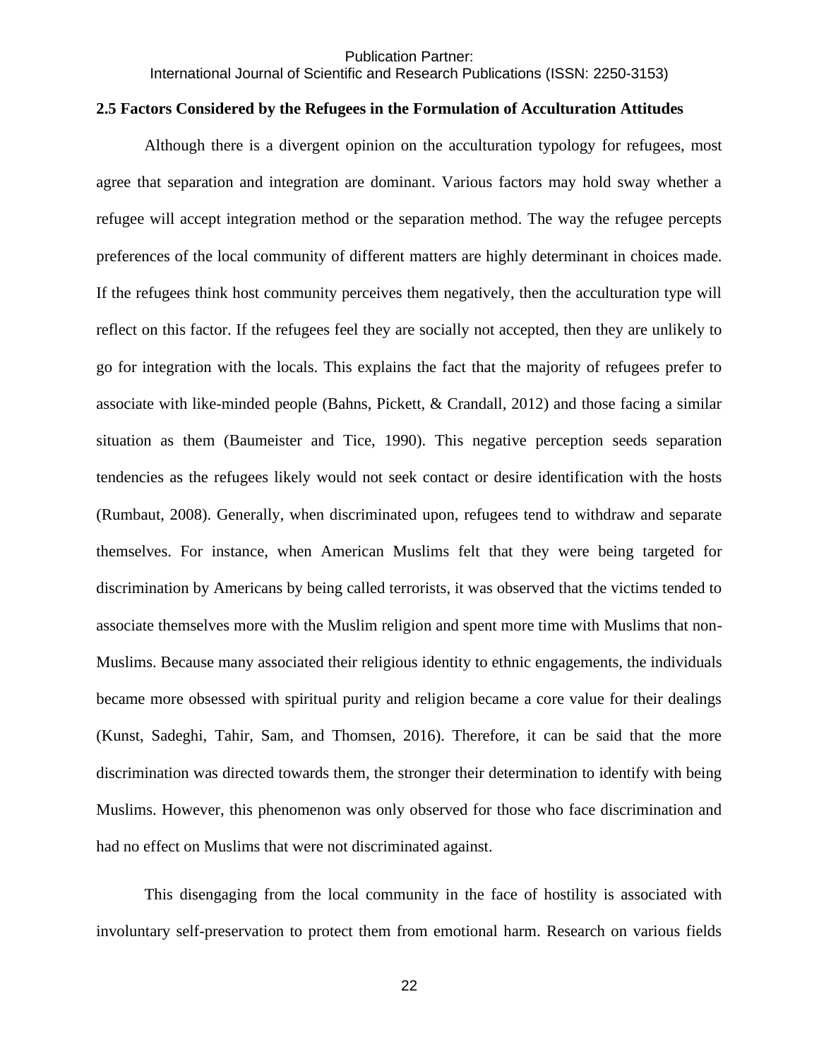### 2.5 Factors Considered by the Refugees in the Formulation of Acculturation Attitudes

Although there is a divergent opinion on the acculturation typology for refugees, most agree that separation and integration are dominant. Various factors may hold sway whether a refugee will accept integration method or the separation method. The way the refugee percepts preferences of the local community of different matters are highly determinant in choices made. If the refugees think host community perceives them negatively, then the acculturation type will reflect on this factor. If the refugees feel they are socially not accepted, then they are unlikely to go for integration with the locals. This explains the fact that the majority of refugees prefer to associate with like-minded people (Bahns, Pickett, & Crandall, 2012) and those facing a similar situation as them (Baumeister and Tice, 1990). This negative perception seeds separation tendencies as the refugees likely would not seek contact or desire identification with the hosts (Rumbaut, 2008). Generally, when discriminated upon, refugees tend to withdraw and separate themselves. For instance, when American Muslims felt that they were being targeted for discrimination by Americans by being called terrorists, it was observed that the victims tended to associate themselves more with the Muslim religion and spent more time with Muslims that non-Muslims. Because many associated their religious identity to ethnic engagements, the individuals became more obsessed with spiritual purity and religion became a core value for their dealings (Kunst, Sadeghi, Tahir, Sam, and Thomsen, 2016). Therefore, it can be said that the more discrimination was directed towards them, the stronger their determination to identify with being Muslims. However, this phenomenon was only observed for those who face discrimination and had no effect on Muslims that were not discriminated against.

This disengaging from the local community in the face of hostility is associated with involuntary self-preservation to protect them from emotional harm. Research on various fields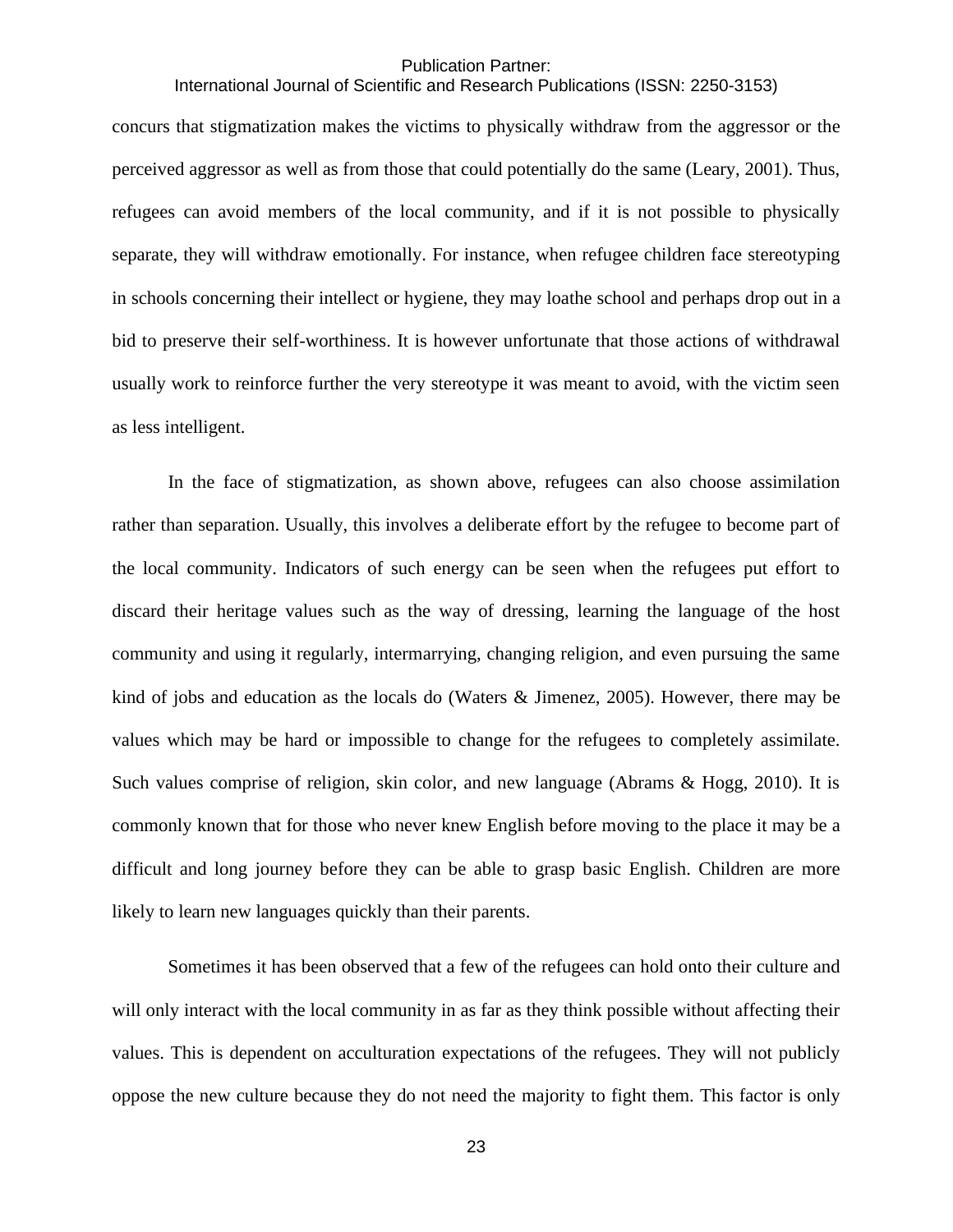concurs that stigmatization makes the victims to physically withdraw from the aggressor or the perceived aggressor as well as from those that could potentially do the same (Leary, 2001). Thus, refugees can avoid members of the local community, and if it is not possible to physically separate, they will withdraw emotionally. For instance, when refugee children face stereotyping in schools concerning their intellect or hygiene, they may loathe school and perhaps drop out in a bid to preserve their self-worthiness. It is however unfortunate that those actions of withdrawal usually work to reinforce further the very stereotype it was meant to avoid, with the victim seen as less intelligent.

In the face of stigmatization, as shown above, refugees can also choose assimilation rather than separation. Usually, this involves a deliberate effort by the refugee to become part of the local community. Indicators of such energy can be seen when the refugees put effort to discard their heritage values such as the way of dressing, learning the language of the host community and using it regularly, intermarrying, changing religion, and even pursuing the same kind of jobs and education as the locals do (Waters & Jimenez, 2005). However, there may be values which may be hard or impossible to change for the refugees to completely assimilate. Such values comprise of religion, skin color, and new language (Abrams & Hogg, 2010). It is commonly known that for those who never knew English before moving to the place it may be a difficult and long journey before they can be able to grasp basic English. Children are more likely to learn new languages quickly than their parents.

Sometimes it has been observed that a few of the refugees can hold onto their culture and will only interact with the local community in as far as they think possible without affecting their values. This is dependent on acculturation expectations of the refugees. They will not publicly oppose the new culture because they do not need the majority to fight them. This factor is only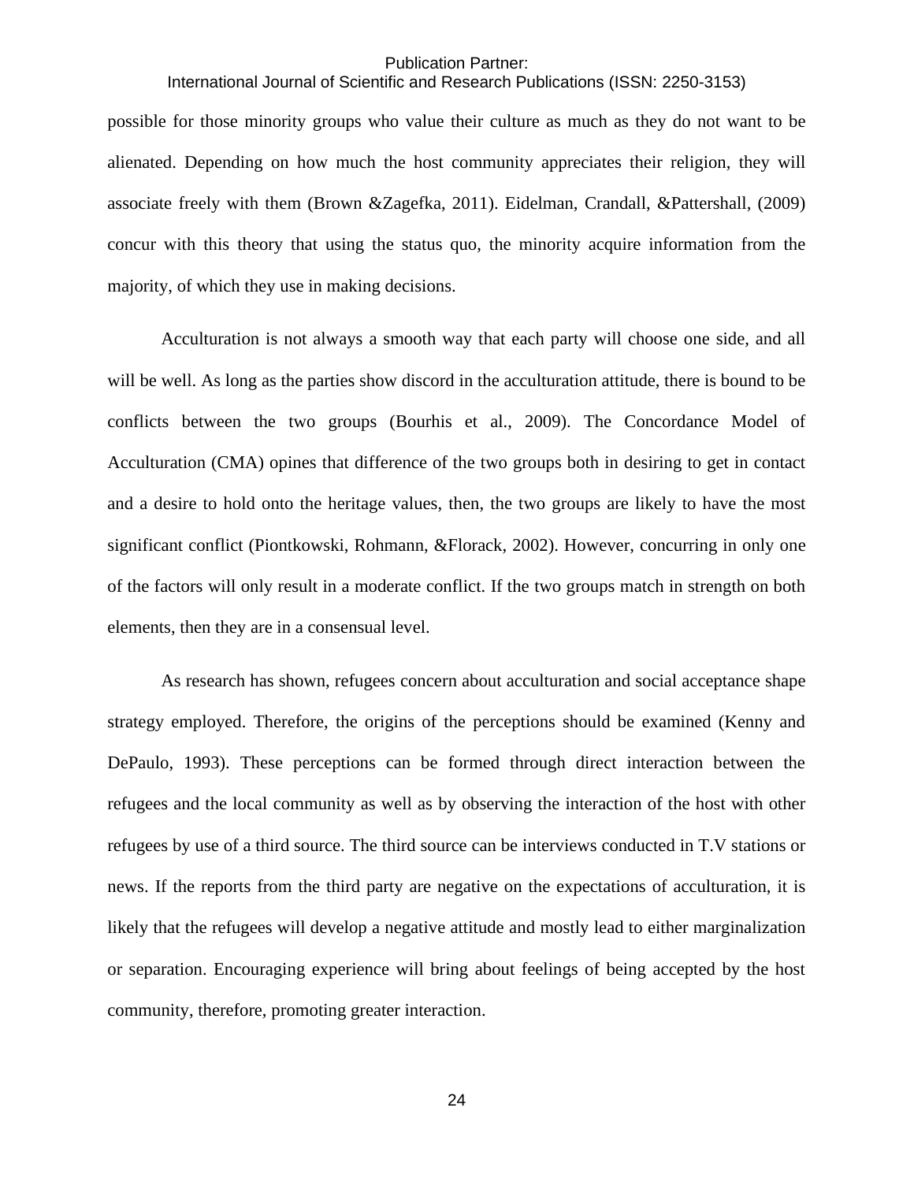possible for those minority groups who value their culture as much as they do not want to be alienated. Depending on how much the host community appreciates their religion, they will associate freely with them (Brown &Zagefka, 2011). Eidelman, Crandall, &Pattershall, (2009) concur with this theory that using the status quo, the minority acquire information from the majority, of which they use in making decisions.

Acculturation is not always a smooth way that each party will choose one side, and all will be well. As long as the parties show discord in the acculturation attitude, there is bound to be conflicts between the two groups (Bourhis et al., 2009). The Concordance Model of Acculturation (CMA) opines that difference of the two groups both in desiring to get in contact and a desire to hold onto the heritage values, then, the two groups are likely to have the most significant conflict (Piontkowski, Rohmann, &Florack, 2002). However, concurring in only one of the factors will only result in a moderate conflict. If the two groups match in strength on both elements, then they are in a consensual level.

As research has shown, refugees concern about acculturation and social acceptance shape strategy employed. Therefore, the origins of the perceptions should be examined (Kenny and DePaulo, 1993). These perceptions can be formed through direct interaction between the refugees and the local community as well as by observing the interaction of the host with other refugees by use of a third source. The third source can be interviews conducted in T.V stations or news. If the reports from the third party are negative on the expectations of acculturation, it is likely that the refugees will develop a negative attitude and mostly lead to either marginalization or separation. Encouraging experience will bring about feelings of being accepted by the host community, therefore, promoting greater interaction.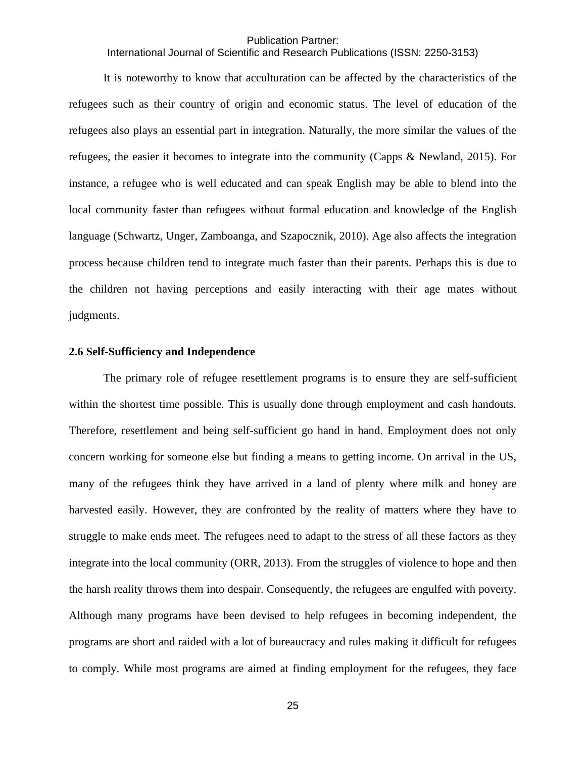It is noteworthy to know that acculturation can be affected by the characteristics of the refugees such as their country of origin and economic status. The level of education of the refugees also plays an essential part in integration. Naturally, the more similar the values of the refugees, the easier it becomes to integrate into the community (Capps & Newland, 2015). For instance, a refugee who is well educated and can speak English may be able to blend into the local community faster than refugees without formal education and knowledge of the English language (Schwartz, Unger, Zamboanga, and Szapocznik, 2010). Age also affects the integration process because children tend to integrate much faster than their parents. Perhaps this is due to the children not having perceptions and easily interacting with their age mates without judgments.

### 2.6 Self-Sufficiency and Independence

The primary role of refugee resettlement programs is to ensure they are self-sufficient within the shortest time possible. This is usually done through employment and cash handouts. Therefore, resettlement and being self-sufficient go hand in hand. Employment does not only concern working for someone else but finding a means to getting income. On arrival in the US, many of the refugees think they have arrived in a land of plenty where milk and honey are harvested easily. However, they are confronted by the reality of matters where they have to struggle to make ends meet. The refugees need to adapt to the stress of all these factors as they integrate into the local community (ORR, 2013). From the struggles of violence to hope and then the harsh reality throws them into despair. Consequently, the refugees are engulfed with poverty. Although many programs have been devised to help refugees in becoming independent, the programs are short and raided with a lot of bureaucracy and rules making it difficult for refugees to comply. While most programs are aimed at finding employment for the refugees, they face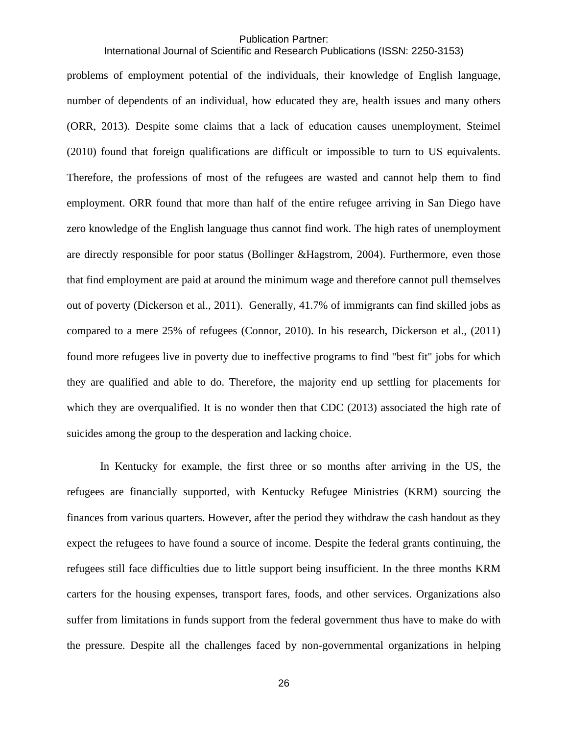problems of employment potential of the individuals, their knowledge of English language, number of dependents of an individual, how educated they are, health issues and many others (ORR, 2013). Despite some claims that a lack of education causes unemployment, Steimel (2010) found that foreign qualifications are difficult or impossible to turn to US equivalents. Therefore, the professions of most of the refugees are wasted and cannot help them to find employment. ORR found that more than half of the entire refugee arriving in San Diego have zero knowledge of the English language thus cannot find work. The high rates of unemployment are directly responsible for poor status (Bollinger &Hagstrom, 2004). Furthermore, even those that find employment are paid at around the minimum wage and therefore cannot pull themselves out of poverty (Dickerson et al., 2011).  Generally, 41.7% of immigrants can find skilled jobs as compared to a mere 25% of refugees (Connor, 2010). In his research, Dickerson et al., (2011) found more refugees live in poverty due to ineffective programs to find "best fit" jobs for which they are qualified and able to do. Therefore, the majority end up settling for placements for which they are overqualified. It is no wonder then that CDC (2013) associated the high rate of suicides among the group to the desperation and lacking choice.

In Kentucky for example, the first three or so months after arriving in the US, the refugees are financially supported, with Kentucky Refugee Ministries (KRM) sourcing the finances from various quarters. However, after the period they withdraw the cash handout as they expect the refugees to have found a source of income. Despite the federal grants continuing, the refugees still face difficulties due to little support being insufficient. In the three months KRM carters for the housing expenses, transport fares, foods, and other services. Organizations also suffer from limitations in funds support from the federal government thus have to make do with the pressure. Despite all the challenges faced by non-governmental organizations in helping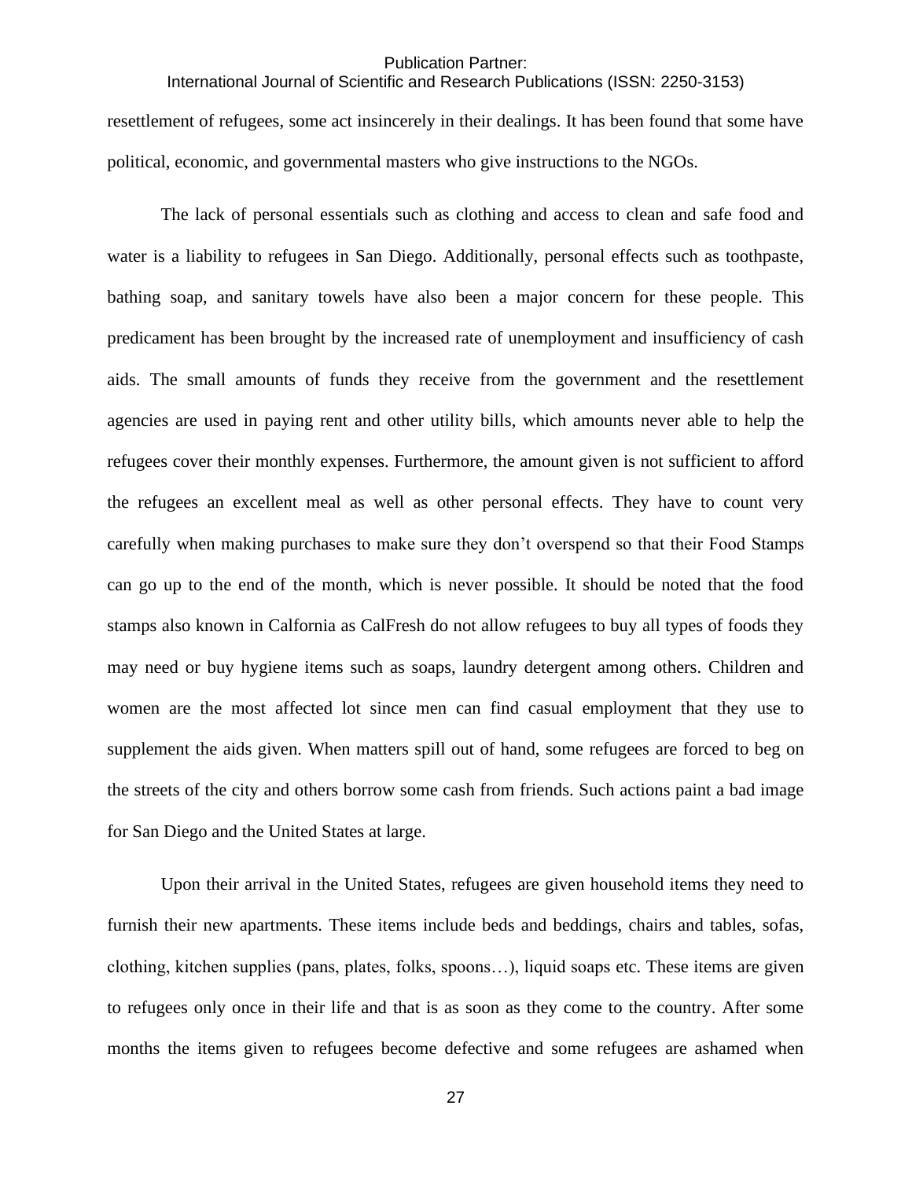resettlement of refugees, some act insincerely in their dealings. It has been found that some have political, economic, and governmental masters who give instructions to the NGOs.

The lack of personal essentials such as clothing and access to clean and safe food and water is a liability to refugees in San Diego. Additionally, personal effects such as toothpaste, bathing soap, and sanitary towels have also been a major concern for these people. This predicament has been brought by the increased rate of unemployment and insufficiency of cash aids. The small amounts of funds they receive from the government and the resettlement agencies are used in paying rent and other utility bills, which amounts never able to help the refugees cover their monthly expenses. Furthermore, the amount given is not sufficient to afford the refugees an excellent meal as well as other personal effects. They have to count very carefully when making purchases to make sure they don't overspend so that their Food Stamps can go up to the end of the month, which is never possible. It should be noted that the food stamps also known in Calfornia as CalFresh do not allow refugees to buy all types of foods they may need or buy hygiene items such as soaps, laundry detergent among others. Children and women are the most affected lot since men can find casual employment that they use to supplement the aids given. When matters spill out of hand, some refugees are forced to beg on the streets of the city and others borrow some cash from friends. Such actions paint a bad image for San Diego and the United States at large.

Upon their arrival in the United States, refugees are given household items they need to furnish their new apartments. These items include beds and beddings, chairs and tables, sofas, clothing, kitchen supplies (pans, plates, folks, spoons…), liquid soaps etc. These items are given to refugees only once in their life and that is as soon as they come to the country. After some months the items given to refugees become defective and some refugees are ashamed when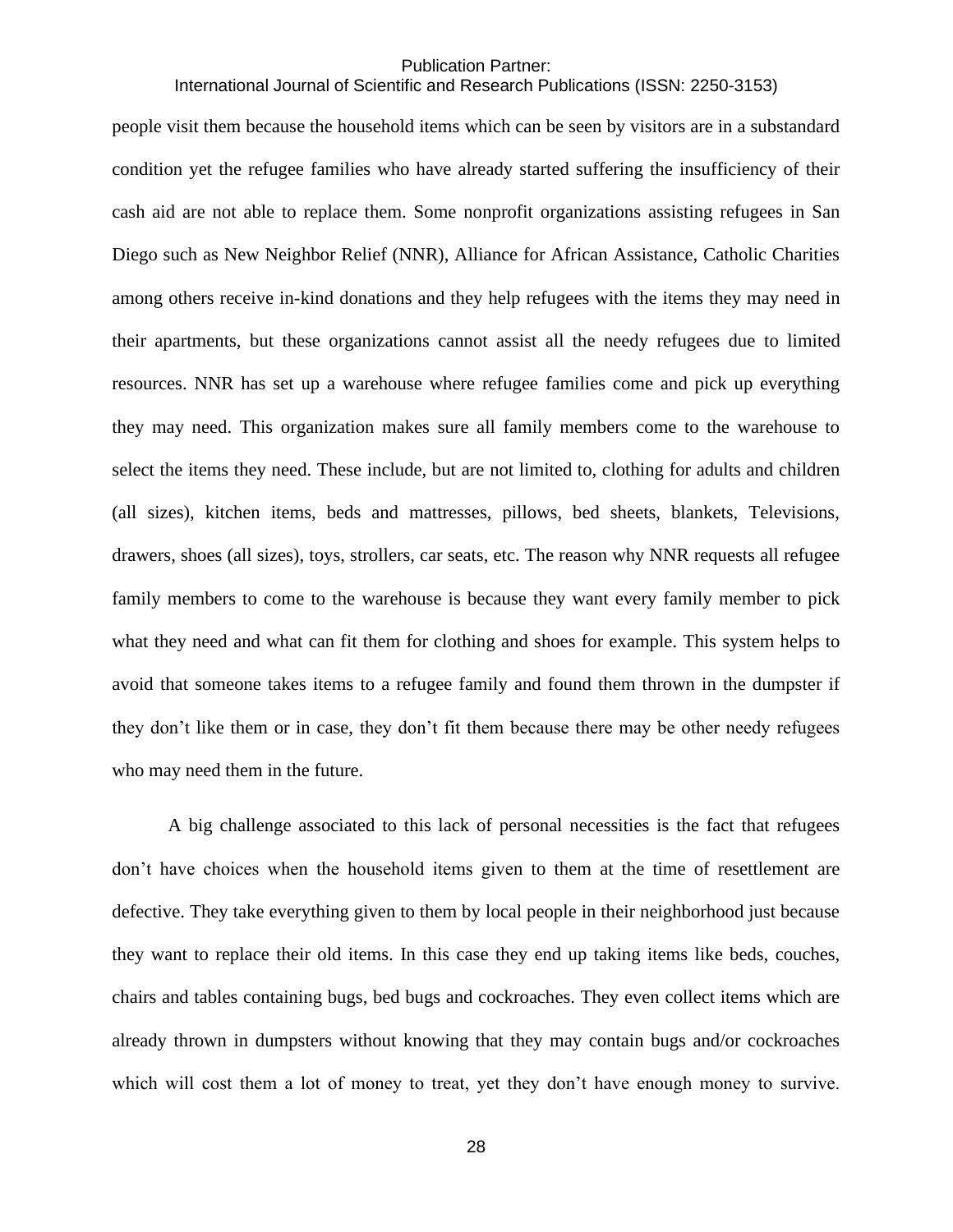people visit them because the household items which can be seen by visitors are in a substandard condition yet the refugee families who have already started suffering the insufficiency of their cash aid are not able to replace them. Some nonprofit organizations assisting refugees in San Diego such as New Neighbor Relief (NNR), Alliance for African Assistance, Catholic Charities among others receive in-kind donations and they help refugees with the items they may need in their apartments, but these organizations cannot assist all the needy refugees due to limited resources. NNR has set up a warehouse where refugee families come and pick up everything they may need. This organization makes sure all family members come to the warehouse to select the items they need. These include, but are not limited to, clothing for adults and children (all sizes), kitchen items, beds and mattresses, pillows, bed sheets, blankets, Televisions, drawers, shoes (all sizes), toys, strollers, car seats, etc. The reason why NNR requests all refugee family members to come to the warehouse is because they want every family member to pick what they need and what can fit them for clothing and shoes for example. This system helps to avoid that someone takes items to a refugee family and found them thrown in the dumpster if they don't like them or in case, they don't fit them because there may be other needy refugees who may need them in the future.

A big challenge associated to this lack of personal necessities is the fact that refugees don't have choices when the household items given to them at the time of resettlement are defective. They take everything given to them by local people in their neighborhood just because they want to replace their old items. In this case they end up taking items like beds, couches, chairs and tables containing bugs, bed bugs and cockroaches. They even collect items which are already thrown in dumpsters without knowing that they may contain bugs and/or cockroaches which will cost them a lot of money to treat, yet they don't have enough money to survive.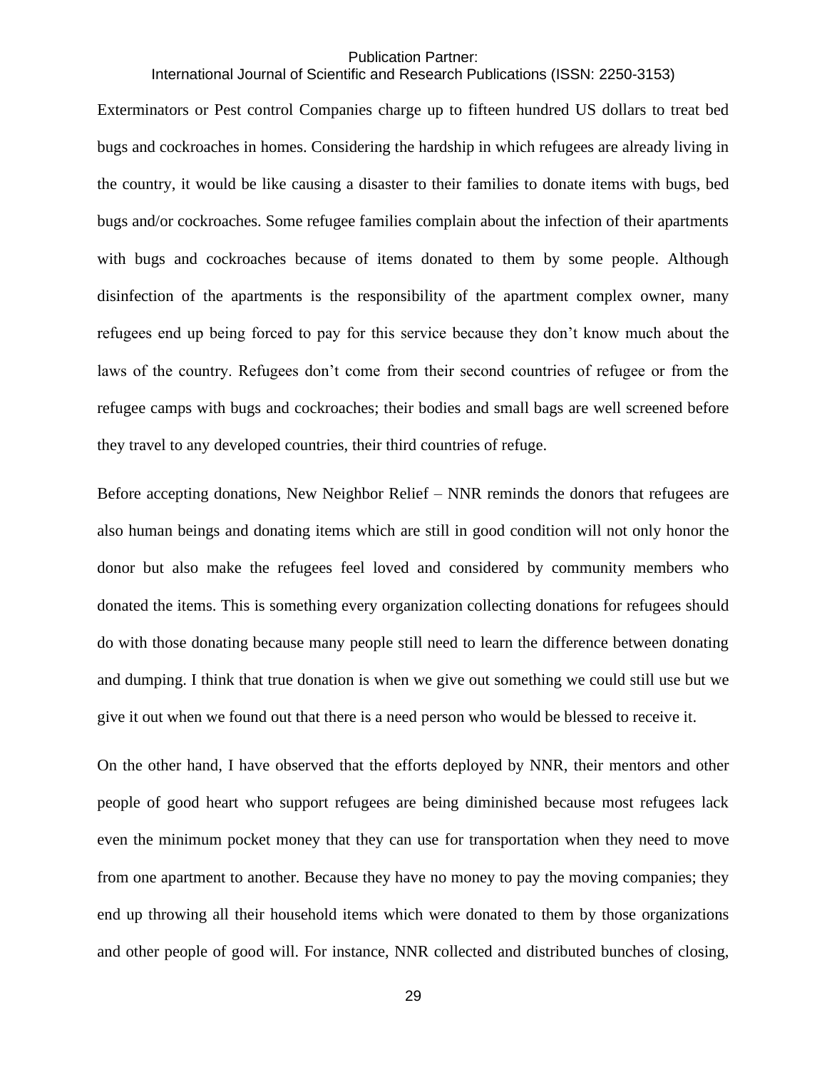Exterminators or Pest control Companies charge up to fifteen hundred US dollars to treat bed bugs and cockroaches in homes. Considering the hardship in which refugees are already living in the country, it would be like causing a disaster to their families to donate items with bugs, bed bugs and/or cockroaches. Some refugee families complain about the infection of their apartments with bugs and cockroaches because of items donated to them by some people. Although disinfection of the apartments is the responsibility of the apartment complex owner, many refugees end up being forced to pay for this service because they don't know much about the laws of the country. Refugees don't come from their second countries of refugee or from the refugee camps with bugs and cockroaches; their bodies and small bags are well screened before they travel to any developed countries, their third countries of refuge.

Before accepting donations, New Neighbor Relief – NNR reminds the donors that refugees are also human beings and donating items which are still in good condition will not only honor the donor but also make the refugees feel loved and considered by community members who donated the items. This is something every organization collecting donations for refugees should do with those donating because many people still need to learn the difference between donating and dumping. I think that true donation is when we give out something we could still use but we give it out when we found out that there is a need person who would be blessed to receive it.

On the other hand, I have observed that the efforts deployed by NNR, their mentors and other people of good heart who support refugees are being diminished because most refugees lack even the minimum pocket money that they can use for transportation when they need to move from one apartment to another. Because they have no money to pay the moving companies; they end up throwing all their household items which were donated to them by those organizations and other people of good will. For instance, NNR collected and distributed bunches of closing,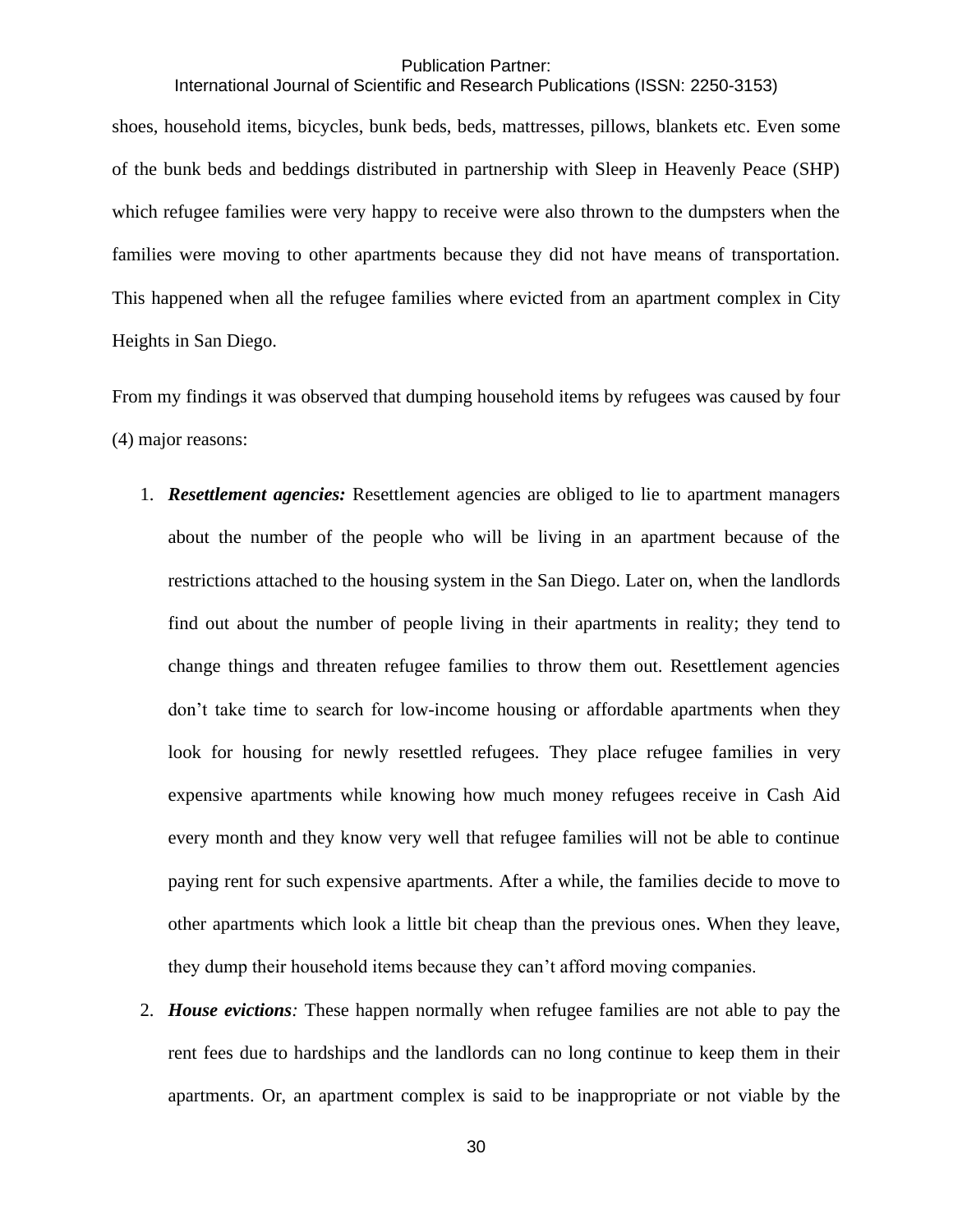shoes, household items, bicycles, bunk beds, beds, mattresses, pillows, blankets etc. Even some of the bunk beds and beddings distributed in partnership with Sleep in Heavenly Peace (SHP) which refugee families were very happy to receive were also thrown to the dumpsters when the families were moving to other apartments because they did not have means of transportation. This happened when all the refugee families where evicted from an apartment complex in City Heights in San Diego.

From my findings it was observed that dumping household items by refugees was caused by four (4) major reasons:

1. ***Resettlement agencies:*** Resettlement agencies are obliged to lie to apartment managers about the number of the people who will be living in an apartment because of the restrictions attached to the housing system in the San Diego. Later on, when the landlords find out about the number of people living in their apartments in reality; they tend to change things and threaten refugee families to throw them out. Resettlement agencies don't take time to search for low-income housing or affordable apartments when they look for housing for newly resettled refugees. They place refugee families in very expensive apartments while knowing how much money refugees receive in Cash Aid every month and they know very well that refugee families will not be able to continue paying rent for such expensive apartments. After a while, the families decide to move to other apartments which look a little bit cheap than the previous ones. When they leave, they dump their household items because they can't afford moving companies.
2. ***House evictions**:* These happen normally when refugee families are not able to pay the rent fees due to hardships and the landlords can no long continue to keep them in their apartments. Or, an apartment complex is said to be inappropriate or not viable by the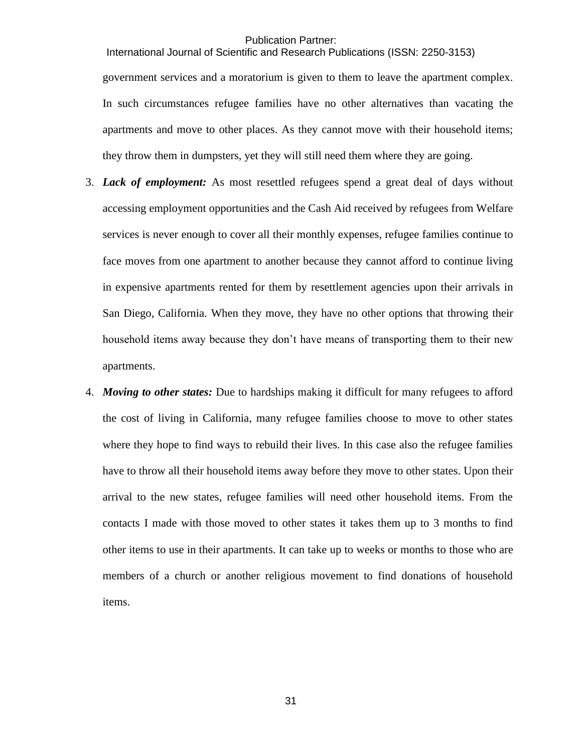government services and a moratorium is given to them to leave the apartment complex. In such circumstances refugee families have no other alternatives than vacating the apartments and move to other places. As they cannot move with their household items; they throw them in dumpsters, yet they will still need them where they are going.

3. ***Lack of employment:*** As most resettled refugees spend a great deal of days without accessing employment opportunities and the Cash Aid received by refugees from Welfare services is never enough to cover all their monthly expenses, refugee families continue to face moves from one apartment to another because they cannot afford to continue living in expensive apartments rented for them by resettlement agencies upon their arrivals in San Diego, California. When they move, they have no other options that throwing their household items away because they don't have means of transporting them to their new apartments.

4. ***Moving to other states:*** Due to hardships making it difficult for many refugees to afford the cost of living in California, many refugee families choose to move to other states where they hope to find ways to rebuild their lives. In this case also the refugee families have to throw all their household items away before they move to other states. Upon their arrival to the new states, refugee families will need other household items. From the contacts I made with those moved to other states it takes them up to 3 months to find other items to use in their apartments. It can take up to weeks or months to those who are members of a church or another religious movement to find donations of household items.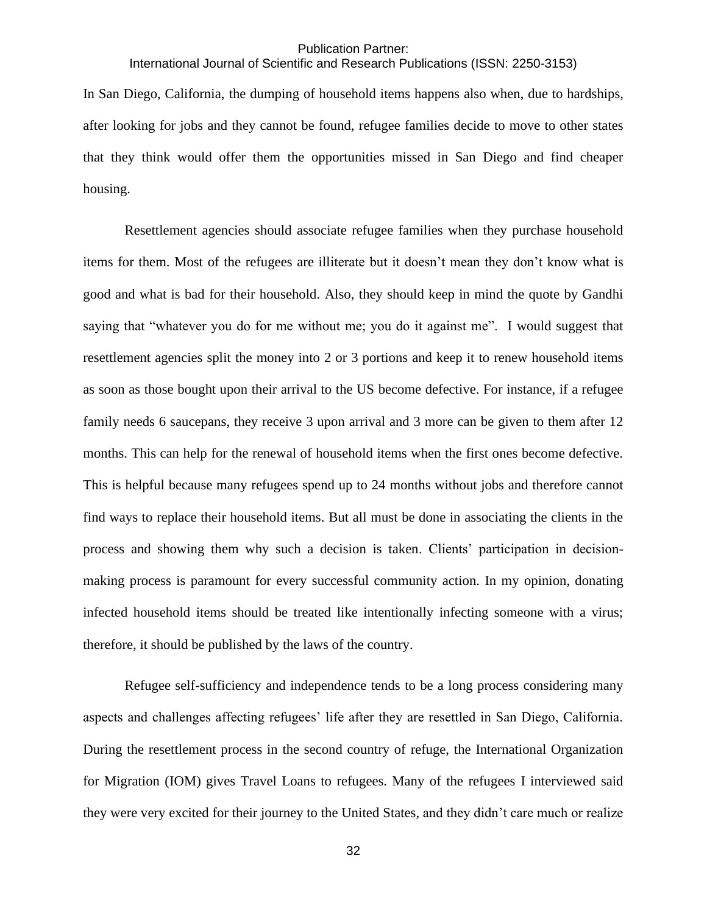In San Diego, California, the dumping of household items happens also when, due to hardships, after looking for jobs and they cannot be found, refugee families decide to move to other states that they think would offer them the opportunities missed in San Diego and find cheaper housing.

Resettlement agencies should associate refugee families when they purchase household items for them. Most of the refugees are illiterate but it doesn't mean they don't know what is good and what is bad for their household. Also, they should keep in mind the quote by Gandhi saying that "whatever you do for me without me; you do it against me". I would suggest that resettlement agencies split the money into 2 or 3 portions and keep it to renew household items as soon as those bought upon their arrival to the US become defective. For instance, if a refugee family needs 6 saucepans, they receive 3 upon arrival and 3 more can be given to them after 12 months. This can help for the renewal of household items when the first ones become defective. This is helpful because many refugees spend up to 24 months without jobs and therefore cannot find ways to replace their household items. But all must be done in associating the clients in the process and showing them why such a decision is taken. Clients' participation in decision-making process is paramount for every successful community action. In my opinion, donating infected household items should be treated like intentionally infecting someone with a virus; therefore, it should be published by the laws of the country.

Refugee self-sufficiency and independence tends to be a long process considering many aspects and challenges affecting refugees' life after they are resettled in San Diego, California. During the resettlement process in the second country of refuge, the International Organization for Migration (IOM) gives Travel Loans to refugees. Many of the refugees I interviewed said they were very excited for their journey to the United States, and they didn't care much or realize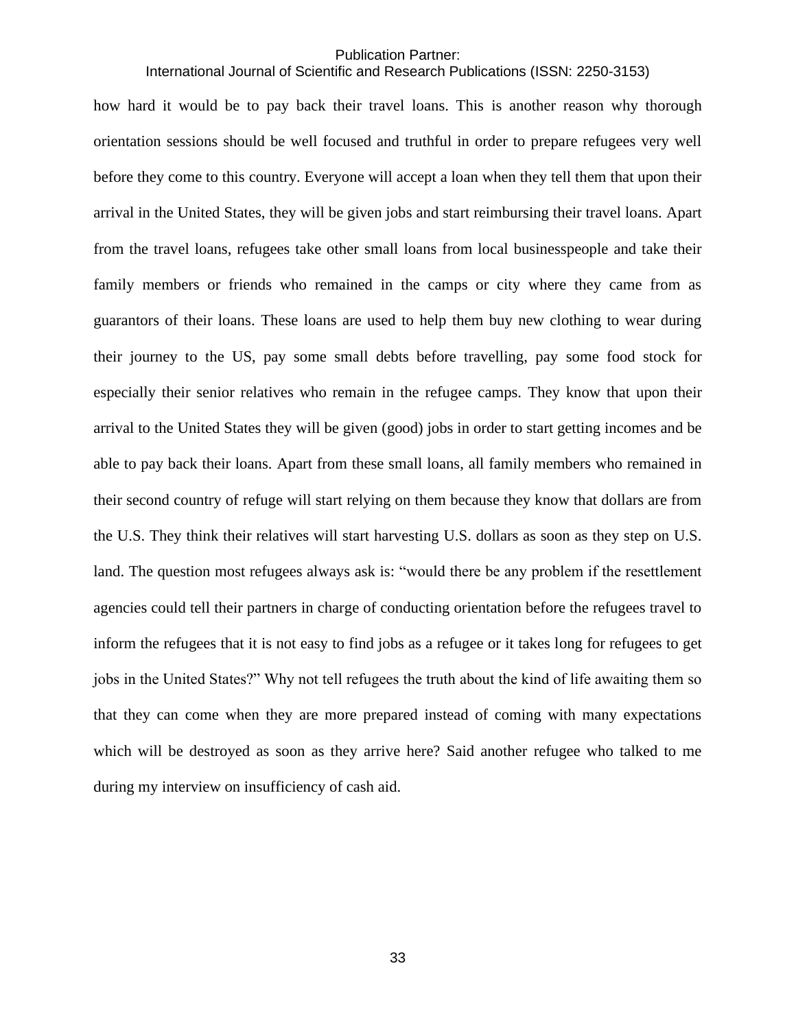how hard it would be to pay back their travel loans. This is another reason why thorough orientation sessions should be well focused and truthful in order to prepare refugees very well before they come to this country. Everyone will accept a loan when they tell them that upon their arrival in the United States, they will be given jobs and start reimbursing their travel loans. Apart from the travel loans, refugees take other small loans from local businesspeople and take their family members or friends who remained in the camps or city where they came from as guarantors of their loans. These loans are used to help them buy new clothing to wear during their journey to the US, pay some small debts before travelling, pay some food stock for especially their senior relatives who remain in the refugee camps. They know that upon their arrival to the United States they will be given (good) jobs in order to start getting incomes and be able to pay back their loans. Apart from these small loans, all family members who remained in their second country of refuge will start relying on them because they know that dollars are from the U.S. They think their relatives will start harvesting U.S. dollars as soon as they step on U.S. land. The question most refugees always ask is: "would there be any problem if the resettlement agencies could tell their partners in charge of conducting orientation before the refugees travel to inform the refugees that it is not easy to find jobs as a refugee or it takes long for refugees to get jobs in the United States?" Why not tell refugees the truth about the kind of life awaiting them so that they can come when they are more prepared instead of coming with many expectations which will be destroyed as soon as they arrive here? Said another refugee who talked to me during my interview on insufficiency of cash aid.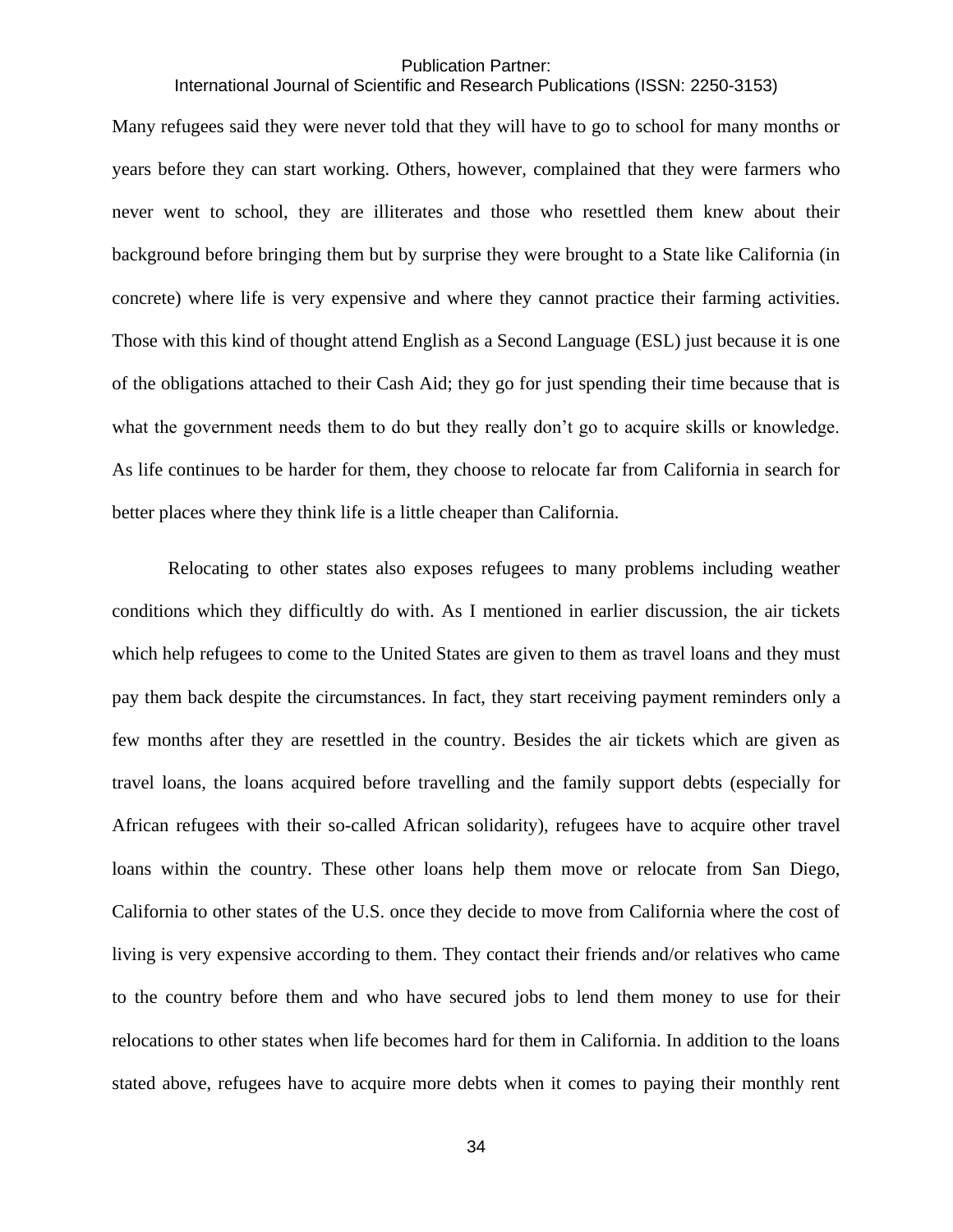Many refugees said they were never told that they will have to go to school for many months or years before they can start working. Others, however, complained that they were farmers who never went to school, they are illiterates and those who resettled them knew about their background before bringing them but by surprise they were brought to a State like California (in concrete) where life is very expensive and where they cannot practice their farming activities. Those with this kind of thought attend English as a Second Language (ESL) just because it is one of the obligations attached to their Cash Aid; they go for just spending their time because that is what the government needs them to do but they really don't go to acquire skills or knowledge. As life continues to be harder for them, they choose to relocate far from California in search for better places where they think life is a little cheaper than California.

Relocating to other states also exposes refugees to many problems including weather conditions which they difficultly do with. As I mentioned in earlier discussion, the air tickets which help refugees to come to the United States are given to them as travel loans and they must pay them back despite the circumstances. In fact, they start receiving payment reminders only a few months after they are resettled in the country. Besides the air tickets which are given as travel loans, the loans acquired before travelling and the family support debts (especially for African refugees with their so-called African solidarity), refugees have to acquire other travel loans within the country. These other loans help them move or relocate from San Diego, California to other states of the U.S. once they decide to move from California where the cost of living is very expensive according to them. They contact their friends and/or relatives who came to the country before them and who have secured jobs to lend them money to use for their relocations to other states when life becomes hard for them in California. In addition to the loans stated above, refugees have to acquire more debts when it comes to paying their monthly rent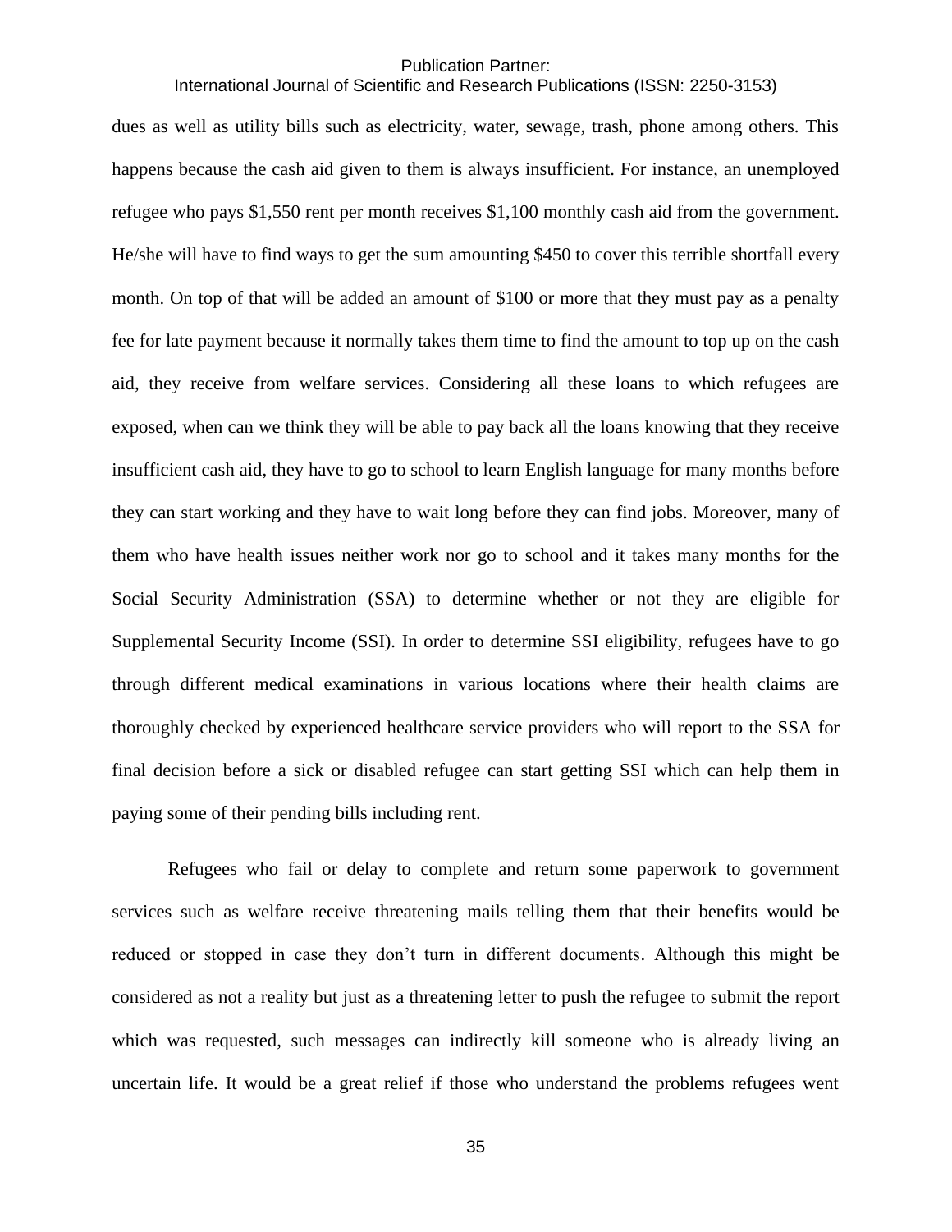dues as well as utility bills such as electricity, water, sewage, trash, phone among others. This happens because the cash aid given to them is always insufficient. For instance, an unemployed refugee who pays $1,550 rent per month receives $1,100 monthly cash aid from the government. He/she will have to find ways to get the sum amounting $450 to cover this terrible shortfall every month. On top of that will be added an amount of $100 or more that they must pay as a penalty fee for late payment because it normally takes them time to find the amount to top up on the cash aid, they receive from welfare services. Considering all these loans to which refugees are exposed, when can we think they will be able to pay back all the loans knowing that they receive insufficient cash aid, they have to go to school to learn English language for many months before they can start working and they have to wait long before they can find jobs. Moreover, many of them who have health issues neither work nor go to school and it takes many months for the Social Security Administration (SSA) to determine whether or not they are eligible for Supplemental Security Income (SSI). In order to determine SSI eligibility, refugees have to go through different medical examinations in various locations where their health claims are thoroughly checked by experienced healthcare service providers who will report to the SSA for final decision before a sick or disabled refugee can start getting SSI which can help them in paying some of their pending bills including rent.

Refugees who fail or delay to complete and return some paperwork to government services such as welfare receive threatening mails telling them that their benefits would be reduced or stopped in case they don't turn in different documents. Although this might be considered as not a reality but just as a threatening letter to push the refugee to submit the report which was requested, such messages can indirectly kill someone who is already living an uncertain life. It would be a great relief if those who understand the problems refugees went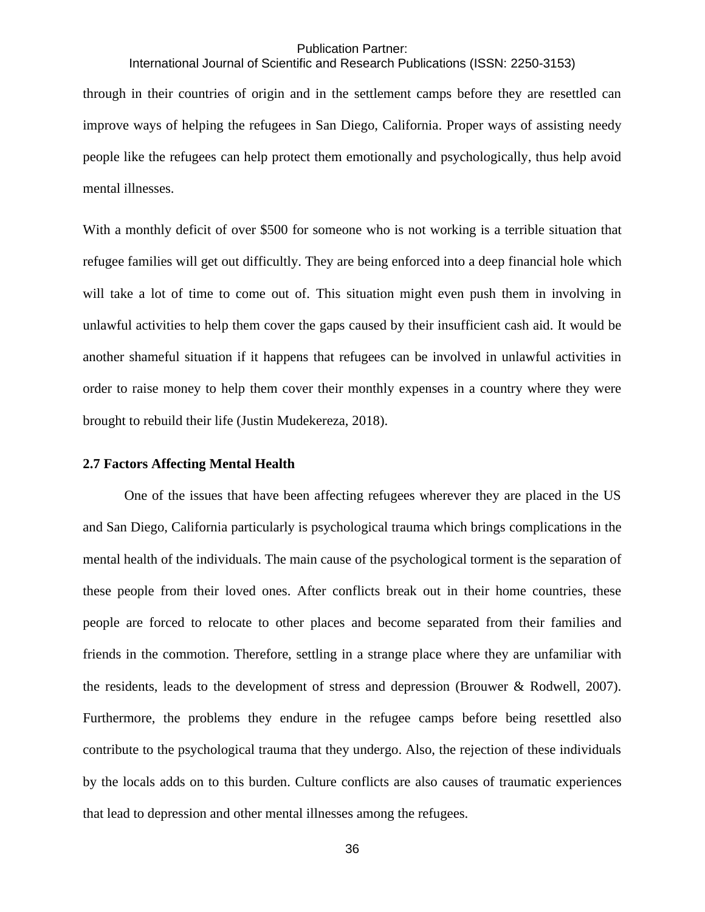through in their countries of origin and in the settlement camps before they are resettled can improve ways of helping the refugees in San Diego, California. Proper ways of assisting needy people like the refugees can help protect them emotionally and psychologically, thus help avoid mental illnesses.

With a monthly deficit of over $500 for someone who is not working is a terrible situation that refugee families will get out difficultly. They are being enforced into a deep financial hole which will take a lot of time to come out of. This situation might even push them in involving in unlawful activities to help them cover the gaps caused by their insufficient cash aid. It would be another shameful situation if it happens that refugees can be involved in unlawful activities in order to raise money to help them cover their monthly expenses in a country where they were brought to rebuild their life (Justin Mudekereza, 2018).

### 2.7 Factors Affecting Mental Health

One of the issues that have been affecting refugees wherever they are placed in the US and San Diego, California particularly is psychological trauma which brings complications in the mental health of the individuals. The main cause of the psychological torment is the separation of these people from their loved ones. After conflicts break out in their home countries, these people are forced to relocate to other places and become separated from their families and friends in the commotion. Therefore, settling in a strange place where they are unfamiliar with the residents, leads to the development of stress and depression (Brouwer & Rodwell, 2007). Furthermore, the problems they endure in the refugee camps before being resettled also contribute to the psychological trauma that they undergo. Also, the rejection of these individuals by the locals adds on to this burden. Culture conflicts are also causes of traumatic experiences that lead to depression and other mental illnesses among the refugees.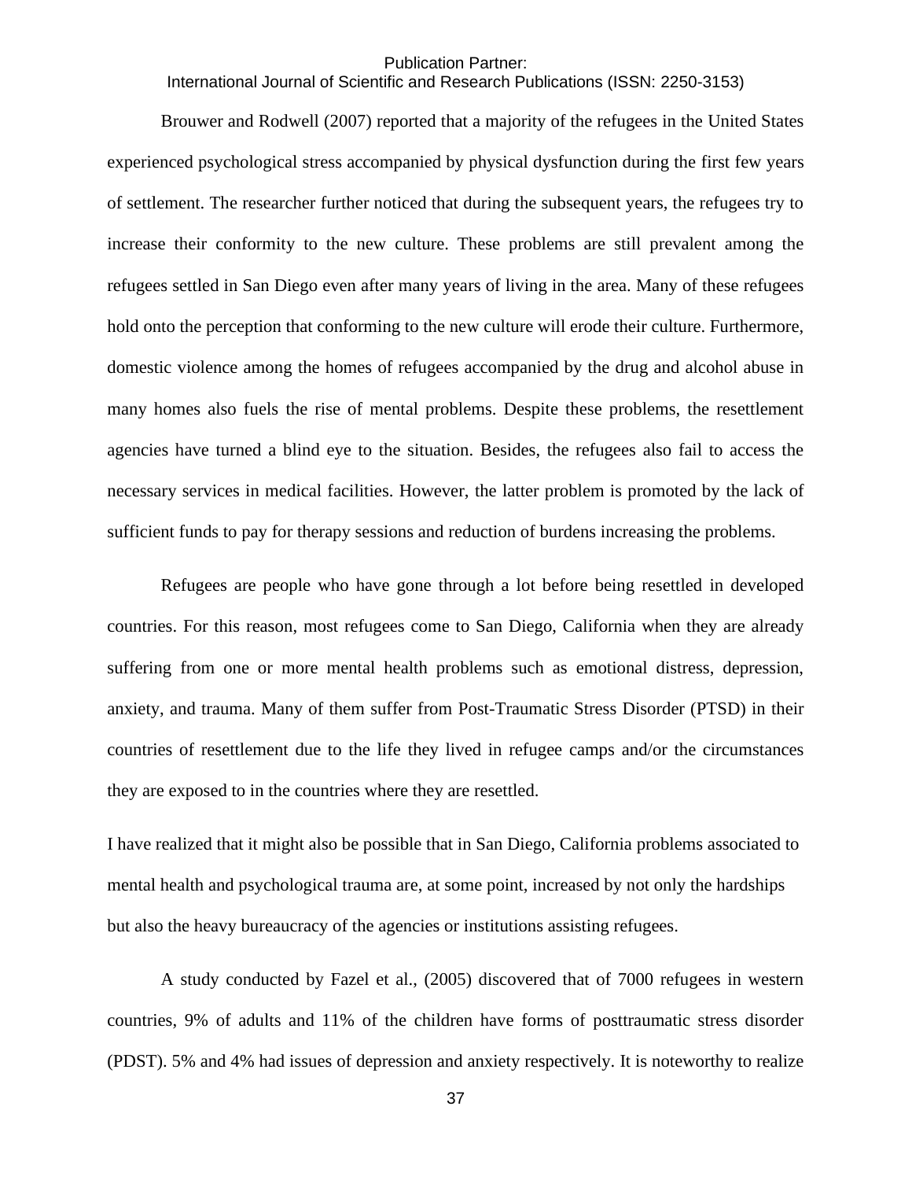Brouwer and Rodwell (2007) reported that a majority of the refugees in the United States experienced psychological stress accompanied by physical dysfunction during the first few years of settlement. The researcher further noticed that during the subsequent years, the refugees try to increase their conformity to the new culture. These problems are still prevalent among the refugees settled in San Diego even after many years of living in the area. Many of these refugees hold onto the perception that conforming to the new culture will erode their culture. Furthermore, domestic violence among the homes of refugees accompanied by the drug and alcohol abuse in many homes also fuels the rise of mental problems. Despite these problems, the resettlement agencies have turned a blind eye to the situation. Besides, the refugees also fail to access the necessary services in medical facilities. However, the latter problem is promoted by the lack of sufficient funds to pay for therapy sessions and reduction of burdens increasing the problems.

Refugees are people who have gone through a lot before being resettled in developed countries. For this reason, most refugees come to San Diego, California when they are already suffering from one or more mental health problems such as emotional distress, depression, anxiety, and trauma. Many of them suffer from Post-Traumatic Stress Disorder (PTSD) in their countries of resettlement due to the life they lived in refugee camps and/or the circumstances they are exposed to in the countries where they are resettled.

I have realized that it might also be possible that in San Diego, California problems associated to mental health and psychological trauma are, at some point, increased by not only the hardships but also the heavy bureaucracy of the agencies or institutions assisting refugees.

A study conducted by Fazel et al., (2005) discovered that of 7000 refugees in western countries, 9% of adults and 11% of the children have forms of posttraumatic stress disorder (PDST). 5% and 4% had issues of depression and anxiety respectively. It is noteworthy to realize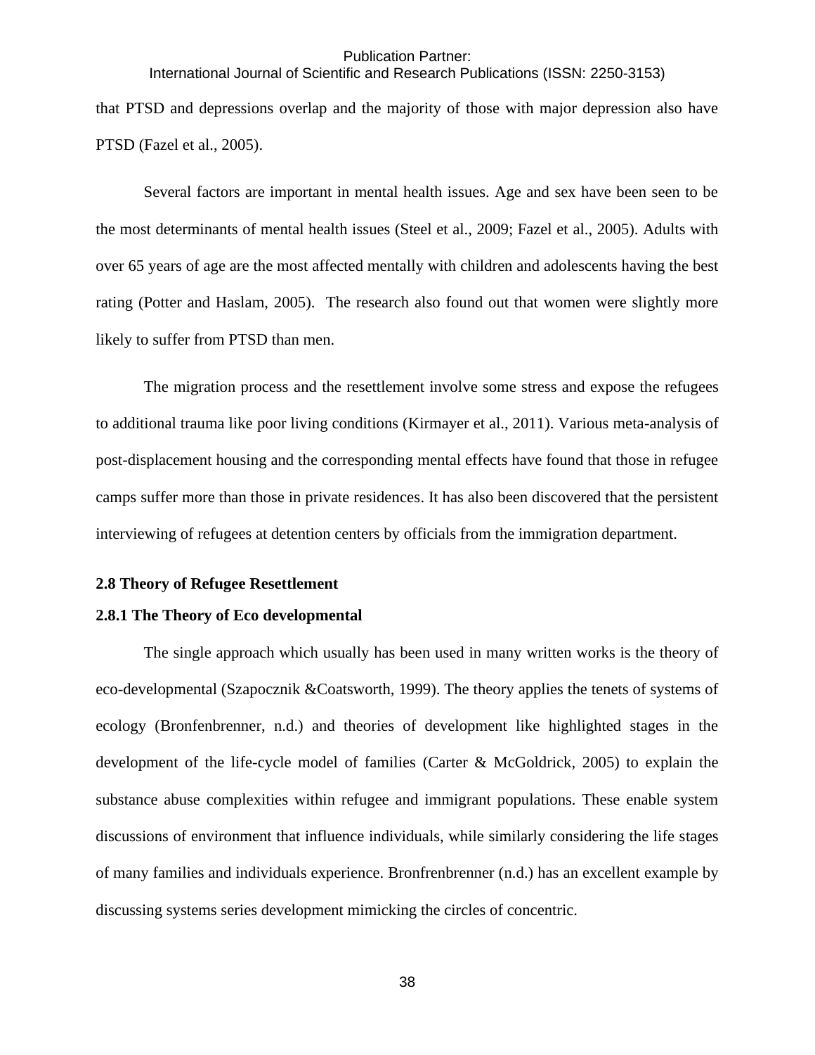that PTSD and depressions overlap and the majority of those with major depression also have PTSD (Fazel et al., 2005).

Several factors are important in mental health issues. Age and sex have been seen to be the most determinants of mental health issues (Steel et al., 2009; Fazel et al., 2005). Adults with over 65 years of age are the most affected mentally with children and adolescents having the best rating (Potter and Haslam, 2005). The research also found out that women were slightly more likely to suffer from PTSD than men.

The migration process and the resettlement involve some stress and expose the refugees to additional trauma like poor living conditions (Kirmayer et al., 2011). Various meta-analysis of post-displacement housing and the corresponding mental effects have found that those in refugee camps suffer more than those in private residences. It has also been discovered that the persistent interviewing of refugees at detention centers by officials from the immigration department.

## 2.8 Theory of Refugee Resettlement

### 2.8.1 The Theory of Eco developmental

The single approach which usually has been used in many written works is the theory of eco-developmental (Szapocznik &Coatsworth, 1999). The theory applies the tenets of systems of ecology (Bronfenbrenner, n.d.) and theories of development like highlighted stages in the development of the life-cycle model of families (Carter & McGoldrick, 2005) to explain the substance abuse complexities within refugee and immigrant populations. These enable system discussions of environment that influence individuals, while similarly considering the life stages of many families and individuals experience. Bronfenbrenner (n.d.) has an excellent example by discussing systems series development mimicking the circles of concentric.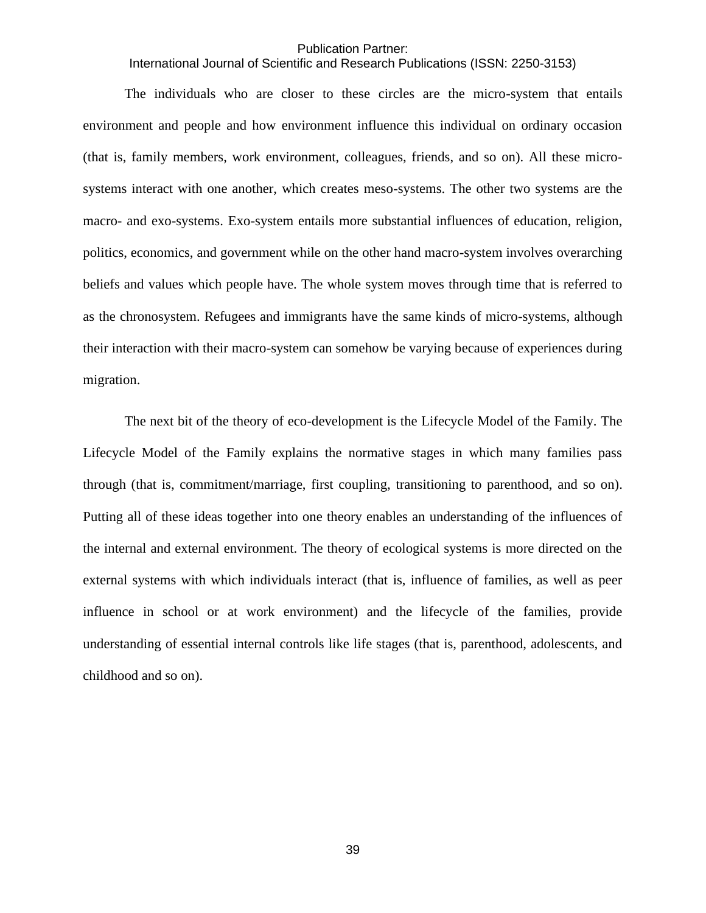The individuals who are closer to these circles are the micro-system that entails environment and people and how environment influence this individual on ordinary occasion (that is, family members, work environment, colleagues, friends, and so on). All these micro-systems interact with one another, which creates meso-systems. The other two systems are the macro- and exo-systems. Exo-system entails more substantial influences of education, religion, politics, economics, and government while on the other hand macro-system involves overarching beliefs and values which people have. The whole system moves through time that is referred to as the chronosystem. Refugees and immigrants have the same kinds of micro-systems, although their interaction with their macro-system can somehow be varying because of experiences during migration.

The next bit of the theory of eco-development is the Lifecycle Model of the Family. The Lifecycle Model of the Family explains the normative stages in which many families pass through (that is, commitment/marriage, first coupling, transitioning to parenthood, and so on). Putting all of these ideas together into one theory enables an understanding of the influences of the internal and external environment. The theory of ecological systems is more directed on the external systems with which individuals interact (that is, influence of families, as well as peer influence in school or at work environment) and the lifecycle of the families, provide understanding of essential internal controls like life stages (that is, parenthood, adolescents, and childhood and so on).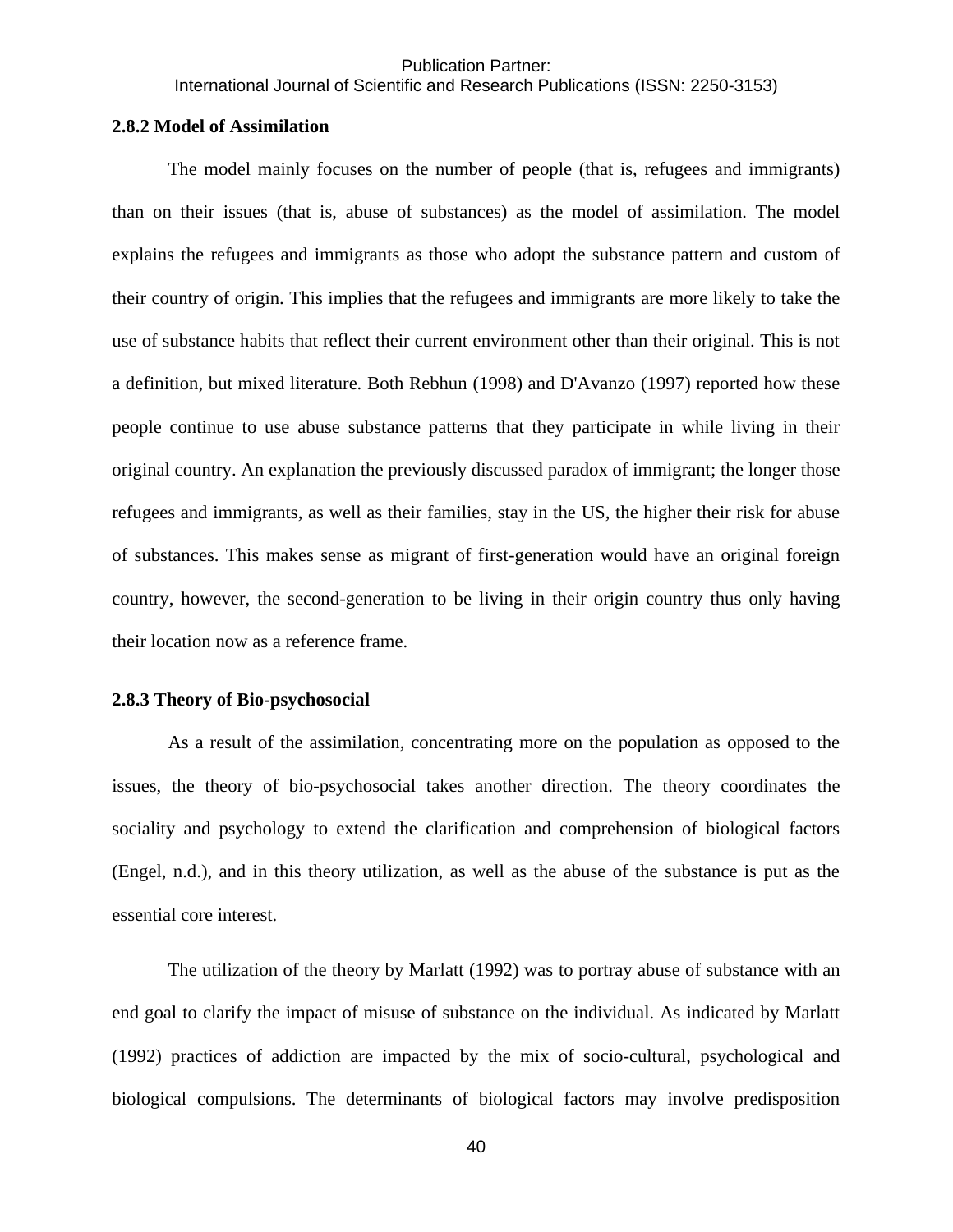### 2.8.2 Model of Assimilation

The model mainly focuses on the number of people (that is, refugees and immigrants) than on their issues (that is, abuse of substances) as the model of assimilation. The model explains the refugees and immigrants as those who adopt the substance pattern and custom of their country of origin. This implies that the refugees and immigrants are more likely to take the use of substance habits that reflect their current environment other than their original. This is not a definition, but mixed literature. Both Rebhun (1998) and D'Avanzo (1997) reported how these people continue to use abuse substance patterns that they participate in while living in their original country. An explanation the previously discussed paradox of immigrant; the longer those refugees and immigrants, as well as their families, stay in the US, the higher their risk for abuse of substances. This makes sense as migrant of first-generation would have an original foreign country, however, the second-generation to be living in their origin country thus only having their location now as a reference frame.

### 2.8.3 Theory of Bio-psychosocial

As a result of the assimilation, concentrating more on the population as opposed to the issues, the theory of bio-psychosocial takes another direction. The theory coordinates the sociality and psychology to extend the clarification and comprehension of biological factors (Engel, n.d.), and in this theory utilization, as well as the abuse of the substance is put as the essential core interest.

The utilization of the theory by Marlatt (1992) was to portray abuse of substance with an end goal to clarify the impact of misuse of substance on the individual. As indicated by Marlatt (1992) practices of addiction are impacted by the mix of socio-cultural, psychological and biological compulsions. The determinants of biological factors may involve predisposition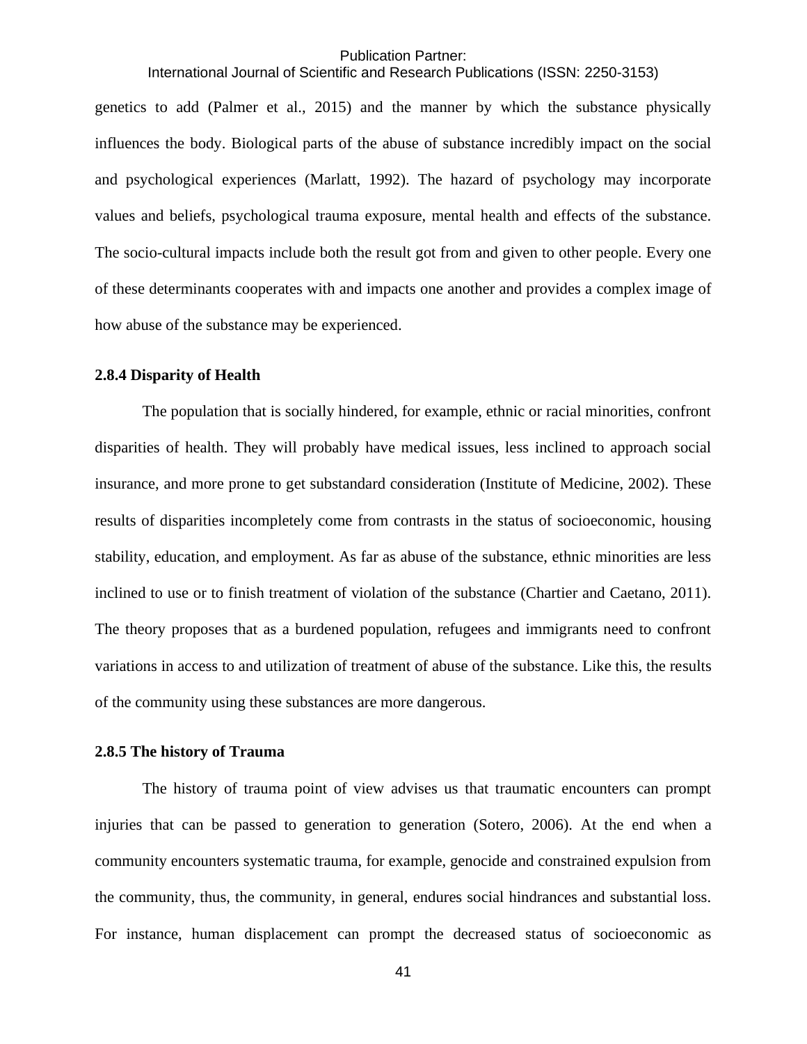genetics to add (Palmer et al., 2015) and the manner by which the substance physically influences the body. Biological parts of the abuse of substance incredibly impact on the social and psychological experiences (Marlatt, 1992). The hazard of psychology may incorporate values and beliefs, psychological trauma exposure, mental health and effects of the substance. The socio-cultural impacts include both the result got from and given to other people. Every one of these determinants cooperates with and impacts one another and provides a complex image of how abuse of the substance may be experienced.

### 2.8.4 Disparity of Health

The population that is socially hindered, for example, ethnic or racial minorities, confront disparities of health. They will probably have medical issues, less inclined to approach social insurance, and more prone to get substandard consideration (Institute of Medicine, 2002). These results of disparities incompletely come from contrasts in the status of socioeconomic, housing stability, education, and employment. As far as abuse of the substance, ethnic minorities are less inclined to use or to finish treatment of violation of the substance (Chartier and Caetano, 2011). The theory proposes that as a burdened population, refugees and immigrants need to confront variations in access to and utilization of treatment of abuse of the substance. Like this, the results of the community using these substances are more dangerous.

### 2.8.5 The history of Trauma

The history of trauma point of view advises us that traumatic encounters can prompt injuries that can be passed to generation to generation (Sotero, 2006). At the end when a community encounters systematic trauma, for example, genocide and constrained expulsion from the community, thus, the community, in general, endures social hindrances and substantial loss. For instance, human displacement can prompt the decreased status of socioeconomic as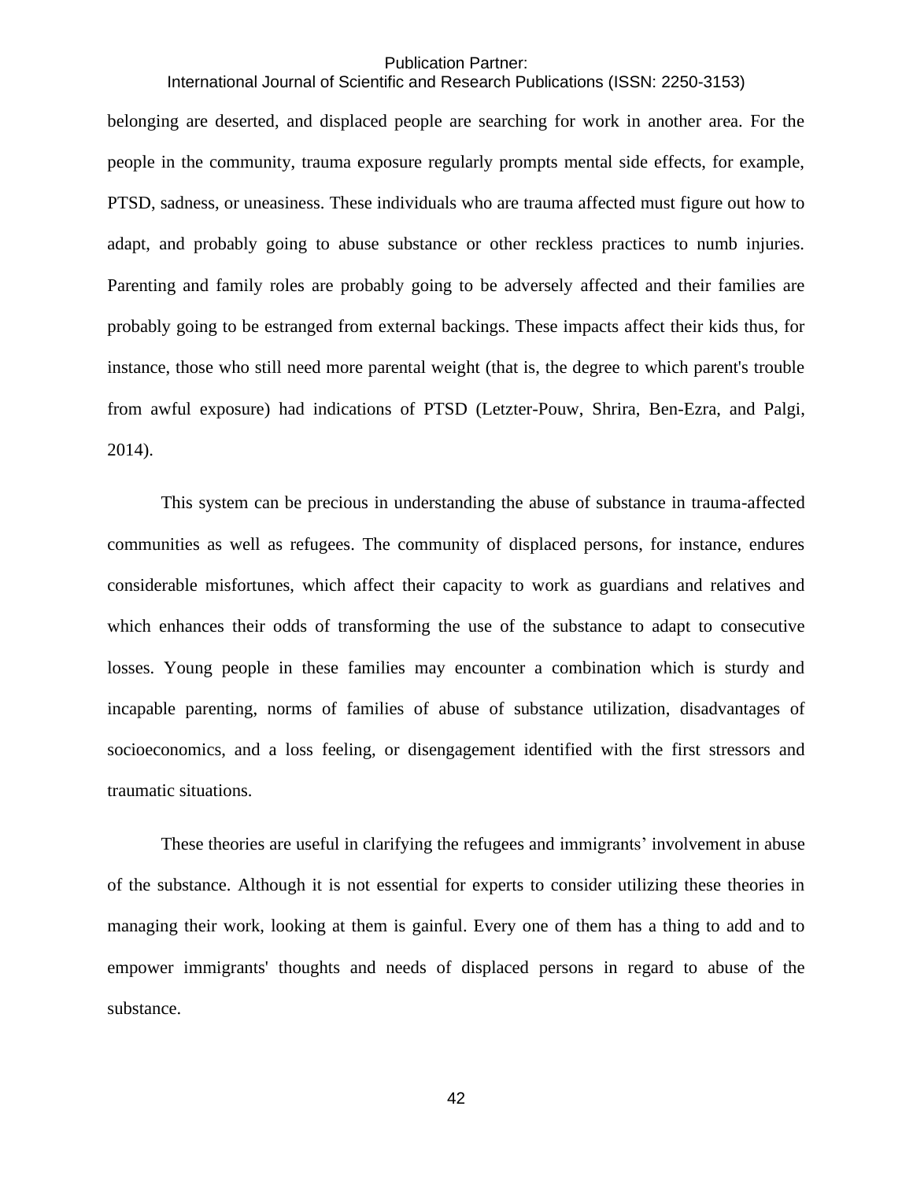belonging are deserted, and displaced people are searching for work in another area. For the people in the community, trauma exposure regularly prompts mental side effects, for example, PTSD, sadness, or uneasiness. These individuals who are trauma affected must figure out how to adapt, and probably going to abuse substance or other reckless practices to numb injuries. Parenting and family roles are probably going to be adversely affected and their families are probably going to be estranged from external backings. These impacts affect their kids thus, for instance, those who still need more parental weight (that is, the degree to which parent's trouble from awful exposure) had indications of PTSD (Letzter-Pouw, Shrira, Ben-Ezra, and Palgi, 2014).

This system can be precious in understanding the abuse of substance in trauma-affected communities as well as refugees. The community of displaced persons, for instance, endures considerable misfortunes, which affect their capacity to work as guardians and relatives and which enhances their odds of transforming the use of the substance to adapt to consecutive losses. Young people in these families may encounter a combination which is sturdy and incapable parenting, norms of families of abuse of substance utilization, disadvantages of socioeconomics, and a loss feeling, or disengagement identified with the first stressors and traumatic situations.

These theories are useful in clarifying the refugees and immigrants' involvement in abuse of the substance. Although it is not essential for experts to consider utilizing these theories in managing their work, looking at them is gainful. Every one of them has a thing to add and to empower immigrants' thoughts and needs of displaced persons in regard to abuse of the substance.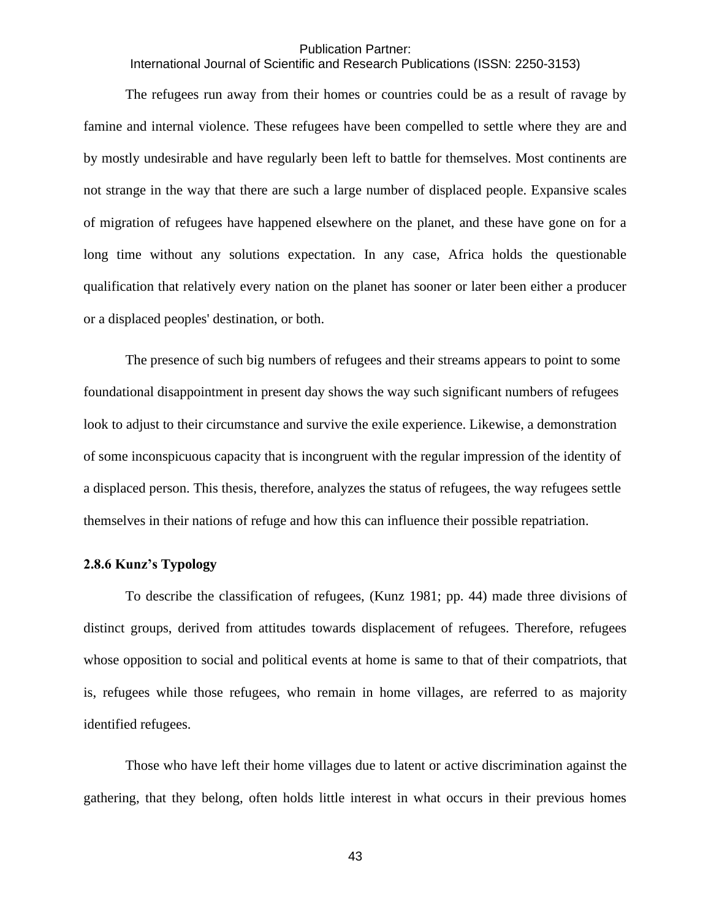The refugees run away from their homes or countries could be as a result of ravage by famine and internal violence. These refugees have been compelled to settle where they are and by mostly undesirable and have regularly been left to battle for themselves. Most continents are not strange in the way that there are such a large number of displaced people. Expansive scales of migration of refugees have happened elsewhere on the planet, and these have gone on for a long time without any solutions expectation. In any case, Africa holds the questionable qualification that relatively every nation on the planet has sooner or later been either a producer or a displaced peoples' destination, or both.

The presence of such big numbers of refugees and their streams appears to point to some foundational disappointment in present day shows the way such significant numbers of refugees look to adjust to their circumstance and survive the exile experience. Likewise, a demonstration of some inconspicuous capacity that is incongruent with the regular impression of the identity of a displaced person. This thesis, therefore, analyzes the status of refugees, the way refugees settle themselves in their nations of refuge and how this can influence their possible repatriation.

### 2.8.6 Kunz's Typology

To describe the classification of refugees, (Kunz 1981; pp. 44) made three divisions of distinct groups, derived from attitudes towards displacement of refugees. Therefore, refugees whose opposition to social and political events at home is same to that of their compatriots, that is, refugees while those refugees, who remain in home villages, are referred to as majority identified refugees.

Those who have left their home villages due to latent or active discrimination against the gathering, that they belong, often holds little interest in what occurs in their previous homes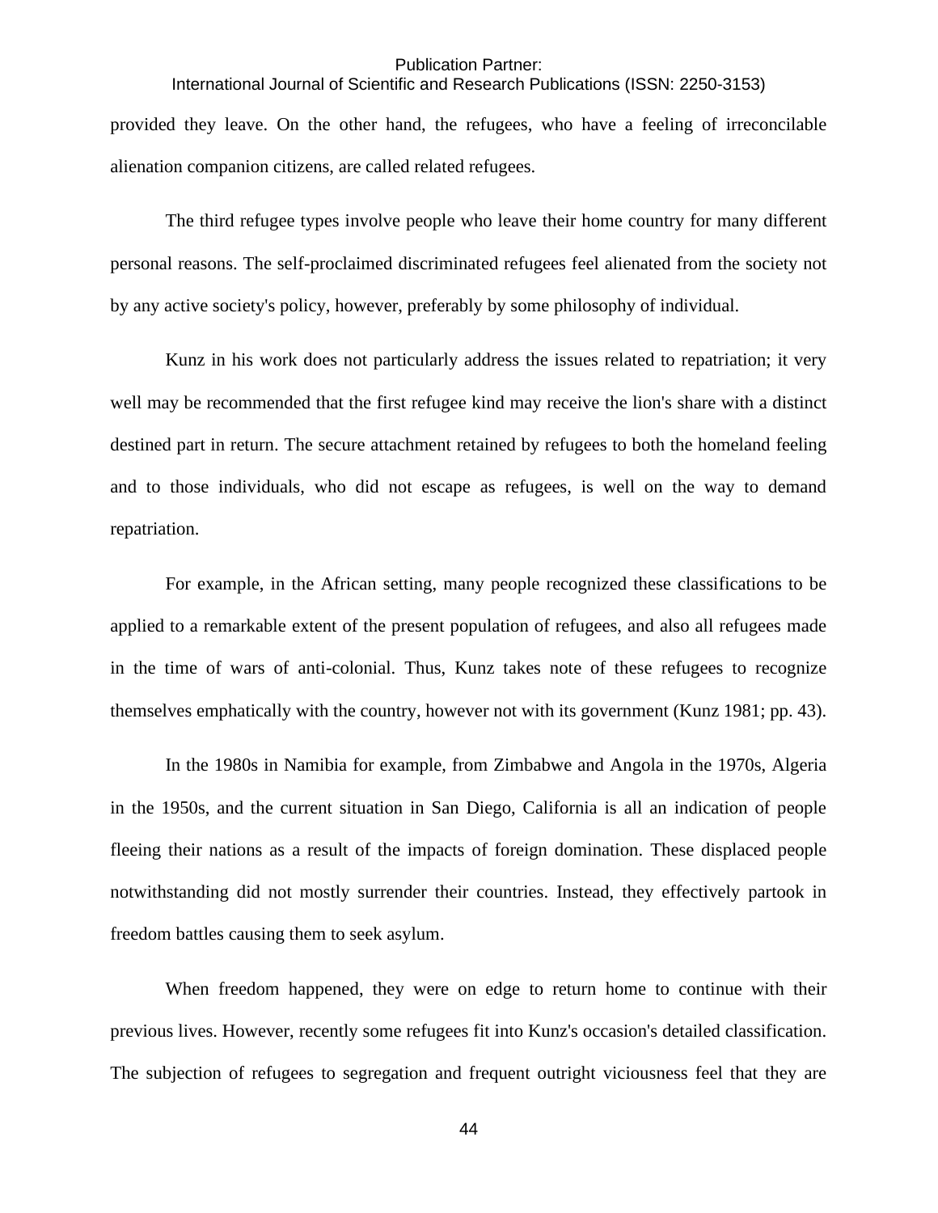provided they leave. On the other hand, the refugees, who have a feeling of irreconcilable alienation companion citizens, are called related refugees.

The third refugee types involve people who leave their home country for many different personal reasons. The self-proclaimed discriminated refugees feel alienated from the society not by any active society's policy, however, preferably by some philosophy of individual.

Kunz in his work does not particularly address the issues related to repatriation; it very well may be recommended that the first refugee kind may receive the lion's share with a distinct destined part in return. The secure attachment retained by refugees to both the homeland feeling and to those individuals, who did not escape as refugees, is well on the way to demand repatriation.

For example, in the African setting, many people recognized these classifications to be applied to a remarkable extent of the present population of refugees, and also all refugees made in the time of wars of anti-colonial. Thus, Kunz takes note of these refugees to recognize themselves emphatically with the country, however not with its government (Kunz 1981; pp. 43).

In the 1980s in Namibia for example, from Zimbabwe and Angola in the 1970s, Algeria in the 1950s, and the current situation in San Diego, California is all an indication of people fleeing their nations as a result of the impacts of foreign domination. These displaced people notwithstanding did not mostly surrender their countries. Instead, they effectively partook in freedom battles causing them to seek asylum.

When freedom happened, they were on edge to return home to continue with their previous lives. However, recently some refugees fit into Kunz's occasion's detailed classification. The subjection of refugees to segregation and frequent outright viciousness feel that they are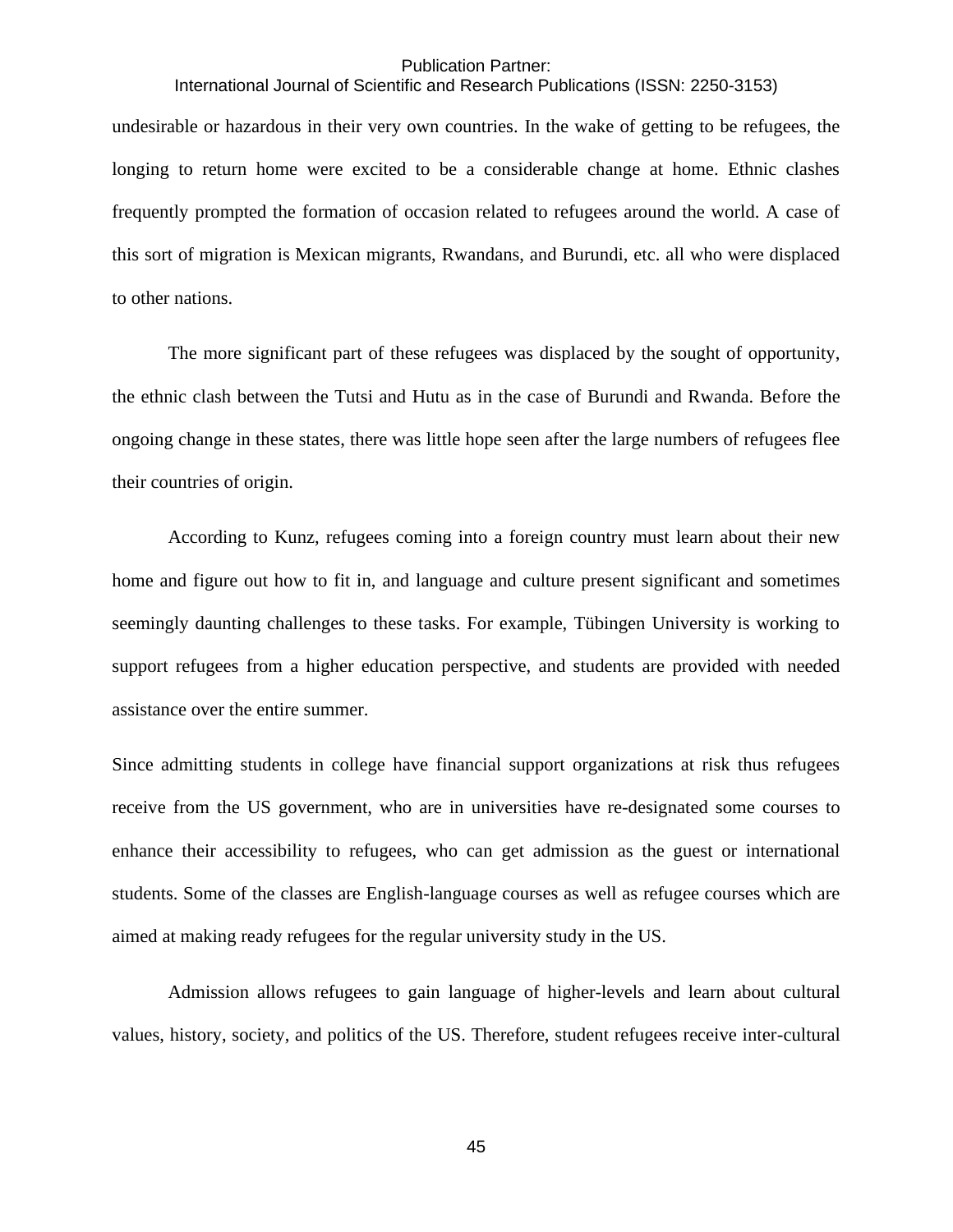undesirable or hazardous in their very own countries. In the wake of getting to be refugees, the longing to return home were excited to be a considerable change at home. Ethnic clashes frequently prompted the formation of occasion related to refugees around the world. A case of this sort of migration is Mexican migrants, Rwandans, and Burundi, etc. all who were displaced to other nations.

The more significant part of these refugees was displaced by the sought of opportunity, the ethnic clash between the Tutsi and Hutu as in the case of Burundi and Rwanda. Before the ongoing change in these states, there was little hope seen after the large numbers of refugees flee their countries of origin.

According to Kunz, refugees coming into a foreign country must learn about their new home and figure out how to fit in, and language and culture present significant and sometimes seemingly daunting challenges to these tasks. For example, Tübingen University is working to support refugees from a higher education perspective, and students are provided with needed assistance over the entire summer.

Since admitting students in college have financial support organizations at risk thus refugees receive from the US government, who are in universities have re-designated some courses to enhance their accessibility to refugees, who can get admission as the guest or international students. Some of the classes are English-language courses as well as refugee courses which are aimed at making ready refugees for the regular university study in the US.

Admission allows refugees to gain language of higher-levels and learn about cultural values, history, society, and politics of the US. Therefore, student refugees receive inter-cultural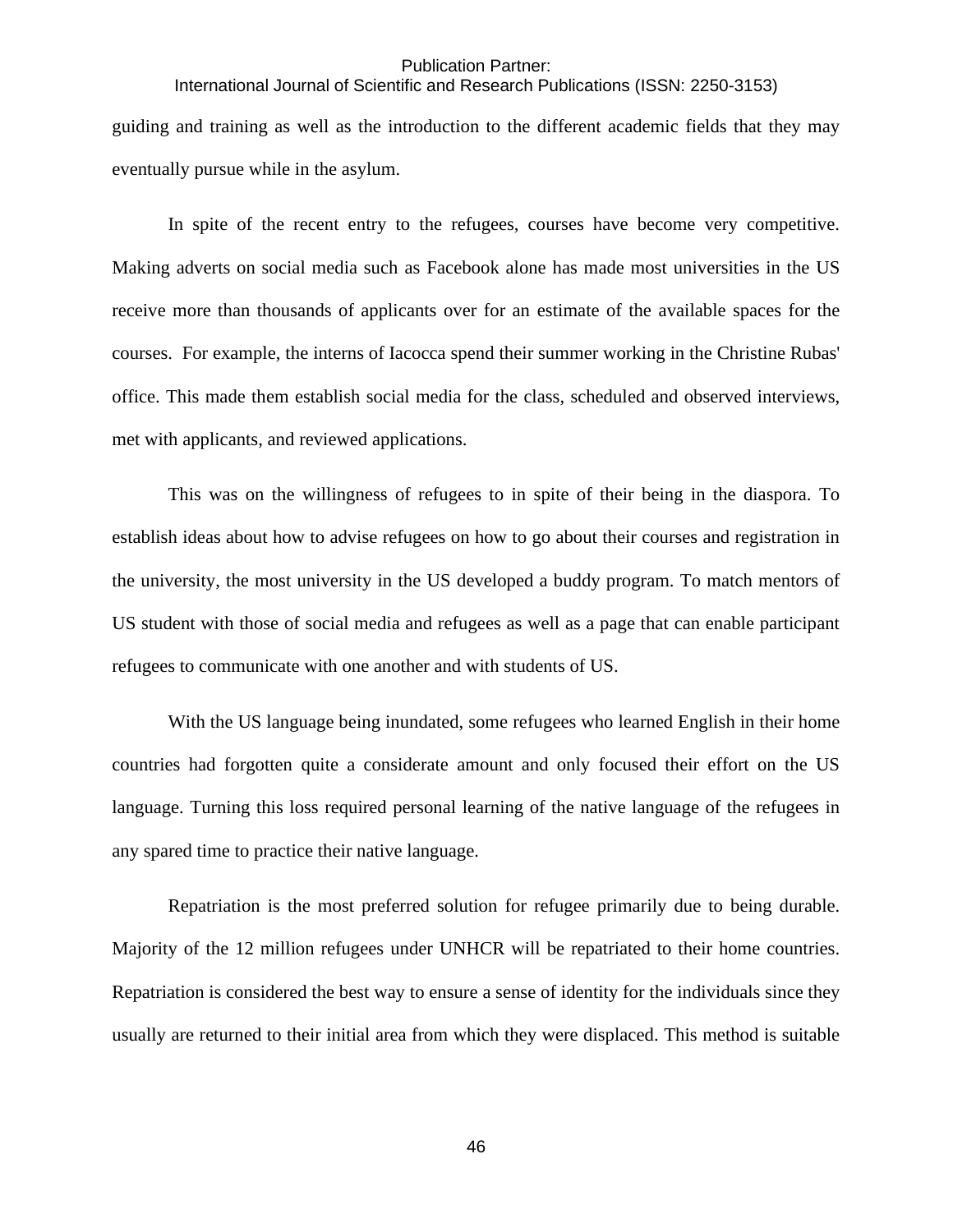guiding and training as well as the introduction to the different academic fields that they may eventually pursue while in the asylum.

In spite of the recent entry to the refugees, courses have become very competitive. Making adverts on social media such as Facebook alone has made most universities in the US receive more than thousands of applicants over for an estimate of the available spaces for the courses. For example, the interns of Iacocca spend their summer working in the Christine Rubas' office. This made them establish social media for the class, scheduled and observed interviews, met with applicants, and reviewed applications.

This was on the willingness of refugees to in spite of their being in the diaspora. To establish ideas about how to advise refugees on how to go about their courses and registration in the university, the most university in the US developed a buddy program. To match mentors of US student with those of social media and refugees as well as a page that can enable participant refugees to communicate with one another and with students of US.

With the US language being inundated, some refugees who learned English in their home countries had forgotten quite a considerate amount and only focused their effort on the US language. Turning this loss required personal learning of the native language of the refugees in any spared time to practice their native language.

Repatriation is the most preferred solution for refugee primarily due to being durable. Majority of the 12 million refugees under UNHCR will be repatriated to their home countries. Repatriation is considered the best way to ensure a sense of identity for the individuals since they usually are returned to their initial area from which they were displaced. This method is suitable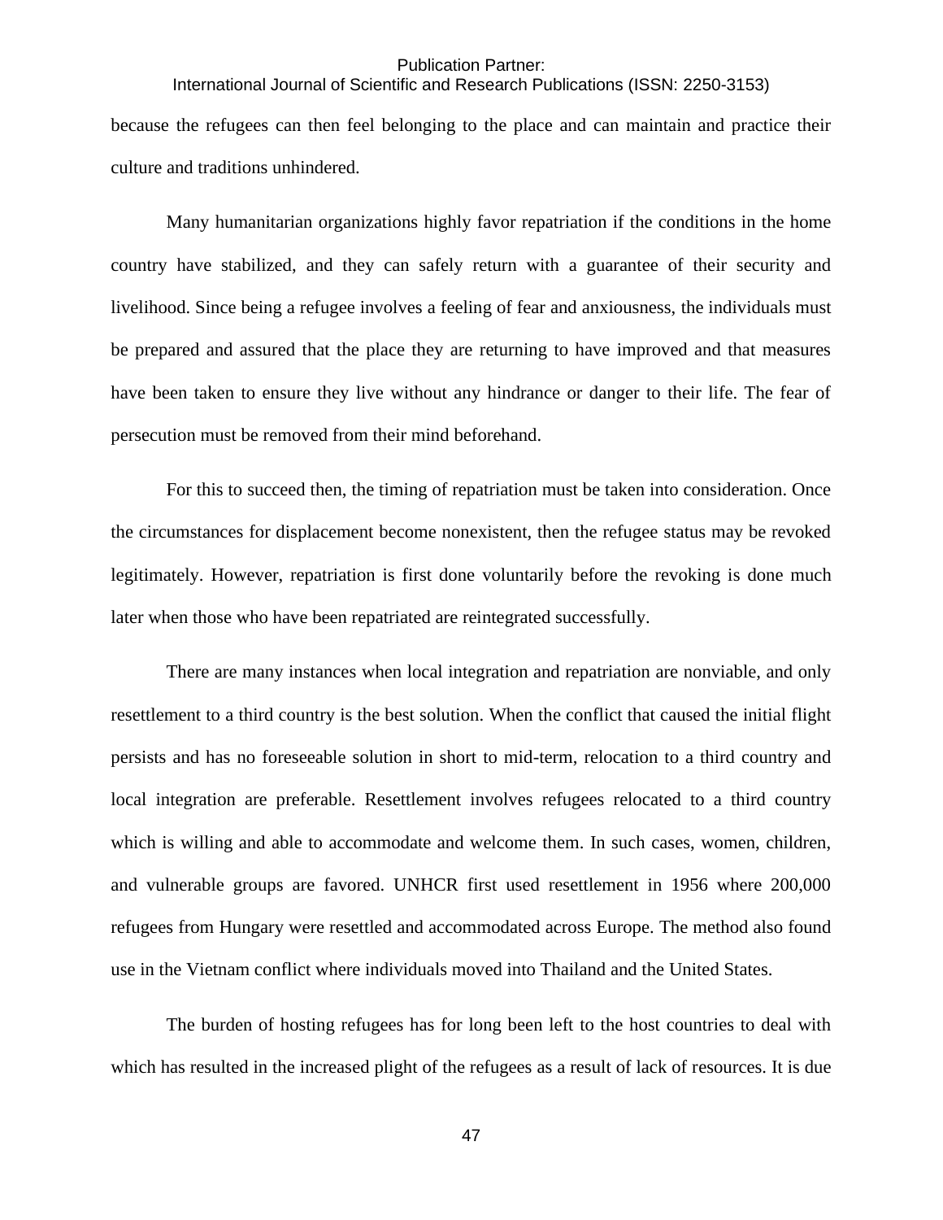because the refugees can then feel belonging to the place and can maintain and practice their culture and traditions unhindered.

Many humanitarian organizations highly favor repatriation if the conditions in the home country have stabilized, and they can safely return with a guarantee of their security and livelihood. Since being a refugee involves a feeling of fear and anxiousness, the individuals must be prepared and assured that the place they are returning to have improved and that measures have been taken to ensure they live without any hindrance or danger to their life. The fear of persecution must be removed from their mind beforehand.

For this to succeed then, the timing of repatriation must be taken into consideration. Once the circumstances for displacement become nonexistent, then the refugee status may be revoked legitimately. However, repatriation is first done voluntarily before the revoking is done much later when those who have been repatriated are reintegrated successfully.

There are many instances when local integration and repatriation are nonviable, and only resettlement to a third country is the best solution. When the conflict that caused the initial flight persists and has no foreseeable solution in short to mid-term, relocation to a third country and local integration are preferable. Resettlement involves refugees relocated to a third country which is willing and able to accommodate and welcome them. In such cases, women, children, and vulnerable groups are favored. UNHCR first used resettlement in 1956 where 200,000 refugees from Hungary were resettled and accommodated across Europe. The method also found use in the Vietnam conflict where individuals moved into Thailand and the United States.

The burden of hosting refugees has for long been left to the host countries to deal with which has resulted in the increased plight of the refugees as a result of lack of resources. It is due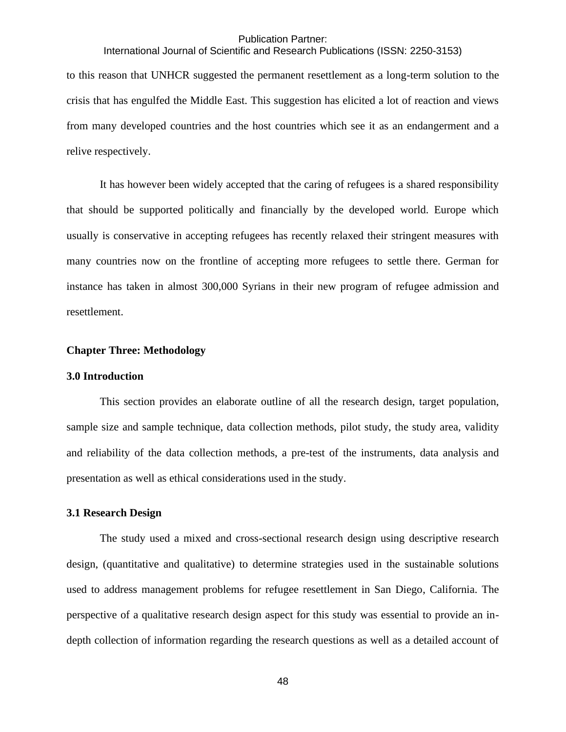to this reason that UNHCR suggested the permanent resettlement as a long-term solution to the crisis that has engulfed the Middle East. This suggestion has elicited a lot of reaction and views from many developed countries and the host countries which see it as an endangerment and a relive respectively.

It has however been widely accepted that the caring of refugees is a shared responsibility that should be supported politically and financially by the developed world. Europe which usually is conservative in accepting refugees has recently relaxed their stringent measures with many countries now on the frontline of accepting more refugees to settle there. German for instance has taken in almost 300,000 Syrians in their new program of refugee admission and resettlement.

## Chapter Three: Methodology

### 3.0 Introduction

This section provides an elaborate outline of all the research design, target population, sample size and sample technique, data collection methods, pilot study, the study area, validity and reliability of the data collection methods, a pre-test of the instruments, data analysis and presentation as well as ethical considerations used in the study.

### 3.1 Research Design

The study used a mixed and cross-sectional research design using descriptive research design, (quantitative and qualitative) to determine strategies used in the sustainable solutions used to address management problems for refugee resettlement in San Diego, California. The perspective of a qualitative research design aspect for this study was essential to provide an in-depth collection of information regarding the research questions as well as a detailed account of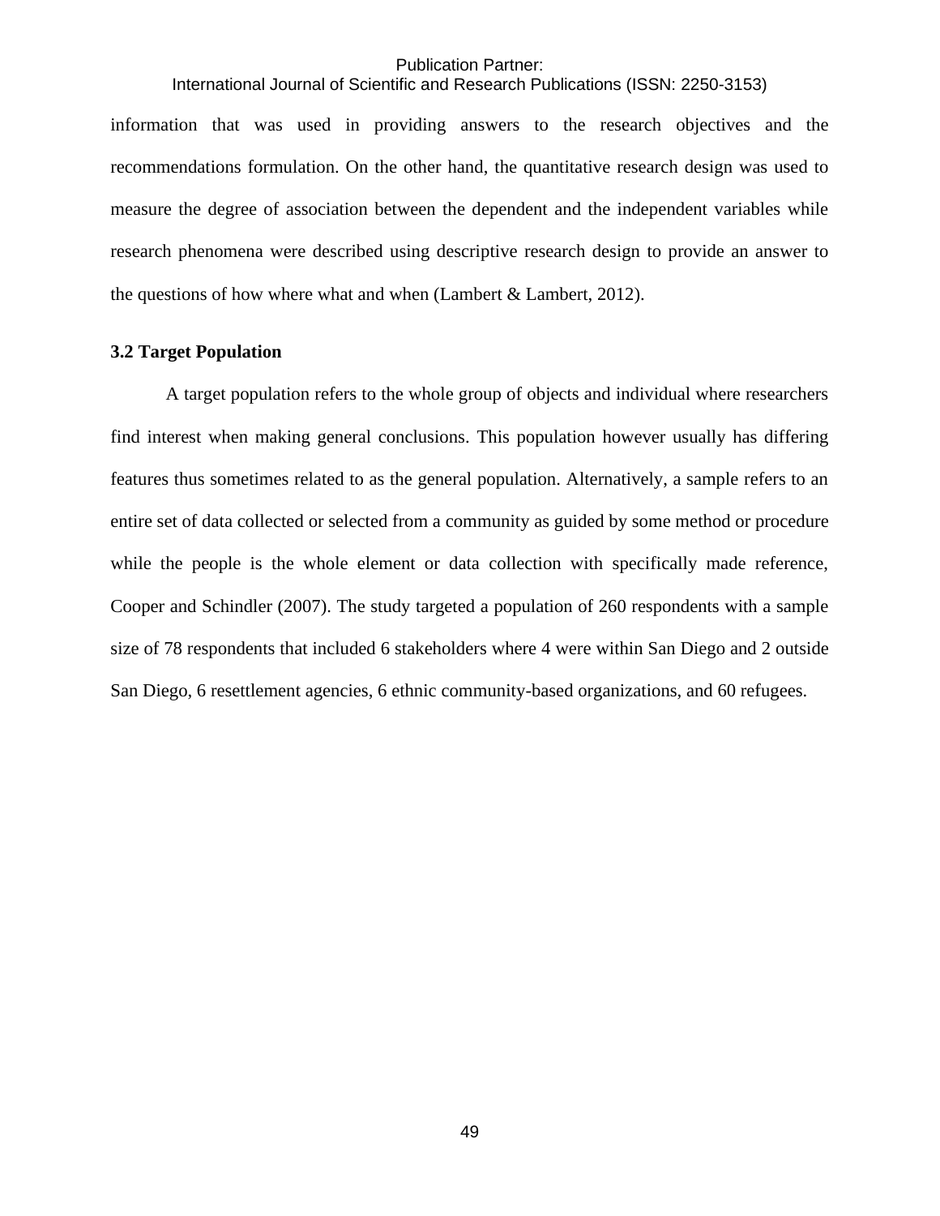information that was used in providing answers to the research objectives and the recommendations formulation. On the other hand, the quantitative research design was used to measure the degree of association between the dependent and the independent variables while research phenomena were described using descriptive research design to provide an answer to the questions of how where what and when (Lambert & Lambert, 2012).

### 3.2 Target Population

A target population refers to the whole group of objects and individual where researchers find interest when making general conclusions. This population however usually has differing features thus sometimes related to as the general population. Alternatively, a sample refers to an entire set of data collected or selected from a community as guided by some method or procedure while the people is the whole element or data collection with specifically made reference, Cooper and Schindler (2007). The study targeted a population of 260 respondents with a sample size of 78 respondents that included 6 stakeholders where 4 were within San Diego and 2 outside San Diego, 6 resettlement agencies, 6 ethnic community-based organizations, and 60 refugees.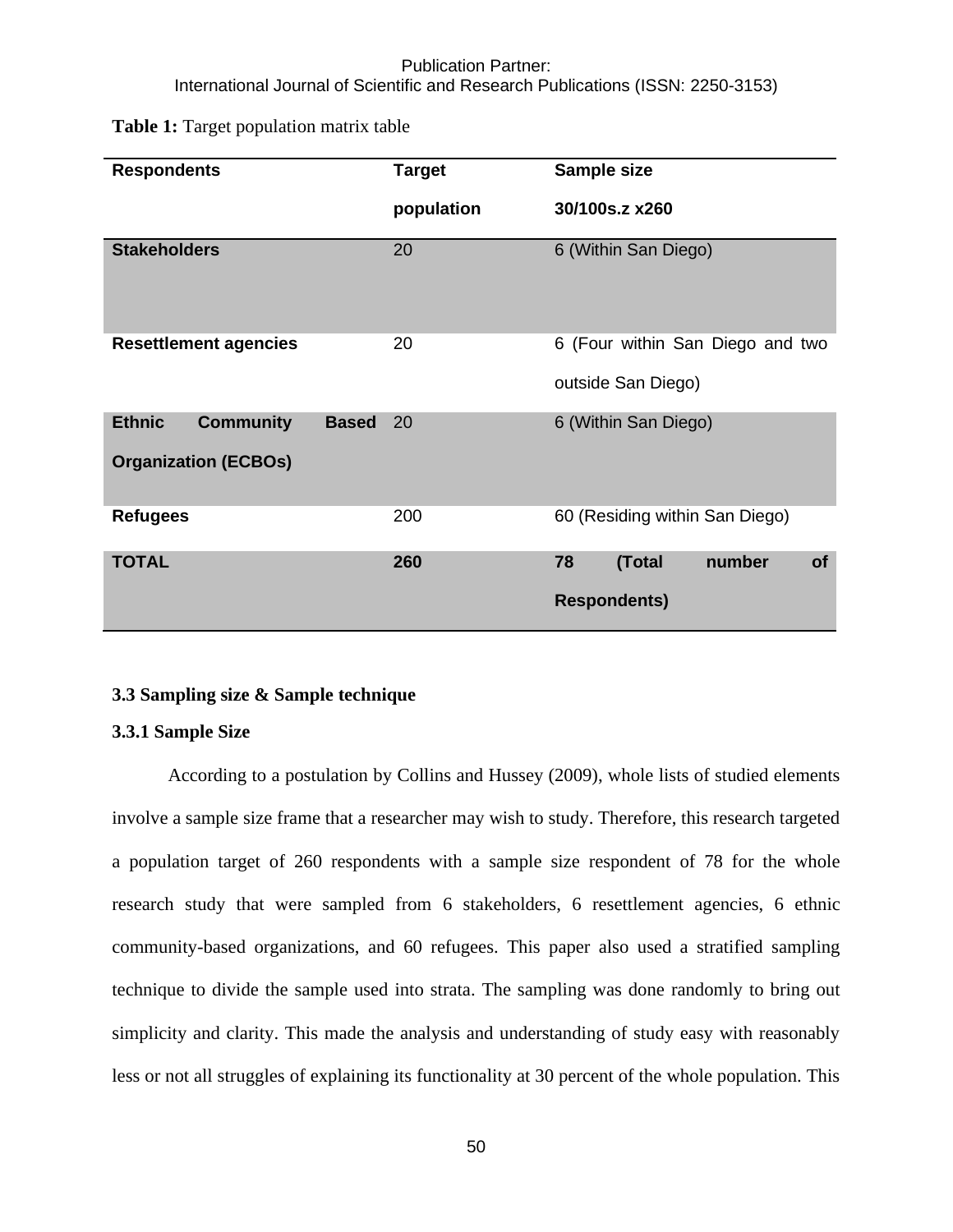**Table 1:** Target population matrix table

| Respondents | Target population | Sample size 30/100s.z x260 |
|---|---|---|
| **Stakeholders** | 20 | 6 (Within San Diego) |
| **Resettlement agencies** | 20 | 6 (Four within San Diego and two outside San Diego) |
| **Ethnic Community Based Organization (ECBOs)** | 20 | 6 (Within San Diego) |
| **Refugees** | 200 | 60 (Residing within San Diego) |
| **TOTAL** | **260** | **78 (Total number of Respondents)** |

### 3.3 Sampling size & Sample technique

#### 3.3.1 Sample Size

According to a postulation by Collins and Hussey (2009), whole lists of studied elements involve a sample size frame that a researcher may wish to study. Therefore, this research targeted a population target of 260 respondents with a sample size respondent of 78 for the whole research study that were sampled from 6 stakeholders, 6 resettlement agencies, 6 ethnic community-based organizations, and 60 refugees. This paper also used a stratified sampling technique to divide the sample used into strata. The sampling was done randomly to bring out simplicity and clarity. This made the analysis and understanding of study easy with reasonably less or not all struggles of explaining its functionality at 30 percent of the whole population. This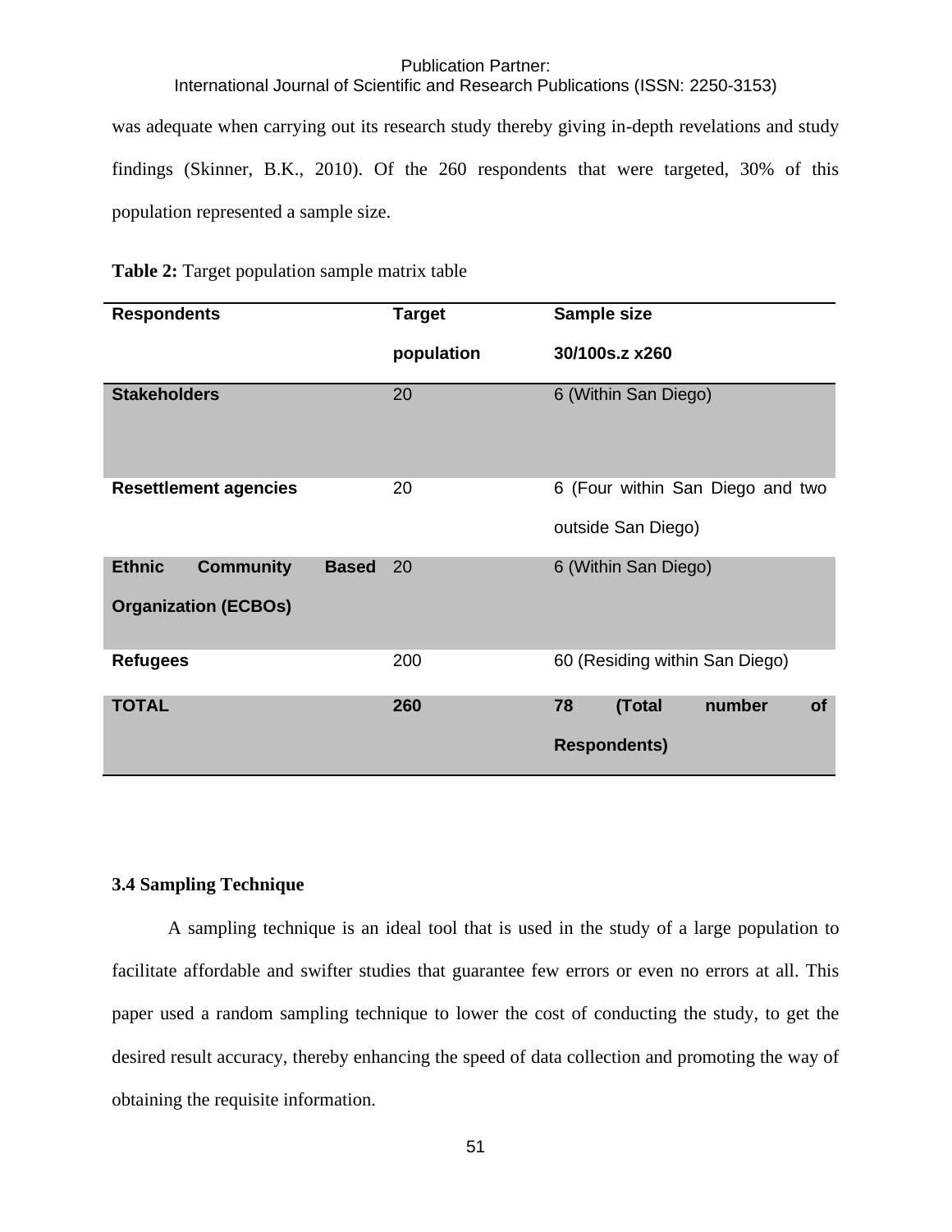was adequate when carrying out its research study thereby giving in-depth revelations and study findings (Skinner, B.K., 2010). Of the 260 respondents that were targeted, 30% of this population represented a sample size.

**Table 2:** Target population sample matrix table

| **Respondents** | **Target population** | **Sample size 30/100s.z x260** |
|---|---|---|
| **Stakeholders** | 20 | 6 (Within San Diego) |
| **Resettlement agencies** | 20 | 6 (Four within San Diego and two outside San Diego) |
| **Ethnic Community Based Organization (ECBOs)** | 20 | 6 (Within San Diego) |
| **Refugees** | 200 | 60 (Residing within San Diego) |
| **TOTAL** | **260** | **78 (Total number of Respondents)** |

### 3.4 Sampling Technique

A sampling technique is an ideal tool that is used in the study of a large population to facilitate affordable and swifter studies that guarantee few errors or even no errors at all. This paper used a random sampling technique to lower the cost of conducting the study, to get the desired result accuracy, thereby enhancing the speed of data collection and promoting the way of obtaining the requisite information.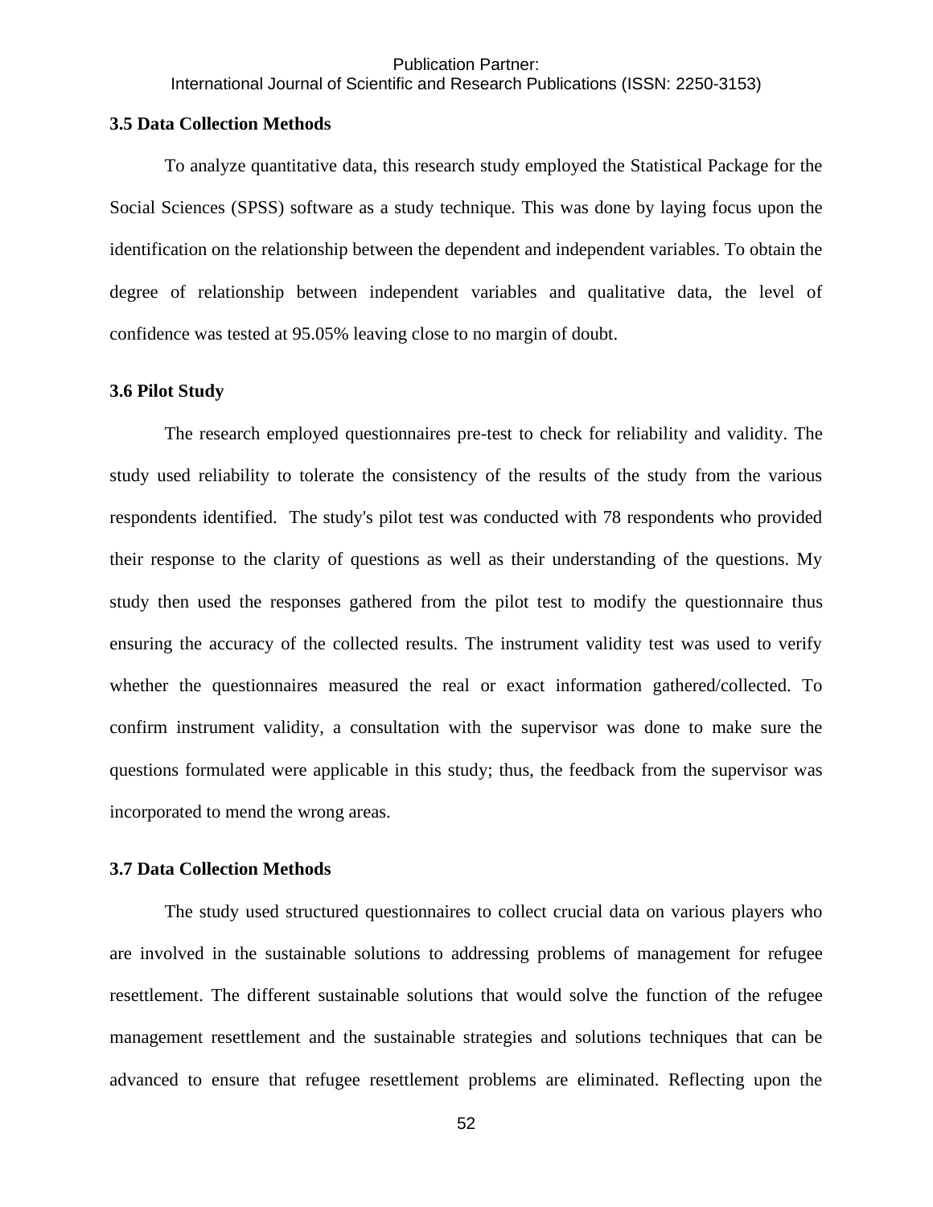### 3.5 Data Collection Methods

To analyze quantitative data, this research study employed the Statistical Package for the Social Sciences (SPSS) software as a study technique. This was done by laying focus upon the identification on the relationship between the dependent and independent variables. To obtain the degree of relationship between independent variables and qualitative data, the level of confidence was tested at 95.05% leaving close to no margin of doubt.

### 3.6 Pilot Study

The research employed questionnaires pre-test to check for reliability and validity. The study used reliability to tolerate the consistency of the results of the study from the various respondents identified. The study's pilot test was conducted with 78 respondents who provided their response to the clarity of questions as well as their understanding of the questions. My study then used the responses gathered from the pilot test to modify the questionnaire thus ensuring the accuracy of the collected results. The instrument validity test was used to verify whether the questionnaires measured the real or exact information gathered/collected. To confirm instrument validity, a consultation with the supervisor was done to make sure the questions formulated were applicable in this study; thus, the feedback from the supervisor was incorporated to mend the wrong areas.

### 3.7 Data Collection Methods

The study used structured questionnaires to collect crucial data on various players who are involved in the sustainable solutions to addressing problems of management for refugee resettlement. The different sustainable solutions that would solve the function of the refugee management resettlement and the sustainable strategies and solutions techniques that can be advanced to ensure that refugee resettlement problems are eliminated. Reflecting upon the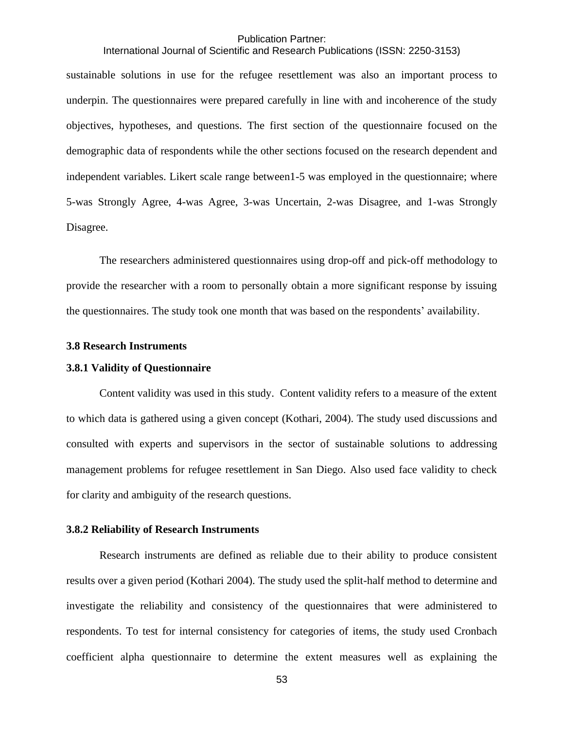sustainable solutions in use for the refugee resettlement was also an important process to underpin. The questionnaires were prepared carefully in line with and incoherence of the study objectives, hypotheses, and questions. The first section of the questionnaire focused on the demographic data of respondents while the other sections focused on the research dependent and independent variables. Likert scale range between1-5 was employed in the questionnaire; where 5-was Strongly Agree, 4-was Agree, 3-was Uncertain, 2-was Disagree, and 1-was Strongly Disagree.

The researchers administered questionnaires using drop-off and pick-off methodology to provide the researcher with a room to personally obtain a more significant response by issuing the questionnaires. The study took one month that was based on the respondents' availability.

### 3.8 Research Instruments

#### 3.8.1 Validity of Questionnaire

Content validity was used in this study. Content validity refers to a measure of the extent to which data is gathered using a given concept (Kothari, 2004). The study used discussions and consulted with experts and supervisors in the sector of sustainable solutions to addressing management problems for refugee resettlement in San Diego. Also used face validity to check for clarity and ambiguity of the research questions.

#### 3.8.2 Reliability of Research Instruments

Research instruments are defined as reliable due to their ability to produce consistent results over a given period (Kothari 2004). The study used the split-half method to determine and investigate the reliability and consistency of the questionnaires that were administered to respondents. To test for internal consistency for categories of items, the study used Cronbach coefficient alpha questionnaire to determine the extent measures well as explaining the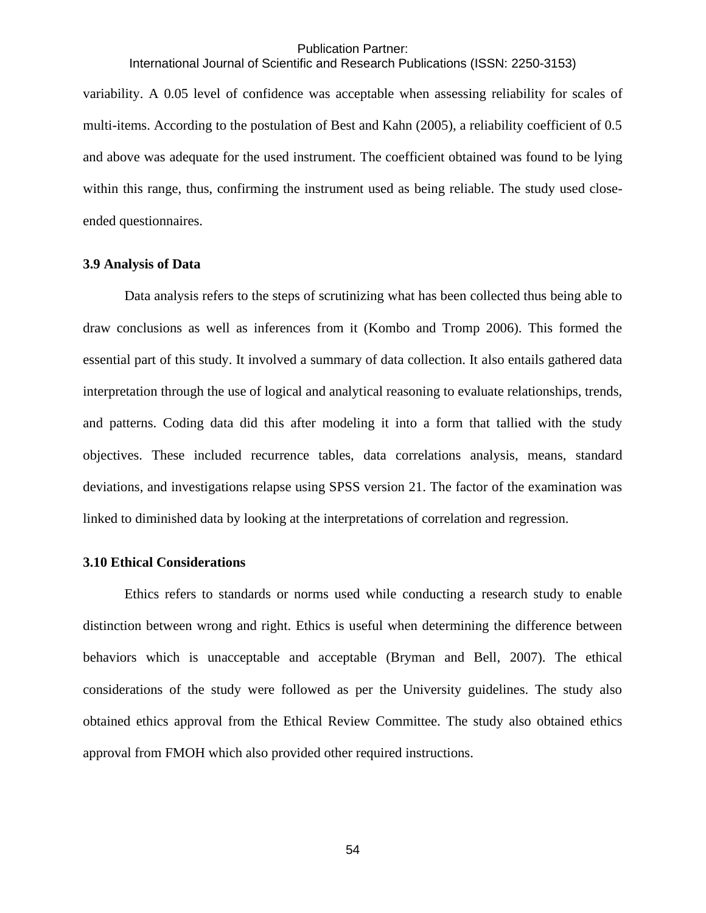variability. A 0.05 level of confidence was acceptable when assessing reliability for scales of multi-items. According to the postulation of Best and Kahn (2005), a reliability coefficient of 0.5 and above was adequate for the used instrument. The coefficient obtained was found to be lying within this range, thus, confirming the instrument used as being reliable. The study used close-ended questionnaires.

### 3.9 Analysis of Data

Data analysis refers to the steps of scrutinizing what has been collected thus being able to draw conclusions as well as inferences from it (Kombo and Tromp 2006). This formed the essential part of this study. It involved a summary of data collection. It also entails gathered data interpretation through the use of logical and analytical reasoning to evaluate relationships, trends, and patterns. Coding data did this after modeling it into a form that tallied with the study objectives. These included recurrence tables, data correlations analysis, means, standard deviations, and investigations relapse using SPSS version 21. The factor of the examination was linked to diminished data by looking at the interpretations of correlation and regression.

### 3.10 Ethical Considerations

Ethics refers to standards or norms used while conducting a research study to enable distinction between wrong and right. Ethics is useful when determining the difference between behaviors which is unacceptable and acceptable (Bryman and Bell, 2007). The ethical considerations of the study were followed as per the University guidelines. The study also obtained ethics approval from the Ethical Review Committee. The study also obtained ethics approval from FMOH which also provided other required instructions.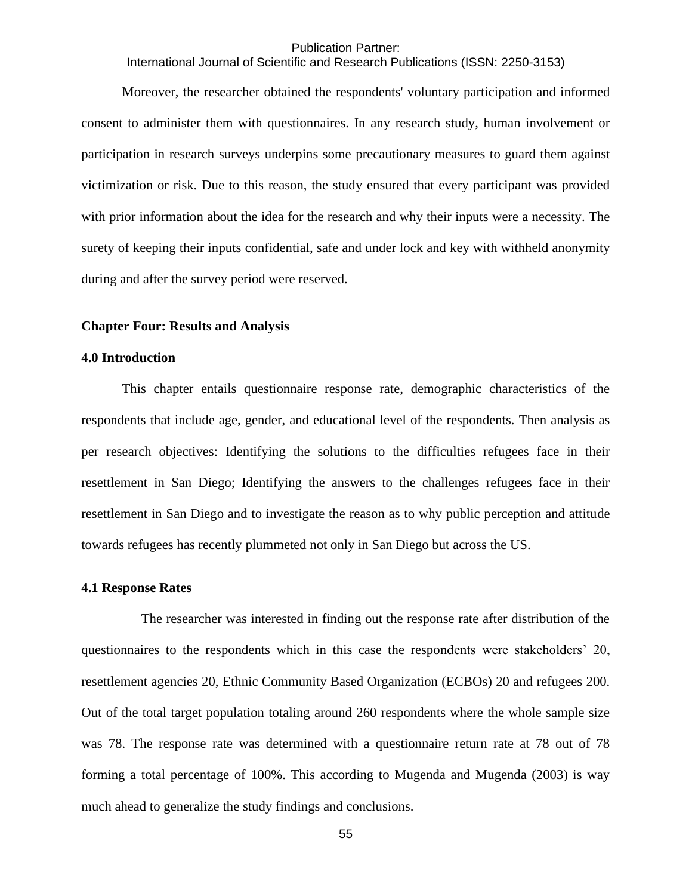Moreover, the researcher obtained the respondents' voluntary participation and informed consent to administer them with questionnaires. In any research study, human involvement or participation in research surveys underpins some precautionary measures to guard them against victimization or risk. Due to this reason, the study ensured that every participant was provided with prior information about the idea for the research and why their inputs were a necessity. The surety of keeping their inputs confidential, safe and under lock and key with withheld anonymity during and after the survey period were reserved.

## Chapter Four: Results and Analysis

### 4.0 Introduction

This chapter entails questionnaire response rate, demographic characteristics of the respondents that include age, gender, and educational level of the respondents. Then analysis as per research objectives: Identifying the solutions to the difficulties refugees face in their resettlement in San Diego; Identifying the answers to the challenges refugees face in their resettlement in San Diego and to investigate the reason as to why public perception and attitude towards refugees has recently plummeted not only in San Diego but across the US.

### 4.1 Response Rates

The researcher was interested in finding out the response rate after distribution of the questionnaires to the respondents which in this case the respondents were stakeholders' 20, resettlement agencies 20, Ethnic Community Based Organization (ECBOs) 20 and refugees 200. Out of the total target population totaling around 260 respondents where the whole sample size was 78. The response rate was determined with a questionnaire return rate at 78 out of 78 forming a total percentage of 100%. This according to Mugenda and Mugenda (2003) is way much ahead to generalize the study findings and conclusions.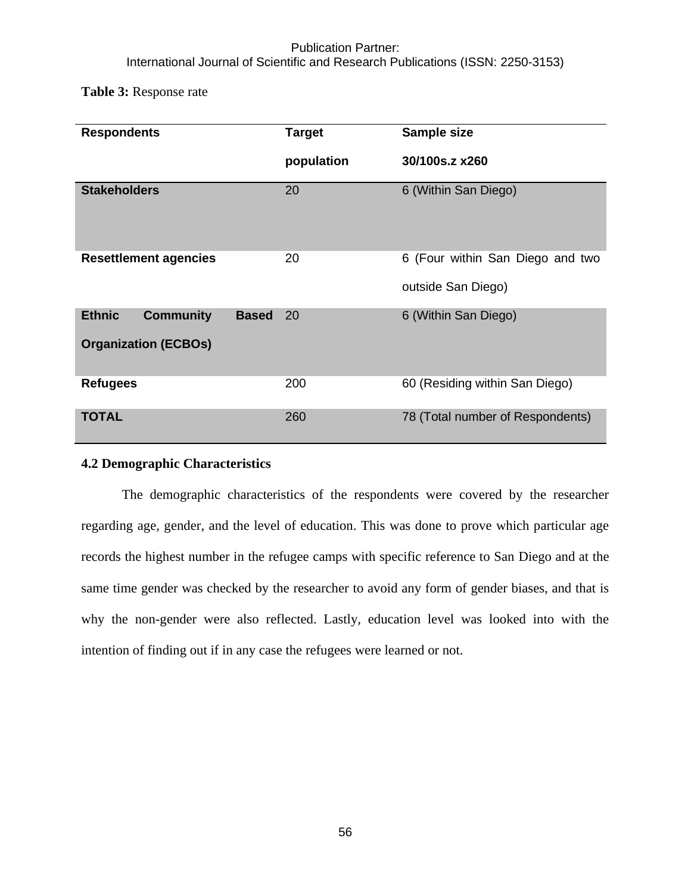**Table 3:** Response rate

| Respondents | Target population | Sample size 30/100s.z x260 |
|---|---|---|
| Stakeholders | 20 | 6 (Within San Diego) |
| Resettlement agencies | 20 | 6 (Four within San Diego and two outside San Diego) |
| Ethnic Community Based Organization (ECBOs) | 20 | 6 (Within San Diego) |
| Refugees | 200 | 60 (Residing within San Diego) |
| TOTAL | 260 | 78 (Total number of Respondents) |

**4.2 Demographic Characteristics**

The demographic characteristics of the respondents were covered by the researcher regarding age, gender, and the level of education. This was done to prove which particular age records the highest number in the refugee camps with specific reference to San Diego and at the same time gender was checked by the researcher to avoid any form of gender biases, and that is why the non-gender were also reflected. Lastly, education level was looked into with the intention of finding out if in any case the refugees were learned or not.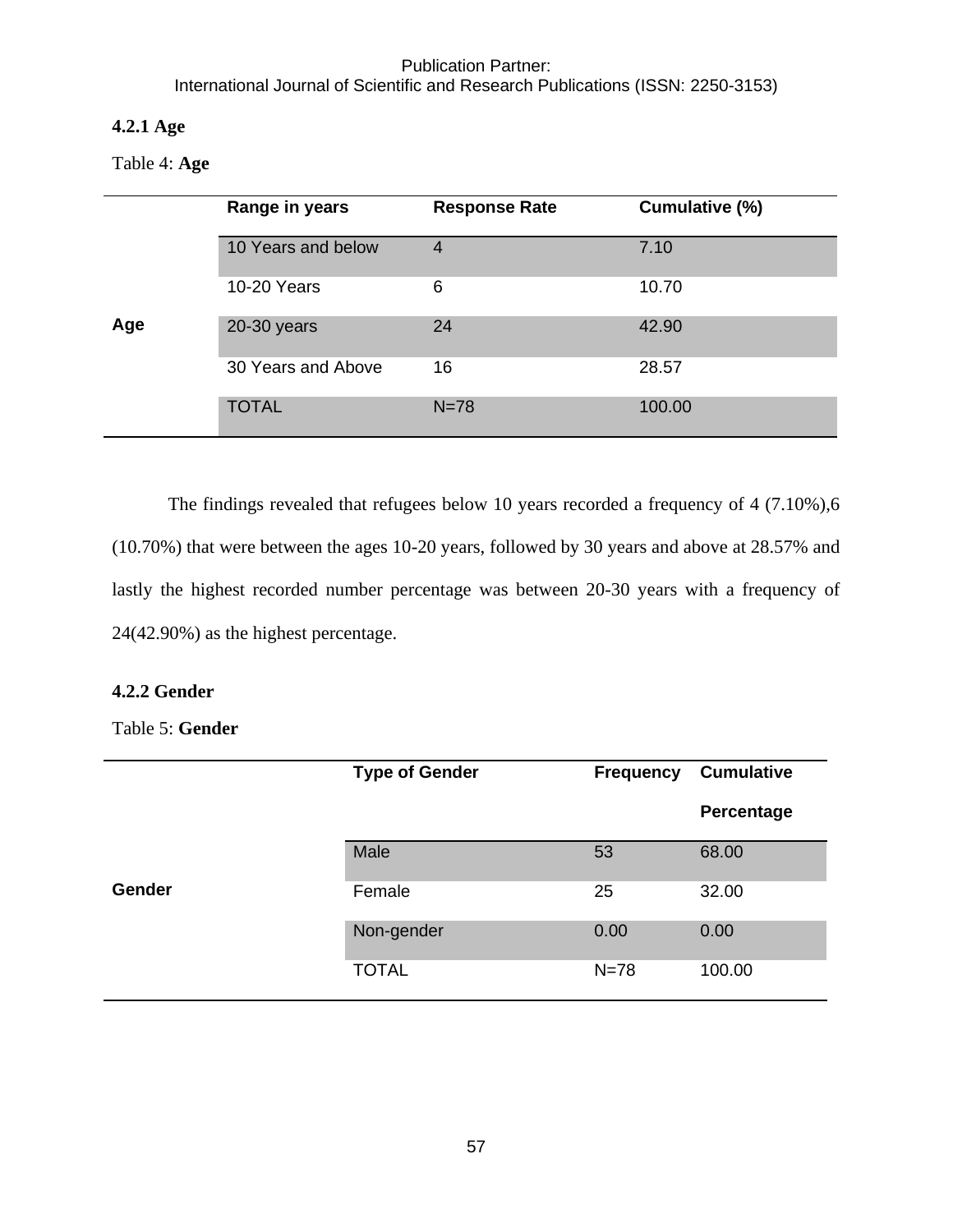#### 4.2.1 Age

Table 4: **Age**

| | Range in years | Response Rate | Cumulative (%) |
|---|---|---|---|
| Age | 10 Years and below | 4 | 7.10 |
| | 10-20 Years | 6 | 10.70 |
| | 20-30 years | 24 | 42.90 |
| | 30 Years and Above | 16 | 28.57 |
| | TOTAL | N=78 | 100.00 |

The findings revealed that refugees below 10 years recorded a frequency of 4 (7.10%),6 (10.70%) that were between the ages 10-20 years, followed by 30 years and above at 28.57% and lastly the highest recorded number percentage was between 20-30 years with a frequency of 24(42.90%) as the highest percentage.

#### 4.2.2 Gender

Table 5: **Gender**

| | Type of Gender | Frequency | Cumulative Percentage |
|---|---|---|---|
| Gender | Male | 53 | 68.00 |
| | Female | 25 | 32.00 |
| | Non-gender | 0.00 | 0.00 |
| | TOTAL | N=78 | 100.00 |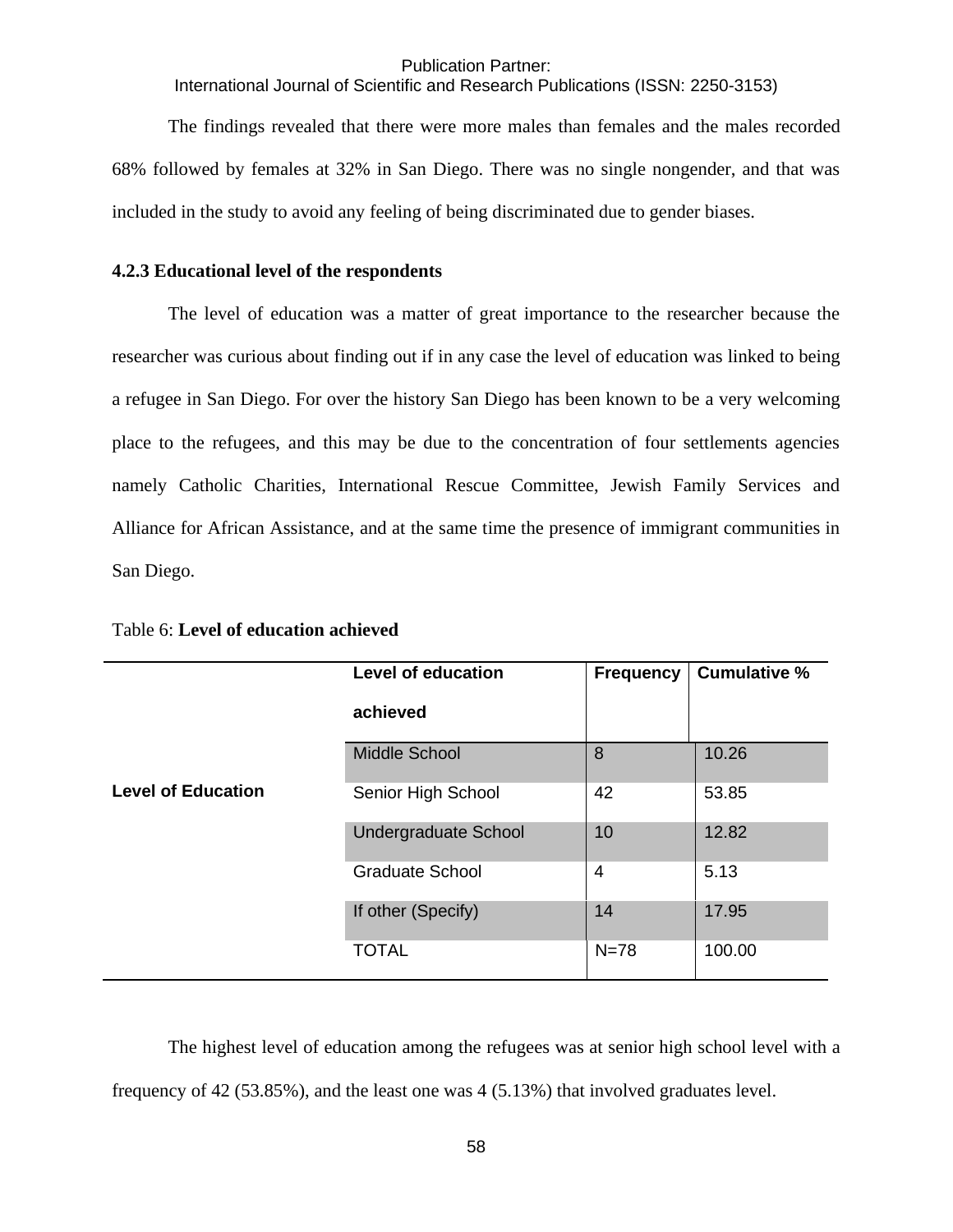The findings revealed that there were more males than females and the males recorded 68% followed by females at 32% in San Diego. There was no single nongender, and that was included in the study to avoid any feeling of being discriminated due to gender biases.

### 4.2.3 Educational level of the respondents

The level of education was a matter of great importance to the researcher because the researcher was curious about finding out if in any case the level of education was linked to being a refugee in San Diego. For over the history San Diego has been known to be a very welcoming place to the refugees, and this may be due to the concentration of four settlements agencies namely Catholic Charities, International Rescue Committee, Jewish Family Services and Alliance for African Assistance, and at the same time the presence of immigrant communities in San Diego.

Table 6: **Level of education achieved**

| | Level of education achieved | Frequency | Cumulative % |
|---|---|---|---|
| **Level of Education** | Middle School | 8 | 10.26 |
| | Senior High School | 42 | 53.85 |
| | Undergraduate School | 10 | 12.82 |
| | Graduate School | 4 | 5.13 |
| | If other (Specify) | 14 | 17.95 |
| | TOTAL | N=78 | 100.00 |

The highest level of education among the refugees was at senior high school level with a frequency of 42 (53.85%), and the least one was 4 (5.13%) that involved graduates level.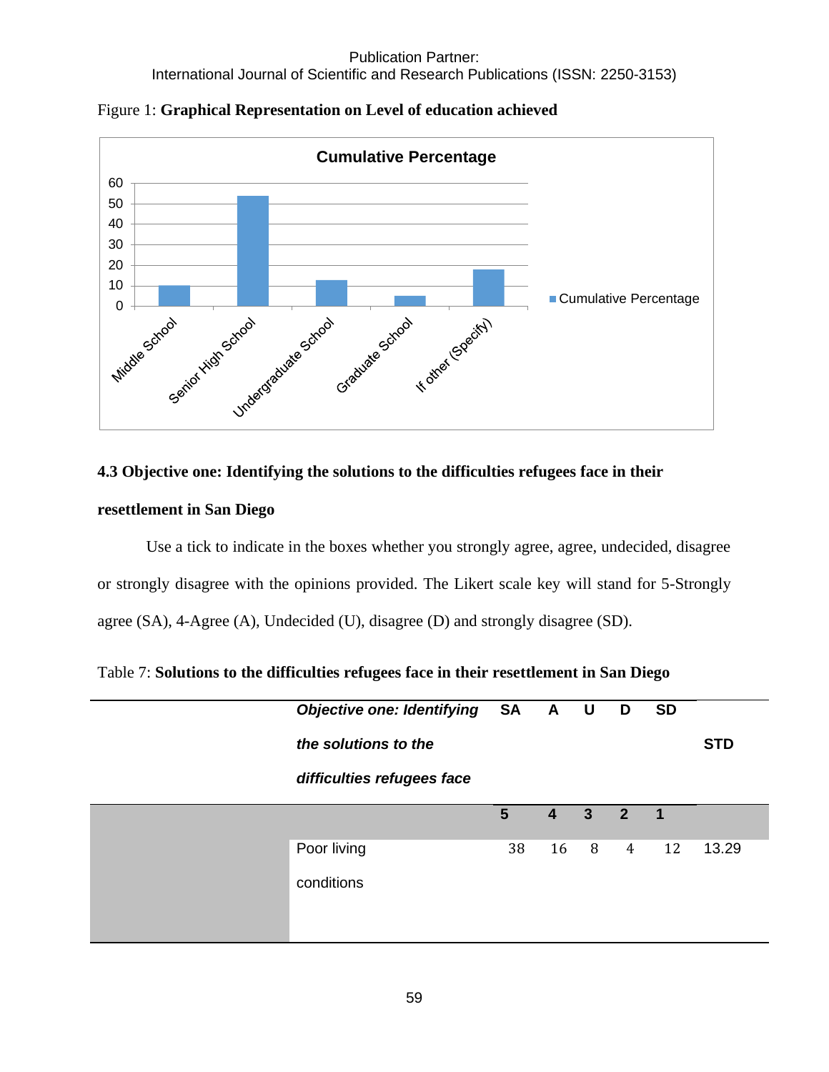Figure 1: **Graphical Representation on Level of education achieved**

Cumulative Percentage

60
50
40
30
20
10
0

Middle School
Senior High School
Undergraduate School
Graduate School
If other (Specify)

Cumulative Percentage

**4.3 Objective one: Identifying the solutions to the difficulties refugees face in their resettlement in San Diego**

Use a tick to indicate in the boxes whether you strongly agree, agree, undecided, disagree or strongly disagree with the opinions provided. The Likert scale key will stand for 5-Strongly agree (SA), 4-Agree (A), Undecided (U), disagree (D) and strongly disagree (SD).

Table 7: **Solutions to the difficulties refugees face in their resettlement in San Diego**

| | ***Objective one: Identifying the solutions to the difficulties refugees face*** | **SA** | **A** | **U** | **D** | **SD** | **STD** |
|---|---|---|---|---|---|---|---|
| | | **5** | **4** | **3** | **2** | **1** | |
| | Poor living conditions | 38 | 16 | 8 | 4 | 12 | 13.29 |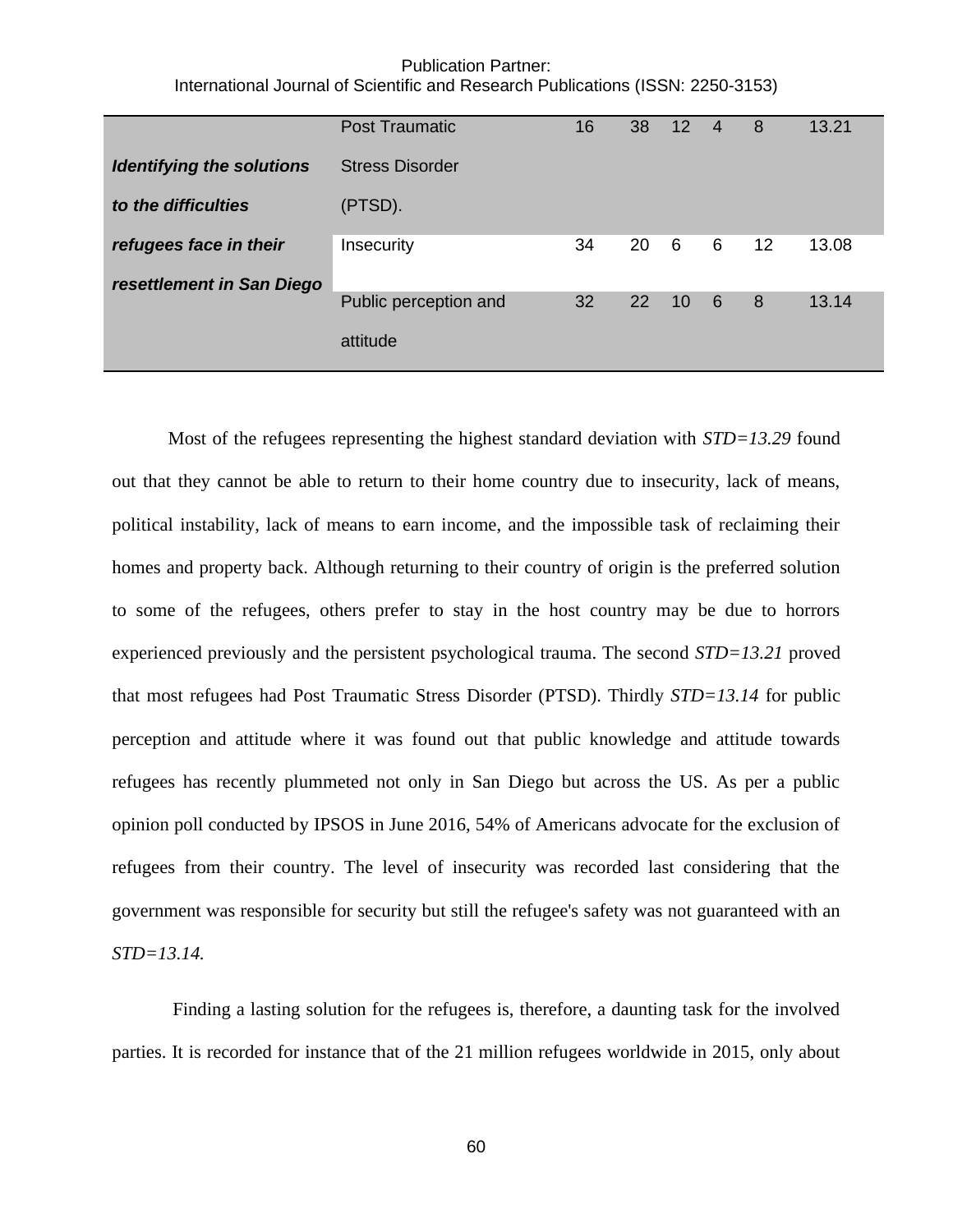| | | | | | | | |
|---|---|---|---|---|---|---|---|
| ***Identifying the solutions to the difficulties refugees face in their resettlement in San Diego*** | Post Traumatic Stress Disorder (PTSD). | 16 | 38 | 12 | 4 | 8 | 13.21 |
| | Insecurity | 34 | 20 | 6 | 6 | 12 | 13.08 |
| | Public perception and attitude | 32 | 22 | 10 | 6 | 8 | 13.14 |

Most of the refugees representing the highest standard deviation with *STD=13.29* found out that they cannot be able to return to their home country due to insecurity, lack of means, political instability, lack of means to earn income, and the impossible task of reclaiming their homes and property back. Although returning to their country of origin is the preferred solution to some of the refugees, others prefer to stay in the host country may be due to horrors experienced previously and the persistent psychological trauma. The second *STD=13.21* proved that most refugees had Post Traumatic Stress Disorder (PTSD). Thirdly *STD=13.14* for public perception and attitude where it was found out that public knowledge and attitude towards refugees has recently plummeted not only in San Diego but across the US. As per a public opinion poll conducted by IPSOS in June 2016, 54% of Americans advocate for the exclusion of refugees from their country. The level of insecurity was recorded last considering that the government was responsible for security but still the refugee's safety was not guaranteed with an *STD=13.14.*

Finding a lasting solution for the refugees is, therefore, a daunting task for the involved parties. It is recorded for instance that of the 21 million refugees worldwide in 2015, only about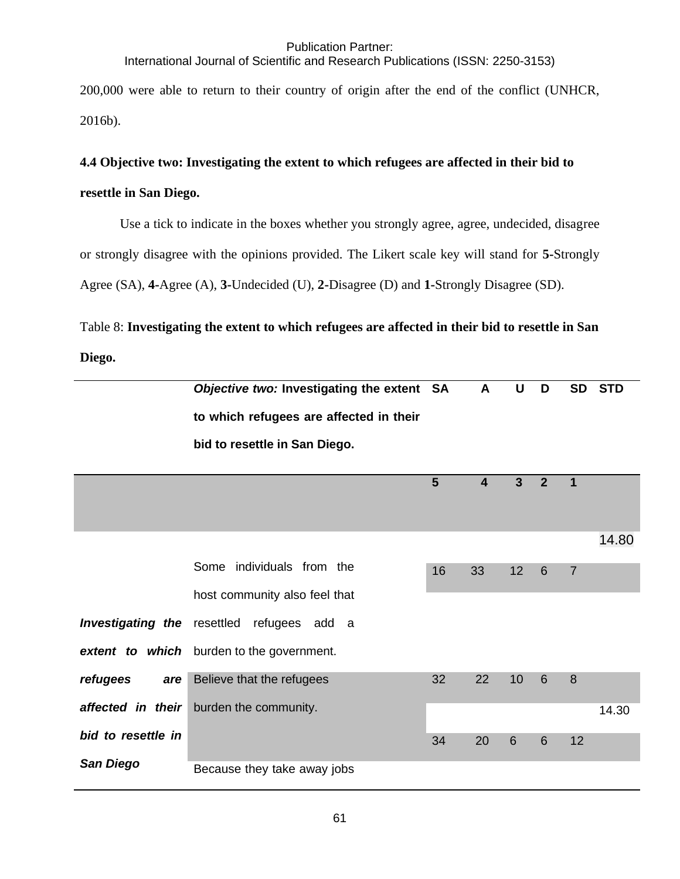200,000 were able to return to their country of origin after the end of the conflict (UNHCR, 2016b).

**4.4 Objective two: Investigating the extent to which refugees are affected in their bid to resettle in San Diego.**

Use a tick to indicate in the boxes whether you strongly agree, agree, undecided, disagree or strongly disagree with the opinions provided. The Likert scale key will stand for **5-**Strongly Agree (SA), **4-**Agree (A), **3-**Undecided (U), **2-**Disagree (D) and **1-**Strongly Disagree (SD).

Table 8: **Investigating the extent to which refugees are affected in their bid to resettle in San Diego.**

| | *Objective two:* **Investigating the extent to which refugees are affected in their bid to resettle in San Diego.** | SA | A | U | D | SD | STD |
|---|---|---|---|---|---|---|---|
| | | **5** | **4** | **3** | **2** | **1** | |
| ***Investigating the extent to which refugees are affected in their bid to resettle in San Diego*** | Some individuals from the host community also feel that resettled refugees add a burden to the government. | 16 | 33 | 12 | 6 | 7 | 14.80 |
| | Believe that the refugees burden the community. | 32 | 22 | 10 | 6 | 8 | 14.30 |
| | Because they take away jobs | 34 | 20 | 6 | 6 | 12 | |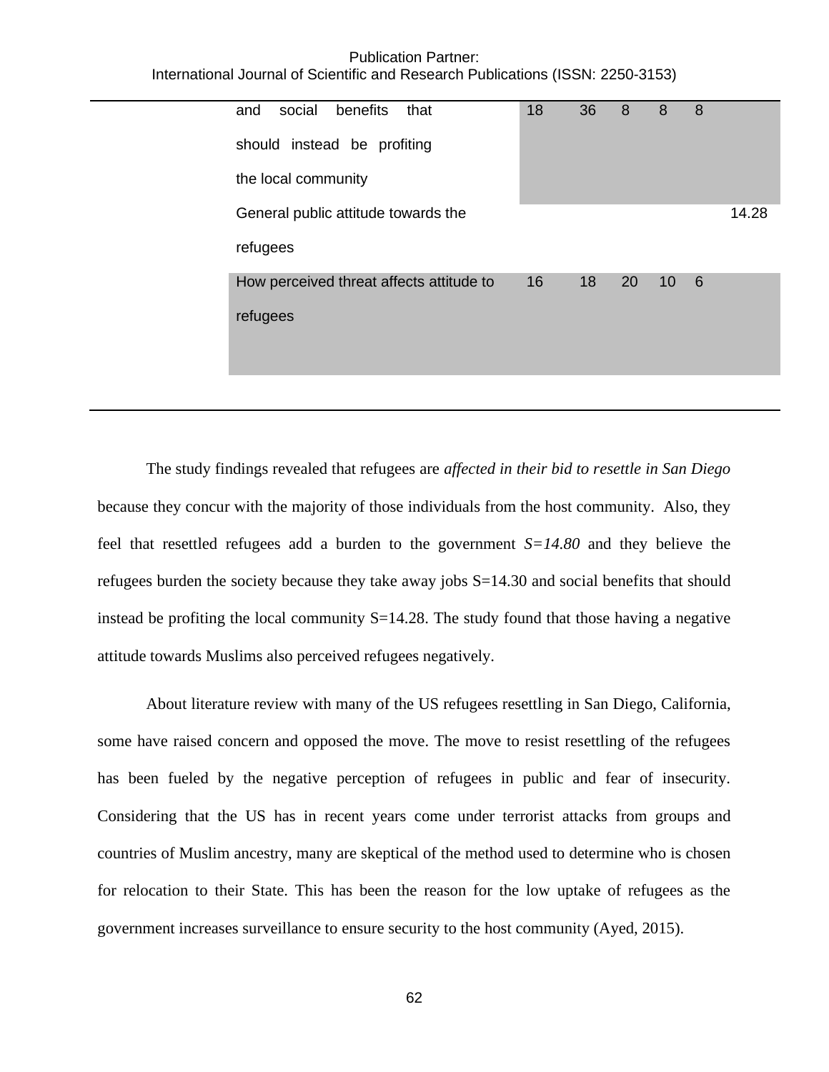| | | | | | | | |
|---|---|---|---|---|---|---|---|
| | and social benefits that should instead be profiting the local community | 18 | 36 | 8 | 8 | 8 | |
| | General public attitude towards the refugees | | | | | | 14.28 |
| | How perceived threat affects attitude to refugees | 16 | 18 | 20 | 10 | 6 | |

The study findings revealed that refugees are *affected in their bid to resettle in San Diego* because they concur with the majority of those individuals from the host community. Also, they feel that resettled refugees add a burden to the government *S=14.80* and they believe the refugees burden the society because they take away jobs S=14.30 and social benefits that should instead be profiting the local community S=14.28. The study found that those having a negative attitude towards Muslims also perceived refugees negatively.

About literature review with many of the US refugees resettling in San Diego, California, some have raised concern and opposed the move. The move to resist resettling of the refugees has been fueled by the negative perception of refugees in public and fear of insecurity. Considering that the US has in recent years come under terrorist attacks from groups and countries of Muslim ancestry, many are skeptical of the method used to determine who is chosen for relocation to their State. This has been the reason for the low uptake of refugees as the government increases surveillance to ensure security to the host community (Ayed, 2015).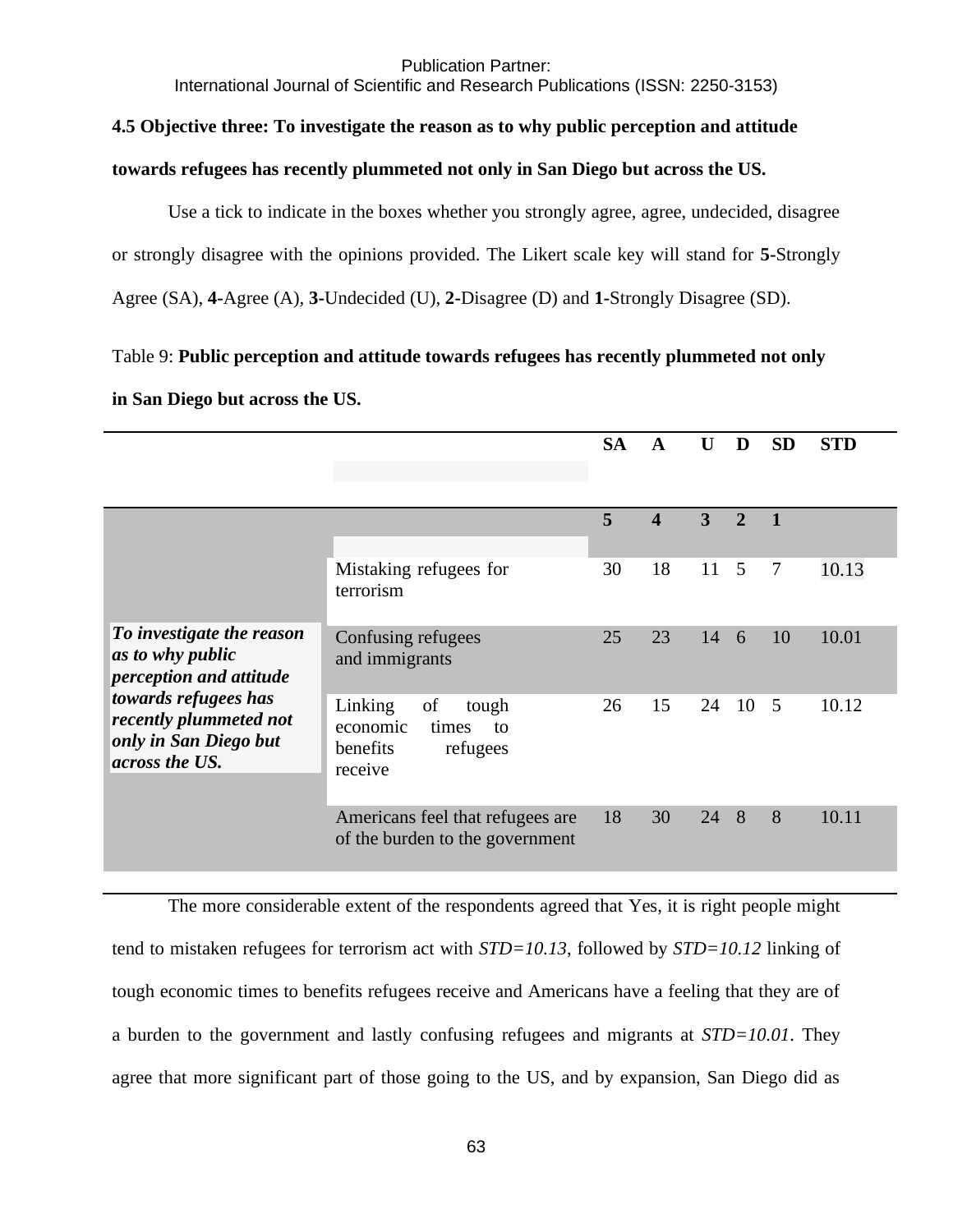### 4.5 Objective three: To investigate the reason as to why public perception and attitude towards refugees has recently plummeted not only in San Diego but across the US.

Use a tick to indicate in the boxes whether you strongly agree, agree, undecided, disagree or strongly disagree with the opinions provided. The Likert scale key will stand for **5-**Strongly Agree (SA), **4-**Agree (A), **3-**Undecided (U), **2-**Disagree (D) and **1-**Strongly Disagree (SD).

Table 9: **Public perception and attitude towards refugees has recently plummeted not only in San Diego but across the US.**

| | | SA | A | U | D | SD | STD |
|---|---|---|---|---|---|---|---|
| | | **5** | **4** | **3** | **2** | **1** | |
| ***To investigate the reason as to why public perception and attitude towards refugees has recently plummeted not only in San Diego but across the US.*** | Mistaking refugees for terrorism | 30 | 18 | 11 | 5 | 7 | 10.13 |
| | Confusing refugees and immigrants | 25 | 23 | 14 | 6 | 10 | 10.01 |
| | Linking of tough economic times to benefits refugees receive | 26 | 15 | 24 | 10 | 5 | 10.12 |
| | Americans feel that refugees are of the burden to the government | 18 | 30 | 24 | 8 | 8 | 10.11 |

The more considerable extent of the respondents agreed that Yes, it is right people might tend to mistaken refugees for terrorism act with *STD=10.13*, followed by *STD=10.12* linking of tough economic times to benefits refugees receive and Americans have a feeling that they are of a burden to the government and lastly confusing refugees and migrants at *STD=10.01*. They agree that more significant part of those going to the US, and by expansion, San Diego did as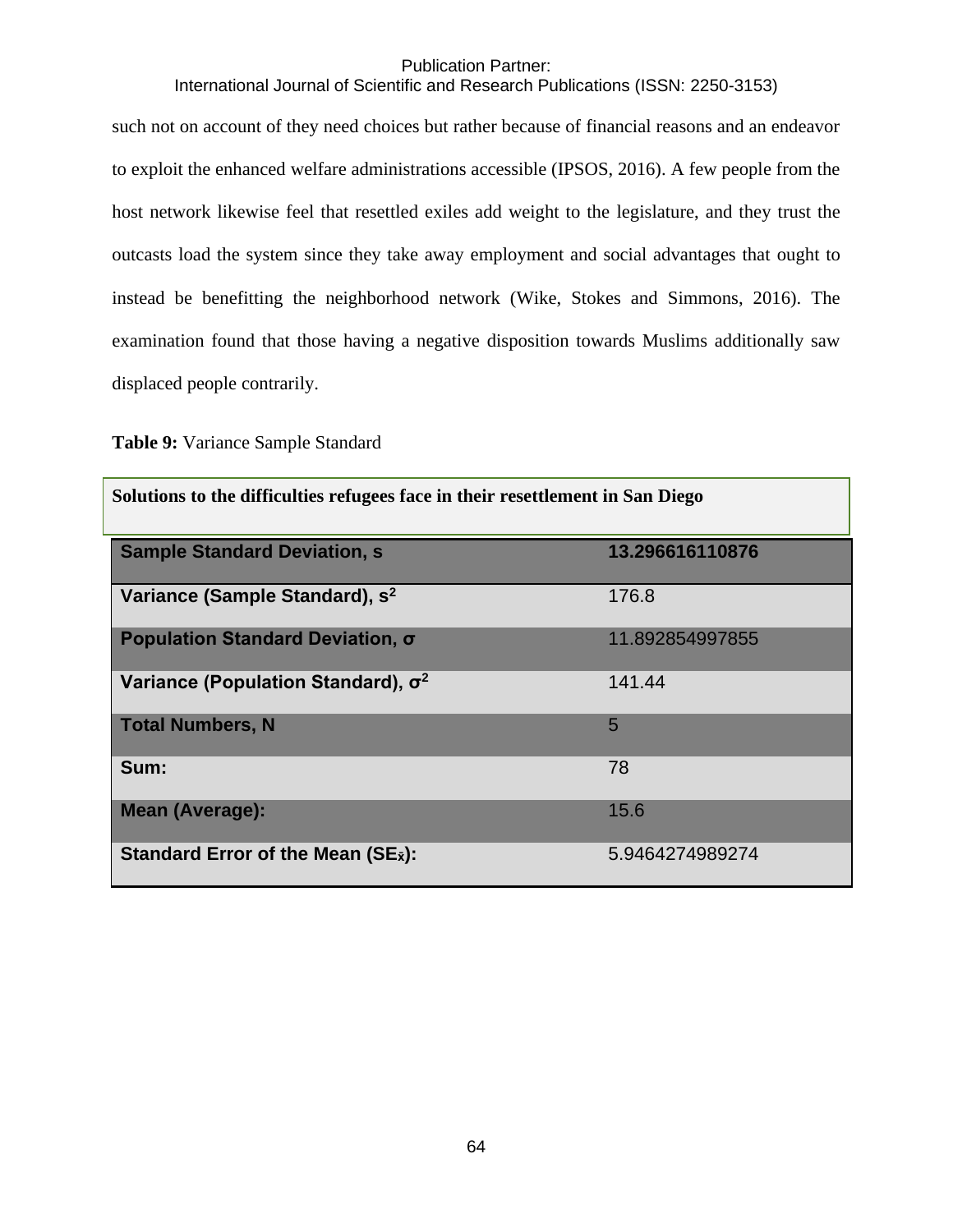such not on account of they need choices but rather because of financial reasons and an endeavor to exploit the enhanced welfare administrations accessible (IPSOS, 2016). A few people from the host network likewise feel that resettled exiles add weight to the legislature, and they trust the outcasts load the system since they take away employment and social advantages that ought to instead be benefitting the neighborhood network (Wike, Stokes and Simmons, 2016). The examination found that those having a negative disposition towards Muslims additionally saw displaced people contrarily.

**Table 9:** Variance Sample Standard

| **Solutions to the difficulties refugees face in their resettlement in San Diego** | |
|---|---|
| **Sample Standard Deviation, s** | **13.296616110876** |
| **Variance (Sample Standard), $s^2$** | 176.8 |
| **Population Standard Deviation, σ** | 11.892854997855 |
| **Variance (Population Standard), $\sigma^2$** | 141.44 |
| **Total Numbers, N** | 5 |
| **Sum:** | 78 |
| **Mean (Average):** | 15.6 |
| **Standard Error of the Mean ($SE_{\bar{x}}$):** | 5.9464274989274 |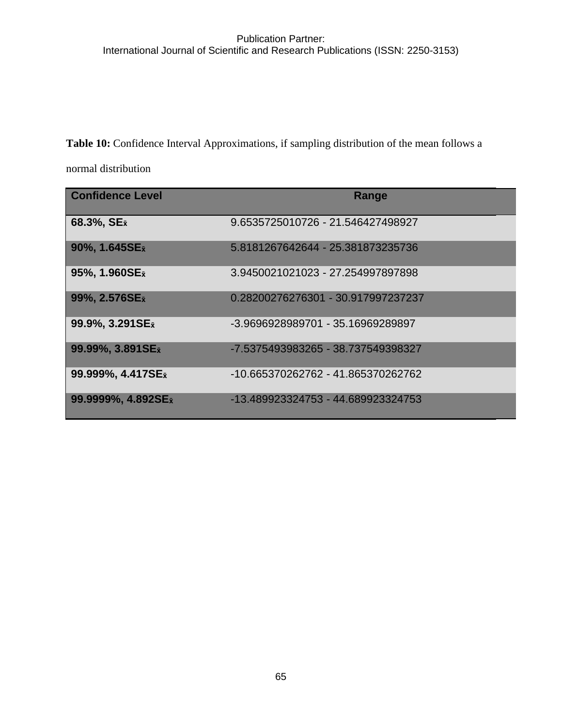**Table 10:** Confidence Interval Approximations, if sampling distribution of the mean follows a normal distribution

| Confidence Level | Range |
|---|---|
| **68.3%, $SE_{\bar{x}}$** | 9.6535725010726 - 21.546427498927 |
| **90%, 1.645$SE_{\bar{x}}$** | 5.8181267642644 - 25.381873235736 |
| **95%, 1.960$SE_{\bar{x}}$** | 3.9450021021023 - 27.254997897898 |
| **99%, 2.576$SE_{\bar{x}}$** | 0.28200276276301 - 30.917997237237 |
| **99.9%, 3.291$SE_{\bar{x}}$** | -3.9696928989701 - 35.16969289897 |
| **99.99%, 3.891$SE_{\bar{x}}$** | -7.5375493983265 - 38.737549398327 |
| **99.999%, 4.417$SE_{\bar{x}}$** | -10.665370262762 - 41.865370262762 |
| **99.9999%, 4.892$SE_{\bar{x}}$** | -13.489923324753 - 44.689923324753 |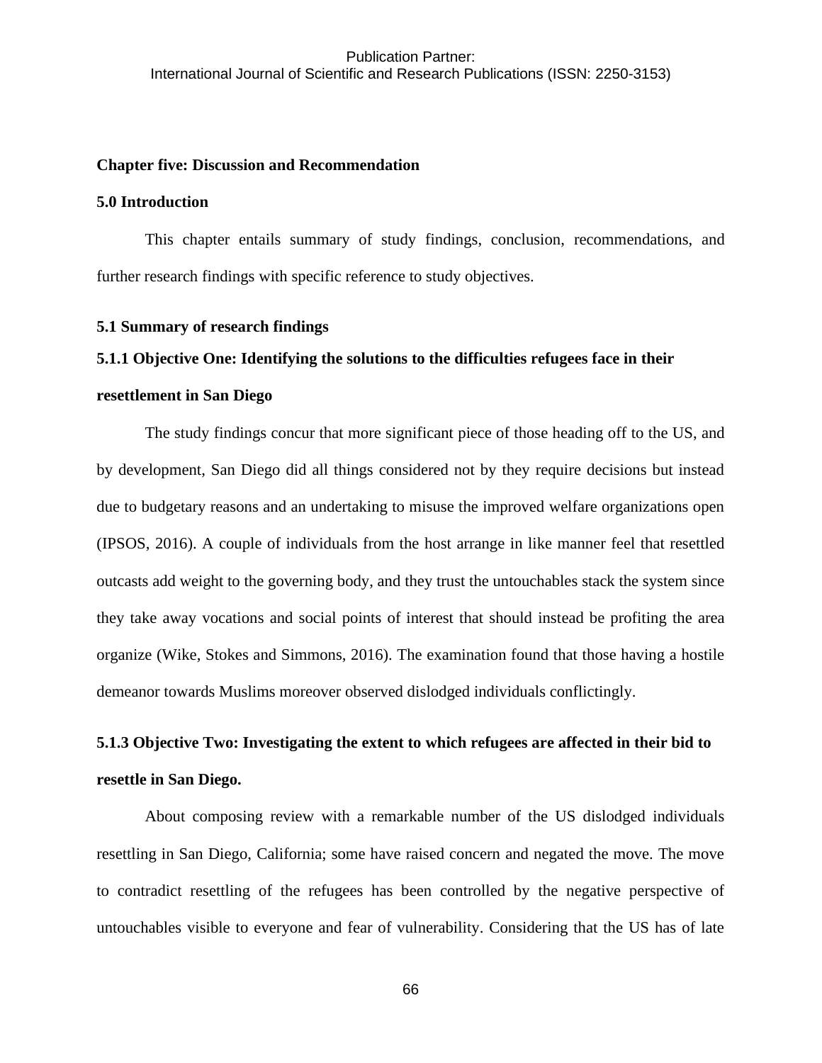## Chapter five: Discussion and Recommendation

### 5.0 Introduction

This chapter entails summary of study findings, conclusion, recommendations, and further research findings with specific reference to study objectives.

### 5.1 Summary of research findings

#### 5.1.1 Objective One: Identifying the solutions to the difficulties refugees face in their resettlement in San Diego

The study findings concur that more significant piece of those heading off to the US, and by development, San Diego did all things considered not by they require decisions but instead due to budgetary reasons and an undertaking to misuse the improved welfare organizations open (IPSOS, 2016). A couple of individuals from the host arrange in like manner feel that resettled outcasts add weight to the governing body, and they trust the untouchables stack the system since they take away vocations and social points of interest that should instead be profiting the area organize (Wike, Stokes and Simmons, 2016). The examination found that those having a hostile demeanor towards Muslims moreover observed dislodged individuals conflictingly.

#### 5.1.3 Objective Two: Investigating the extent to which refugees are affected in their bid to resettle in San Diego.

About composing review with a remarkable number of the US dislodged individuals resettling in San Diego, California; some have raised concern and negated the move. The move to contradict resettling of the refugees has been controlled by the negative perspective of untouchables visible to everyone and fear of vulnerability. Considering that the US has of late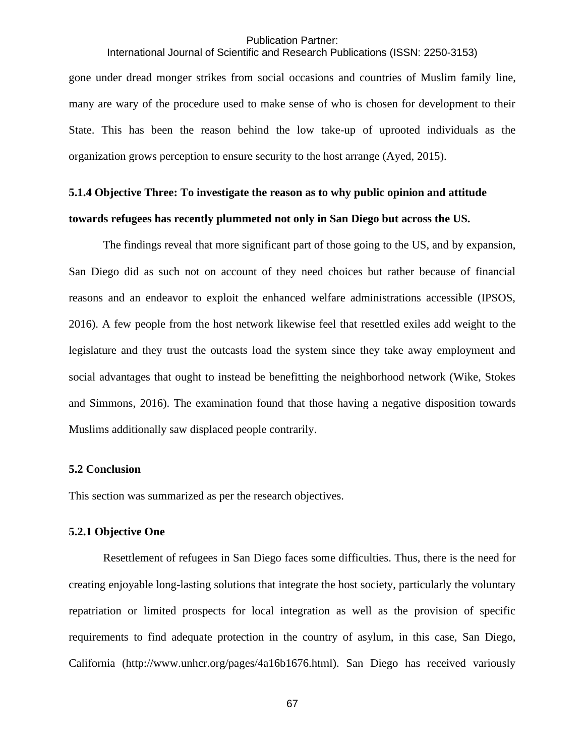gone under dread monger strikes from social occasions and countries of Muslim family line, many are wary of the procedure used to make sense of who is chosen for development to their State. This has been the reason behind the low take-up of uprooted individuals as the organization grows perception to ensure security to the host arrange (Ayed, 2015).

#### 5.1.4 Objective Three: To investigate the reason as to why public opinion and attitude towards refugees has recently plummeted not only in San Diego but across the US.

The findings reveal that more significant part of those going to the US, and by expansion, San Diego did as such not on account of they need choices but rather because of financial reasons and an endeavor to exploit the enhanced welfare administrations accessible (IPSOS, 2016). A few people from the host network likewise feel that resettled exiles add weight to the legislature and they trust the outcasts load the system since they take away employment and social advantages that ought to instead be benefitting the neighborhood network (Wike, Stokes and Simmons, 2016). The examination found that those having a negative disposition towards Muslims additionally saw displaced people contrarily.

### 5.2 Conclusion

This section was summarized as per the research objectives.

#### 5.2.1 Objective One

Resettlement of refugees in San Diego faces some difficulties. Thus, there is the need for creating enjoyable long-lasting solutions that integrate the host society, particularly the voluntary repatriation or limited prospects for local integration as well as the provision of specific requirements to find adequate protection in the country of asylum, in this case, San Diego, California (http://www.unhcr.org/pages/4a16b1676.html). San Diego has received variously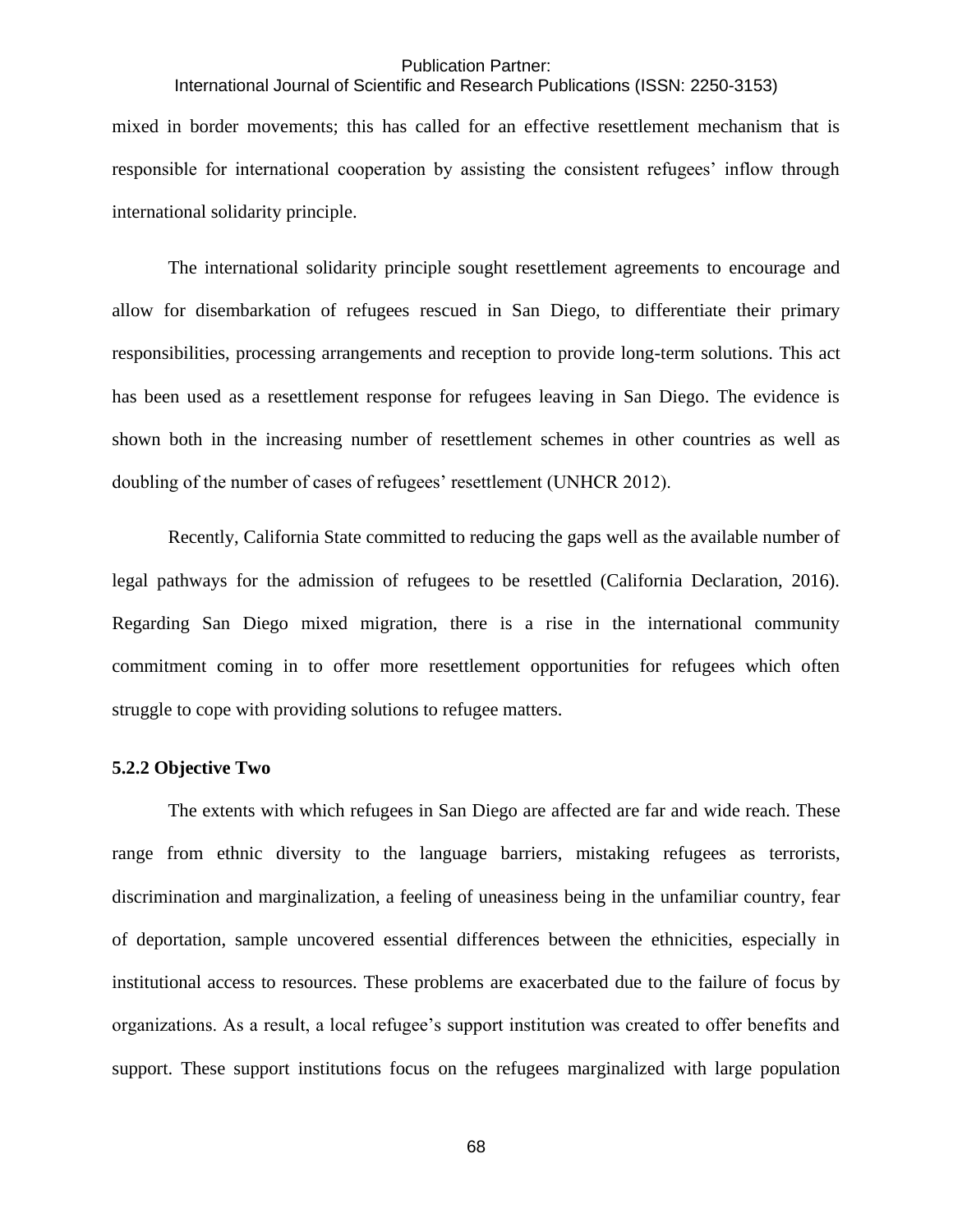mixed in border movements; this has called for an effective resettlement mechanism that is responsible for international cooperation by assisting the consistent refugees' inflow through international solidarity principle.

The international solidarity principle sought resettlement agreements to encourage and allow for disembarkation of refugees rescued in San Diego, to differentiate their primary responsibilities, processing arrangements and reception to provide long-term solutions. This act has been used as a resettlement response for refugees leaving in San Diego. The evidence is shown both in the increasing number of resettlement schemes in other countries as well as doubling of the number of cases of refugees' resettlement (UNHCR 2012).

Recently, California State committed to reducing the gaps well as the available number of legal pathways for the admission of refugees to be resettled (California Declaration, 2016). Regarding San Diego mixed migration, there is a rise in the international community commitment coming in to offer more resettlement opportunities for refugees which often struggle to cope with providing solutions to refugee matters.

### 5.2.2 Objective Two

The extents with which refugees in San Diego are affected are far and wide reach. These range from ethnic diversity to the language barriers, mistaking refugees as terrorists, discrimination and marginalization, a feeling of uneasiness being in the unfamiliar country, fear of deportation, sample uncovered essential differences between the ethnicities, especially in institutional access to resources. These problems are exacerbated due to the failure of focus by organizations. As a result, a local refugee's support institution was created to offer benefits and support. These support institutions focus on the refugees marginalized with large population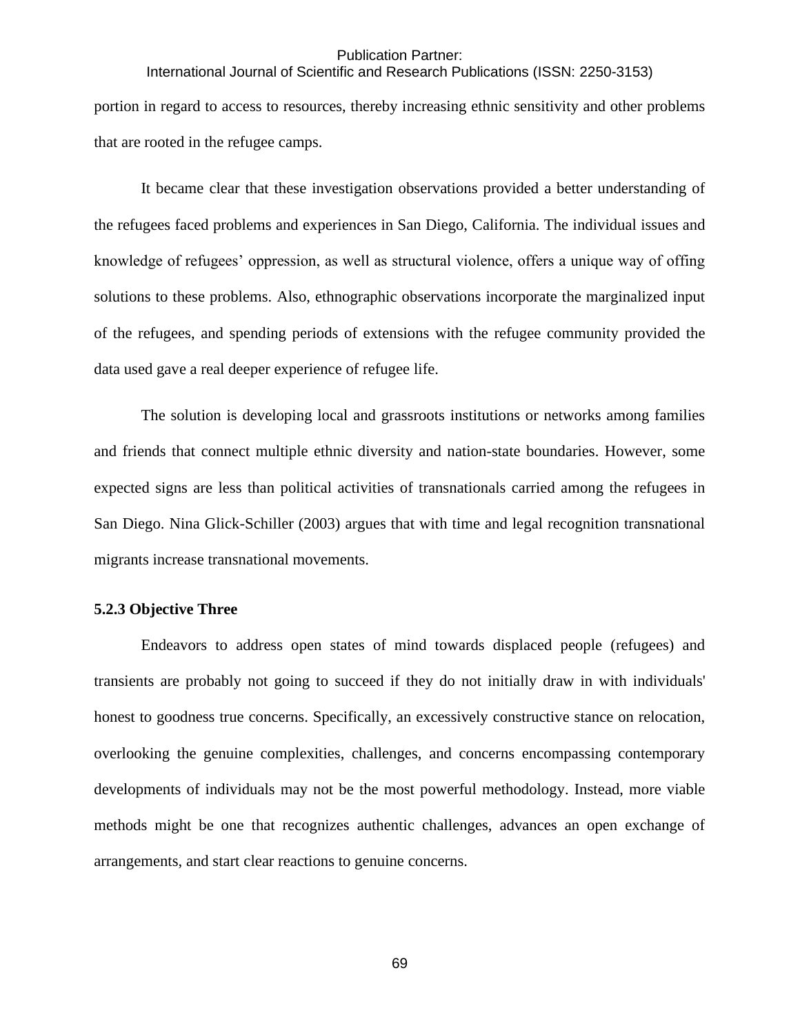portion in regard to access to resources, thereby increasing ethnic sensitivity and other problems that are rooted in the refugee camps.

It became clear that these investigation observations provided a better understanding of the refugees faced problems and experiences in San Diego, California. The individual issues and knowledge of refugees' oppression, as well as structural violence, offers a unique way of offing solutions to these problems. Also, ethnographic observations incorporate the marginalized input of the refugees, and spending periods of extensions with the refugee community provided the data used gave a real deeper experience of refugee life.

The solution is developing local and grassroots institutions or networks among families and friends that connect multiple ethnic diversity and nation-state boundaries. However, some expected signs are less than political activities of transnationals carried among the refugees in San Diego. Nina Glick-Schiller (2003) argues that with time and legal recognition transnational migrants increase transnational movements.

### 5.2.3 Objective Three

Endeavors to address open states of mind towards displaced people (refugees) and transients are probably not going to succeed if they do not initially draw in with individuals' honest to goodness true concerns. Specifically, an excessively constructive stance on relocation, overlooking the genuine complexities, challenges, and concerns encompassing contemporary developments of individuals may not be the most powerful methodology. Instead, more viable methods might be one that recognizes authentic challenges, advances an open exchange of arrangements, and start clear reactions to genuine concerns.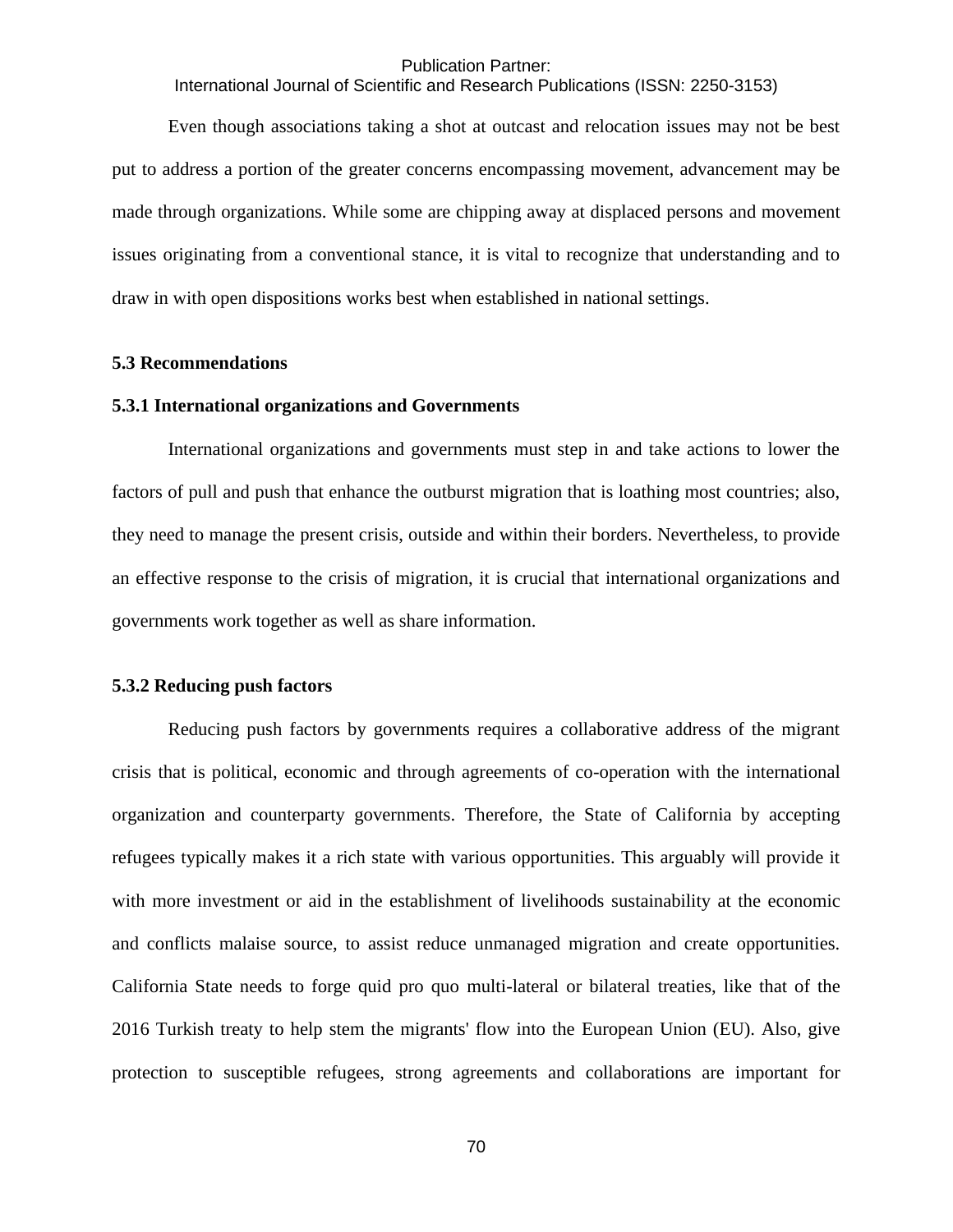Even though associations taking a shot at outcast and relocation issues may not be best put to address a portion of the greater concerns encompassing movement, advancement may be made through organizations. While some are chipping away at displaced persons and movement issues originating from a conventional stance, it is vital to recognize that understanding and to draw in with open dispositions works best when established in national settings.

### 5.3 Recommendations

#### 5.3.1 International organizations and Governments

International organizations and governments must step in and take actions to lower the factors of pull and push that enhance the outburst migration that is loathing most countries; also, they need to manage the present crisis, outside and within their borders. Nevertheless, to provide an effective response to the crisis of migration, it is crucial that international organizations and governments work together as well as share information.

#### 5.3.2 Reducing push factors

Reducing push factors by governments requires a collaborative address of the migrant crisis that is political, economic and through agreements of co-operation with the international organization and counterparty governments. Therefore, the State of California by accepting refugees typically makes it a rich state with various opportunities. This arguably will provide it with more investment or aid in the establishment of livelihoods sustainability at the economic and conflicts malaise source, to assist reduce unmanaged migration and create opportunities. California State needs to forge quid pro quo multi-lateral or bilateral treaties, like that of the 2016 Turkish treaty to help stem the migrants' flow into the European Union (EU). Also, give protection to susceptible refugees, strong agreements and collaborations are important for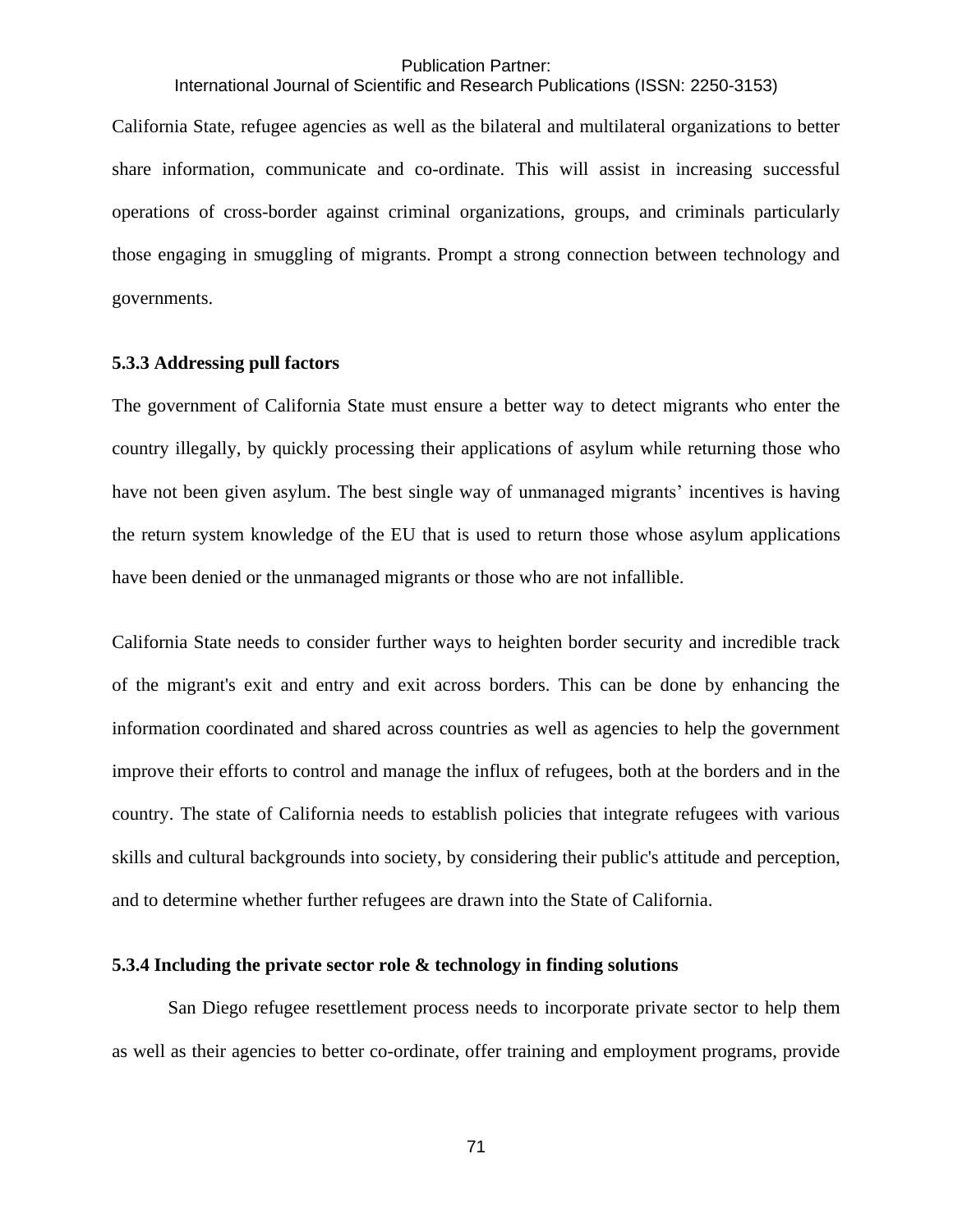California State, refugee agencies as well as the bilateral and multilateral organizations to better share information, communicate and co-ordinate. This will assist in increasing successful operations of cross-border against criminal organizations, groups, and criminals particularly those engaging in smuggling of migrants. Prompt a strong connection between technology and governments.

### 5.3.3 Addressing pull factors

The government of California State must ensure a better way to detect migrants who enter the country illegally, by quickly processing their applications of asylum while returning those who have not been given asylum. The best single way of unmanaged migrants' incentives is having the return system knowledge of the EU that is used to return those whose asylum applications have been denied or the unmanaged migrants or those who are not infallible.

California State needs to consider further ways to heighten border security and incredible track of the migrant's exit and entry and exit across borders. This can be done by enhancing the information coordinated and shared across countries as well as agencies to help the government improve their efforts to control and manage the influx of refugees, both at the borders and in the country. The state of California needs to establish policies that integrate refugees with various skills and cultural backgrounds into society, by considering their public's attitude and perception, and to determine whether further refugees are drawn into the State of California.

### 5.3.4 Including the private sector role & technology in finding solutions

San Diego refugee resettlement process needs to incorporate private sector to help them as well as their agencies to better co-ordinate, offer training and employment programs, provide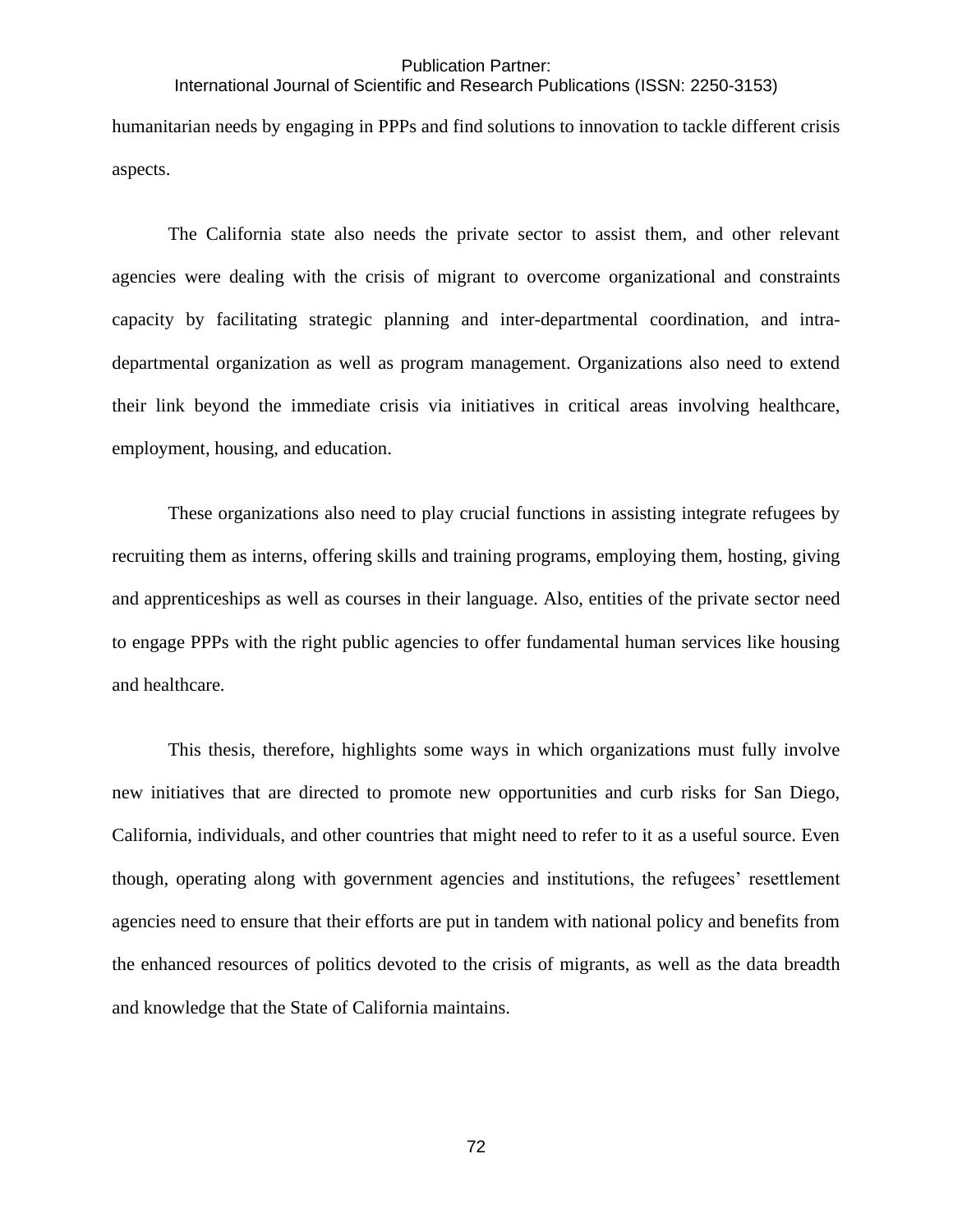humanitarian needs by engaging in PPPs and find solutions to innovation to tackle different crisis aspects.

The California state also needs the private sector to assist them, and other relevant agencies were dealing with the crisis of migrant to overcome organizational and constraints capacity by facilitating strategic planning and inter-departmental coordination, and intra-departmental organization as well as program management. Organizations also need to extend their link beyond the immediate crisis via initiatives in critical areas involving healthcare, employment, housing, and education.

These organizations also need to play crucial functions in assisting integrate refugees by recruiting them as interns, offering skills and training programs, employing them, hosting, giving and apprenticeships as well as courses in their language. Also, entities of the private sector need to engage PPPs with the right public agencies to offer fundamental human services like housing and healthcare.

This thesis, therefore, highlights some ways in which organizations must fully involve new initiatives that are directed to promote new opportunities and curb risks for San Diego, California, individuals, and other countries that might need to refer to it as a useful source. Even though, operating along with government agencies and institutions, the refugees' resettlement agencies need to ensure that their efforts are put in tandem with national policy and benefits from the enhanced resources of politics devoted to the crisis of migrants, as well as the data breadth and knowledge that the State of California maintains.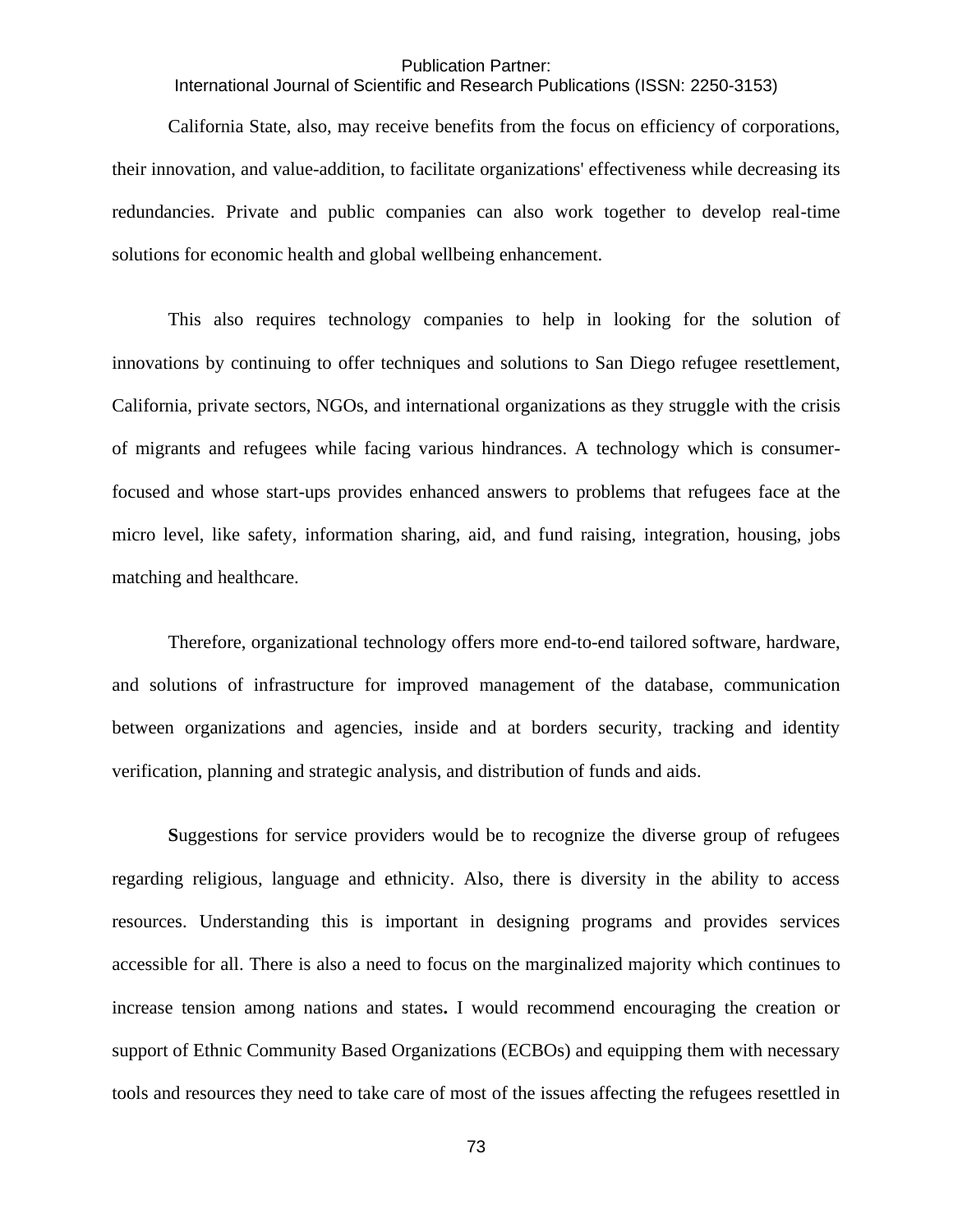California State, also, may receive benefits from the focus on efficiency of corporations, their innovation, and value-addition, to facilitate organizations' effectiveness while decreasing its redundancies. Private and public companies can also work together to develop real-time solutions for economic health and global wellbeing enhancement.

This also requires technology companies to help in looking for the solution of innovations by continuing to offer techniques and solutions to San Diego refugee resettlement, California, private sectors, NGOs, and international organizations as they struggle with the crisis of migrants and refugees while facing various hindrances. A technology which is consumer-focused and whose start-ups provides enhanced answers to problems that refugees face at the micro level, like safety, information sharing, aid, and fund raising, integration, housing, jobs matching and healthcare.

Therefore, organizational technology offers more end-to-end tailored software, hardware, and solutions of infrastructure for improved management of the database, communication between organizations and agencies, inside and at borders security, tracking and identity verification, planning and strategic analysis, and distribution of funds and aids.

**S**uggestions for service providers would be to recognize the diverse group of refugees regarding religious, language and ethnicity. Also, there is diversity in the ability to access resources. Understanding this is important in designing programs and provides services accessible for all. There is also a need to focus on the marginalized majority which continues to increase tension among nations and states**.** I would recommend encouraging the creation or support of Ethnic Community Based Organizations (ECBOs) and equipping them with necessary tools and resources they need to take care of most of the issues affecting the refugees resettled in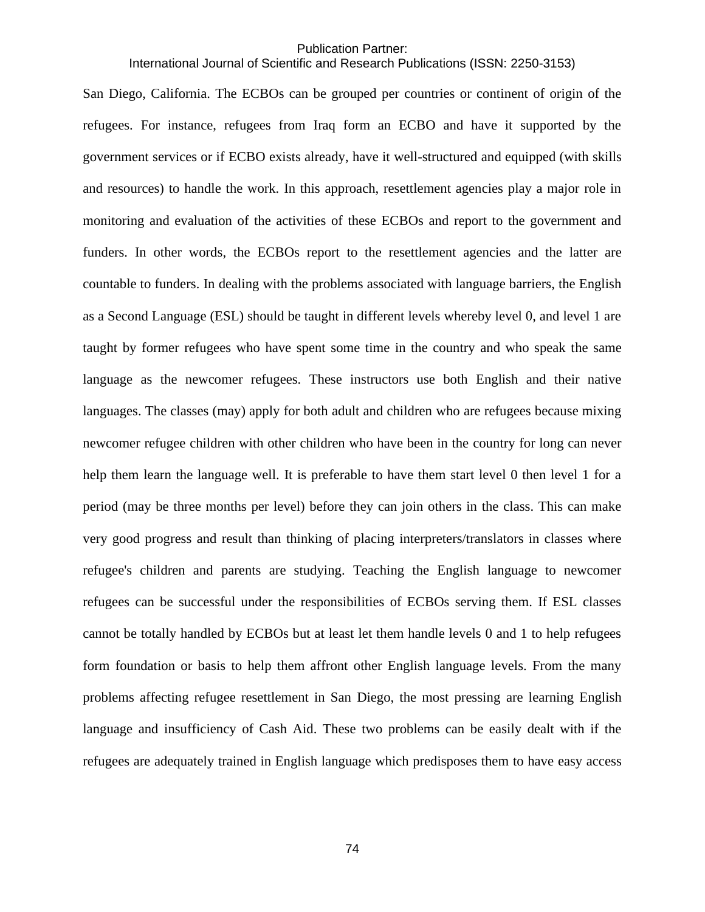San Diego, California. The ECBOs can be grouped per countries or continent of origin of the refugees. For instance, refugees from Iraq form an ECBO and have it supported by the government services or if ECBO exists already, have it well-structured and equipped (with skills and resources) to handle the work. In this approach, resettlement agencies play a major role in monitoring and evaluation of the activities of these ECBOs and report to the government and funders. In other words, the ECBOs report to the resettlement agencies and the latter are countable to funders. In dealing with the problems associated with language barriers, the English as a Second Language (ESL) should be taught in different levels whereby level 0, and level 1 are taught by former refugees who have spent some time in the country and who speak the same language as the newcomer refugees. These instructors use both English and their native languages. The classes (may) apply for both adult and children who are refugees because mixing newcomer refugee children with other children who have been in the country for long can never help them learn the language well. It is preferable to have them start level 0 then level 1 for a period (may be three months per level) before they can join others in the class. This can make very good progress and result than thinking of placing interpreters/translators in classes where refugee's children and parents are studying. Teaching the English language to newcomer refugees can be successful under the responsibilities of ECBOs serving them. If ESL classes cannot be totally handled by ECBOs but at least let them handle levels 0 and 1 to help refugees form foundation or basis to help them affront other English language levels. From the many problems affecting refugee resettlement in San Diego, the most pressing are learning English language and insufficiency of Cash Aid. These two problems can be easily dealt with if the refugees are adequately trained in English language which predisposes them to have easy access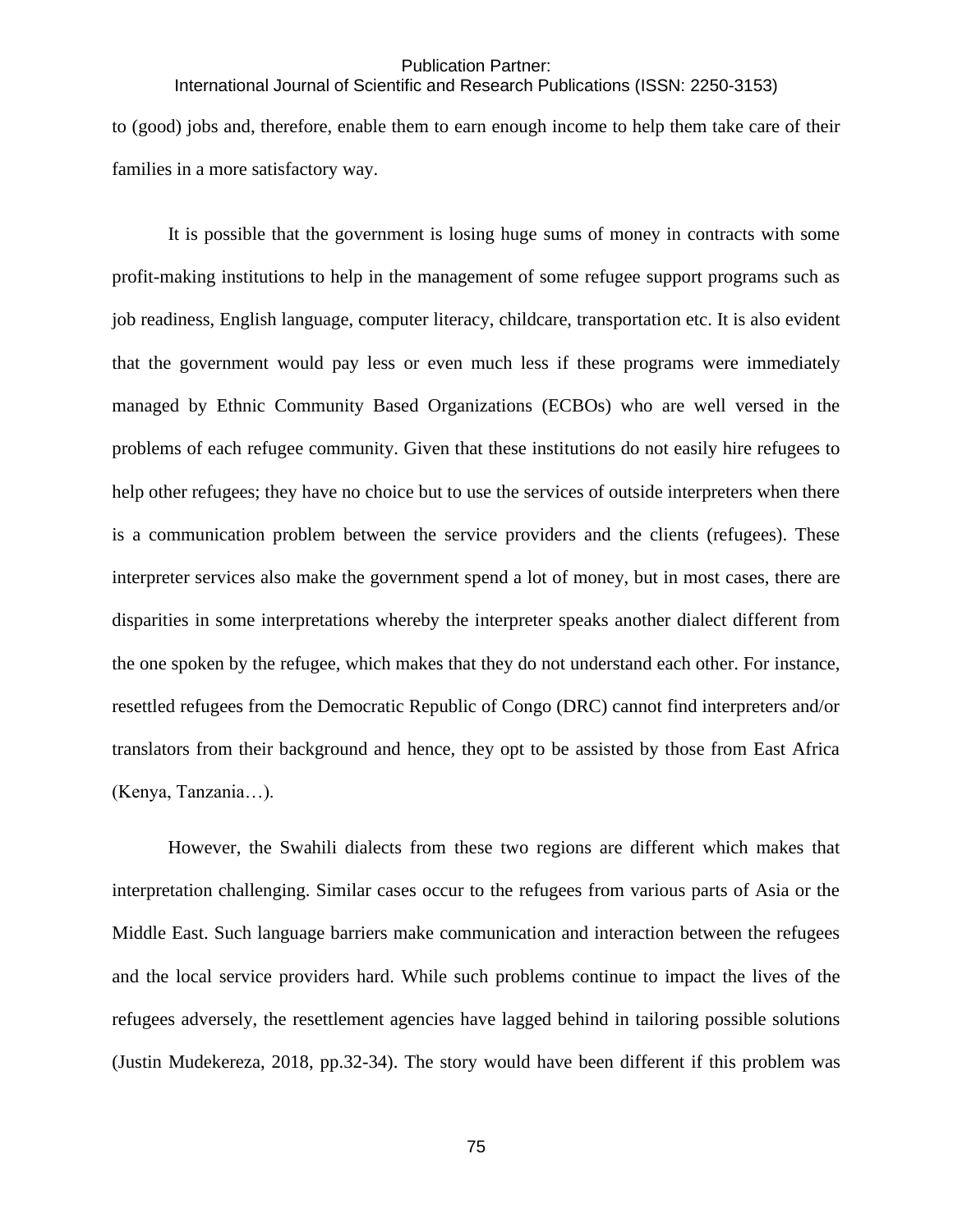to (good) jobs and, therefore, enable them to earn enough income to help them take care of their families in a more satisfactory way.

It is possible that the government is losing huge sums of money in contracts with some profit-making institutions to help in the management of some refugee support programs such as job readiness, English language, computer literacy, childcare, transportation etc. It is also evident that the government would pay less or even much less if these programs were immediately managed by Ethnic Community Based Organizations (ECBOs) who are well versed in the problems of each refugee community. Given that these institutions do not easily hire refugees to help other refugees; they have no choice but to use the services of outside interpreters when there is a communication problem between the service providers and the clients (refugees). These interpreter services also make the government spend a lot of money, but in most cases, there are disparities in some interpretations whereby the interpreter speaks another dialect different from the one spoken by the refugee, which makes that they do not understand each other. For instance, resettled refugees from the Democratic Republic of Congo (DRC) cannot find interpreters and/or translators from their background and hence, they opt to be assisted by those from East Africa (Kenya, Tanzania…).

However, the Swahili dialects from these two regions are different which makes that interpretation challenging. Similar cases occur to the refugees from various parts of Asia or the Middle East. Such language barriers make communication and interaction between the refugees and the local service providers hard. While such problems continue to impact the lives of the refugees adversely, the resettlement agencies have lagged behind in tailoring possible solutions (Justin Mudekereza, 2018, pp.32-34). The story would have been different if this problem was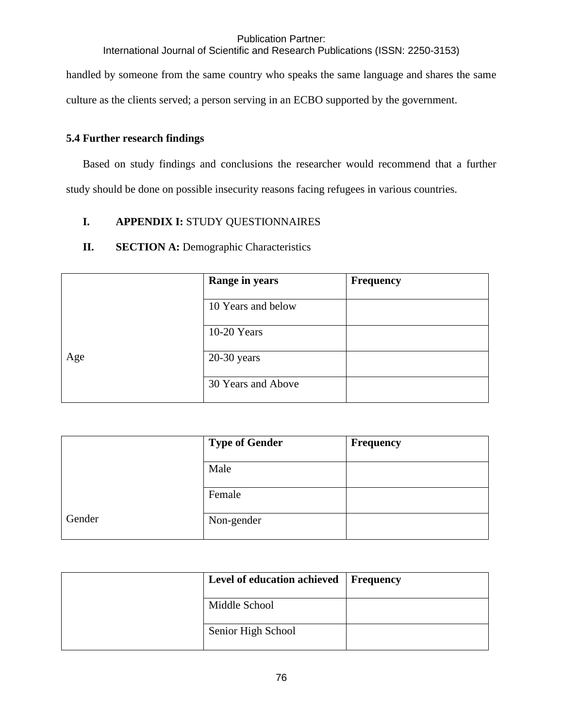handled by someone from the same country who speaks the same language and shares the same culture as the clients served; a person serving in an ECBO supported by the government.

**5.4 Further research findings**

Based on study findings and conclusions the researcher would recommend that a further study should be done on possible insecurity reasons facing refugees in various countries.

I. **APPENDIX I:** STUDY QUESTIONNAIRES

II. **SECTION A:** Demographic Characteristics

| | **Range in years** | **Frequency** |
|---|---|---|
| Age | 10 Years and below | |
| | 10-20 Years | |
| | 20-30 years | |
| | 30 Years and Above | |

| | **Type of Gender** | **Frequency** |
|---|---|---|
| Gender | Male | |
| | Female | |
| | Non-gender | |

| | **Level of education achieved** | **Frequency** |
|---|---|---|
| | Middle School | |
| | Senior High School | |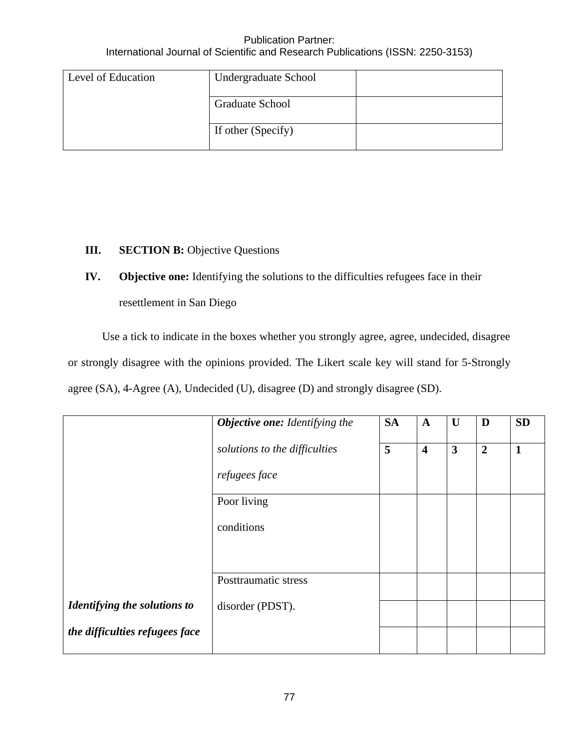| | | |
|---|---|---|
| Level of Education | Undergraduate School | |
| | Graduate School | |
| | If other (Specify) | |

III. **SECTION B:** Objective Questions

IV. **Objective one:** Identifying the solutions to the difficulties refugees face in their resettlement in San Diego

Use a tick to indicate in the boxes whether you strongly agree, agree, undecided, disagree or strongly disagree with the opinions provided. The Likert scale key will stand for 5-Strongly agree (SA), 4-Agree (A), Undecided (U), disagree (D) and strongly disagree (SD).

| | ***Objective one:*** *Identifying the solutions to the difficulties refugees face* | **SA** | **A** | **U** | **D** | **SD** |
|---|---|---|---|---|---|---|
| | | **5** | **4** | **3** | **2** | **1** |
| | Poor living conditions | | | | | |
| ***Identifying the solutions to the difficulties refugees face*** | Posttraumatic stress disorder (PDST). | | | | | |
| | | | | | | |
| | | | | | | |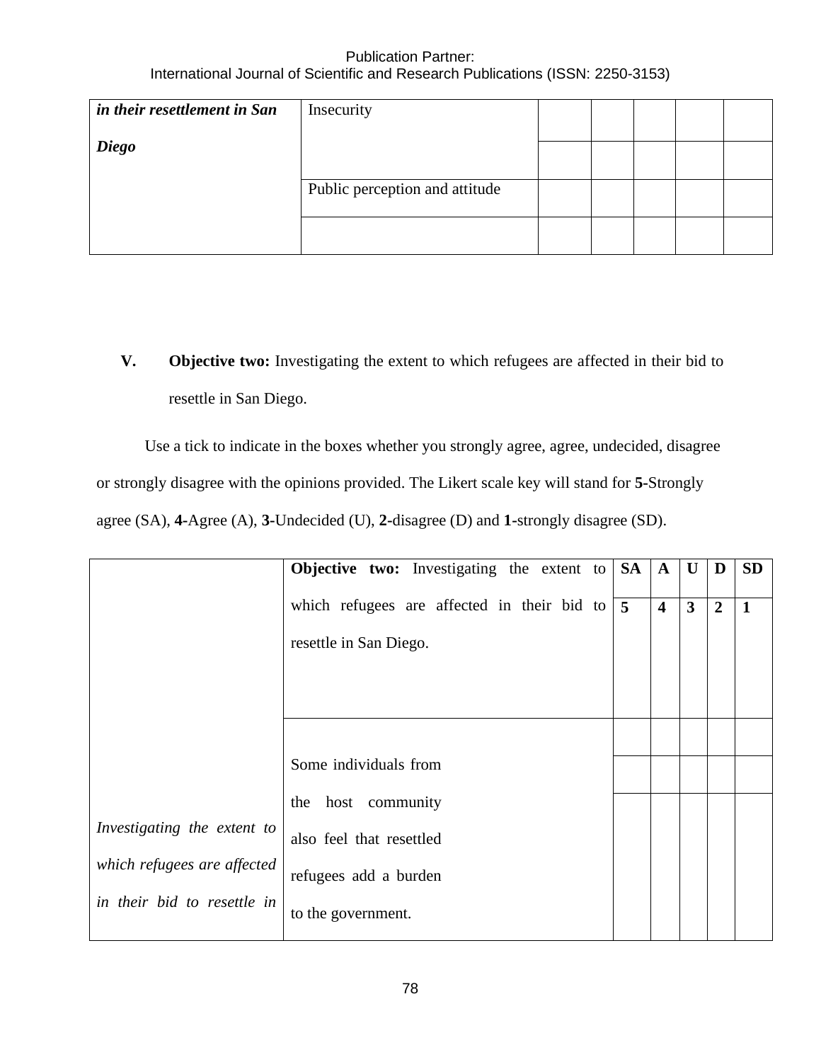| | | | | | | |
|---|---|---|---|---|---|---|
| ***in their resettlement in San Diego*** | Insecurity | | | | | |
| | | | | | | |
| | Public perception and attitude | | | | | |
| | | | | | | |

**V. Objective two:** Investigating the extent to which refugees are affected in their bid to resettle in San Diego.

Use a tick to indicate in the boxes whether you strongly agree, agree, undecided, disagree or strongly disagree with the opinions provided. The Likert scale key will stand for **5-**Strongly agree (SA), **4-**Agree (A), **3-**Undecided (U), **2-**disagree (D) and **1-**strongly disagree (SD).

| | **Objective two:** Investigating the extent to which refugees are affected in their bid to resettle in San Diego. | **SA** **5** | **A** **4** | **U** **3** | **D** **2** | **SD** **1** |
|---|---|---|---|---|---|---|
| | | | | | | |
| | | | | | | |
| *Investigating the extent to which refugees are affected in their bid to resettle in* | Some individuals from the host community also feel that resettled refugees add a burden to the government. | | | | | |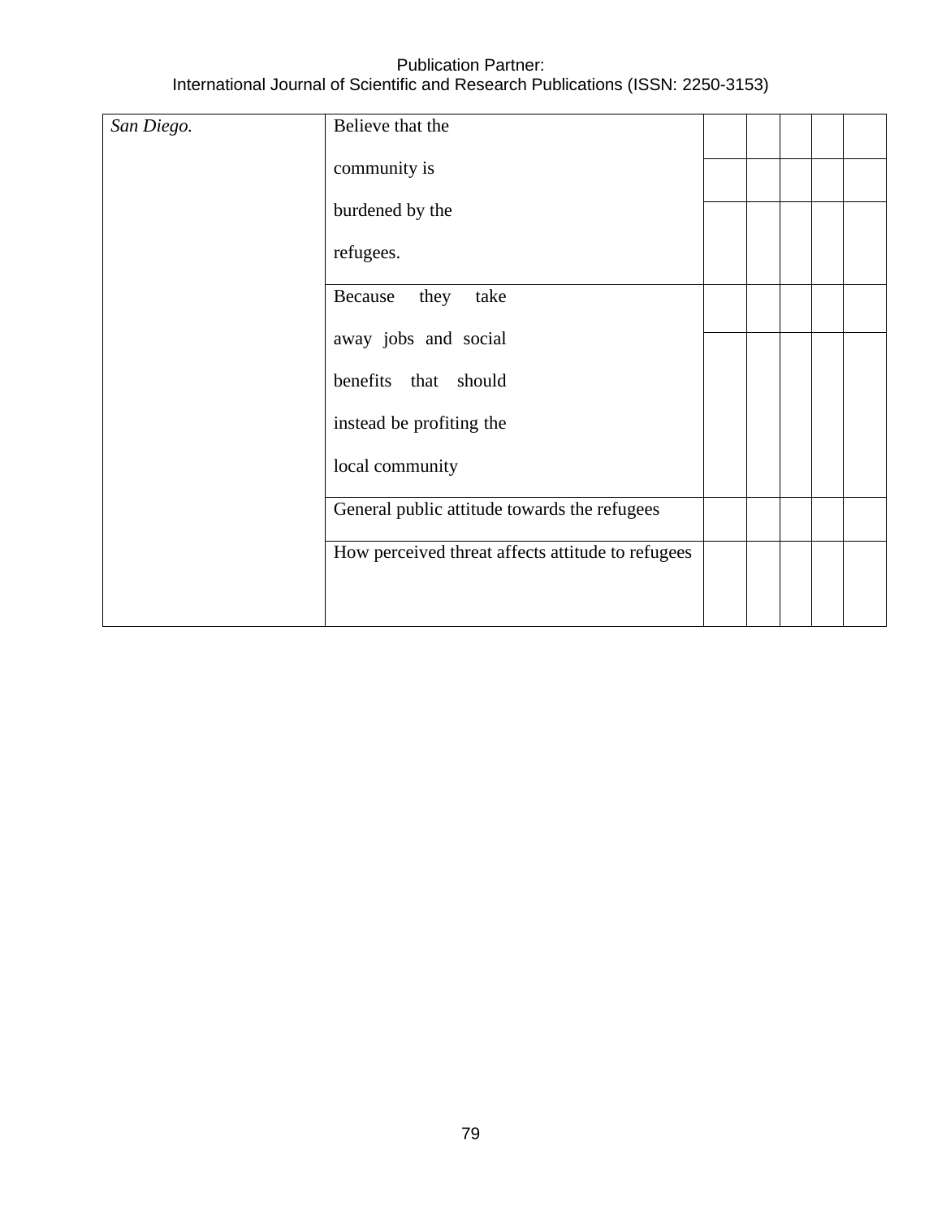| | | | | | | |
|---|---|---|---|---|---|---|
| *San Diego.* | Believe that the community is burdened by the refugees. | | | | | |
| | Because they take away jobs and social benefits that should instead be profiting the local community | | | | | |
| | General public attitude towards the refugees | | | | | |
| | How perceived threat affects attitude to refugees | | | | | |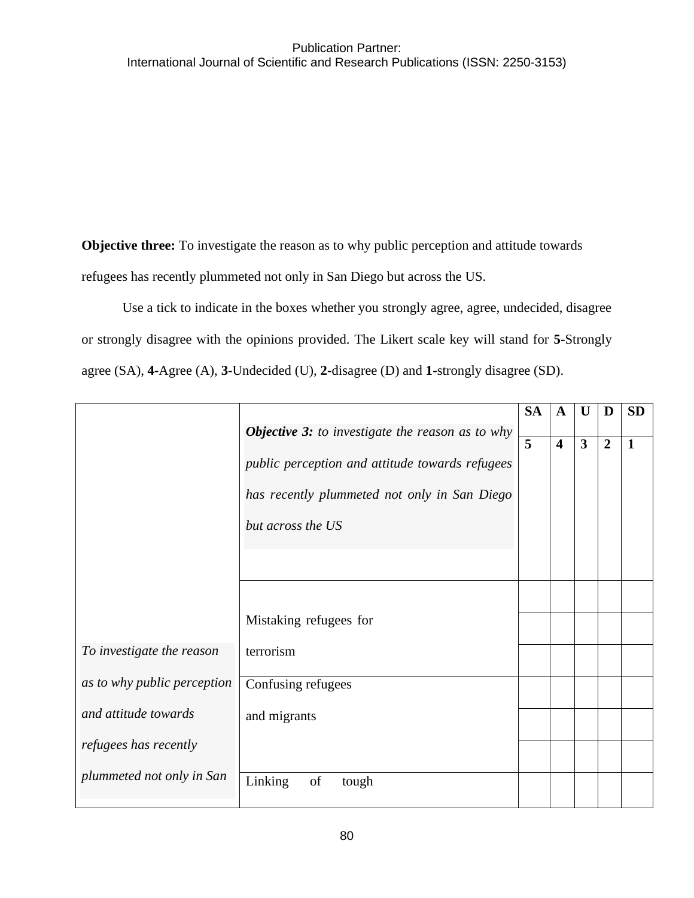**Objective three:** To investigate the reason as to why public perception and attitude towards refugees has recently plummeted not only in San Diego but across the US.

Use a tick to indicate in the boxes whether you strongly agree, agree, undecided, disagree or strongly disagree with the opinions provided. The Likert scale key will stand for **5-**Strongly agree (SA), **4-**Agree (A), **3-**Undecided (U), **2-**disagree (D) and **1-**strongly disagree (SD).

| | | SA | A | U | D | SD |
|---|---|---|---|---|---|---|
| | ***Objective 3:*** *to investigate the reason as to why public perception and attitude towards refugees has recently plummeted not only in San Diego but across the US* | **5** | **4** | **3** | **2** | **1** |
| *To investigate the reason as to why public perception and attitude towards refugees has recently plummeted not only in San* | Mistaking refugees for terrorism | | | | | |
| | Confusing refugees and migrants | | | | | |
| | Linking of tough | | | | | |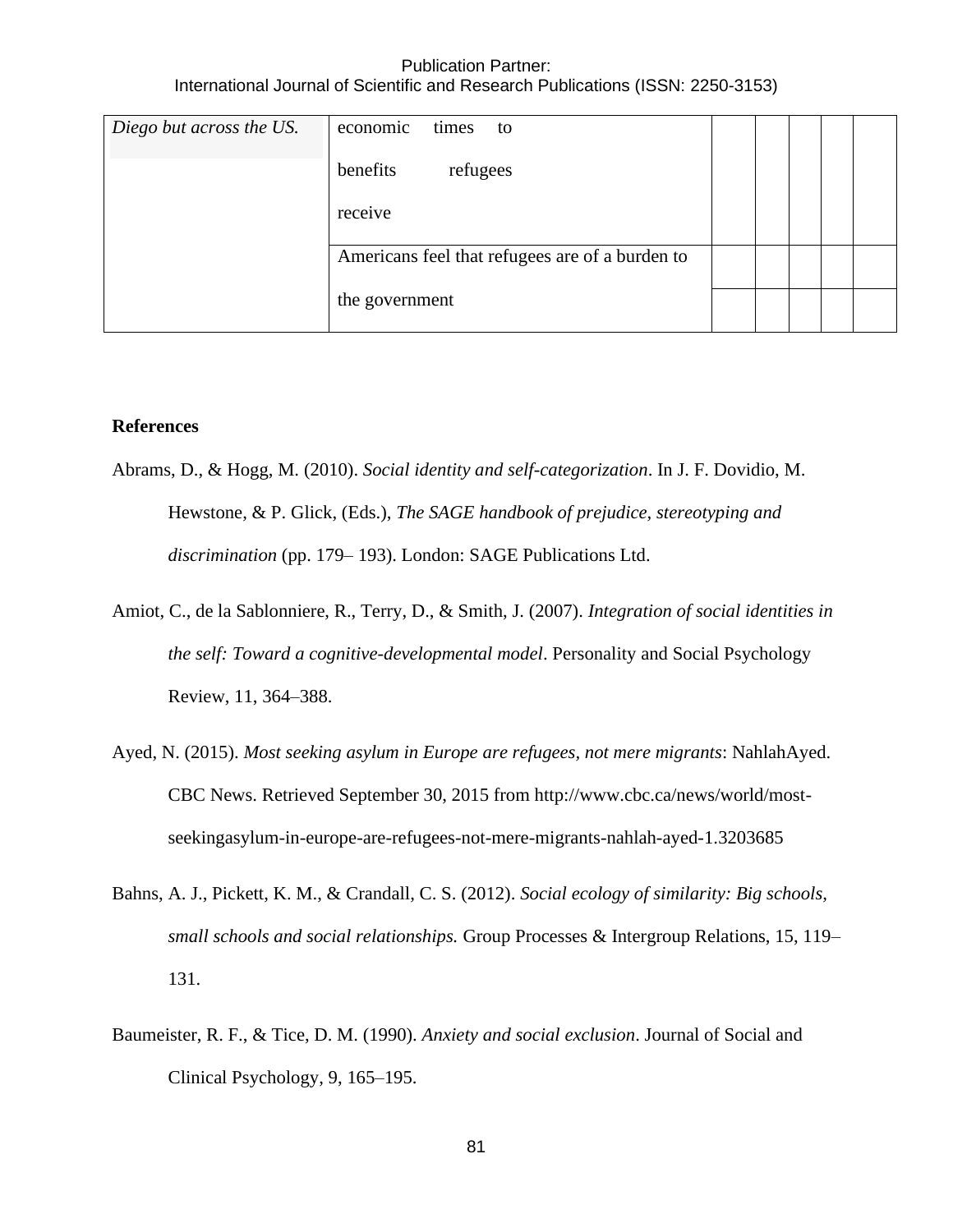| | | | | | | |
|---|---|---|---|---|---|---|
| *Diego but across the US.* | economic times to benefits refugees receive | | | | | |
| | Americans feel that refugees are of a burden to the government | | | | | |

**References**

Abrams, D., & Hogg, M. (2010). *Social identity and self-categorization*. In J. F. Dovidio, M. Hewstone, & P. Glick, (Eds.), *The SAGE handbook of prejudice, stereotyping and discrimination* (pp. 179– 193). London: SAGE Publications Ltd.

Amiot, C., de la Sablonniere, R., Terry, D., & Smith, J. (2007). *Integration of social identities in the self: Toward a cognitive-developmental model*. Personality and Social Psychology Review, 11, 364–388.

Ayed, N. (2015). *Most seeking asylum in Europe are refugees, not mere migrants*: NahlahAyed. CBC News. Retrieved September 30, 2015 from http://www.cbc.ca/news/world/most-seekingasylum-in-europe-are-refugees-not-mere-migrants-nahlah-ayed-1.3203685

Bahns, A. J., Pickett, K. M., & Crandall, C. S. (2012). *Social ecology of similarity: Big schools, small schools and social relationships.* Group Processes & Intergroup Relations, 15, 119–131.

Baumeister, R. F., & Tice, D. M. (1990). *Anxiety and social exclusion*. Journal of Social and Clinical Psychology, 9, 165–195.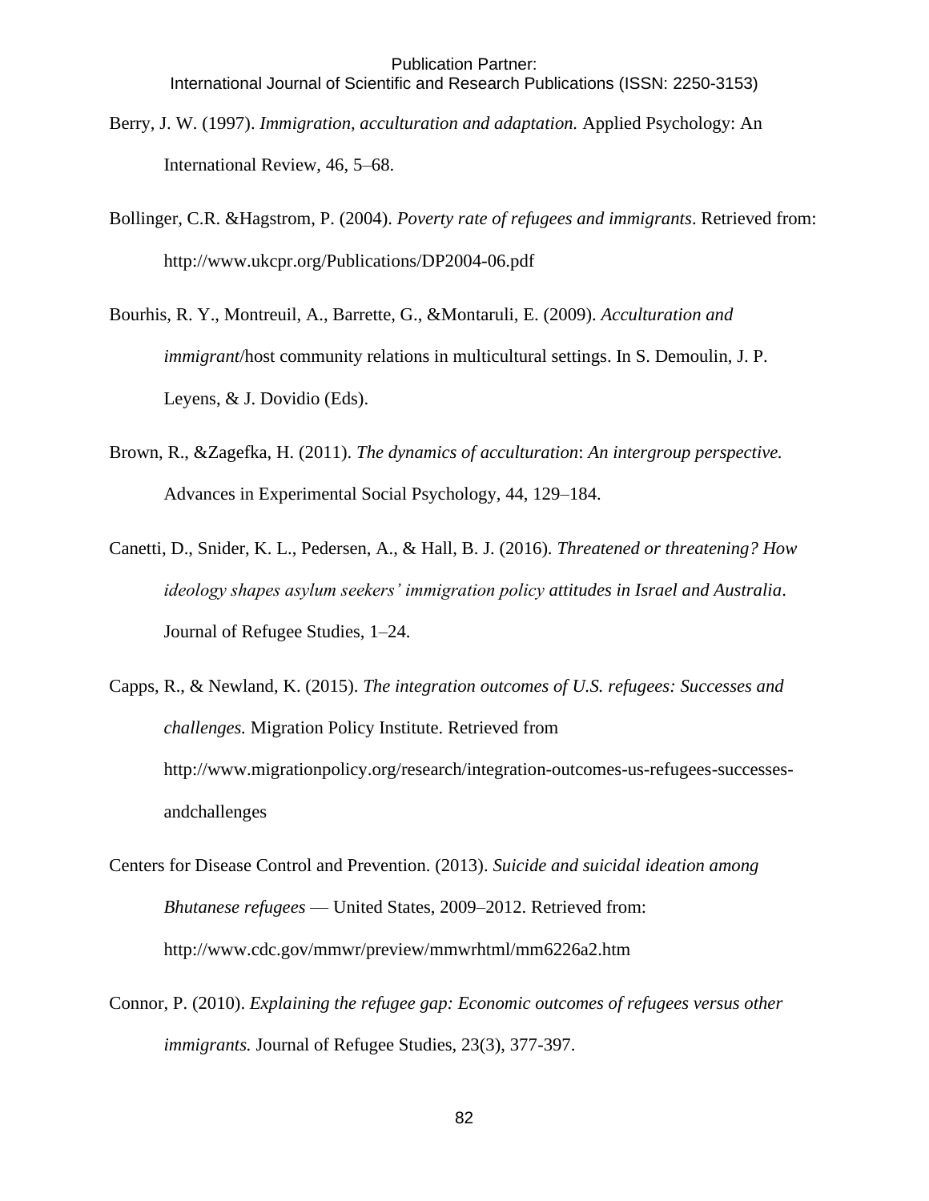Berry, J. W. (1997). *Immigration, acculturation and adaptation.* Applied Psychology: An International Review, 46, 5–68.

Bollinger, C.R. &Hagstrom, P. (2004). *Poverty rate of refugees and immigrants*. Retrieved from: http://www.ukcpr.org/Publications/DP2004-06.pdf

Bourhis, R. Y., Montreuil, A., Barrette, G., &Montaruli, E. (2009). *Acculturation and immigrant*/host community relations in multicultural settings. In S. Demoulin, J. P. Leyens, & J. Dovidio (Eds).

Brown, R., &Zagefka, H. (2011). *The dynamics of acculturation*: *An intergroup perspective.* Advances in Experimental Social Psychology, 44, 129–184.

Canetti, D., Snider, K. L., Pedersen, A., & Hall, B. J. (2016). *Threatened or threatening? How ideology shapes asylum seekers' immigration policy attitudes in Israel and Australia*. Journal of Refugee Studies, 1–24.

Capps, R., & Newland, K. (2015). *The integration outcomes of U.S. refugees: Successes and challenges.* Migration Policy Institute. Retrieved from http://www.migrationpolicy.org/research/integration-outcomes-us-refugees-successes-andchallenges

Centers for Disease Control and Prevention. (2013). *Suicide and suicidal ideation among Bhutanese refugees* — United States, 2009–2012. Retrieved from: http://www.cdc.gov/mmwr/preview/mmwrhtml/mm6226a2.htm

Connor, P. (2010). *Explaining the refugee gap: Economic outcomes of refugees versus other immigrants.* Journal of Refugee Studies, 23(3), 377-397.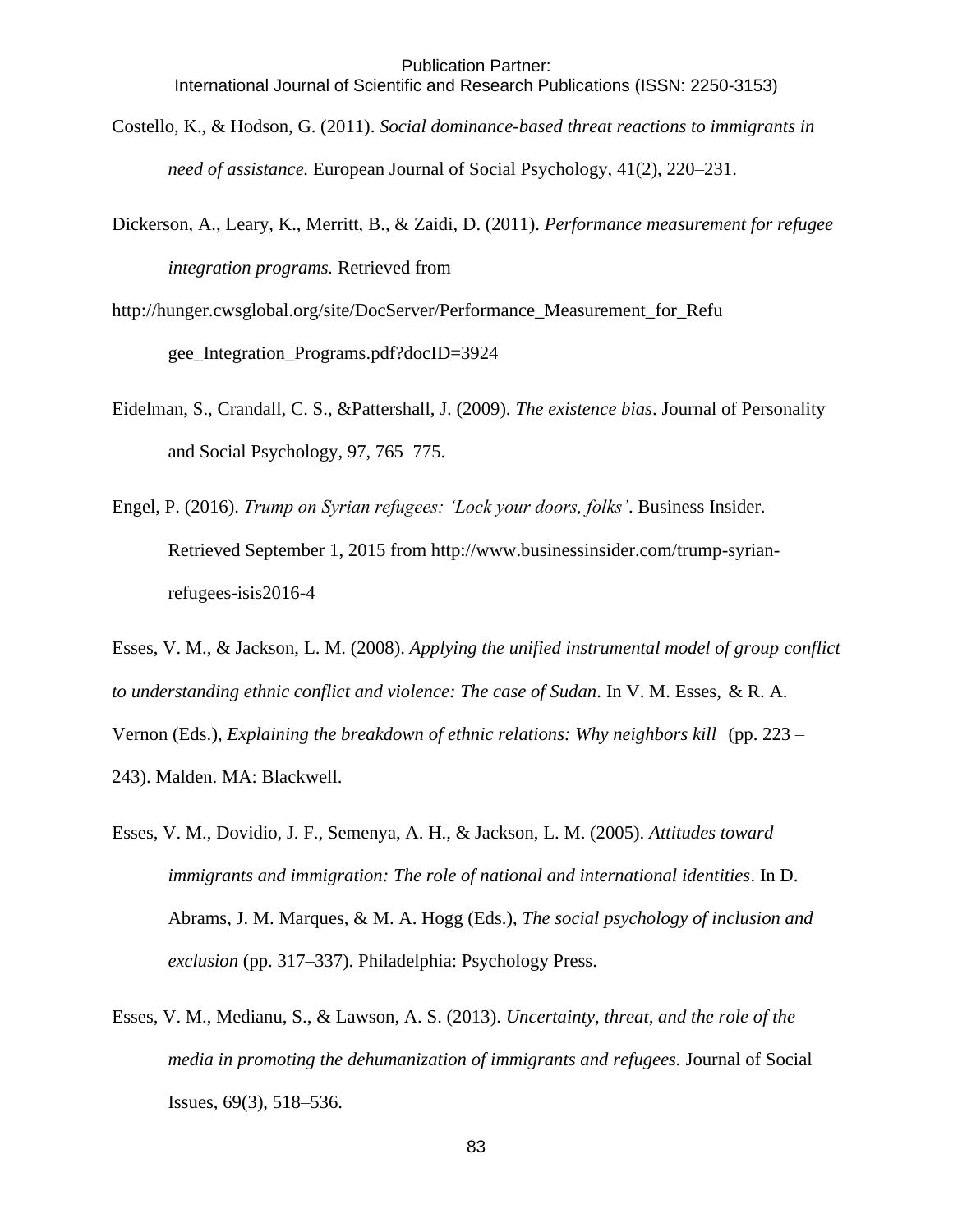Costello, K., & Hodson, G. (2011). *Social dominance-based threat reactions to immigrants in need of assistance.* European Journal of Social Psychology, 41(2), 220–231.

Dickerson, A., Leary, K., Merritt, B., & Zaidi, D. (2011). *Performance measurement for refugee integration programs.* Retrieved from http://hunger.cwsglobal.org/site/DocServer/Performance_Measurement_for_Refugee_Integration_Programs.pdf?docID=3924

Eidelman, S., Crandall, C. S., &Pattershall, J. (2009). *The existence bias*. Journal of Personality and Social Psychology, 97, 765–775.

Engel, P. (2016). *Trump on Syrian refugees: 'Lock your doors, folks'*. Business Insider. Retrieved September 1, 2015 from http://www.businessinsider.com/trump-syrian-refugees-isis2016-4

Esses, V. M., & Jackson, L. M. (2008). *Applying the unified instrumental model of group conflict to understanding ethnic conflict and violence: The case of Sudan*. In V. M. Esses, & R. A. Vernon (Eds.), *Explaining the breakdown of ethnic relations: Why neighbors kill* (pp. 223 – 243). Malden. MA: Blackwell.

Esses, V. M., Dovidio, J. F., Semenya, A. H., & Jackson, L. M. (2005). *Attitudes toward immigrants and immigration: The role of national and international identities*. In D. Abrams, J. M. Marques, & M. A. Hogg (Eds.), *The social psychology of inclusion and exclusion* (pp. 317–337). Philadelphia: Psychology Press.

Esses, V. M., Medianu, S., & Lawson, A. S. (2013). *Uncertainty, threat, and the role of the media in promoting the dehumanization of immigrants and refugees.* Journal of Social Issues, 69(3), 518–536.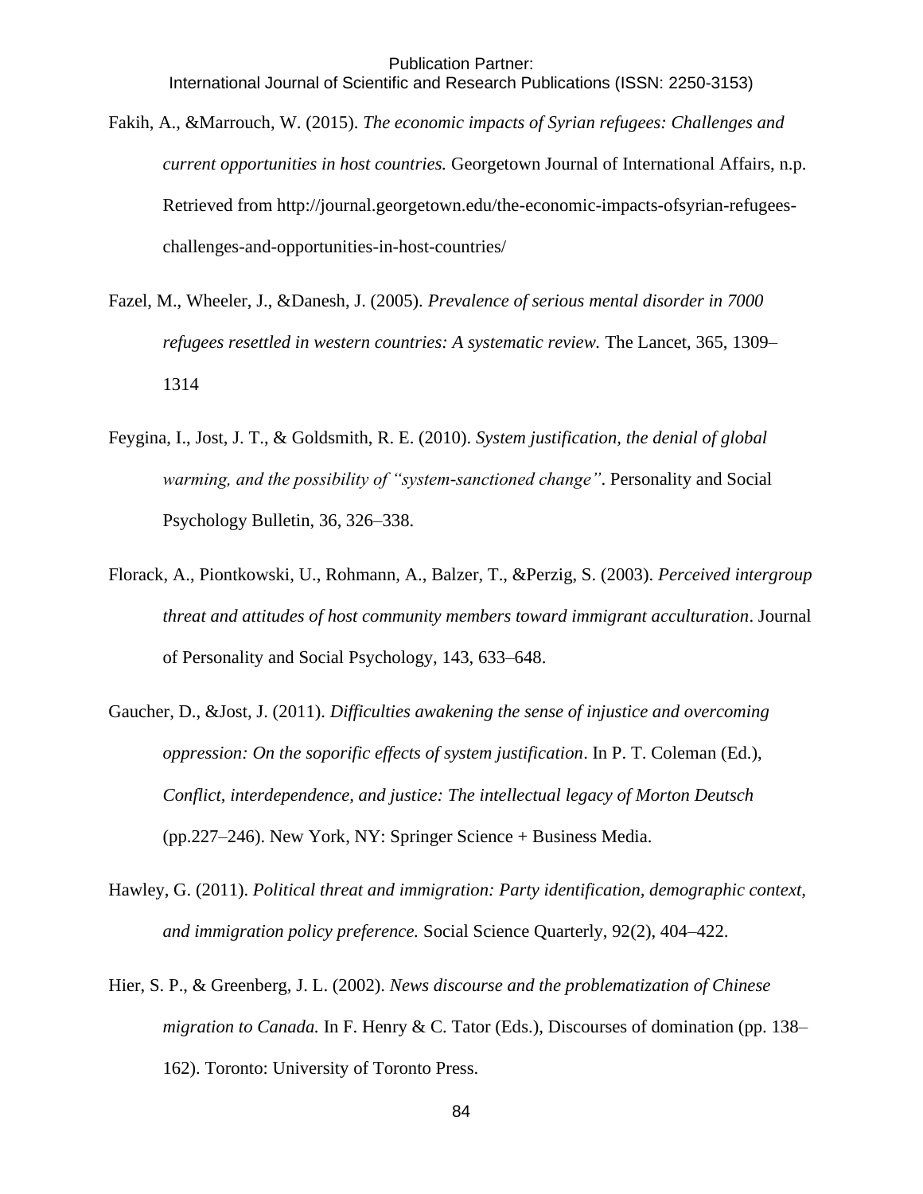Fakih, A., &Marrouch, W. (2015). *The economic impacts of Syrian refugees: Challenges and current opportunities in host countries.* Georgetown Journal of International Affairs, n.p. Retrieved from http://journal.georgetown.edu/the-economic-impacts-ofsyrian-refugees-challenges-and-opportunities-in-host-countries/

Fazel, M., Wheeler, J., &Danesh, J. (2005). *Prevalence of serious mental disorder in 7000 refugees resettled in western countries: A systematic review.* The Lancet, 365, 1309–1314

Feygina, I., Jost, J. T., & Goldsmith, R. E. (2010). *System justification, the denial of global warming, and the possibility of "system-sanctioned change"*. Personality and Social Psychology Bulletin, 36, 326–338.

Florack, A., Piontkowski, U., Rohmann, A., Balzer, T., &Perzig, S. (2003). *Perceived intergroup threat and attitudes of host community members toward immigrant acculturation*. Journal of Personality and Social Psychology, 143, 633–648.

Gaucher, D., &Jost, J. (2011). *Difficulties awakening the sense of injustice and overcoming oppression: On the soporific effects of system justification*. In P. T. Coleman (Ed.), *Conflict, interdependence, and justice: The intellectual legacy of Morton Deutsch* (pp.227–246). New York, NY: Springer Science + Business Media.

Hawley, G. (2011). *Political threat and immigration: Party identification, demographic context, and immigration policy preference.* Social Science Quarterly, 92(2), 404–422.

Hier, S. P., & Greenberg, J. L. (2002). *News discourse and the problematization of Chinese migration to Canada.* In F. Henry & C. Tator (Eds.), Discourses of domination (pp. 138–162). Toronto: University of Toronto Press.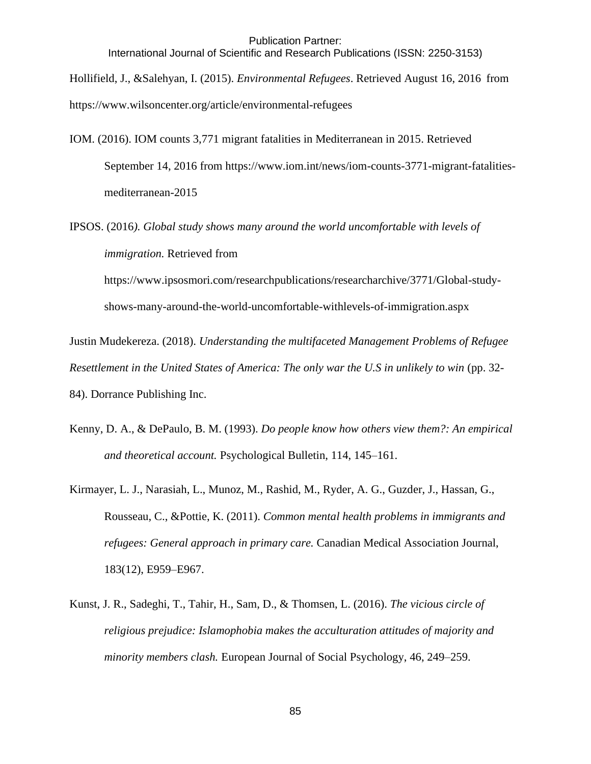Hollifield, J., &Salehyan, I. (2015). *Environmental Refugees*. Retrieved August 16, 2016 from https://www.wilsoncenter.org/article/environmental-refugees

IOM. (2016). IOM counts 3,771 migrant fatalities in Mediterranean in 2015. Retrieved September 14, 2016 from https://www.iom.int/news/iom-counts-3771-migrant-fatalities-mediterranean-2015

IPSOS. (2016*). Global study shows many around the world uncomfortable with levels of immigration.* Retrieved from https://www.ipsosmori.com/researchpublications/researcharchive/3771/Global-study-shows-many-around-the-world-uncomfortable-withlevels-of-immigration.aspx

Justin Mudekereza. (2018). *Understanding the multifaceted Management Problems of Refugee Resettlement in the United States of America: The only war the U.S in unlikely to win* (pp. 32-84). Dorrance Publishing Inc.

Kenny, D. A., & DePaulo, B. M. (1993). *Do people know how others view them?: An empirical and theoretical account.* Psychological Bulletin, 114, 145–161.

Kirmayer, L. J., Narasiah, L., Munoz, M., Rashid, M., Ryder, A. G., Guzder, J., Hassan, G., Rousseau, C., &Pottie, K. (2011). *Common mental health problems in immigrants and refugees: General approach in primary care.* Canadian Medical Association Journal, 183(12), E959–E967.

Kunst, J. R., Sadeghi, T., Tahir, H., Sam, D., & Thomsen, L. (2016). *The vicious circle of religious prejudice: Islamophobia makes the acculturation attitudes of majority and minority members clash.* European Journal of Social Psychology, 46, 249–259.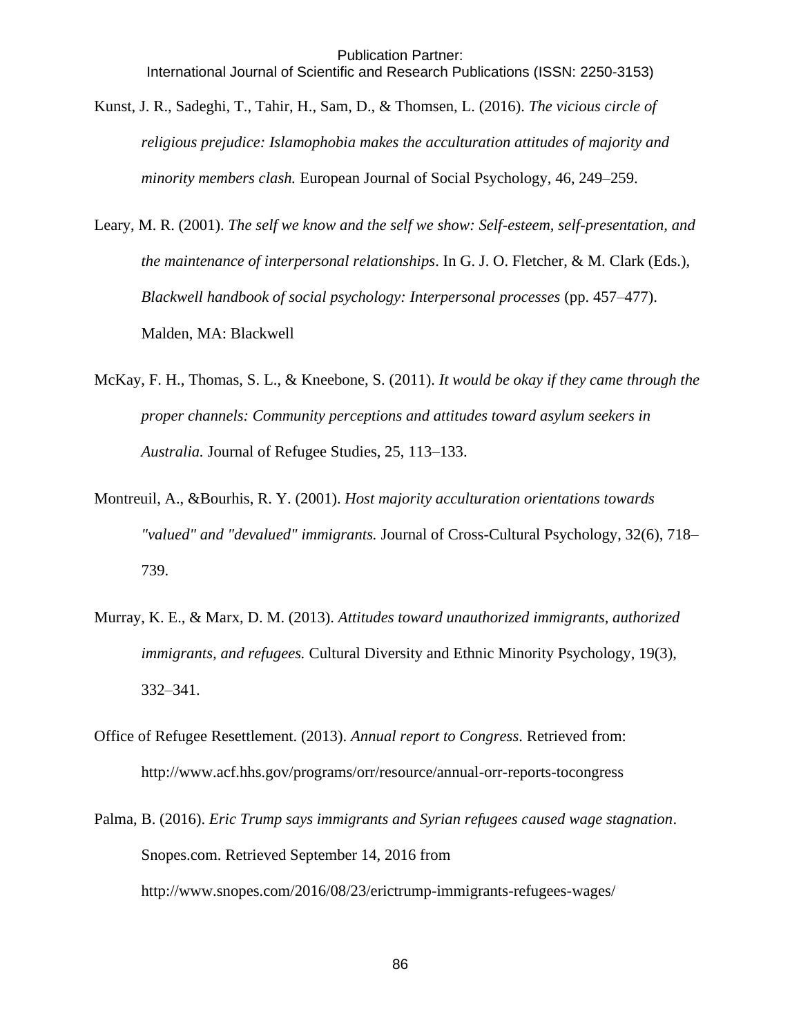Kunst, J. R., Sadeghi, T., Tahir, H., Sam, D., & Thomsen, L. (2016). *The vicious circle of religious prejudice: Islamophobia makes the acculturation attitudes of majority and minority members clash.* European Journal of Social Psychology, 46, 249–259.

Leary, M. R. (2001). *The self we know and the self we show: Self-esteem, self-presentation, and the maintenance of interpersonal relationships*. In G. J. O. Fletcher, & M. Clark (Eds.), *Blackwell handbook of social psychology: Interpersonal processes* (pp. 457–477). Malden, MA: Blackwell

McKay, F. H., Thomas, S. L., & Kneebone, S. (2011). *It would be okay if they came through the proper channels: Community perceptions and attitudes toward asylum seekers in Australia.* Journal of Refugee Studies, 25, 113–133.

Montreuil, A., &Bourhis, R. Y. (2001). *Host majority acculturation orientations towards "valued" and "devalued" immigrants.* Journal of Cross-Cultural Psychology, 32(6), 718–739.

Murray, K. E., & Marx, D. M. (2013). *Attitudes toward unauthorized immigrants, authorized immigrants, and refugees.* Cultural Diversity and Ethnic Minority Psychology, 19(3), 332–341.

Office of Refugee Resettlement. (2013). *Annual report to Congress*. Retrieved from: http://www.acf.hhs.gov/programs/orr/resource/annual-orr-reports-tocongress

Palma, B. (2016). *Eric Trump says immigrants and Syrian refugees caused wage stagnation*. Snopes.com. Retrieved September 14, 2016 from http://www.snopes.com/2016/08/23/erictrump-immigrants-refugees-wages/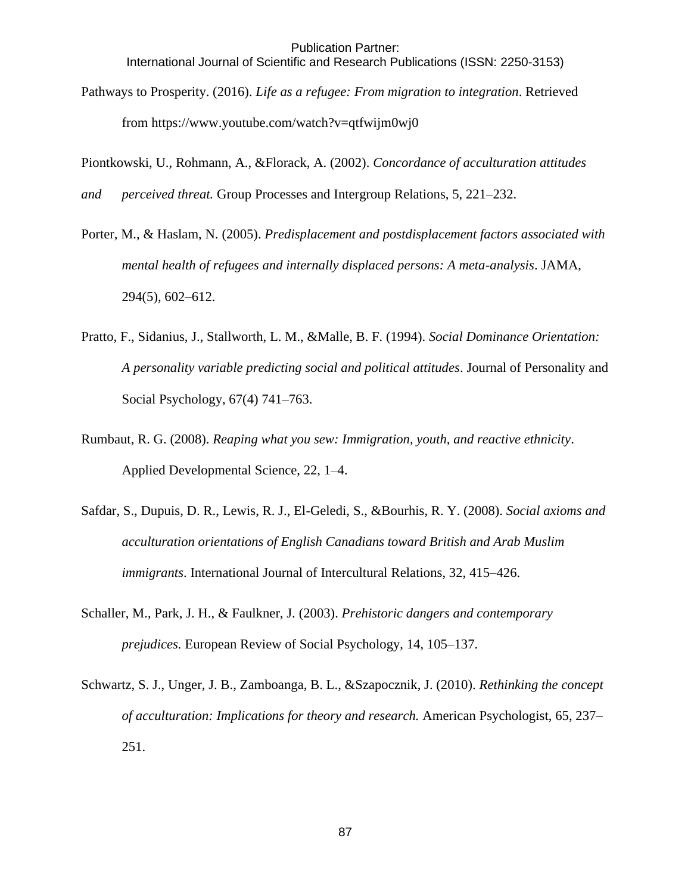Pathways to Prosperity. (2016). *Life as a refugee: From migration to integration*. Retrieved from https://www.youtube.com/watch?v=qtfwijm0wj0

Piontkowski, U., Rohmann, A., &Florack, A. (2002). *Concordance of acculturation attitudes and perceived threat.* Group Processes and Intergroup Relations, 5, 221–232.

Porter, M., & Haslam, N. (2005). *Predisplacement and postdisplacement factors associated with mental health of refugees and internally displaced persons: A meta-analysis*. JAMA, 294(5), 602–612.

Pratto, F., Sidanius, J., Stallworth, L. M., &Malle, B. F. (1994). *Social Dominance Orientation: A personality variable predicting social and political attitudes*. Journal of Personality and Social Psychology, 67(4) 741–763.

Rumbaut, R. G. (2008). *Reaping what you sew: Immigration, youth, and reactive ethnicity*. Applied Developmental Science, 22, 1–4.

Safdar, S., Dupuis, D. R., Lewis, R. J., El-Geledi, S., &Bourhis, R. Y. (2008). *Social axioms and acculturation orientations of English Canadians toward British and Arab Muslim immigrants*. International Journal of Intercultural Relations, 32, 415–426.

Schaller, M., Park, J. H., & Faulkner, J. (2003). *Prehistoric dangers and contemporary prejudices.* European Review of Social Psychology, 14, 105–137.

Schwartz, S. J., Unger, J. B., Zamboanga, B. L., &Szapocznik, J. (2010). *Rethinking the concept of acculturation: Implications for theory and research.* American Psychologist, 65, 237–251.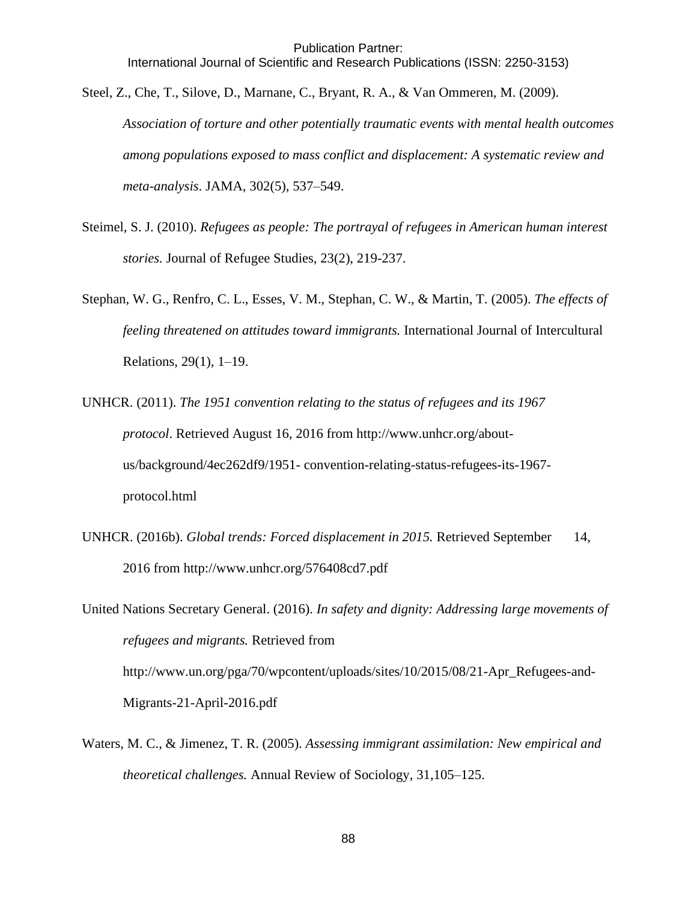Steel, Z., Che, T., Silove, D., Marnane, C., Bryant, R. A., & Van Ommeren, M. (2009). *Association of torture and other potentially traumatic events with mental health outcomes among populations exposed to mass conflict and displacement: A systematic review and meta-analysis*. JAMA, 302(5), 537–549.

Steimel, S. J. (2010). *Refugees as people: The portrayal of refugees in American human interest stories.* Journal of Refugee Studies, 23(2), 219-237.

Stephan, W. G., Renfro, C. L., Esses, V. M., Stephan, C. W., & Martin, T. (2005). *The effects of feeling threatened on attitudes toward immigrants.* International Journal of Intercultural Relations, 29(1), 1–19.

UNHCR. (2011). *The 1951 convention relating to the status of refugees and its 1967 protocol*. Retrieved August 16, 2016 from http://www.unhcr.org/about-us/background/4ec262df9/1951- convention-relating-status-refugees-its-1967-protocol.html

UNHCR. (2016b). *Global trends: Forced displacement in 2015.* Retrieved September 14, 2016 from http://www.unhcr.org/576408cd7.pdf

United Nations Secretary General. (2016). *In safety and dignity: Addressing large movements of refugees and migrants.* Retrieved from http://www.un.org/pga/70/wpcontent/uploads/sites/10/2015/08/21-Apr_Refugees-and-Migrants-21-April-2016.pdf

Waters, M. C., & Jimenez, T. R. (2005). *Assessing immigrant assimilation: New empirical and theoretical challenges.* Annual Review of Sociology, 31,105–125.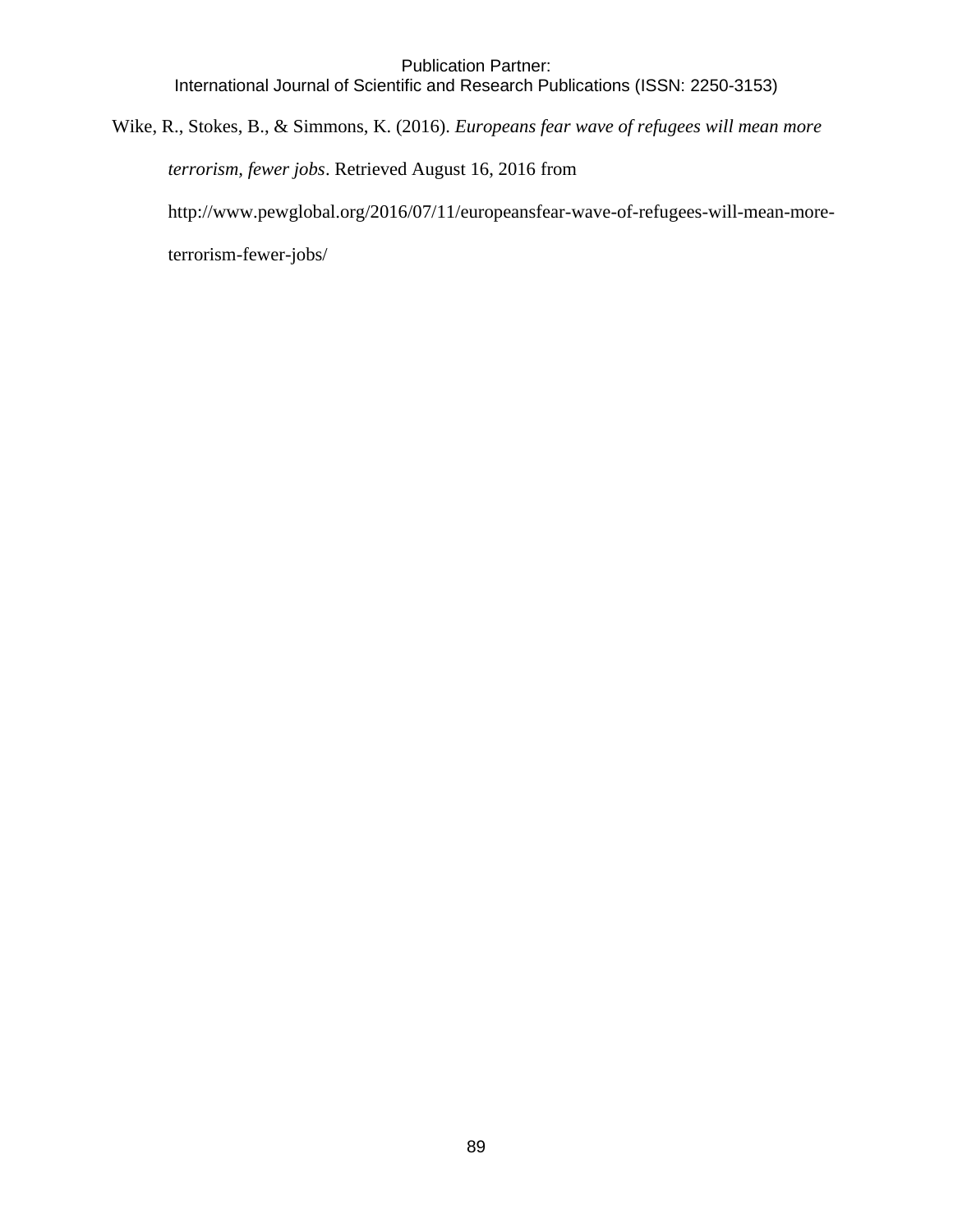Wike, R., Stokes, B., & Simmons, K. (2016). *Europeans fear wave of refugees will mean more terrorism, fewer jobs*. Retrieved August 16, 2016 from http://www.pewglobal.org/2016/07/11/europeansfear-wave-of-refugees-will-mean-more-terrorism-fewer-jobs/